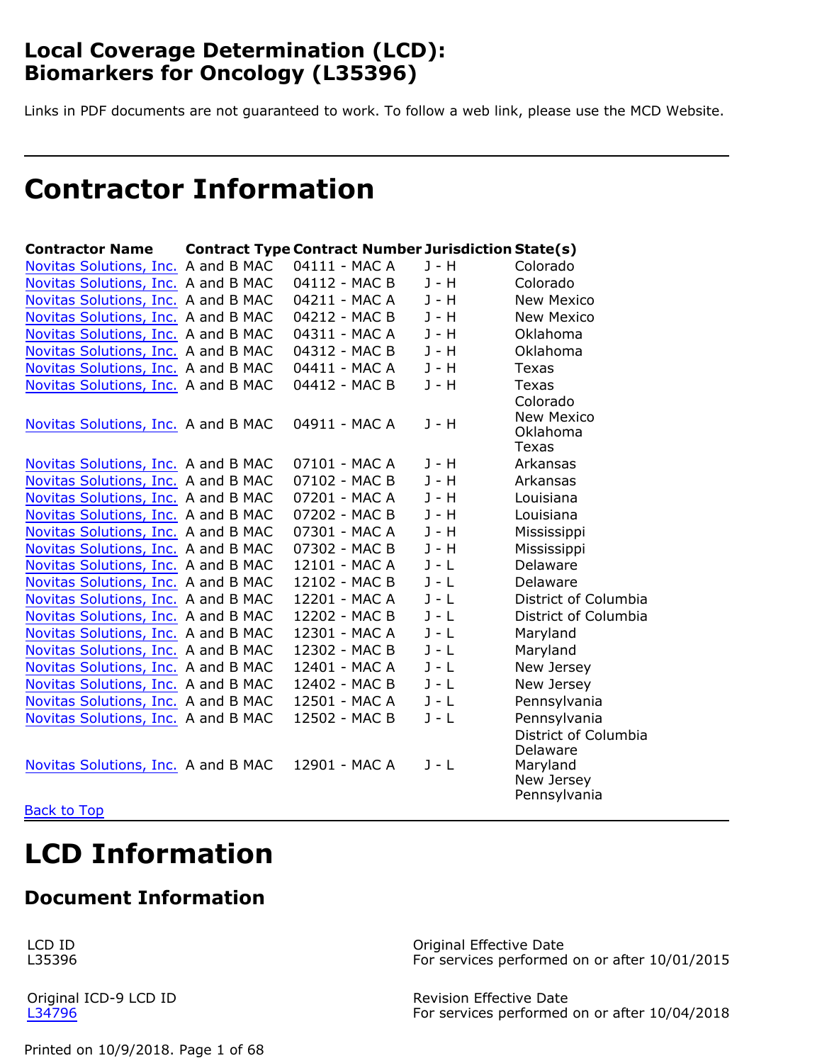# Local Coverage Determination (LCD): Biomarkers for Oncology (L35396)

Links in PDF documents are not guaranteed to work. To follow a web link, please use the MCD Website.

# Contractor Information

| Contractor Name | Contract Type | Contract Number | Jurisdiction | State(s) |
|---|---|---|---|---|
| Novitas Solutions, Inc. | A and B MAC | 04111 - MAC A | J - H | Colorado |
| Novitas Solutions, Inc. | A and B MAC | 04112 - MAC B | J - H | Colorado |
| Novitas Solutions, Inc. | A and B MAC | 04211 - MAC A | J - H | New Mexico |
| Novitas Solutions, Inc. | A and B MAC | 04212 - MAC B | J - H | New Mexico |
| Novitas Solutions, Inc. | A and B MAC | 04311 - MAC A | J - H | Oklahoma |
| Novitas Solutions, Inc. | A and B MAC | 04312 - MAC B | J - H | Oklahoma |
| Novitas Solutions, Inc. | A and B MAC | 04411 - MAC A | J - H | Texas |
| Novitas Solutions, Inc. | A and B MAC | 04412 - MAC B | J - H | Texas |
| Novitas Solutions, Inc. | A and B MAC | 04911 - MAC A | J - H | Colorado<br>New Mexico<br>Oklahoma<br>Texas |
| Novitas Solutions, Inc. | A and B MAC | 07101 - MAC A | J - H | Arkansas |
| Novitas Solutions, Inc. | A and B MAC | 07102 - MAC B | J - H | Arkansas |
| Novitas Solutions, Inc. | A and B MAC | 07201 - MAC A | J - H | Louisiana |
| Novitas Solutions, Inc. | A and B MAC | 07202 - MAC B | J - H | Louisiana |
| Novitas Solutions, Inc. | A and B MAC | 07301 - MAC A | J - H | Mississippi |
| Novitas Solutions, Inc. | A and B MAC | 07302 - MAC B | J - H | Mississippi |
| Novitas Solutions, Inc. | A and B MAC | 12101 - MAC A | J - L | Delaware |
| Novitas Solutions, Inc. | A and B MAC | 12102 - MAC B | J - L | Delaware |
| Novitas Solutions, Inc. | A and B MAC | 12201 - MAC A | J - L | District of Columbia |
| Novitas Solutions, Inc. | A and B MAC | 12202 - MAC B | J - L | District of Columbia |
| Novitas Solutions, Inc. | A and B MAC | 12301 - MAC A | J - L | Maryland |
| Novitas Solutions, Inc. | A and B MAC | 12302 - MAC B | J - L | Maryland |
| Novitas Solutions, Inc. | A and B MAC | 12401 - MAC A | J - L | New Jersey |
| Novitas Solutions, Inc. | A and B MAC | 12402 - MAC B | J - L | New Jersey |
| Novitas Solutions, Inc. | A and B MAC | 12501 - MAC A | J - L | Pennsylvania |
| Novitas Solutions, Inc. | A and B MAC | 12502 - MAC B | J - L | Pennsylvania |
| Novitas Solutions, Inc. | A and B MAC | 12901 - MAC A | J - L | District of Columbia<br>Delaware<br>Maryland<br>New Jersey<br>Pennsylvania |

Back to Top

# LCD Information

## Document Information

LCD ID
L35396

Original Effective Date
For services performed on or after 10/01/2015

Original ICD-9 LCD ID
L34796

Revision Effective Date
For services performed on or after 10/04/2018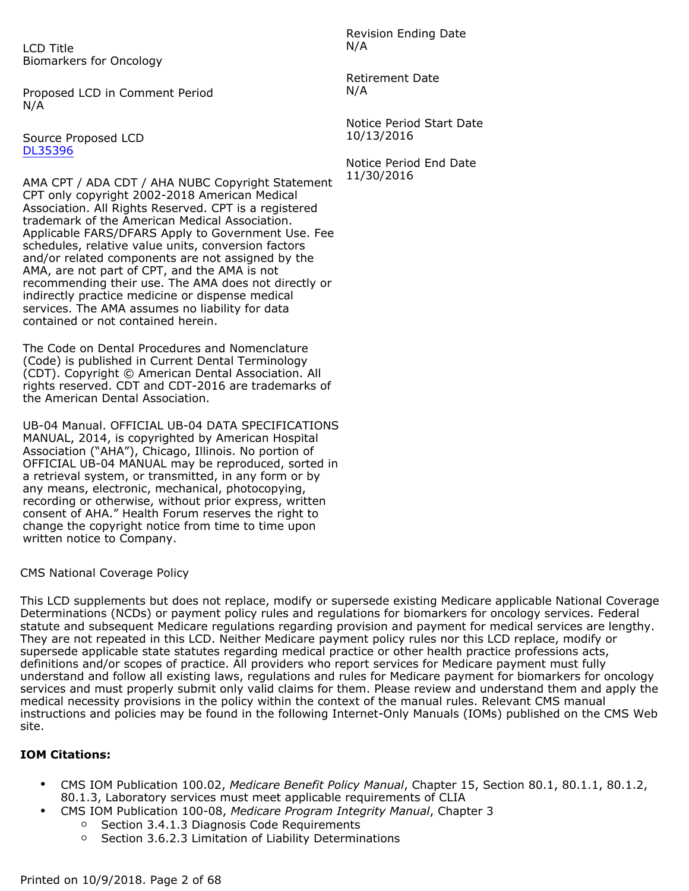LCD Title
Biomarkers for Oncology

Proposed LCD in Comment Period
N/A

Source Proposed LCD
DL35396

AMA CPT / ADA CDT / AHA NUBC Copyright Statement
CPT only copyright 2002-2018 American Medical Association. All Rights Reserved. CPT is a registered trademark of the American Medical Association. Applicable FARS/DFARS Apply to Government Use. Fee schedules, relative value units, conversion factors and/or related components are not assigned by the AMA, are not part of CPT, and the AMA is not recommending their use. The AMA does not directly or indirectly practice medicine or dispense medical services. The AMA assumes no liability for data contained or not contained herein.

The Code on Dental Procedures and Nomenclature (Code) is published in Current Dental Terminology (CDT). Copyright © American Dental Association. All rights reserved. CDT and CDT-2016 are trademarks of the American Dental Association.

UB-04 Manual. OFFICIAL UB-04 DATA SPECIFICATIONS MANUAL, 2014, is copyrighted by American Hospital Association ("AHA"), Chicago, Illinois. No portion of OFFICIAL UB-04 MANUAL may be reproduced, sorted in a retrieval system, or transmitted, in any form or by any means, electronic, mechanical, photocopying, recording or otherwise, without prior express, written consent of AHA." Health Forum reserves the right to change the copyright notice from time to time upon written notice to Company.

Revision Ending Date
N/A

Retirement Date
N/A

Notice Period Start Date
10/13/2016

Notice Period End Date
11/30/2016

CMS National Coverage Policy

This LCD supplements but does not replace, modify or supersede existing Medicare applicable National Coverage Determinations (NCDs) or payment policy rules and regulations for biomarkers for oncology services. Federal statute and subsequent Medicare regulations regarding provision and payment for medical services are lengthy. They are not repeated in this LCD. Neither Medicare payment policy rules nor this LCD replace, modify or supersede applicable state statutes regarding medical practice or other health practice professions acts, definitions and/or scopes of practice. All providers who report services for Medicare payment must fully understand and follow all existing laws, regulations and rules for Medicare payment for biomarkers for oncology services and must properly submit only valid claims for them. Please review and understand them and apply the medical necessity provisions in the policy within the context of the manual rules. Relevant CMS manual instructions and policies may be found in the following Internet-Only Manuals (IOMs) published on the CMS Web site.

**IOM Citations:**

- CMS IOM Publication 100.02, *Medicare Benefit Policy Manual*, Chapter 15, Section 80.1, 80.1.1, 80.1.2, 80.1.3, Laboratory services must meet applicable requirements of CLIA
- CMS IOM Publication 100-08, *Medicare Program Integrity Manual*, Chapter 3
  - Section 3.4.1.3 Diagnosis Code Requirements
  - Section 3.6.2.3 Limitation of Liability Determinations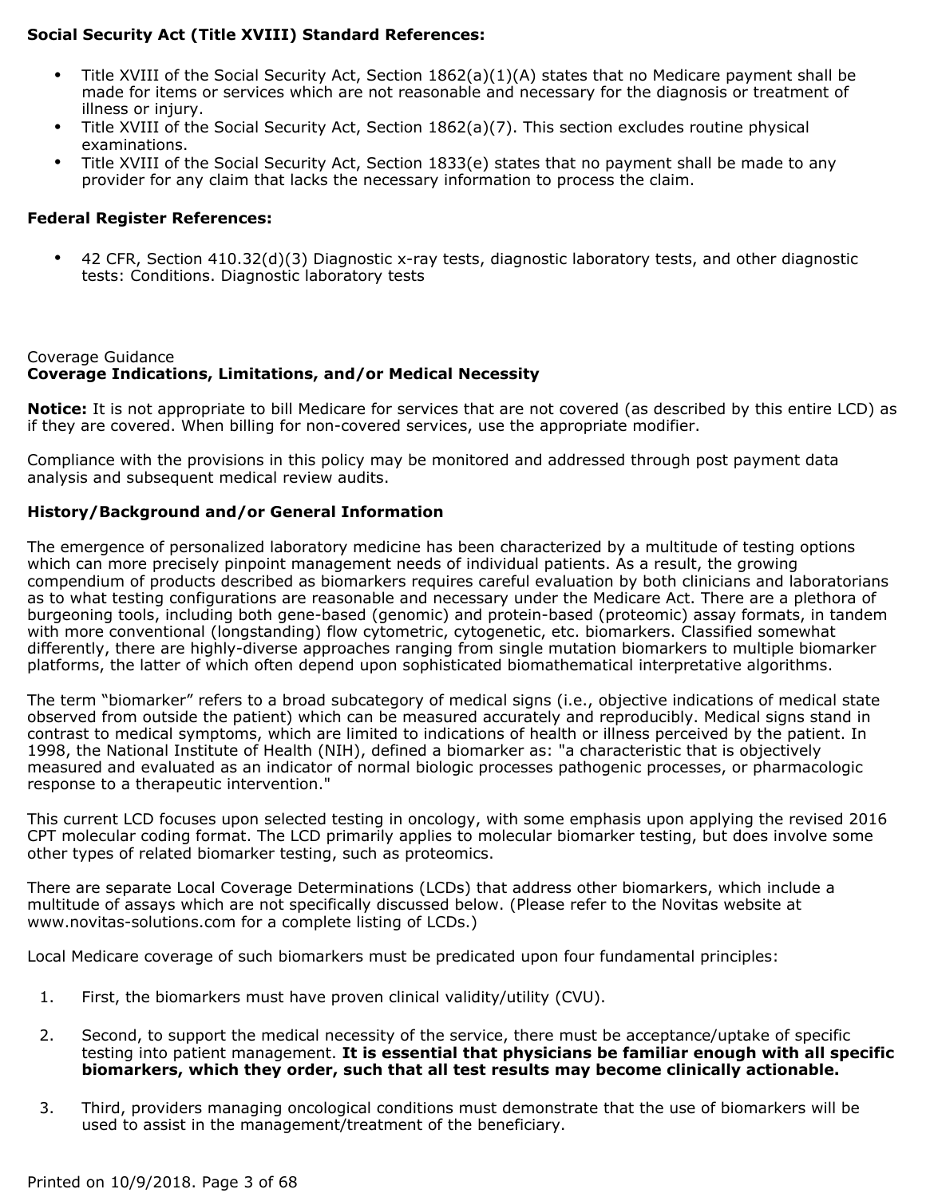**Social Security Act (Title XVIII) Standard References:**

- Title XVIII of the Social Security Act, Section 1862(a)(1)(A) states that no Medicare payment shall be made for items or services which are not reasonable and necessary for the diagnosis or treatment of illness or injury.
- Title XVIII of the Social Security Act, Section 1862(a)(7). This section excludes routine physical examinations.
- Title XVIII of the Social Security Act, Section 1833(e) states that no payment shall be made to any provider for any claim that lacks the necessary information to process the claim.

**Federal Register References:**

- 42 CFR, Section 410.32(d)(3) Diagnostic x-ray tests, diagnostic laboratory tests, and other diagnostic tests: Conditions. Diagnostic laboratory tests

Coverage Guidance

**Coverage Indications, Limitations, and/or Medical Necessity**

**Notice:** It is not appropriate to bill Medicare for services that are not covered (as described by this entire LCD) as if they are covered. When billing for non-covered services, use the appropriate modifier.

Compliance with the provisions in this policy may be monitored and addressed through post payment data analysis and subsequent medical review audits.

**History/Background and/or General Information**

The emergence of personalized laboratory medicine has been characterized by a multitude of testing options which can more precisely pinpoint management needs of individual patients. As a result, the growing compendium of products described as biomarkers requires careful evaluation by both clinicians and laboratorians as to what testing configurations are reasonable and necessary under the Medicare Act. There are a plethora of burgeoning tools, including both gene-based (genomic) and protein-based (proteomic) assay formats, in tandem with more conventional (longstanding) flow cytometric, cytogenetic, etc. biomarkers. Classified somewhat differently, there are highly-diverse approaches ranging from single mutation biomarkers to multiple biomarker platforms, the latter of which often depend upon sophisticated biomathematical interpretative algorithms.

The term "biomarker" refers to a broad subcategory of medical signs (i.e., objective indications of medical state observed from outside the patient) which can be measured accurately and reproducibly. Medical signs stand in contrast to medical symptoms, which are limited to indications of health or illness perceived by the patient. In 1998, the National Institute of Health (NIH), defined a biomarker as: "a characteristic that is objectively measured and evaluated as an indicator of normal biologic processes pathogenic processes, or pharmacologic response to a therapeutic intervention."

This current LCD focuses upon selected testing in oncology, with some emphasis upon applying the revised 2016 CPT molecular coding format. The LCD primarily applies to molecular biomarker testing, but does involve some other types of related biomarker testing, such as proteomics.

There are separate Local Coverage Determinations (LCDs) that address other biomarkers, which include a multitude of assays which are not specifically discussed below. (Please refer to the Novitas website at www.novitas-solutions.com for a complete listing of LCDs.)

Local Medicare coverage of such biomarkers must be predicated upon four fundamental principles:

1. First, the biomarkers must have proven clinical validity/utility (CVU).
2. Second, to support the medical necessity of the service, there must be acceptance/uptake of specific testing into patient management. **It is essential that physicians be familiar enough with all specific biomarkers, which they order, such that all test results may become clinically actionable.**
3. Third, providers managing oncological conditions must demonstrate that the use of biomarkers will be used to assist in the management/treatment of the beneficiary.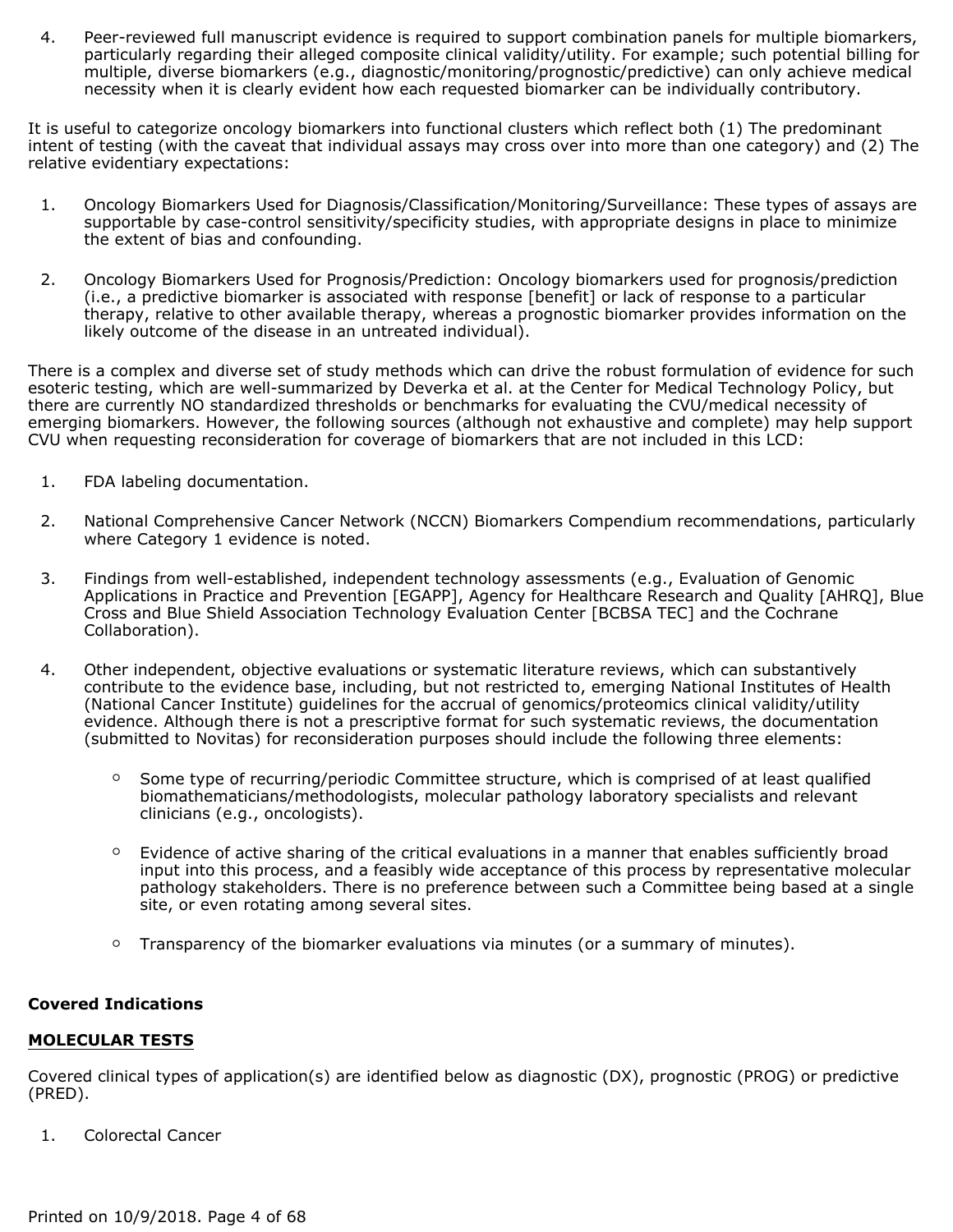4. Peer-reviewed full manuscript evidence is required to support combination panels for multiple biomarkers, particularly regarding their alleged composite clinical validity/utility. For example; such potential billing for multiple, diverse biomarkers (e.g., diagnostic/monitoring/prognostic/predictive) can only achieve medical necessity when it is clearly evident how each requested biomarker can be individually contributory.

It is useful to categorize oncology biomarkers into functional clusters which reflect both (1) The predominant intent of testing (with the caveat that individual assays may cross over into more than one category) and (2) The relative evidentiary expectations:

1. Oncology Biomarkers Used for Diagnosis/Classification/Monitoring/Surveillance: These types of assays are supportable by case-control sensitivity/specificity studies, with appropriate designs in place to minimize the extent of bias and confounding.
2. Oncology Biomarkers Used for Prognosis/Prediction: Oncology biomarkers used for prognosis/prediction (i.e., a predictive biomarker is associated with response [benefit] or lack of response to a particular therapy, relative to other available therapy, whereas a prognostic biomarker provides information on the likely outcome of the disease in an untreated individual).

There is a complex and diverse set of study methods which can drive the robust formulation of evidence for such esoteric testing, which are well-summarized by Deverka et al. at the Center for Medical Technology Policy, but there are currently NO standardized thresholds or benchmarks for evaluating the CVU/medical necessity of emerging biomarkers. However, the following sources (although not exhaustive and complete) may help support CVU when requesting reconsideration for coverage of biomarkers that are not included in this LCD:

1. FDA labeling documentation.
2. National Comprehensive Cancer Network (NCCN) Biomarkers Compendium recommendations, particularly where Category 1 evidence is noted.
3. Findings from well-established, independent technology assessments (e.g., Evaluation of Genomic Applications in Practice and Prevention [EGAPP], Agency for Healthcare Research and Quality [AHRQ], Blue Cross and Blue Shield Association Technology Evaluation Center [BCBSA TEC] and the Cochrane Collaboration).
4. Other independent, objective evaluations or systematic literature reviews, which can substantively contribute to the evidence base, including, but not restricted to, emerging National Institutes of Health (National Cancer Institute) guidelines for the accrual of genomics/proteomics clinical validity/utility evidence. Although there is not a prescriptive format for such systematic reviews, the documentation (submitted to Novitas) for reconsideration purposes should include the following three elements:
    - Some type of recurring/periodic Committee structure, which is comprised of at least qualified biomathematicians/methodologists, molecular pathology laboratory specialists and relevant clinicians (e.g., oncologists).
    - Evidence of active sharing of the critical evaluations in a manner that enables sufficiently broad input into this process, and a feasibly wide acceptance of this process by representative molecular pathology stakeholders. There is no preference between such a Committee being based at a single site, or even rotating among several sites.
    - Transparency of the biomarker evaluations via minutes (or a summary of minutes).

**Covered Indications**

**MOLECULAR TESTS**

Covered clinical types of application(s) are identified below as diagnostic (DX), prognostic (PROG) or predictive (PRED).

1. Colorectal Cancer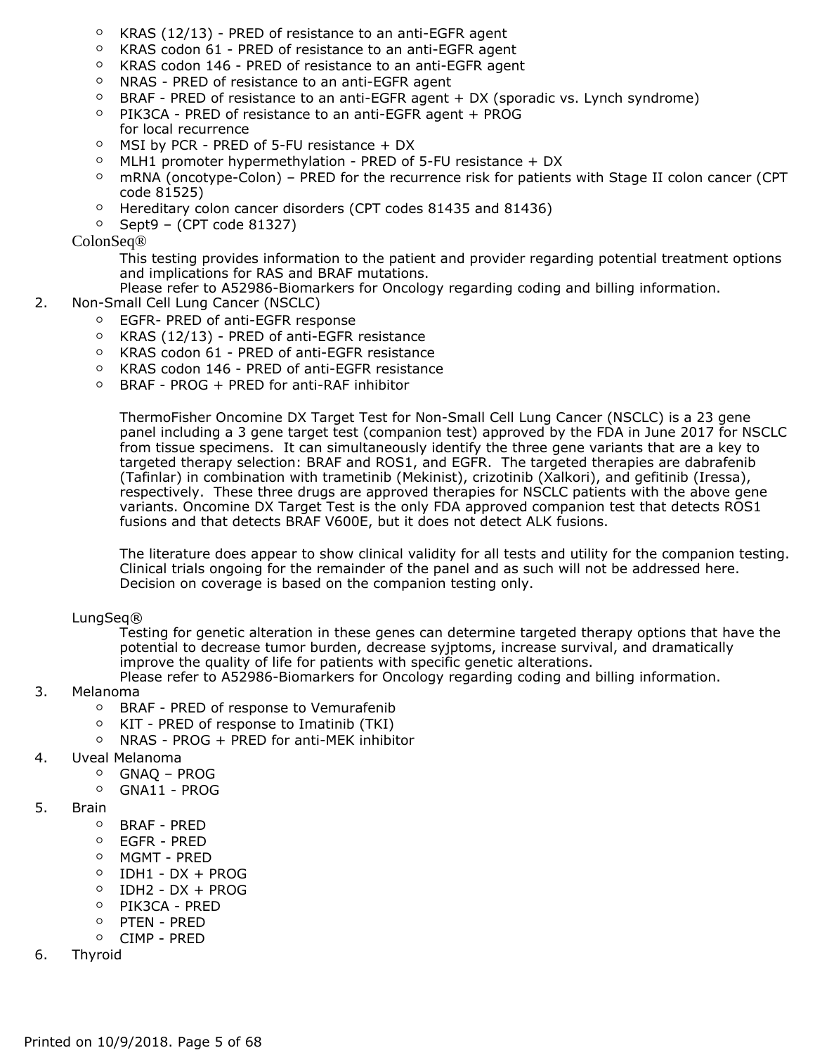- KRAS (12/13) - PRED of resistance to an anti-EGFR agent
  - KRAS codon 61 - PRED of resistance to an anti-EGFR agent
  - KRAS codon 146 - PRED of resistance to an anti-EGFR agent
  - NRAS - PRED of resistance to an anti-EGFR agent
  - BRAF - PRED of resistance to an anti-EGFR agent + DX (sporadic vs. Lynch syndrome)
  - PIK3CA - PRED of resistance to an anti-EGFR agent + PROG for local recurrence
  - MSI by PCR - PRED of 5-FU resistance + DX
  - MLH1 promoter hypermethylation - PRED of 5-FU resistance + DX
  - mRNA (oncotype-Colon) – PRED for the recurrence risk for patients with Stage II colon cancer (CPT code 81525)
  - Hereditary colon cancer disorders (CPT codes 81435 and 81436)
  - Sept9 – (CPT code 81327)

  ColonSeq®

  This testing provides information to the patient and provider regarding potential treatment options and implications for RAS and BRAF mutations.
  Please refer to A52986-Biomarkers for Oncology regarding coding and billing information.

2. Non-Small Cell Lung Cancer (NSCLC)
   - EGFR- PRED of anti-EGFR response
   - KRAS (12/13) - PRED of anti-EGFR resistance
   - KRAS codon 61 - PRED of anti-EGFR resistance
   - KRAS codon 146 - PRED of anti-EGFR resistance
   - BRAF - PROG + PRED for anti-RAF inhibitor

   ThermoFisher Oncomine DX Target Test for Non-Small Cell Lung Cancer (NSCLC) is a 23 gene panel including a 3 gene target test (companion test) approved by the FDA in June 2017 for NSCLC from tissue specimens. It can simultaneously identify the three gene variants that are a key to targeted therapy selection: BRAF and ROS1, and EGFR. The targeted therapies are dabrafenib (Tafinlar) in combination with trametinib (Mekinist), crizotinib (Xalkori), and gefitinib (Iressa), respectively. These three drugs are approved therapies for NSCLC patients with the above gene variants. Oncomine DX Target Test is the only FDA approved companion test that detects ROS1 fusions and that detects BRAF V600E, but it does not detect ALK fusions.

   The literature does appear to show clinical validity for all tests and utility for the companion testing. Clinical trials ongoing for the remainder of the panel and as such will not be addressed here. Decision on coverage is based on the companion testing only.

   LungSeq®

   Testing for genetic alteration in these genes can determine targeted therapy options that have the potential to decrease tumor burden, decrease syjptoms, increase survival, and dramatically improve the quality of life for patients with specific genetic alterations.
   Please refer to A52986-Biomarkers for Oncology regarding coding and billing information.

3. Melanoma
   - BRAF - PRED of response to Vemurafenib
   - KIT - PRED of response to Imatinib (TKI)
   - NRAS - PROG + PRED for anti-MEK inhibitor
4. Uveal Melanoma
   - GNAQ – PROG
   - GNA11 - PROG
5. Brain
   - BRAF - PRED
   - EGFR - PRED
   - MGMT - PRED
   - IDH1 - DX + PROG
   - IDH2 - DX + PROG
   - PIK3CA - PRED
   - PTEN - PRED
   - CIMP - PRED
6. Thyroid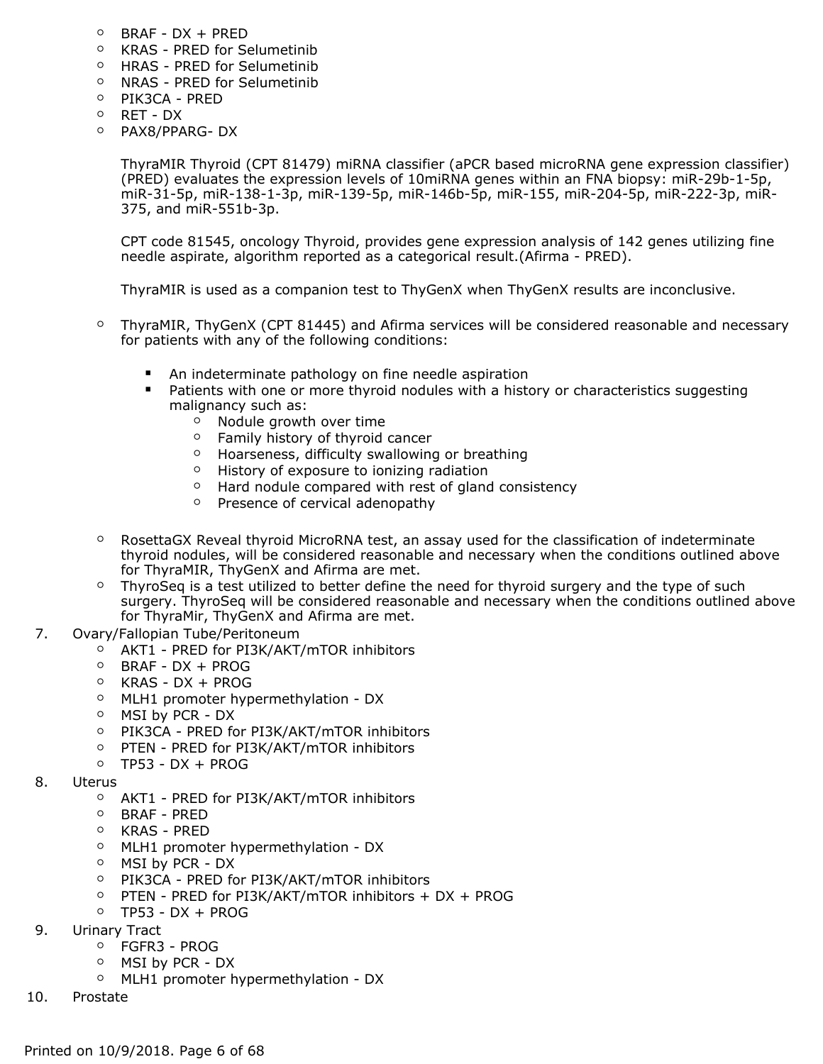- BRAF - DX + PRED
- KRAS - PRED for Selumetinib
- HRAS - PRED for Selumetinib
- NRAS - PRED for Selumetinib
- PIK3CA - PRED
- RET - DX
- PAX8/PPARG- DX

  ThyraMIR Thyroid (CPT 81479) miRNA classifier (aPCR based microRNA gene expression classifier) (PRED) evaluates the expression levels of 10miRNA genes within an FNA biopsy: miR-29b-1-5p, miR-31-5p, miR-138-1-3p, miR-139-5p, miR-146b-5p, miR-155, miR-204-5p, miR-222-3p, miR-375, and miR-551b-3p.

  CPT code 81545, oncology Thyroid, provides gene expression analysis of 142 genes utilizing fine needle aspirate, algorithm reported as a categorical result.(Afirma - PRED).

  ThyraMIR is used as a companion test to ThyGenX when ThyGenX results are inconclusive.

- ThyraMIR, ThyGenX (CPT 81445) and Afirma services will be considered reasonable and necessary for patients with any of the following conditions:
  - An indeterminate pathology on fine needle aspiration
  - Patients with one or more thyroid nodules with a history or characteristics suggesting malignancy such as:
    - Nodule growth over time
    - Family history of thyroid cancer
    - Hoarseness, difficulty swallowing or breathing
    - History of exposure to ionizing radiation
    - Hard nodule compared with rest of gland consistency
    - Presence of cervical adenopathy
- RosettaGX Reveal thyroid MicroRNA test, an assay used for the classification of indeterminate thyroid nodules, will be considered reasonable and necessary when the conditions outlined above for ThyraMIR, ThyGenX and Afirma are met.
- ThyroSeq is a test utilized to better define the need for thyroid surgery and the type of such surgery. ThyroSeq will be considered reasonable and necessary when the conditions outlined above for ThyraMir, ThyGenX and Afirma are met.

7. Ovary/Fallopian Tube/Peritoneum
   - AKT1 - PRED for PI3K/AKT/mTOR inhibitors
   - BRAF - DX + PROG
   - KRAS - DX + PROG
   - MLH1 promoter hypermethylation - DX
   - MSI by PCR - DX
   - PIK3CA - PRED for PI3K/AKT/mTOR inhibitors
   - PTEN - PRED for PI3K/AKT/mTOR inhibitors
   - TP53 - DX + PROG
8. Uterus
   - AKT1 - PRED for PI3K/AKT/mTOR inhibitors
   - BRAF - PRED
   - KRAS - PRED
   - MLH1 promoter hypermethylation - DX
   - MSI by PCR - DX
   - PIK3CA - PRED for PI3K/AKT/mTOR inhibitors
   - PTEN - PRED for PI3K/AKT/mTOR inhibitors + DX + PROG
   - TP53 - DX + PROG
9. Urinary Tract
   - FGFR3 - PROG
   - MSI by PCR - DX
   - MLH1 promoter hypermethylation - DX
10. Prostate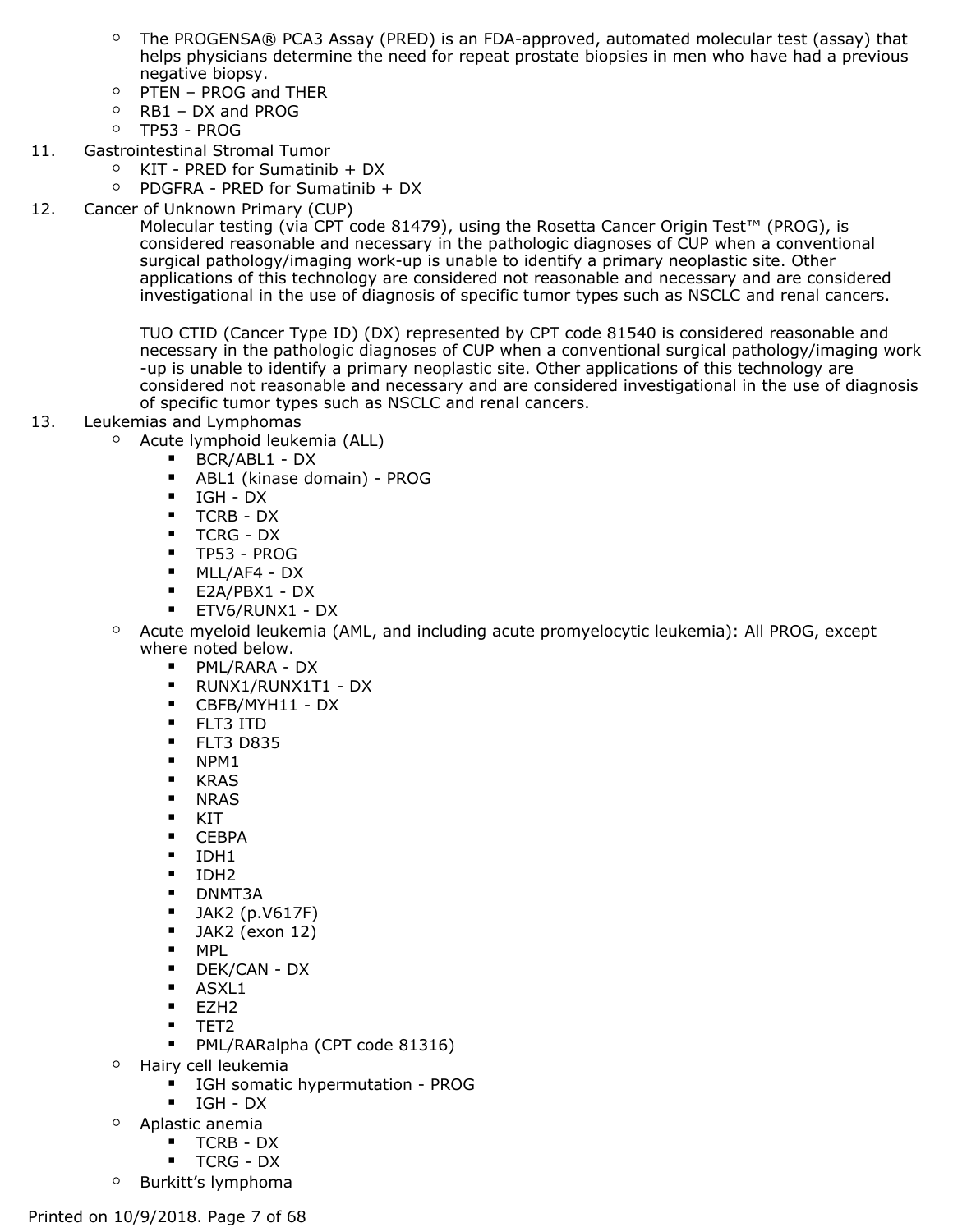- The PROGENSA® PCA3 Assay (PRED) is an FDA-approved, automated molecular test (assay) that helps physicians determine the need for repeat prostate biopsies in men who have had a previous negative biopsy.
   - PTEN – PROG and THER
   - RB1 – DX and PROG
   - TP53 - PROG

11. Gastrointestinal Stromal Tumor
   - KIT - PRED for Sumatinib + DX
   - PDGFRA - PRED for Sumatinib + DX

12. Cancer of Unknown Primary (CUP)

    Molecular testing (via CPT code 81479), using the Rosetta Cancer Origin Test™ (PROG), is considered reasonable and necessary in the pathologic diagnoses of CUP when a conventional surgical pathology/imaging work-up is unable to identify a primary neoplastic site. Other applications of this technology are considered not reasonable and necessary and are considered investigational in the use of diagnosis of specific tumor types such as NSCLC and renal cancers.

    TUO CTID (Cancer Type ID) (DX) represented by CPT code 81540 is considered reasonable and necessary in the pathologic diagnoses of CUP when a conventional surgical pathology/imaging work -up is unable to identify a primary neoplastic site. Other applications of this technology are considered not reasonable and necessary and are considered investigational in the use of diagnosis of specific tumor types such as NSCLC and renal cancers.

13. Leukemias and Lymphomas
   - Acute lymphoid leukemia (ALL)
     - BCR/ABL1 - DX
     - ABL1 (kinase domain) - PROG
     - IGH - DX
     - TCRB - DX
     - TCRG - DX
     - TP53 - PROG
     - MLL/AF4 - DX
     - E2A/PBX1 - DX
     - ETV6/RUNX1 - DX
   - Acute myeloid leukemia (AML, and including acute promyelocytic leukemia): All PROG, except where noted below.
     - PML/RARA - DX
     - RUNX1/RUNX1T1 - DX
     - CBFB/MYH11 - DX
     - FLT3 ITD
     - FLT3 D835
     - NPM1
     - KRAS
     - NRAS
     - KIT
     - CEBPA
     - IDH1
     - IDH2
     - DNMT3A
     - JAK2 (p.V617F)
     - JAK2 (exon 12)
     - MPL
     - DEK/CAN - DX
     - ASXL1
     - EZH2
     - TET2
     - PML/RARalpha (CPT code 81316)
   - Hairy cell leukemia
     - IGH somatic hypermutation - PROG
     - IGH - DX
   - Aplastic anemia
     - TCRB - DX
     - TCRG - DX
   - Burkitt's lymphoma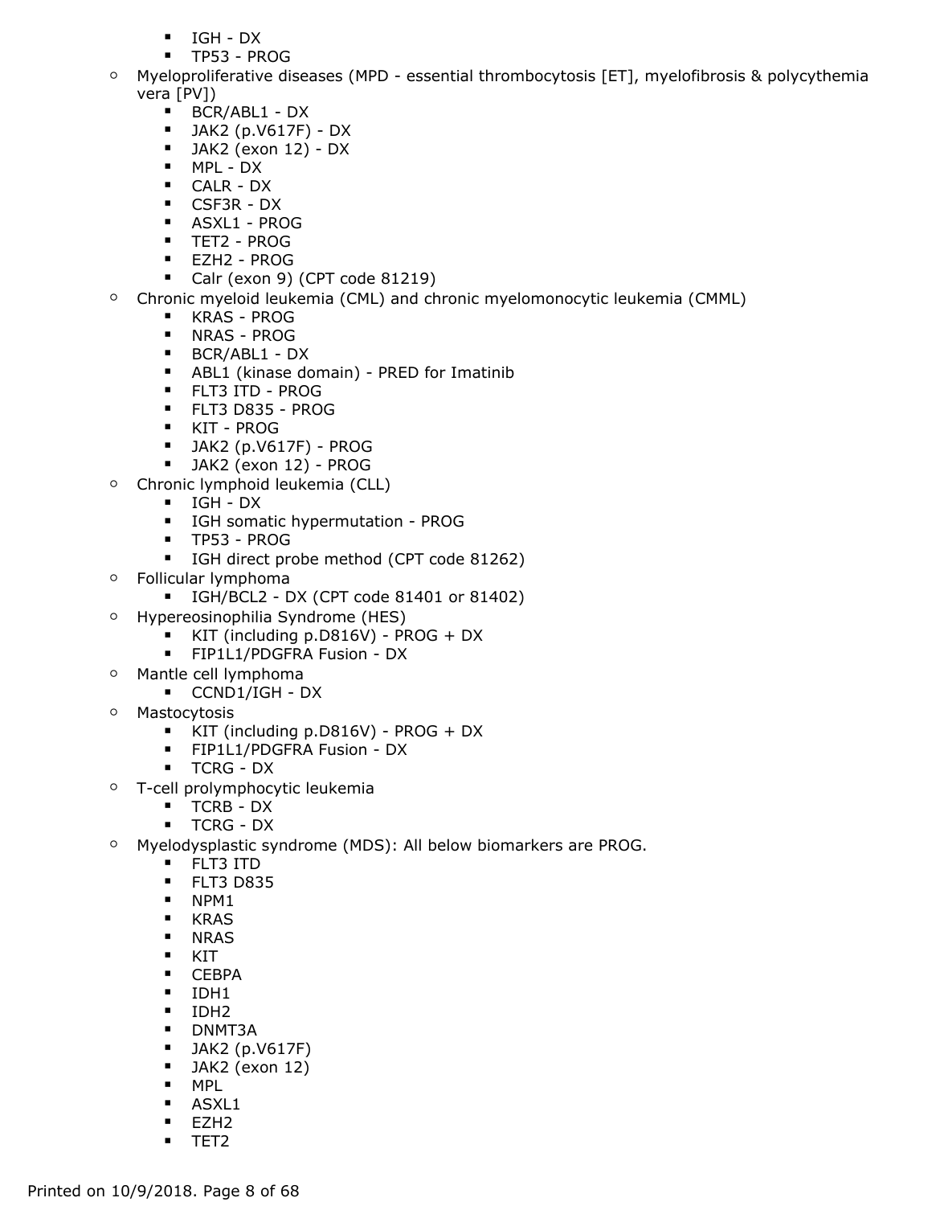- IGH - DX
        - TP53 - PROG
    - Myeloproliferative diseases (MPD - essential thrombocytosis [ET], myelofibrosis & polycythemia vera [PV])
        - BCR/ABL1 - DX
        - JAK2 (p.V617F) - DX
        - JAK2 (exon 12) - DX
        - MPL - DX
        - CALR - DX
        - CSF3R - DX
        - ASXL1 - PROG
        - TET2 - PROG
        - EZH2 - PROG
        - Calr (exon 9) (CPT code 81219)
    - Chronic myeloid leukemia (CML) and chronic myelomonocytic leukemia (CMML)
        - KRAS - PROG
        - NRAS - PROG
        - BCR/ABL1 - DX
        - ABL1 (kinase domain) - PRED for Imatinib
        - FLT3 ITD - PROG
        - FLT3 D835 - PROG
        - KIT - PROG
        - JAK2 (p.V617F) - PROG
        - JAK2 (exon 12) - PROG
    - Chronic lymphoid leukemia (CLL)
        - IGH - DX
        - IGH somatic hypermutation - PROG
        - TP53 - PROG
        - IGH direct probe method (CPT code 81262)
    - Follicular lymphoma
        - IGH/BCL2 - DX (CPT code 81401 or 81402)
    - Hypereosinophilia Syndrome (HES)
        - KIT (including p.D816V) - PROG + DX
        - FIP1L1/PDGFRA Fusion - DX
    - Mantle cell lymphoma
        - CCND1/IGH - DX
    - Mastocytosis
        - KIT (including p.D816V) - PROG + DX
        - FIP1L1/PDGFRA Fusion - DX
        - TCRG - DX
    - T-cell prolymphocytic leukemia
        - TCRB - DX
        - TCRG - DX
    - Myelodysplastic syndrome (MDS): All below biomarkers are PROG.
        - FLT3 ITD
        - FLT3 D835
        - NPM1
        - KRAS
        - NRAS
        - KIT
        - CEBPA
        - IDH1
        - IDH2
        - DNMT3A
        - JAK2 (p.V617F)
        - JAK2 (exon 12)
        - MPL
        - ASXL1
        - EZH2
        - TET2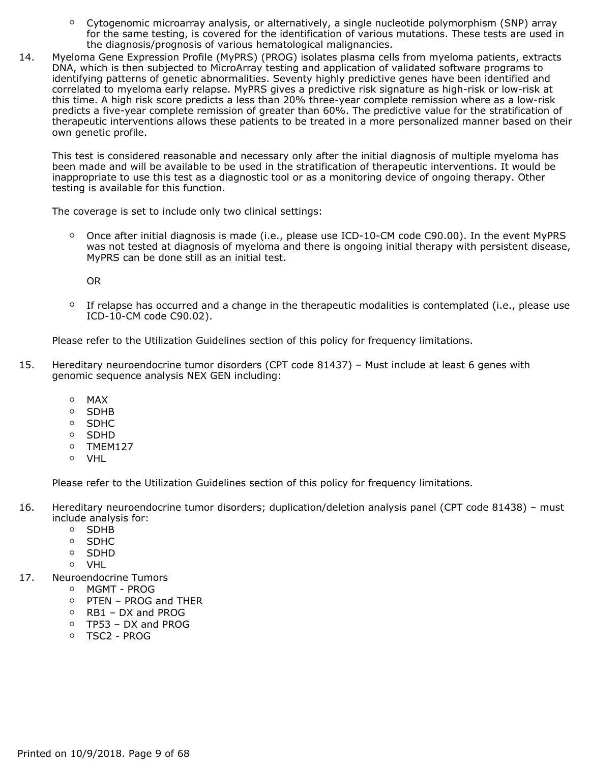- Cytogenomic microarray analysis, or alternatively, a single nucleotide polymorphism (SNP) array for the same testing, is covered for the identification of various mutations. These tests are used in the diagnosis/prognosis of various hematological malignancies.

14. Myeloma Gene Expression Profile (MyPRS) (PROG) isolates plasma cells from myeloma patients, extracts DNA, which is then subjected to MicroArray testing and application of validated software programs to identifying patterns of genetic abnormalities. Seventy highly predictive genes have been identified and correlated to myeloma early relapse. MyPRS gives a predictive risk signature as high-risk or low-risk at this time. A high risk score predicts a less than 20% three-year complete remission where as a low-risk predicts a five-year complete remission of greater than 60%. The predictive value for the stratification of therapeutic interventions allows these patients to be treated in a more personalized manner based on their own genetic profile.

    This test is considered reasonable and necessary only after the initial diagnosis of multiple myeloma has been made and will be available to be used in the stratification of therapeutic interventions. It would be inappropriate to use this test as a diagnostic tool or as a monitoring device of ongoing therapy. Other testing is available for this function.

    The coverage is set to include only two clinical settings:

    - Once after initial diagnosis is made (i.e., please use ICD-10-CM code C90.00). In the event MyPRS was not tested at diagnosis of myeloma and there is ongoing initial therapy with persistent disease, MyPRS can be done still as an initial test.

      OR

    - If relapse has occurred and a change in the therapeutic modalities is contemplated (i.e., please use ICD-10-CM code C90.02).

    Please refer to the Utilization Guidelines section of this policy for frequency limitations.

15. Hereditary neuroendocrine tumor disorders (CPT code 81437) – Must include at least 6 genes with genomic sequence analysis NEX GEN including:

    - MAX
    - SDHB
    - SDHC
    - SDHD
    - TMEM127
    - VHL

    Please refer to the Utilization Guidelines section of this policy for frequency limitations.

16. Hereditary neuroendocrine tumor disorders; duplication/deletion analysis panel (CPT code 81438) – must include analysis for:
    - SDHB
    - SDHC
    - SDHD
    - VHL
17. Neuroendocrine Tumors
    - MGMT - PROG
    - PTEN – PROG and THER
    - RB1 – DX and PROG
    - TP53 – DX and PROG
    - TSC2 - PROG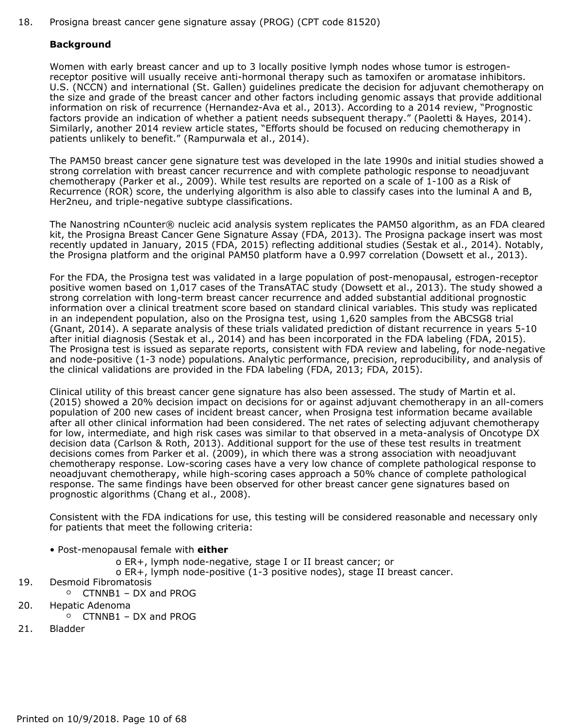18. Prosigna breast cancer gene signature assay (PROG) (CPT code 81520)

**Background**

Women with early breast cancer and up to 3 locally positive lymph nodes whose tumor is estrogen-receptor positive will usually receive anti-hormonal therapy such as tamoxifen or aromatase inhibitors. U.S. (NCCN) and international (St. Gallen) guidelines predicate the decision for adjuvant chemotherapy on the size and grade of the breast cancer and other factors including genomic assays that provide additional information on risk of recurrence (Hernandez-Ava et al., 2013). According to a 2014 review, “Prognostic factors provide an indication of whether a patient needs subsequent therapy.” (Paoletti & Hayes, 2014). Similarly, another 2014 review article states, “Efforts should be focused on reducing chemotherapy in patients unlikely to benefit.” (Rampurwala et al., 2014).

The PAM50 breast cancer gene signature test was developed in the late 1990s and initial studies showed a strong correlation with breast cancer recurrence and with complete pathologic response to neoadjuvant chemotherapy (Parker et al., 2009). While test results are reported on a scale of 1-100 as a Risk of Recurrence (ROR) score, the underlying algorithm is also able to classify cases into the luminal A and B, Her2neu, and triple-negative subtype classifications.

The Nanostring nCounter® nucleic acid analysis system replicates the PAM50 algorithm, as an FDA cleared kit, the Prosigna Breast Cancer Gene Signature Assay (FDA, 2013). The Prosigna package insert was most recently updated in January, 2015 (FDA, 2015) reflecting additional studies (Sestak et al., 2014). Notably, the Prosigna platform and the original PAM50 platform have a 0.997 correlation (Dowsett et al., 2013).

For the FDA, the Prosigna test was validated in a large population of post-menopausal, estrogen-receptor positive women based on 1,017 cases of the TransATAC study (Dowsett et al., 2013). The study showed a strong correlation with long-term breast cancer recurrence and added substantial additional prognostic information over a clinical treatment score based on standard clinical variables. This study was replicated in an independent population, also on the Prosigna test, using 1,620 samples from the ABCSG8 trial (Gnant, 2014). A separate analysis of these trials validated prediction of distant recurrence in years 5-10 after initial diagnosis (Sestak et al., 2014) and has been incorporated in the FDA labeling (FDA, 2015). The Prosigna test is issued as separate reports, consistent with FDA review and labeling, for node-negative and node-positive (1-3 node) populations. Analytic performance, precision, reproducibility, and analysis of the clinical validations are provided in the FDA labeling (FDA, 2013; FDA, 2015).

Clinical utility of this breast cancer gene signature has also been assessed. The study of Martin et al. (2015) showed a 20% decision impact on decisions for or against adjuvant chemotherapy in an all-comers population of 200 new cases of incident breast cancer, when Prosigna test information became available after all other clinical information had been considered. The net rates of selecting adjuvant chemotherapy for low, intermediate, and high risk cases was similar to that observed in a meta-analysis of Oncotype DX decision data (Carlson & Roth, 2013). Additional support for the use of these test results in treatment decisions comes from Parker et al. (2009), in which there was a strong association with neoadjuvant chemotherapy response. Low-scoring cases have a very low chance of complete pathological response to neoadjuvant chemotherapy, while high-scoring cases approach a 50% chance of complete pathological response. The same findings have been observed for other breast cancer gene signatures based on prognostic algorithms (Chang et al., 2008).

Consistent with the FDA indications for use, this testing will be considered reasonable and necessary only for patients that meet the following criteria:

- Post-menopausal female with **either**
  - ER+, lymph node-negative, stage I or II breast cancer; or
  - ER+, lymph node-positive (1-3 positive nodes), stage II breast cancer.

19. Desmoid Fibromatosis
    - CTNNB1 – DX and PROG
20. Hepatic Adenoma
    - CTNNB1 – DX and PROG
21. Bladder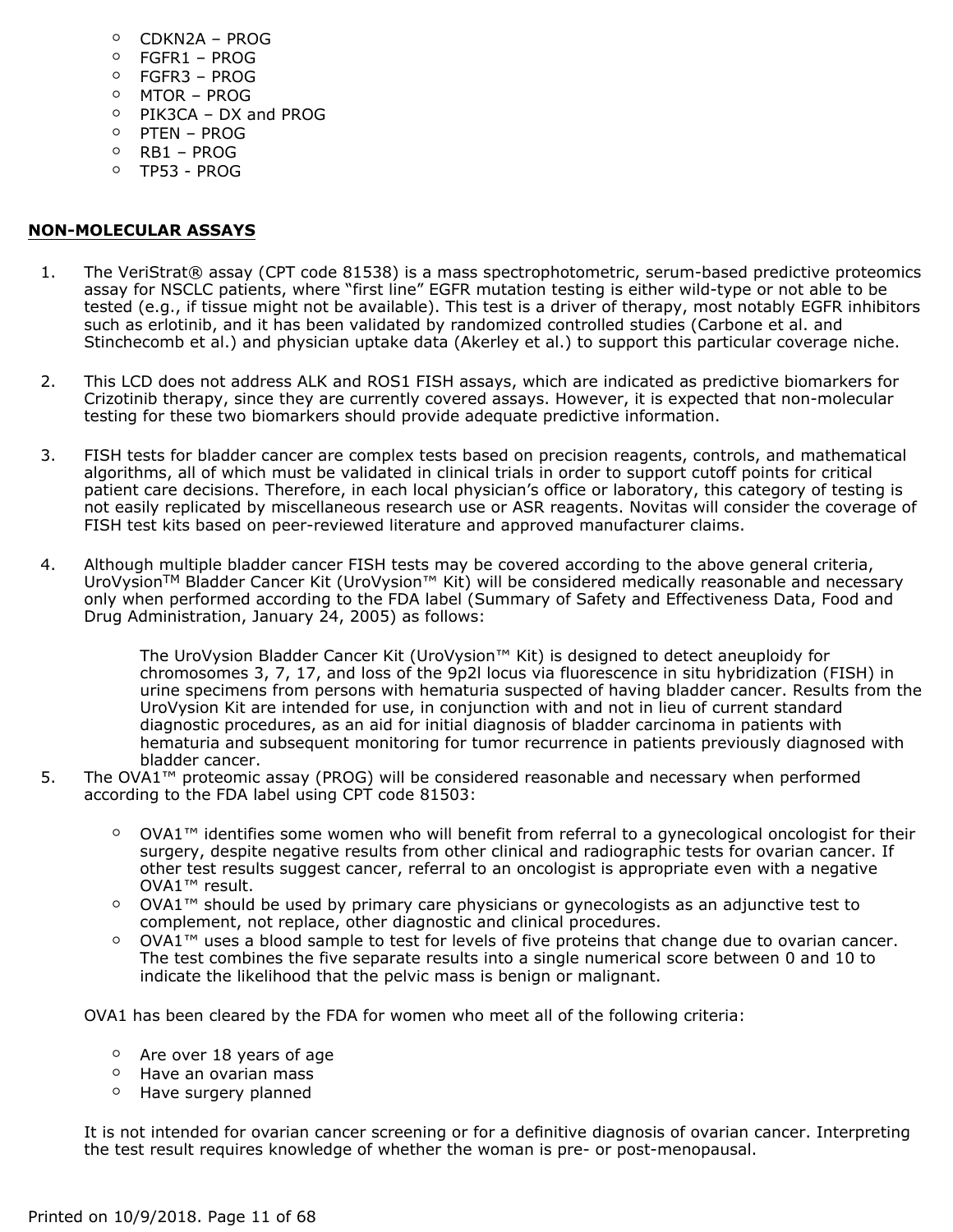- CDKN2A – PROG
- FGFR1 – PROG
- FGFR3 – PROG
- MTOR – PROG
- PIK3CA – DX and PROG
- PTEN – PROG
- RB1 – PROG
- TP53 - PROG

**NON-MOLECULAR ASSAYS**

1. The VeriStrat® assay (CPT code 81538) is a mass spectrophotometric, serum-based predictive proteomics assay for NSCLC patients, where "first line" EGFR mutation testing is either wild-type or not able to be tested (e.g., if tissue might not be available). This test is a driver of therapy, most notably EGFR inhibitors such as erlotinib, and it has been validated by randomized controlled studies (Carbone et al. and Stinchecomb et al.) and physician uptake data (Akerley et al.) to support this particular coverage niche.

2. This LCD does not address ALK and ROS1 FISH assays, which are indicated as predictive biomarkers for Crizotinib therapy, since they are currently covered assays. However, it is expected that non-molecular testing for these two biomarkers should provide adequate predictive information.

3. FISH tests for bladder cancer are complex tests based on precision reagents, controls, and mathematical algorithms, all of which must be validated in clinical trials in order to support cutoff points for critical patient care decisions. Therefore, in each local physician's office or laboratory, this category of testing is not easily replicated by miscellaneous research use or ASR reagents. Novitas will consider the coverage of FISH test kits based on peer-reviewed literature and approved manufacturer claims.

4. Although multiple bladder cancer FISH tests may be covered according to the above general criteria, UroVysion™ Bladder Cancer Kit (UroVysion™ Kit) will be considered medically reasonable and necessary only when performed according to the FDA label (Summary of Safety and Effectiveness Data, Food and Drug Administration, January 24, 2005) as follows:

   The UroVysion Bladder Cancer Kit (UroVysion™ Kit) is designed to detect aneuploidy for chromosomes 3, 7, 17, and loss of the 9p2l locus via fluorescence in situ hybridization (FISH) in urine specimens from persons with hematuria suspected of having bladder cancer. Results from the UroVysion Kit are intended for use, in conjunction with and not in lieu of current standard diagnostic procedures, as an aid for initial diagnosis of bladder carcinoma in patients with hematuria and subsequent monitoring for tumor recurrence in patients previously diagnosed with bladder cancer.

5. The OVA1™ proteomic assay (PROG) will be considered reasonable and necessary when performed according to the FDA label using CPT code 81503:

   - OVA1™ identifies some women who will benefit from referral to a gynecological oncologist for their surgery, despite negative results from other clinical and radiographic tests for ovarian cancer. If other test results suggest cancer, referral to an oncologist is appropriate even with a negative OVA1™ result.
   - OVA1™ should be used by primary care physicians or gynecologists as an adjunctive test to complement, not replace, other diagnostic and clinical procedures.
   - OVA1™ uses a blood sample to test for levels of five proteins that change due to ovarian cancer. The test combines the five separate results into a single numerical score between 0 and 10 to indicate the likelihood that the pelvic mass is benign or malignant.

   OVA1 has been cleared by the FDA for women who meet all of the following criteria:

   - Are over 18 years of age
   - Have an ovarian mass
   - Have surgery planned

   It is not intended for ovarian cancer screening or for a definitive diagnosis of ovarian cancer. Interpreting the test result requires knowledge of whether the woman is pre- or post-menopausal.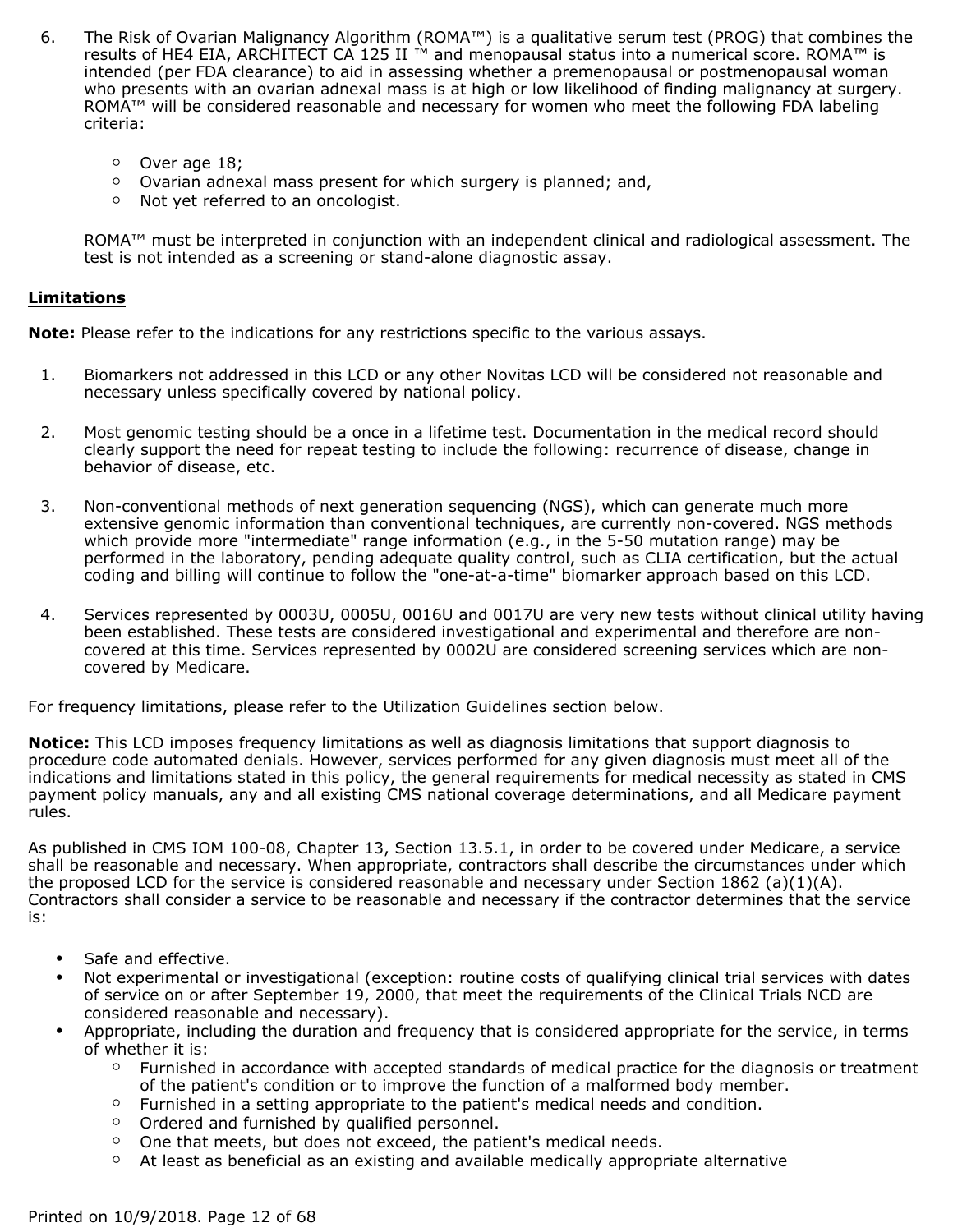6. The Risk of Ovarian Malignancy Algorithm (ROMA™) is a qualitative serum test (PROG) that combines the results of HE4 EIA, ARCHITECT CA 125 II ™ and menopausal status into a numerical score. ROMA™ is intended (per FDA clearance) to aid in assessing whether a premenopausal or postmenopausal woman who presents with an ovarian adnexal mass is at high or low likelihood of finding malignancy at surgery. ROMA™ will be considered reasonable and necessary for women who meet the following FDA labeling criteria:

    - Over age 18;
    - Ovarian adnexal mass present for which surgery is planned; and,
    - Not yet referred to an oncologist.

    ROMA™ must be interpreted in conjunction with an independent clinical and radiological assessment. The test is not intended as a screening or stand-alone diagnostic assay.

**Limitations**

**Note:** Please refer to the indications for any restrictions specific to the various assays.

1. Biomarkers not addressed in this LCD or any other Novitas LCD will be considered not reasonable and necessary unless specifically covered by national policy.

2. Most genomic testing should be a once in a lifetime test. Documentation in the medical record should clearly support the need for repeat testing to include the following: recurrence of disease, change in behavior of disease, etc.

3. Non-conventional methods of next generation sequencing (NGS), which can generate much more extensive genomic information than conventional techniques, are currently non-covered. NGS methods which provide more "intermediate" range information (e.g., in the 5-50 mutation range) may be performed in the laboratory, pending adequate quality control, such as CLIA certification, but the actual coding and billing will continue to follow the "one-at-a-time" biomarker approach based on this LCD.

4. Services represented by 0003U, 0005U, 0016U and 0017U are very new tests without clinical utility having been established. These tests are considered investigational and experimental and therefore are non-covered at this time. Services represented by 0002U are considered screening services which are non-covered by Medicare.

For frequency limitations, please refer to the Utilization Guidelines section below.

**Notice:** This LCD imposes frequency limitations as well as diagnosis limitations that support diagnosis to procedure code automated denials. However, services performed for any given diagnosis must meet all of the indications and limitations stated in this policy, the general requirements for medical necessity as stated in CMS payment policy manuals, any and all existing CMS national coverage determinations, and all Medicare payment rules.

As published in CMS IOM 100-08, Chapter 13, Section 13.5.1, in order to be covered under Medicare, a service shall be reasonable and necessary. When appropriate, contractors shall describe the circumstances under which the proposed LCD for the service is considered reasonable and necessary under Section 1862 (a)(1)(A). Contractors shall consider a service to be reasonable and necessary if the contractor determines that the service is:

- Safe and effective.
- Not experimental or investigational (exception: routine costs of qualifying clinical trial services with dates of service on or after September 19, 2000, that meet the requirements of the Clinical Trials NCD are considered reasonable and necessary).
- Appropriate, including the duration and frequency that is considered appropriate for the service, in terms of whether it is:
    - Furnished in accordance with accepted standards of medical practice for the diagnosis or treatment of the patient's condition or to improve the function of a malformed body member.
    - Furnished in a setting appropriate to the patient's medical needs and condition.
    - Ordered and furnished by qualified personnel.
    - One that meets, but does not exceed, the patient's medical needs.
    - At least as beneficial as an existing and available medically appropriate alternative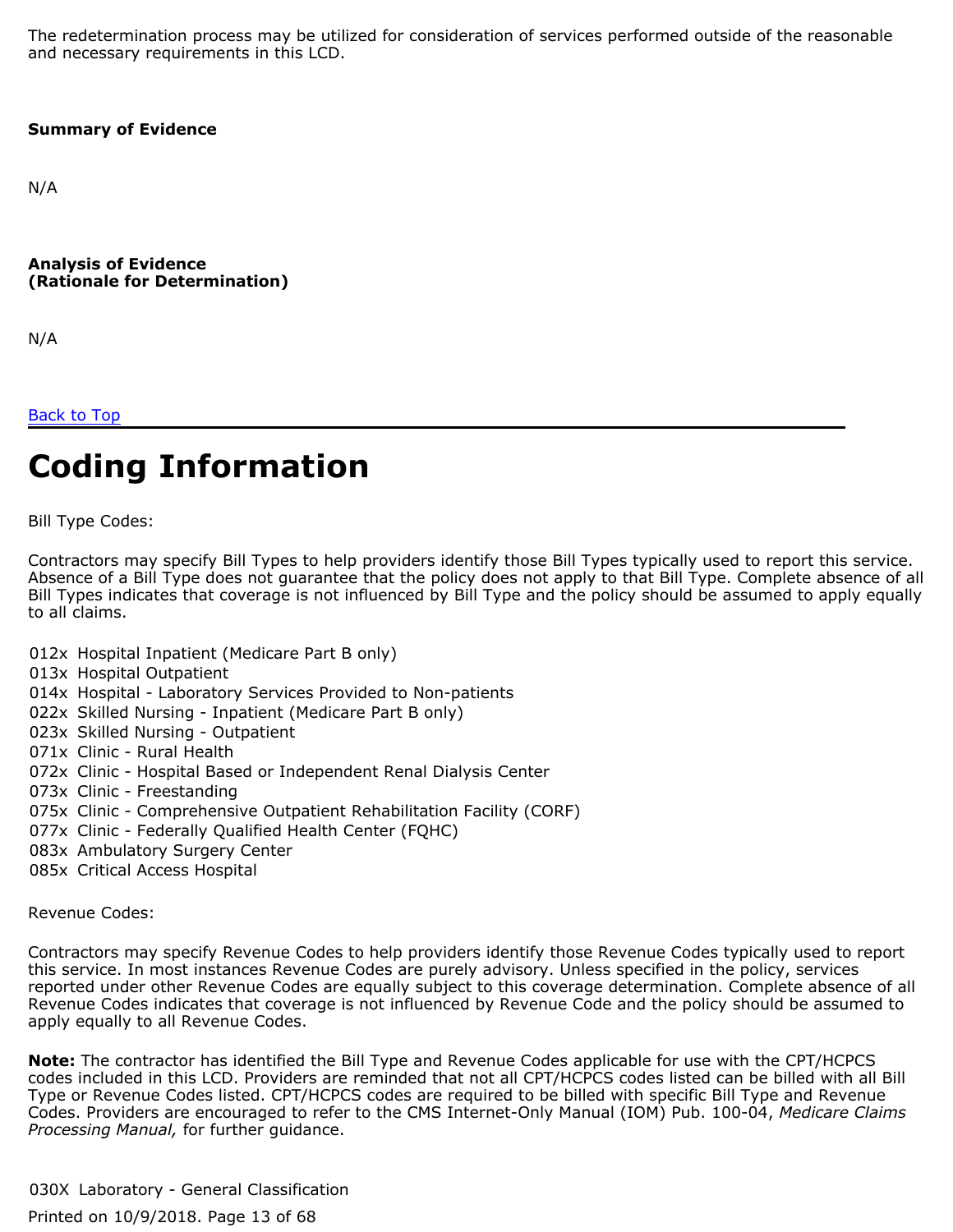The redetermination process may be utilized for consideration of services performed outside of the reasonable and necessary requirements in this LCD.

**Summary of Evidence**

N/A

**Analysis of Evidence**
**(Rationale for Determination)**

N/A

Back to Top

# Coding Information

Bill Type Codes:

Contractors may specify Bill Types to help providers identify those Bill Types typically used to report this service. Absence of a Bill Type does not guarantee that the policy does not apply to that Bill Type. Complete absence of all Bill Types indicates that coverage is not influenced by Bill Type and the policy should be assumed to apply equally to all claims.

012x Hospital Inpatient (Medicare Part B only)
013x Hospital Outpatient
014x Hospital - Laboratory Services Provided to Non-patients
022x Skilled Nursing - Inpatient (Medicare Part B only)
023x Skilled Nursing - Outpatient
071x Clinic - Rural Health
072x Clinic - Hospital Based or Independent Renal Dialysis Center
073x Clinic - Freestanding
075x Clinic - Comprehensive Outpatient Rehabilitation Facility (CORF)
077x Clinic - Federally Qualified Health Center (FQHC)
083x Ambulatory Surgery Center
085x Critical Access Hospital

Revenue Codes:

Contractors may specify Revenue Codes to help providers identify those Revenue Codes typically used to report this service. In most instances Revenue Codes are purely advisory. Unless specified in the policy, services reported under other Revenue Codes are equally subject to this coverage determination. Complete absence of all Revenue Codes indicates that coverage is not influenced by Revenue Code and the policy should be assumed to apply equally to all Revenue Codes.

**Note:** The contractor has identified the Bill Type and Revenue Codes applicable for use with the CPT/HCPCS codes included in this LCD. Providers are reminded that not all CPT/HCPCS codes listed can be billed with all Bill Type or Revenue Codes listed. CPT/HCPCS codes are required to be billed with specific Bill Type and Revenue Codes. Providers are encouraged to refer to the CMS Internet-Only Manual (IOM) Pub. 100-04, *Medicare Claims Processing Manual,* for further guidance.

030X Laboratory - General Classification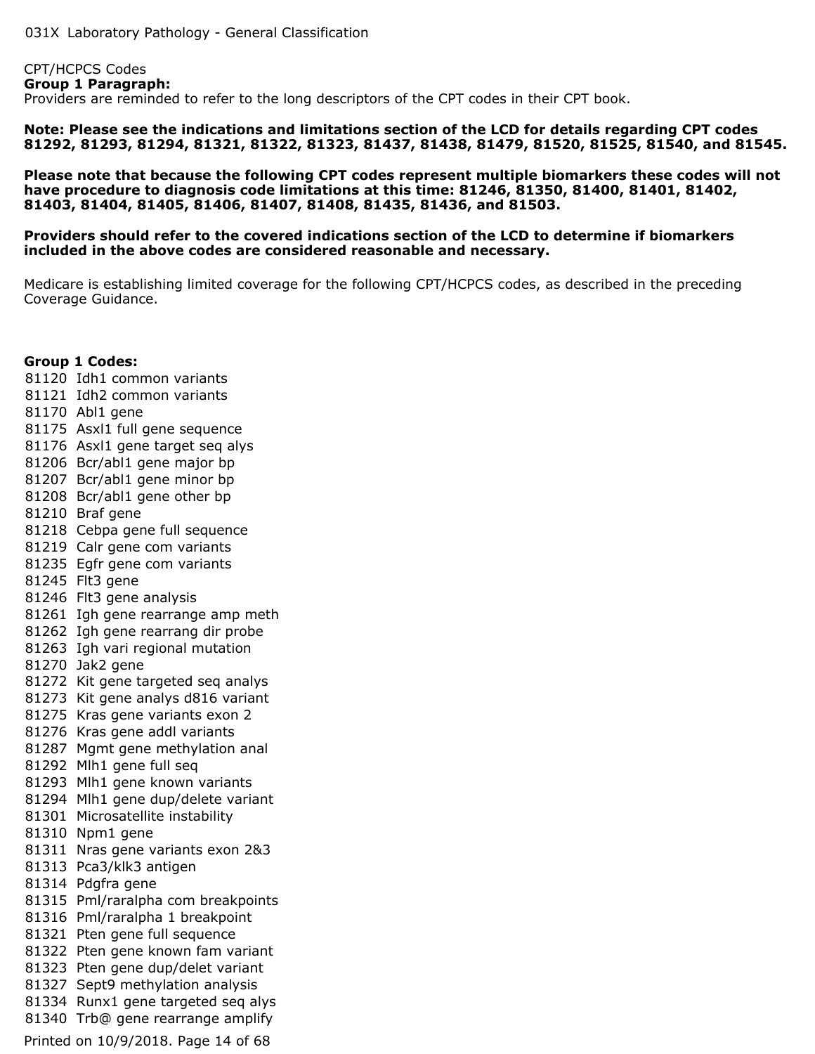031X Laboratory Pathology - General Classification

CPT/HCPCS Codes

**Group 1 Paragraph:**

Providers are reminded to refer to the long descriptors of the CPT codes in their CPT book.

**Note: Please see the indications and limitations section of the LCD for details regarding CPT codes 81292, 81293, 81294, 81321, 81322, 81323, 81437, 81438, 81479, 81520, 81525, 81540, and 81545.**

**Please note that because the following CPT codes represent multiple biomarkers these codes will not have procedure to diagnosis code limitations at this time: 81246, 81350, 81400, 81401, 81402, 81403, 81404, 81405, 81406, 81407, 81408, 81435, 81436, and 81503.**

**Providers should refer to the covered indications section of the LCD to determine if biomarkers included in the above codes are considered reasonable and necessary.**

Medicare is establishing limited coverage for the following CPT/HCPCS codes, as described in the preceding Coverage Guidance.

**Group 1 Codes:**

81120 Idh1 common variants
81121 Idh2 common variants
81170 Abl1 gene
81175 Asxl1 full gene sequence
81176 Asxl1 gene target seq alys
81206 Bcr/abl1 gene major bp
81207 Bcr/abl1 gene minor bp
81208 Bcr/abl1 gene other bp
81210 Braf gene
81218 Cebpa gene full sequence
81219 Calr gene com variants
81235 Egfr gene com variants
81245 Flt3 gene
81246 Flt3 gene analysis
81261 Igh gene rearrange amp meth
81262 Igh gene rearrang dir probe
81263 Igh vari regional mutation
81270 Jak2 gene
81272 Kit gene targeted seq analys
81273 Kit gene analys d816 variant
81275 Kras gene variants exon 2
81276 Kras gene addl variants
81287 Mgmt gene methylation anal
81292 Mlh1 gene full seq
81293 Mlh1 gene known variants
81294 Mlh1 gene dup/delete variant
81301 Microsatellite instability
81310 Npm1 gene
81311 Nras gene variants exon 2&3
81313 Pca3/klk3 antigen
81314 Pdgfra gene
81315 Pml/raralpha com breakpoints
81316 Pml/raralpha 1 breakpoint
81321 Pten gene full sequence
81322 Pten gene known fam variant
81323 Pten gene dup/delet variant
81327 Sept9 methylation analysis
81334 Runx1 gene targeted seq alys
81340 Trb@ gene rearrange amplify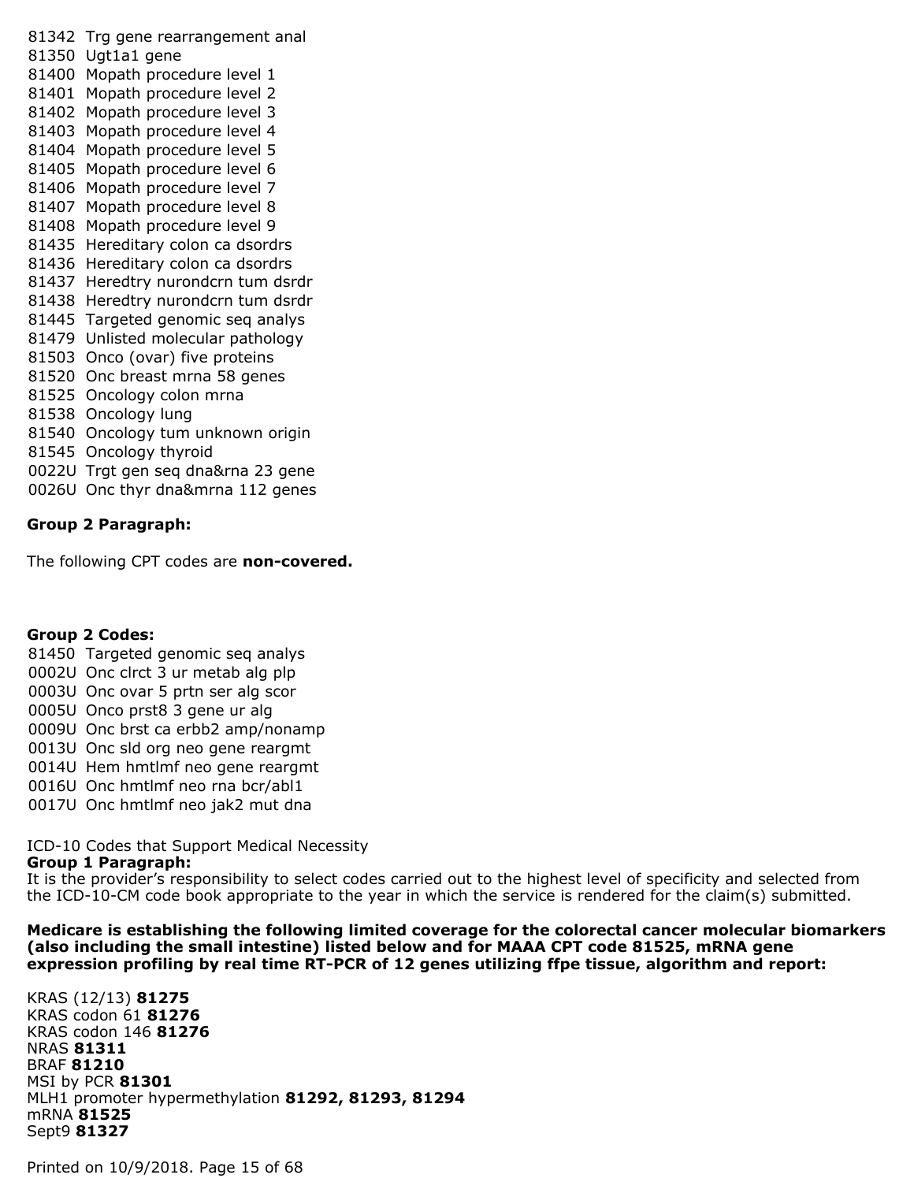81342 Trg gene rearrangement anal
81350 Ugt1a1 gene
81400 Mopath procedure level 1
81401 Mopath procedure level 2
81402 Mopath procedure level 3
81403 Mopath procedure level 4
81404 Mopath procedure level 5
81405 Mopath procedure level 6
81406 Mopath procedure level 7
81407 Mopath procedure level 8
81408 Mopath procedure level 9
81435 Hereditary colon ca dsordrs
81436 Hereditary colon ca dsordrs
81437 Heredtry nurondcrn tum dsrdr
81438 Heredtry nurondcrn tum dsrdr
81445 Targeted genomic seq analys
81479 Unlisted molecular pathology
81503 Onco (ovar) five proteins
81520 Onc breast mrna 58 genes
81525 Oncology colon mrna
81538 Oncology lung
81540 Oncology tum unknown origin
81545 Oncology thyroid
0022U Trgt gen seq dna&rna 23 gene
0026U Onc thyr dna&mrna 112 genes

**Group 2 Paragraph:**

The following CPT codes are **non-covered.**

**Group 2 Codes:**

81450 Targeted genomic seq analys
0002U Onc clrct 3 ur metab alg plp
0003U Onc ovar 5 prtn ser alg scor
0005U Onco prst8 3 gene ur alg
0009U Onc brst ca erbb2 amp/nonamp
0013U Onc sld org neo gene reargmt
0014U Hem hmtlmf neo gene reargmt
0016U Onc hmtlmf neo rna bcr/abl1
0017U Onc hmtlmf neo jak2 mut dna

ICD-10 Codes that Support Medical Necessity

**Group 1 Paragraph:**

It is the provider's responsibility to select codes carried out to the highest level of specificity and selected from the ICD-10-CM code book appropriate to the year in which the service is rendered for the claim(s) submitted.

**Medicare is establishing the following limited coverage for the colorectal cancer molecular biomarkers (also including the small intestine) listed below and for MAAA CPT code 81525, mRNA gene expression profiling by real time RT-PCR of 12 genes utilizing ffpe tissue, algorithm and report:**

KRAS (12/13) **81275**
KRAS codon 61 **81276**
KRAS codon 146 **81276**
NRAS **81311**
BRAF **81210**
MSI by PCR **81301**
MLH1 promoter hypermethylation **81292, 81293, 81294**
mRNA **81525**
Sept9 **81327**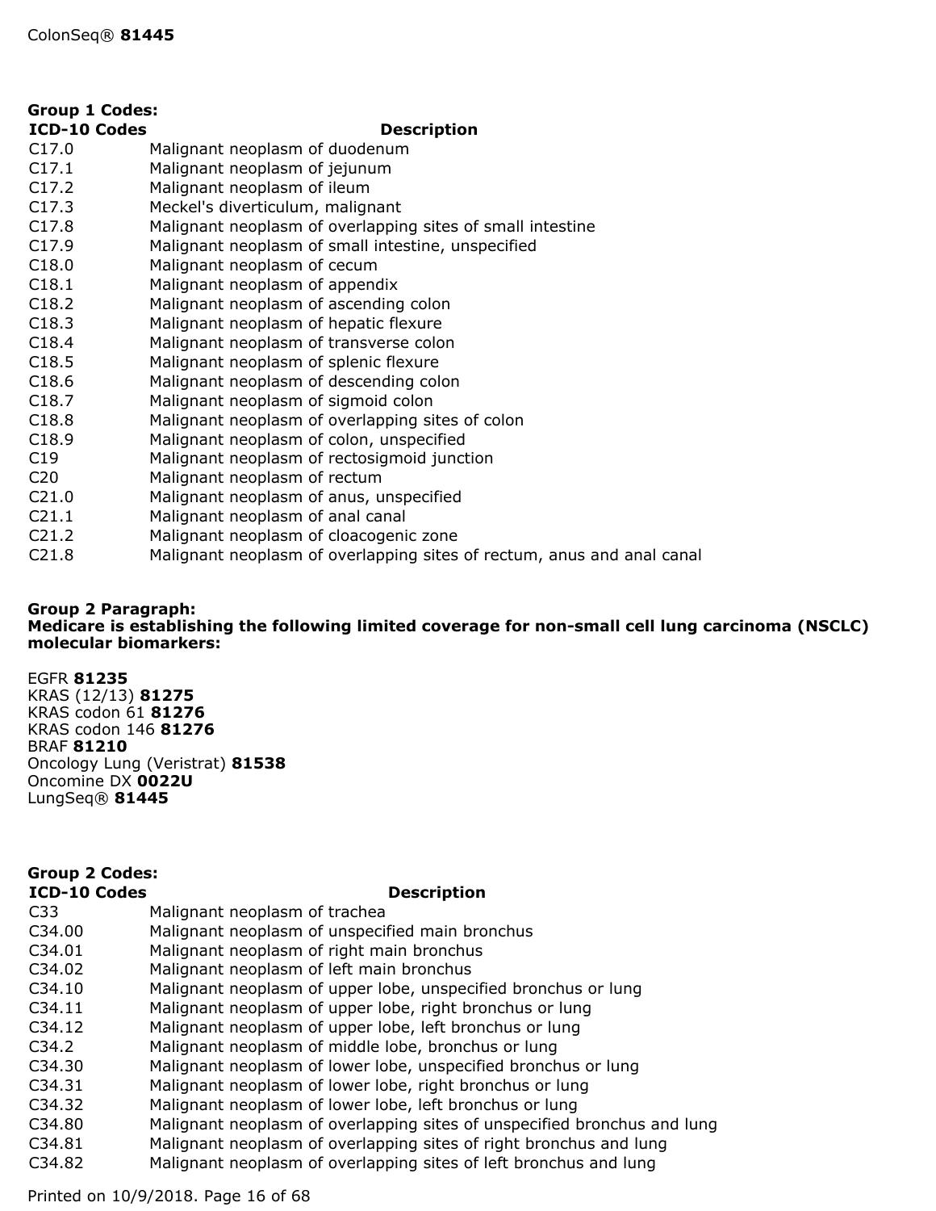ColonSeq® **81445**

**Group 1 Codes:**

| ICD-10 Codes | Description |
|---|---|
| C17.0 | Malignant neoplasm of duodenum |
| C17.1 | Malignant neoplasm of jejunum |
| C17.2 | Malignant neoplasm of ileum |
| C17.3 | Meckel's diverticulum, malignant |
| C17.8 | Malignant neoplasm of overlapping sites of small intestine |
| C17.9 | Malignant neoplasm of small intestine, unspecified |
| C18.0 | Malignant neoplasm of cecum |
| C18.1 | Malignant neoplasm of appendix |
| C18.2 | Malignant neoplasm of ascending colon |
| C18.3 | Malignant neoplasm of hepatic flexure |
| C18.4 | Malignant neoplasm of transverse colon |
| C18.5 | Malignant neoplasm of splenic flexure |
| C18.6 | Malignant neoplasm of descending colon |
| C18.7 | Malignant neoplasm of sigmoid colon |
| C18.8 | Malignant neoplasm of overlapping sites of colon |
| C18.9 | Malignant neoplasm of colon, unspecified |
| C19 | Malignant neoplasm of rectosigmoid junction |
| C20 | Malignant neoplasm of rectum |
| C21.0 | Malignant neoplasm of anus, unspecified |
| C21.1 | Malignant neoplasm of anal canal |
| C21.2 | Malignant neoplasm of cloacogenic zone |
| C21.8 | Malignant neoplasm of overlapping sites of rectum, anus and anal canal |

**Group 2 Paragraph:**
**Medicare is establishing the following limited coverage for non-small cell lung carcinoma (NSCLC) molecular biomarkers:**

EGFR **81235**
KRAS (12/13) **81275**
KRAS codon 61 **81276**
KRAS codon 146 **81276**
BRAF **81210**
Oncology Lung (Veristrat) **81538**
Oncomine DX **0022U**
LungSeq® **81445**

**Group 2 Codes:**

| ICD-10 Codes | Description |
|---|---|
| C33 | Malignant neoplasm of trachea |
| C34.00 | Malignant neoplasm of unspecified main bronchus |
| C34.01 | Malignant neoplasm of right main bronchus |
| C34.02 | Malignant neoplasm of left main bronchus |
| C34.10 | Malignant neoplasm of upper lobe, unspecified bronchus or lung |
| C34.11 | Malignant neoplasm of upper lobe, right bronchus or lung |
| C34.12 | Malignant neoplasm of upper lobe, left bronchus or lung |
| C34.2 | Malignant neoplasm of middle lobe, bronchus or lung |
| C34.30 | Malignant neoplasm of lower lobe, unspecified bronchus or lung |
| C34.31 | Malignant neoplasm of lower lobe, right bronchus or lung |
| C34.32 | Malignant neoplasm of lower lobe, left bronchus or lung |
| C34.80 | Malignant neoplasm of overlapping sites of unspecified bronchus and lung |
| C34.81 | Malignant neoplasm of overlapping sites of right bronchus and lung |
| C34.82 | Malignant neoplasm of overlapping sites of left bronchus and lung |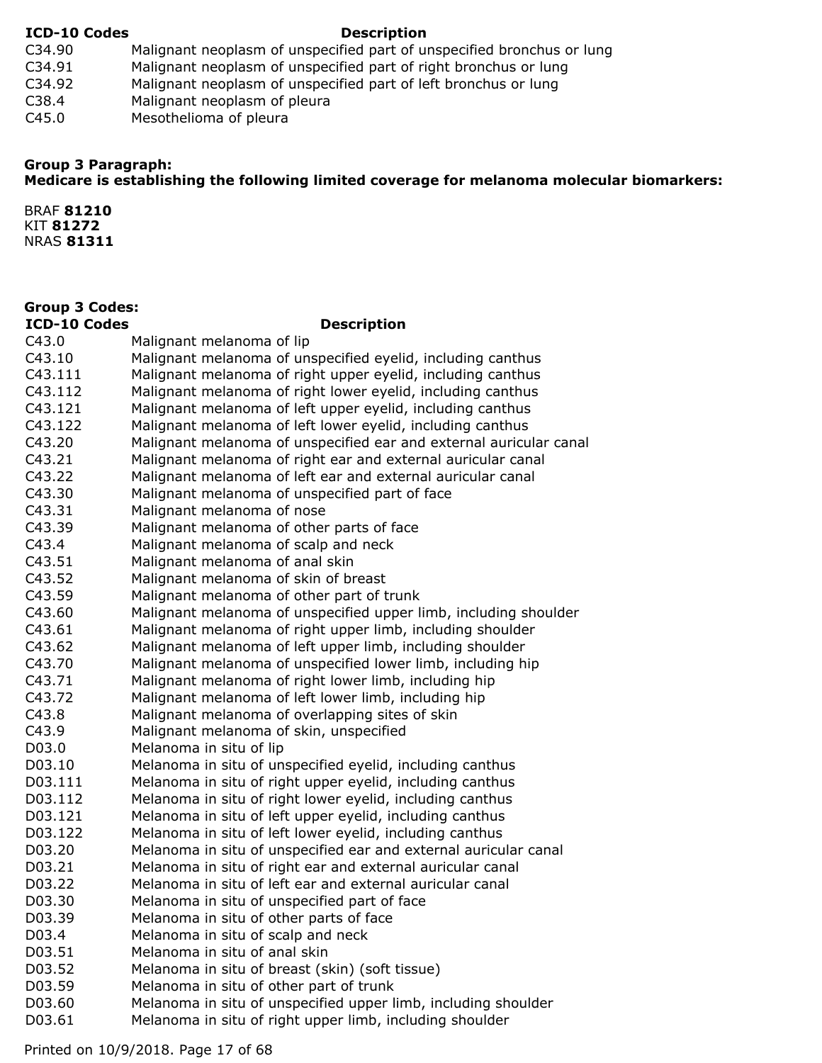| ICD-10 Codes | Description |
|---|---|
| C34.90 | Malignant neoplasm of unspecified part of unspecified bronchus or lung |
| C34.91 | Malignant neoplasm of unspecified part of right bronchus or lung |
| C34.92 | Malignant neoplasm of unspecified part of left bronchus or lung |
| C38.4 | Malignant neoplasm of pleura |
| C45.0 | Mesothelioma of pleura |

**Group 3 Paragraph:**
**Medicare is establishing the following limited coverage for melanoma molecular biomarkers:**

BRAF **81210**
KIT **81272**
NRAS **81311**

**Group 3 Codes:**

| ICD-10 Codes | Description |
|---|---|
| C43.0 | Malignant melanoma of lip |
| C43.10 | Malignant melanoma of unspecified eyelid, including canthus |
| C43.111 | Malignant melanoma of right upper eyelid, including canthus |
| C43.112 | Malignant melanoma of right lower eyelid, including canthus |
| C43.121 | Malignant melanoma of left upper eyelid, including canthus |
| C43.122 | Malignant melanoma of left lower eyelid, including canthus |
| C43.20 | Malignant melanoma of unspecified ear and external auricular canal |
| C43.21 | Malignant melanoma of right ear and external auricular canal |
| C43.22 | Malignant melanoma of left ear and external auricular canal |
| C43.30 | Malignant melanoma of unspecified part of face |
| C43.31 | Malignant melanoma of nose |
| C43.39 | Malignant melanoma of other parts of face |
| C43.4 | Malignant melanoma of scalp and neck |
| C43.51 | Malignant melanoma of anal skin |
| C43.52 | Malignant melanoma of skin of breast |
| C43.59 | Malignant melanoma of other part of trunk |
| C43.60 | Malignant melanoma of unspecified upper limb, including shoulder |
| C43.61 | Malignant melanoma of right upper limb, including shoulder |
| C43.62 | Malignant melanoma of left upper limb, including shoulder |
| C43.70 | Malignant melanoma of unspecified lower limb, including hip |
| C43.71 | Malignant melanoma of right lower limb, including hip |
| C43.72 | Malignant melanoma of left lower limb, including hip |
| C43.8 | Malignant melanoma of overlapping sites of skin |
| C43.9 | Malignant melanoma of skin, unspecified |
| D03.0 | Melanoma in situ of lip |
| D03.10 | Melanoma in situ of unspecified eyelid, including canthus |
| D03.111 | Melanoma in situ of right upper eyelid, including canthus |
| D03.112 | Melanoma in situ of right lower eyelid, including canthus |
| D03.121 | Melanoma in situ of left upper eyelid, including canthus |
| D03.122 | Melanoma in situ of left lower eyelid, including canthus |
| D03.20 | Melanoma in situ of unspecified ear and external auricular canal |
| D03.21 | Melanoma in situ of right ear and external auricular canal |
| D03.22 | Melanoma in situ of left ear and external auricular canal |
| D03.30 | Melanoma in situ of unspecified part of face |
| D03.39 | Melanoma in situ of other parts of face |
| D03.4 | Melanoma in situ of scalp and neck |
| D03.51 | Melanoma in situ of anal skin |
| D03.52 | Melanoma in situ of breast (skin) (soft tissue) |
| D03.59 | Melanoma in situ of other part of trunk |
| D03.60 | Melanoma in situ of unspecified upper limb, including shoulder |
| D03.61 | Melanoma in situ of right upper limb, including shoulder |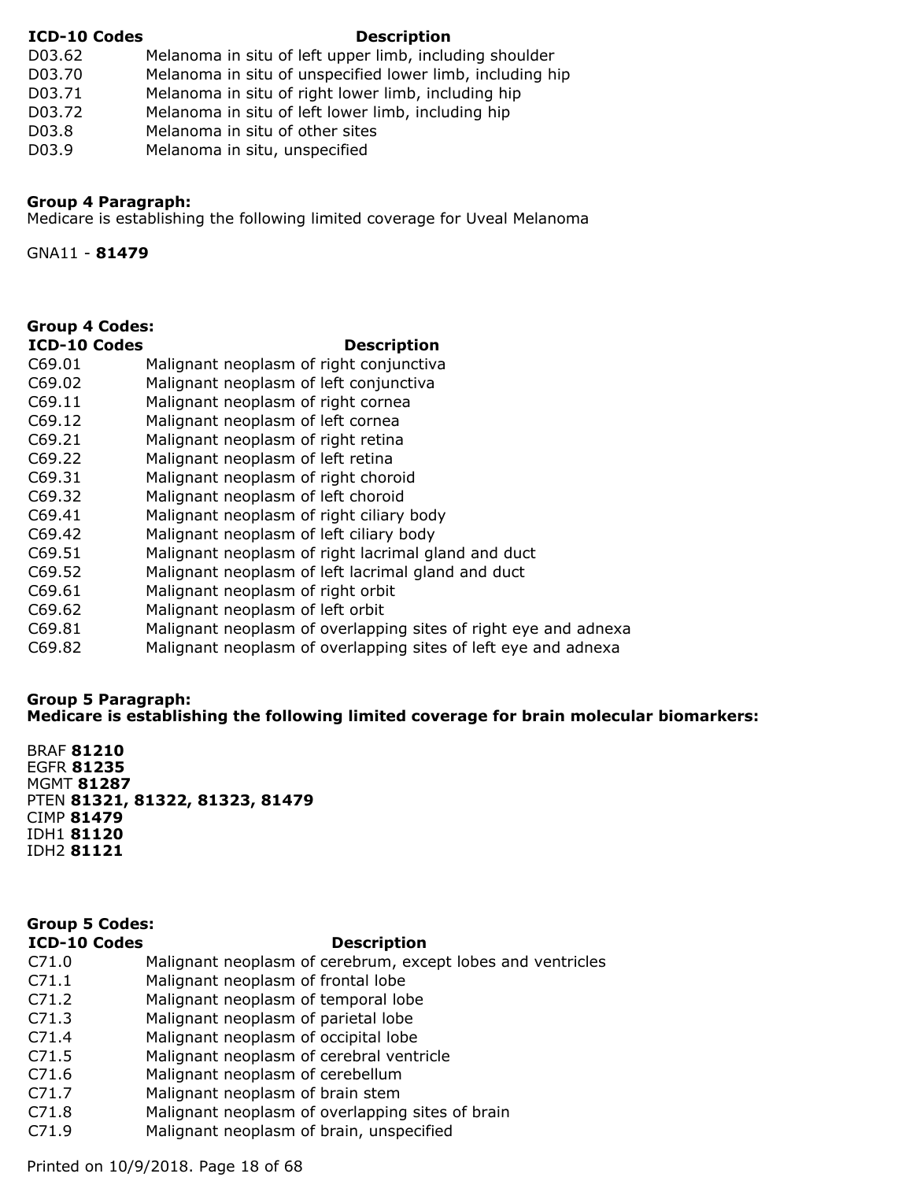| ICD-10 Codes | Description |
| --- | --- |
| D03.62 | Melanoma in situ of left upper limb, including shoulder |
| D03.70 | Melanoma in situ of unspecified lower limb, including hip |
| D03.71 | Melanoma in situ of right lower limb, including hip |
| D03.72 | Melanoma in situ of left lower limb, including hip |
| D03.8 | Melanoma in situ of other sites |
| D03.9 | Melanoma in situ, unspecified |

**Group 4 Paragraph:**
Medicare is establishing the following limited coverage for Uveal Melanoma

GNA11 - **81479**

**Group 4 Codes:**

| ICD-10 Codes | Description |
| --- | --- |
| C69.01 | Malignant neoplasm of right conjunctiva |
| C69.02 | Malignant neoplasm of left conjunctiva |
| C69.11 | Malignant neoplasm of right cornea |
| C69.12 | Malignant neoplasm of left cornea |
| C69.21 | Malignant neoplasm of right retina |
| C69.22 | Malignant neoplasm of left retina |
| C69.31 | Malignant neoplasm of right choroid |
| C69.32 | Malignant neoplasm of left choroid |
| C69.41 | Malignant neoplasm of right ciliary body |
| C69.42 | Malignant neoplasm of left ciliary body |
| C69.51 | Malignant neoplasm of right lacrimal gland and duct |
| C69.52 | Malignant neoplasm of left lacrimal gland and duct |
| C69.61 | Malignant neoplasm of right orbit |
| C69.62 | Malignant neoplasm of left orbit |
| C69.81 | Malignant neoplasm of overlapping sites of right eye and adnexa |
| C69.82 | Malignant neoplasm of overlapping sites of left eye and adnexa |

**Group 5 Paragraph:**
**Medicare is establishing the following limited coverage for brain molecular biomarkers:**

BRAF **81210**
EGFR **81235**
MGMT **81287**
PTEN **81321, 81322, 81323, 81479**
CIMP **81479**
IDH1 **81120**
IDH2 **81121**

**Group 5 Codes:**

| ICD-10 Codes | Description |
| --- | --- |
| C71.0 | Malignant neoplasm of cerebrum, except lobes and ventricles |
| C71.1 | Malignant neoplasm of frontal lobe |
| C71.2 | Malignant neoplasm of temporal lobe |
| C71.3 | Malignant neoplasm of parietal lobe |
| C71.4 | Malignant neoplasm of occipital lobe |
| C71.5 | Malignant neoplasm of cerebral ventricle |
| C71.6 | Malignant neoplasm of cerebellum |
| C71.7 | Malignant neoplasm of brain stem |
| C71.8 | Malignant neoplasm of overlapping sites of brain |
| C71.9 | Malignant neoplasm of brain, unspecified |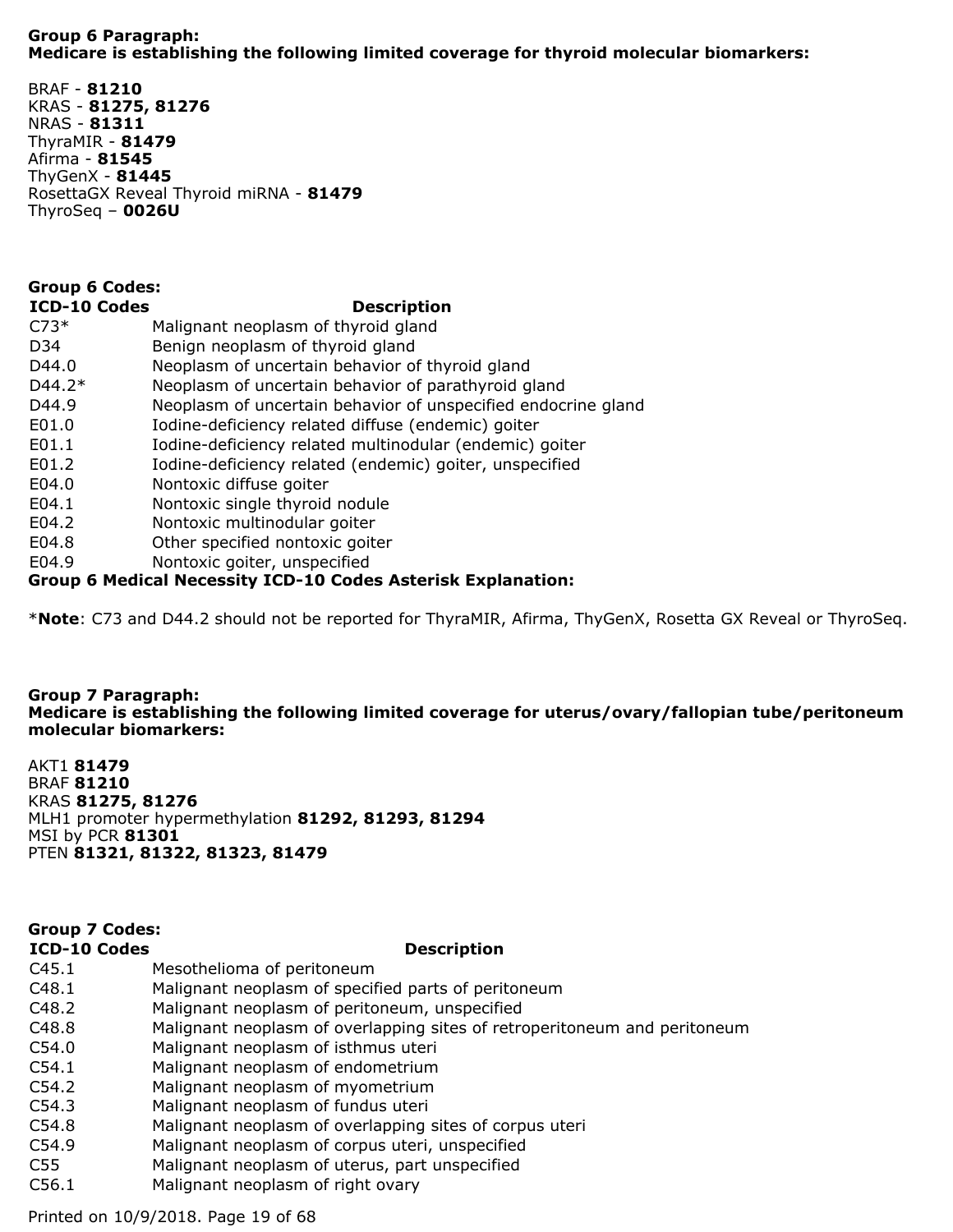**Group 6 Paragraph:**
**Medicare is establishing the following limited coverage for thyroid molecular biomarkers:**

BRAF - **81210**
KRAS - **81275, 81276**
NRAS - **81311**
ThyraMIR - **81479**
Afirma - **81545**
ThyGenX - **81445**
RosettaGX Reveal Thyroid miRNA - **81479**
ThyroSeq – **0026U**

**Group 6 Codes:**

| ICD-10 Codes | Description |
|---|---|
| C73* | Malignant neoplasm of thyroid gland |
| D34 | Benign neoplasm of thyroid gland |
| D44.0 | Neoplasm of uncertain behavior of thyroid gland |
| D44.2* | Neoplasm of uncertain behavior of parathyroid gland |
| D44.9 | Neoplasm of uncertain behavior of unspecified endocrine gland |
| E01.0 | Iodine-deficiency related diffuse (endemic) goiter |
| E01.1 | Iodine-deficiency related multinodular (endemic) goiter |
| E01.2 | Iodine-deficiency related (endemic) goiter, unspecified |
| E04.0 | Nontoxic diffuse goiter |
| E04.1 | Nontoxic single thyroid nodule |
| E04.2 | Nontoxic multinodular goiter |
| E04.8 | Other specified nontoxic goiter |
| E04.9 | Nontoxic goiter, unspecified |

**Group 6 Medical Necessity ICD-10 Codes Asterisk Explanation:**

***Note**: C73 and D44.2 should not be reported for ThyraMIR, Afirma, ThyGenX, Rosetta GX Reveal or ThyroSeq.

**Group 7 Paragraph:**
**Medicare is establishing the following limited coverage for uterus/ovary/fallopian tube/peritoneum molecular biomarkers:**

AKT1 **81479**
BRAF **81210**
KRAS **81275, 81276**
MLH1 promoter hypermethylation **81292, 81293, 81294**
MSI by PCR **81301**
PTEN **81321, 81322, 81323, 81479**

**Group 7 Codes:**

| ICD-10 Codes | Description |
|---|---|
| C45.1 | Mesothelioma of peritoneum |
| C48.1 | Malignant neoplasm of specified parts of peritoneum |
| C48.2 | Malignant neoplasm of peritoneum, unspecified |
| C48.8 | Malignant neoplasm of overlapping sites of retroperitoneum and peritoneum |
| C54.0 | Malignant neoplasm of isthmus uteri |
| C54.1 | Malignant neoplasm of endometrium |
| C54.2 | Malignant neoplasm of myometrium |
| C54.3 | Malignant neoplasm of fundus uteri |
| C54.8 | Malignant neoplasm of overlapping sites of corpus uteri |
| C54.9 | Malignant neoplasm of corpus uteri, unspecified |
| C55 | Malignant neoplasm of uterus, part unspecified |
| C56.1 | Malignant neoplasm of right ovary |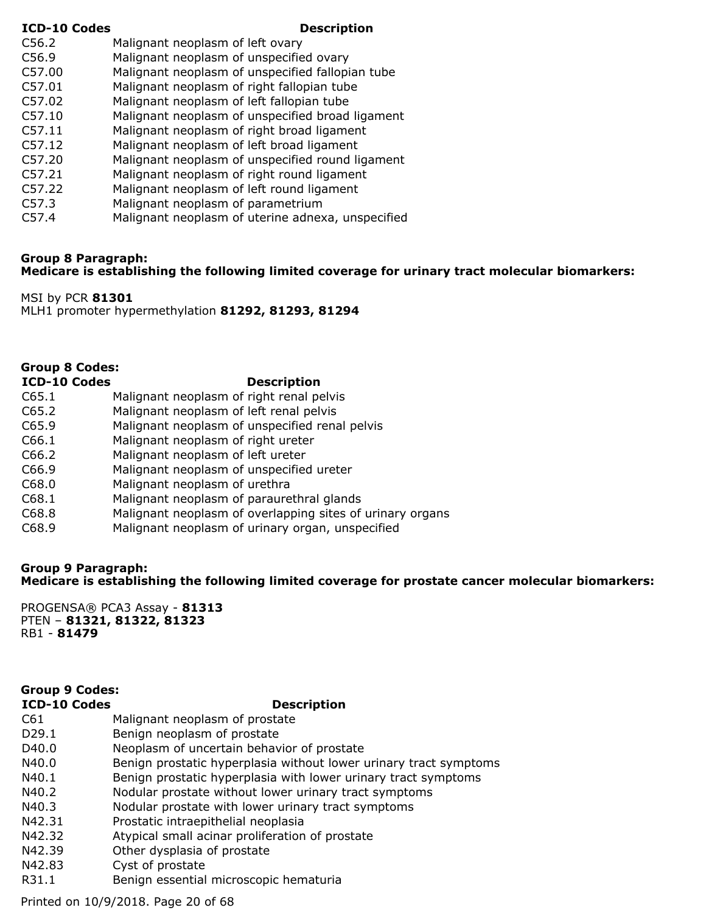| ICD-10 Codes | Description |
| --- | --- |
| C56.2 | Malignant neoplasm of left ovary |
| C56.9 | Malignant neoplasm of unspecified ovary |
| C57.00 | Malignant neoplasm of unspecified fallopian tube |
| C57.01 | Malignant neoplasm of right fallopian tube |
| C57.02 | Malignant neoplasm of left fallopian tube |
| C57.10 | Malignant neoplasm of unspecified broad ligament |
| C57.11 | Malignant neoplasm of right broad ligament |
| C57.12 | Malignant neoplasm of left broad ligament |
| C57.20 | Malignant neoplasm of unspecified round ligament |
| C57.21 | Malignant neoplasm of right round ligament |
| C57.22 | Malignant neoplasm of left round ligament |
| C57.3 | Malignant neoplasm of parametrium |
| C57.4 | Malignant neoplasm of uterine adnexa, unspecified |

**Group 8 Paragraph:**
**Medicare is establishing the following limited coverage for urinary tract molecular biomarkers:**

MSI by PCR **81301**
MLH1 promoter hypermethylation **81292, 81293, 81294**

**Group 8 Codes:**

| ICD-10 Codes | Description |
| --- | --- |
| C65.1 | Malignant neoplasm of right renal pelvis |
| C65.2 | Malignant neoplasm of left renal pelvis |
| C65.9 | Malignant neoplasm of unspecified renal pelvis |
| C66.1 | Malignant neoplasm of right ureter |
| C66.2 | Malignant neoplasm of left ureter |
| C66.9 | Malignant neoplasm of unspecified ureter |
| C68.0 | Malignant neoplasm of urethra |
| C68.1 | Malignant neoplasm of paraurethral glands |
| C68.8 | Malignant neoplasm of overlapping sites of urinary organs |
| C68.9 | Malignant neoplasm of urinary organ, unspecified |

**Group 9 Paragraph:**
**Medicare is establishing the following limited coverage for prostate cancer molecular biomarkers:**

PROGENSA® PCA3 Assay - **81313**
PTEN – **81321, 81322, 81323**
RB1 - **81479**

**Group 9 Codes:**

| ICD-10 Codes | Description |
| --- | --- |
| C61 | Malignant neoplasm of prostate |
| D29.1 | Benign neoplasm of prostate |
| D40.0 | Neoplasm of uncertain behavior of prostate |
| N40.0 | Benign prostatic hyperplasia without lower urinary tract symptoms |
| N40.1 | Benign prostatic hyperplasia with lower urinary tract symptoms |
| N40.2 | Nodular prostate without lower urinary tract symptoms |
| N40.3 | Nodular prostate with lower urinary tract symptoms |
| N42.31 | Prostatic intraepithelial neoplasia |
| N42.32 | Atypical small acinar proliferation of prostate |
| N42.39 | Other dysplasia of prostate |
| N42.83 | Cyst of prostate |
| R31.1 | Benign essential microscopic hematuria |

Printed on 10/9/2018.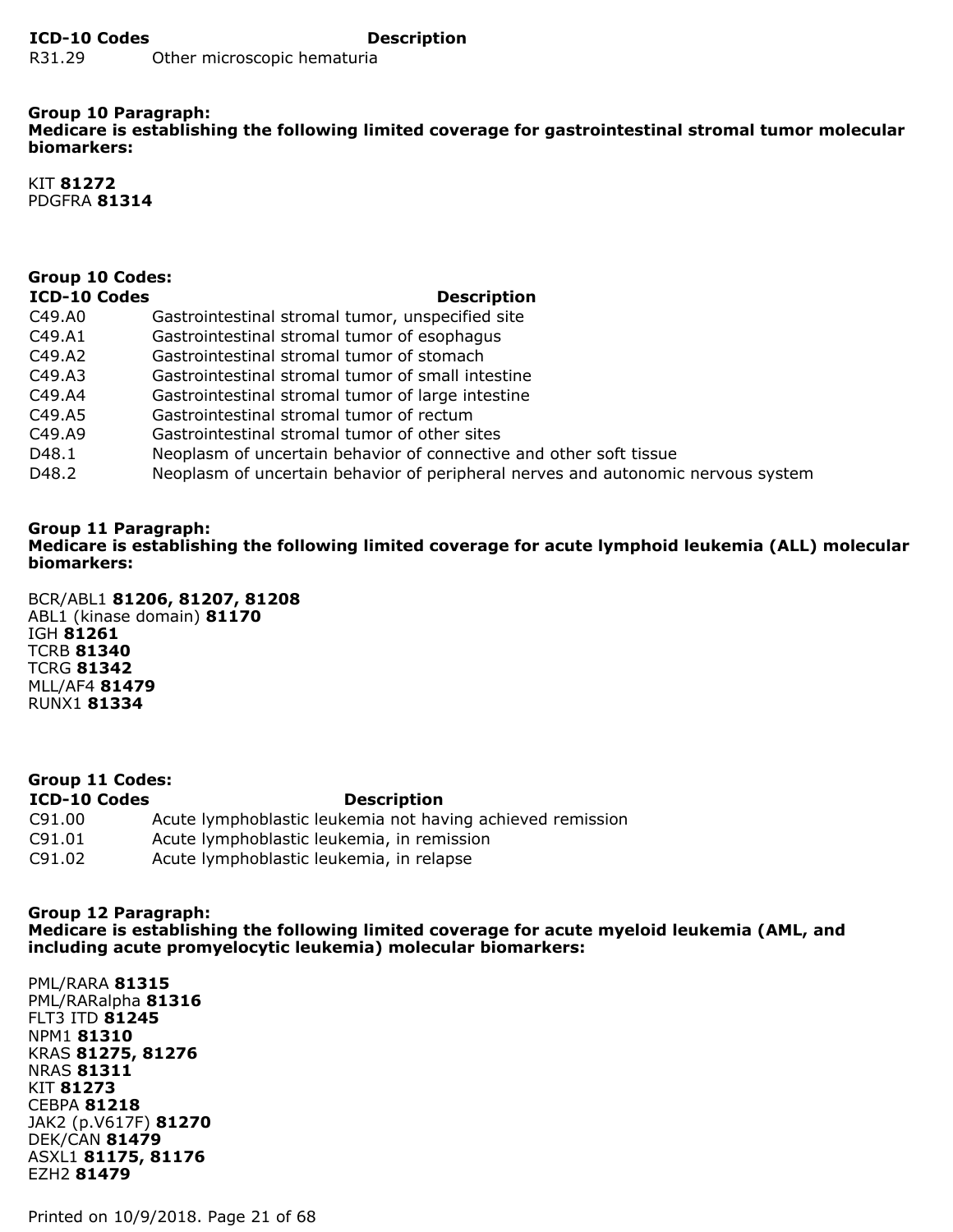| ICD-10 Codes | Description |
| --- | --- |
| R31.29 | Other microscopic hematuria |

**Group 10 Paragraph:**
**Medicare is establishing the following limited coverage for gastrointestinal stromal tumor molecular biomarkers:**

KIT **81272**
PDGFRA **81314**

**Group 10 Codes:**

| ICD-10 Codes | Description |
| --- | --- |
| C49.A0 | Gastrointestinal stromal tumor, unspecified site |
| C49.A1 | Gastrointestinal stromal tumor of esophagus |
| C49.A2 | Gastrointestinal stromal tumor of stomach |
| C49.A3 | Gastrointestinal stromal tumor of small intestine |
| C49.A4 | Gastrointestinal stromal tumor of large intestine |
| C49.A5 | Gastrointestinal stromal tumor of rectum |
| C49.A9 | Gastrointestinal stromal tumor of other sites |
| D48.1 | Neoplasm of uncertain behavior of connective and other soft tissue |
| D48.2 | Neoplasm of uncertain behavior of peripheral nerves and autonomic nervous system |

**Group 11 Paragraph:**
**Medicare is establishing the following limited coverage for acute lymphoid leukemia (ALL) molecular biomarkers:**

BCR/ABL1 **81206, 81207, 81208**
ABL1 (kinase domain) **81170**
IGH **81261**
TCRB **81340**
TCRG **81342**
MLL/AF4 **81479**
RUNX1 **81334**

**Group 11 Codes:**

| ICD-10 Codes | Description |
| --- | --- |
| C91.00 | Acute lymphoblastic leukemia not having achieved remission |
| C91.01 | Acute lymphoblastic leukemia, in remission |
| C91.02 | Acute lymphoblastic leukemia, in relapse |

**Group 12 Paragraph:**
**Medicare is establishing the following limited coverage for acute myeloid leukemia (AML, and including acute promyelocytic leukemia) molecular biomarkers:**

PML/RARA **81315**
PML/RARalpha **81316**
FLT3 ITD **81245**
NPM1 **81310**
KRAS **81275, 81276**
NRAS **81311**
KIT **81273**
CEBPA **81218**
JAK2 (p.V617F) **81270**
DEK/CAN **81479**
ASXL1 **81175, 81176**
EZH2 **81479**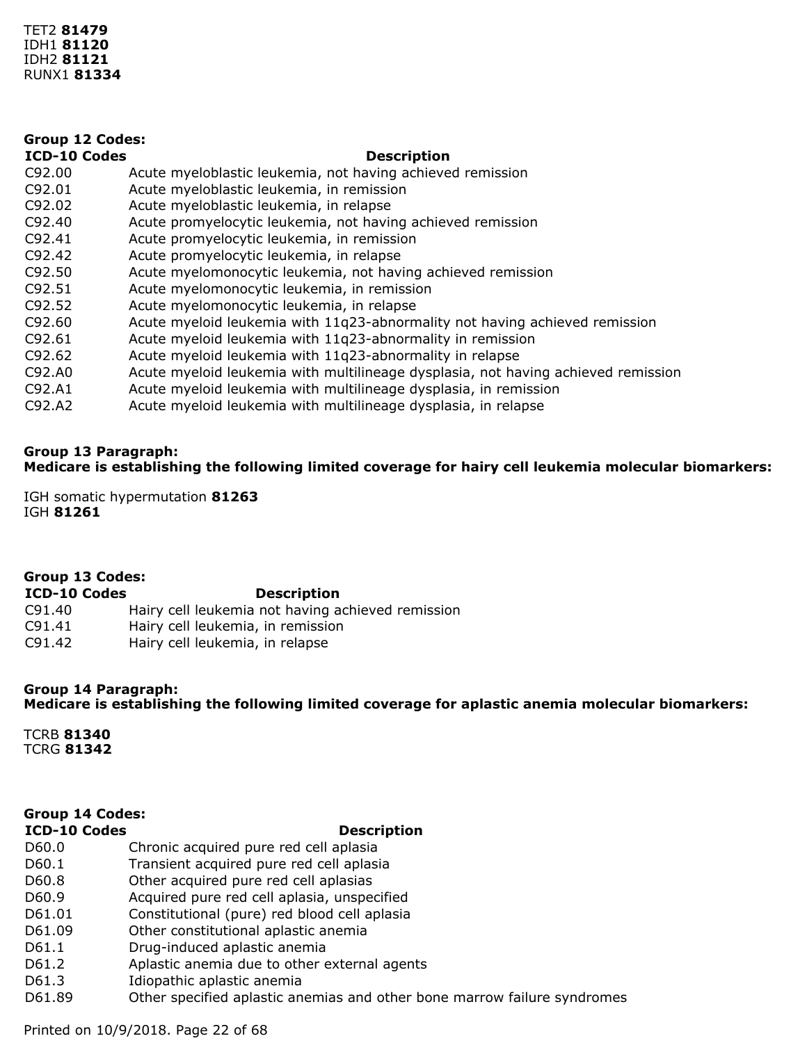TET2 **81479**
IDH1 **81120**
IDH2 **81121**
RUNX1 **81334**

**Group 12 Codes:**

| ICD-10 Codes | Description |
|---|---|
| C92.00 | Acute myeloblastic leukemia, not having achieved remission |
| C92.01 | Acute myeloblastic leukemia, in remission |
| C92.02 | Acute myeloblastic leukemia, in relapse |
| C92.40 | Acute promyelocytic leukemia, not having achieved remission |
| C92.41 | Acute promyelocytic leukemia, in remission |
| C92.42 | Acute promyelocytic leukemia, in relapse |
| C92.50 | Acute myelomonocytic leukemia, not having achieved remission |
| C92.51 | Acute myelomonocytic leukemia, in remission |
| C92.52 | Acute myelomonocytic leukemia, in relapse |
| C92.60 | Acute myeloid leukemia with 11q23-abnormality not having achieved remission |
| C92.61 | Acute myeloid leukemia with 11q23-abnormality in remission |
| C92.62 | Acute myeloid leukemia with 11q23-abnormality in relapse |
| C92.A0 | Acute myeloid leukemia with multilineage dysplasia, not having achieved remission |
| C92.A1 | Acute myeloid leukemia with multilineage dysplasia, in remission |
| C92.A2 | Acute myeloid leukemia with multilineage dysplasia, in relapse |

**Group 13 Paragraph:**
**Medicare is establishing the following limited coverage for hairy cell leukemia molecular biomarkers:**

IGH somatic hypermutation **81263**
IGH **81261**

**Group 13 Codes:**

| ICD-10 Codes | Description |
|---|---|
| C91.40 | Hairy cell leukemia not having achieved remission |
| C91.41 | Hairy cell leukemia, in remission |
| C91.42 | Hairy cell leukemia, in relapse |

**Group 14 Paragraph:**
**Medicare is establishing the following limited coverage for aplastic anemia molecular biomarkers:**

TCRB **81340**
TCRG **81342**

**Group 14 Codes:**

| ICD-10 Codes | Description |
|---|---|
| D60.0 | Chronic acquired pure red cell aplasia |
| D60.1 | Transient acquired pure red cell aplasia |
| D60.8 | Other acquired pure red cell aplasias |
| D60.9 | Acquired pure red cell aplasia, unspecified |
| D61.01 | Constitutional (pure) red blood cell aplasia |
| D61.09 | Other constitutional aplastic anemia |
| D61.1 | Drug-induced aplastic anemia |
| D61.2 | Aplastic anemia due to other external agents |
| D61.3 | Idiopathic aplastic anemia |
| D61.89 | Other specified aplastic anemias and other bone marrow failure syndromes |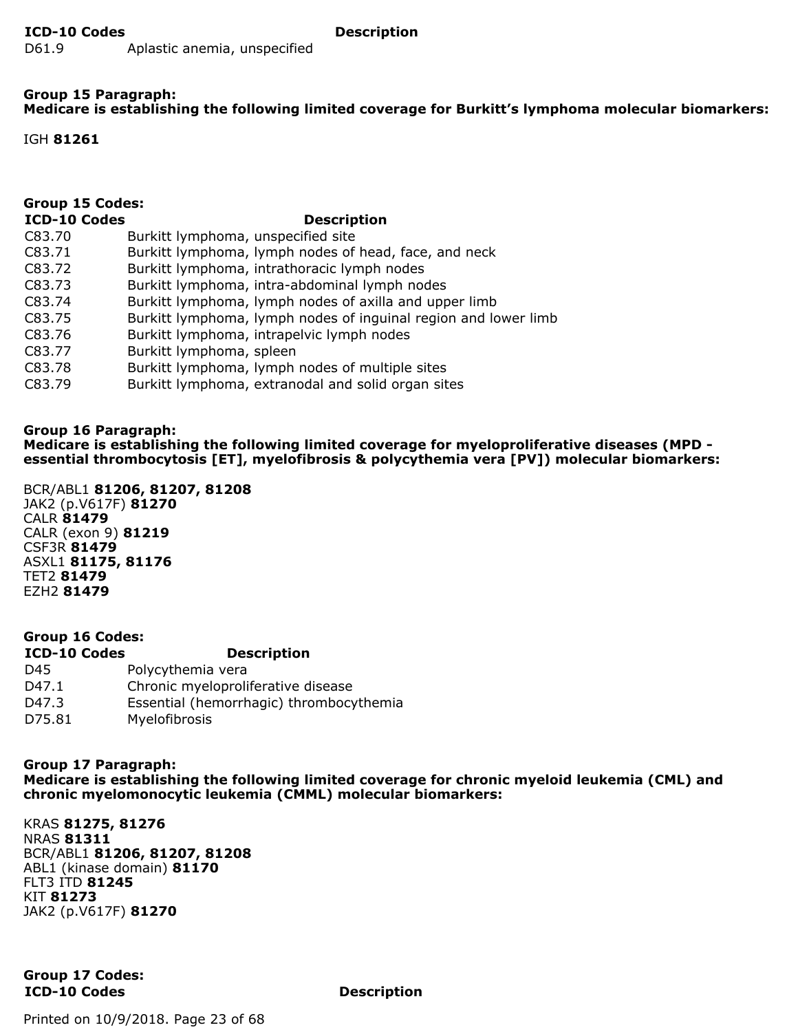| ICD-10 Codes | Description |
| --- | --- |
| D61.9 | Aplastic anemia, unspecified |

**Group 15 Paragraph:**
**Medicare is establishing the following limited coverage for Burkitt's lymphoma molecular biomarkers:**

IGH **81261**

**Group 15 Codes:**

| ICD-10 Codes | Description |
| --- | --- |
| C83.70 | Burkitt lymphoma, unspecified site |
| C83.71 | Burkitt lymphoma, lymph nodes of head, face, and neck |
| C83.72 | Burkitt lymphoma, intrathoracic lymph nodes |
| C83.73 | Burkitt lymphoma, intra-abdominal lymph nodes |
| C83.74 | Burkitt lymphoma, lymph nodes of axilla and upper limb |
| C83.75 | Burkitt lymphoma, lymph nodes of inguinal region and lower limb |
| C83.76 | Burkitt lymphoma, intrapelvic lymph nodes |
| C83.77 | Burkitt lymphoma, spleen |
| C83.78 | Burkitt lymphoma, lymph nodes of multiple sites |
| C83.79 | Burkitt lymphoma, extranodal and solid organ sites |

**Group 16 Paragraph:**
**Medicare is establishing the following limited coverage for myeloproliferative diseases (MPD - essential thrombocytosis [ET], myelofibrosis & polycythemia vera [PV]) molecular biomarkers:**

BCR/ABL1 **81206, 81207, 81208**
JAK2 (p.V617F) **81270**
CALR **81479**
CALR (exon 9) **81219**
CSF3R **81479**
ASXL1 **81175, 81176**
TET2 **81479**
EZH2 **81479**

**Group 16 Codes:**

| ICD-10 Codes | Description |
| --- | --- |
| D45 | Polycythemia vera |
| D47.1 | Chronic myeloproliferative disease |
| D47.3 | Essential (hemorrhagic) thrombocythemia |
| D75.81 | Myelofibrosis |

**Group 17 Paragraph:**
**Medicare is establishing the following limited coverage for chronic myeloid leukemia (CML) and chronic myelomonocytic leukemia (CMML) molecular biomarkers:**

KRAS **81275, 81276**
NRAS **81311**
BCR/ABL1 **81206, 81207, 81208**
ABL1 (kinase domain) **81170**
FLT3 ITD **81245**
KIT **81273**
JAK2 (p.V617F) **81270**

**Group 17 Codes:**

| ICD-10 Codes | Description |
| --- | --- |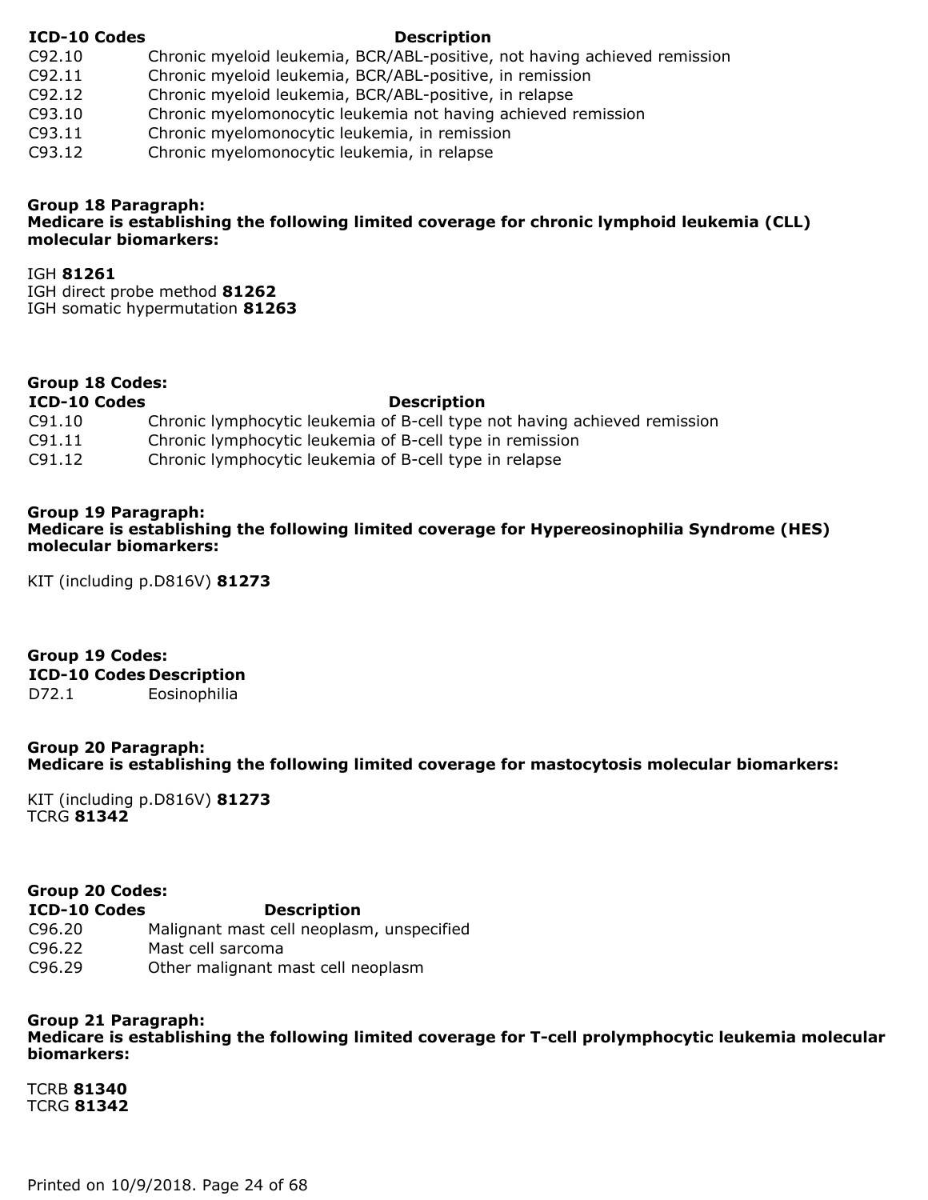| ICD-10 Codes | Description |
|---|---|
| C92.10 | Chronic myeloid leukemia, BCR/ABL-positive, not having achieved remission |
| C92.11 | Chronic myeloid leukemia, BCR/ABL-positive, in remission |
| C92.12 | Chronic myeloid leukemia, BCR/ABL-positive, in relapse |
| C93.10 | Chronic myelomonocytic leukemia not having achieved remission |
| C93.11 | Chronic myelomonocytic leukemia, in remission |
| C93.12 | Chronic myelomonocytic leukemia, in relapse |

**Group 18 Paragraph:**
**Medicare is establishing the following limited coverage for chronic lymphoid leukemia (CLL) molecular biomarkers:**

IGH **81261**
IGH direct probe method **81262**
IGH somatic hypermutation **81263**

**Group 18 Codes:**

| ICD-10 Codes | Description |
|---|---|
| C91.10 | Chronic lymphocytic leukemia of B-cell type not having achieved remission |
| C91.11 | Chronic lymphocytic leukemia of B-cell type in remission |
| C91.12 | Chronic lymphocytic leukemia of B-cell type in relapse |

**Group 19 Paragraph:**
**Medicare is establishing the following limited coverage for Hypereosinophilia Syndrome (HES) molecular biomarkers:**

KIT (including p.D816V) **81273**

**Group 19 Codes:**

| ICD-10 Codes | Description |
|---|---|
| D72.1 | Eosinophilia |

**Group 20 Paragraph:**
**Medicare is establishing the following limited coverage for mastocytosis molecular biomarkers:**

KIT (including p.D816V) **81273**
TCRG **81342**

**Group 20 Codes:**

| ICD-10 Codes | Description |
|---|---|
| C96.20 | Malignant mast cell neoplasm, unspecified |
| C96.22 | Mast cell sarcoma |
| C96.29 | Other malignant mast cell neoplasm |

**Group 21 Paragraph:**
**Medicare is establishing the following limited coverage for T-cell prolymphocytic leukemia molecular biomarkers:**

TCRB **81340**
TCRG **81342**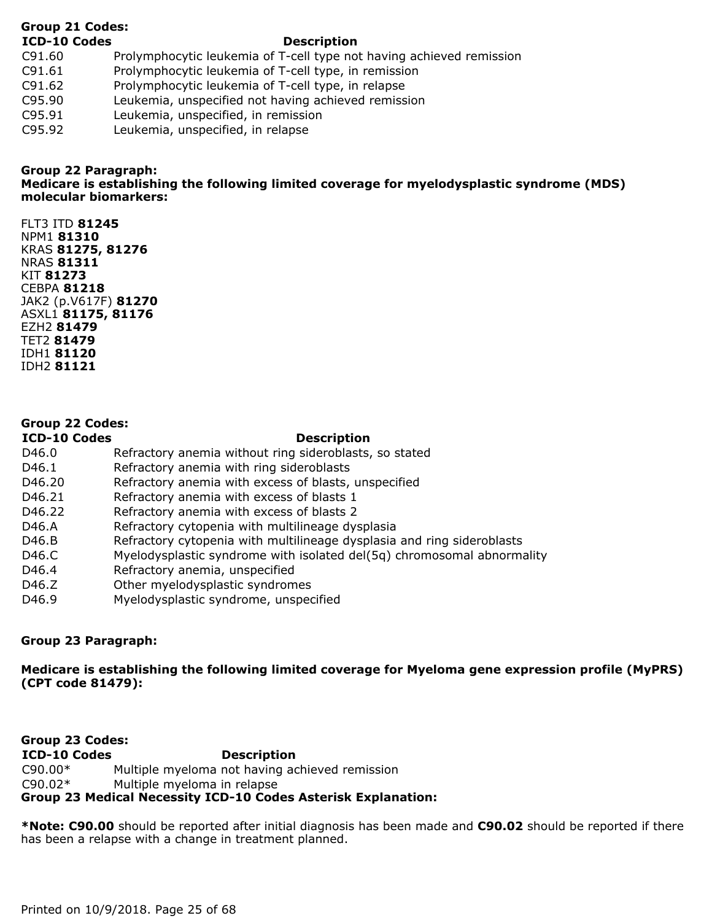**Group 21 Codes:**

| ICD-10 Codes | Description |
| --- | --- |
| C91.60 | Prolymphocytic leukemia of T-cell type not having achieved remission |
| C91.61 | Prolymphocytic leukemia of T-cell type, in remission |
| C91.62 | Prolymphocytic leukemia of T-cell type, in relapse |
| C95.90 | Leukemia, unspecified not having achieved remission |
| C95.91 | Leukemia, unspecified, in remission |
| C95.92 | Leukemia, unspecified, in relapse |

**Group 22 Paragraph:**
**Medicare is establishing the following limited coverage for myelodysplastic syndrome (MDS) molecular biomarkers:**

FLT3 ITD **81245**
NPM1 **81310**
KRAS **81275, 81276**
NRAS **81311**
KIT **81273**
CEBPA **81218**
JAK2 (p.V617F) **81270**
ASXL1 **81175, 81176**
EZH2 **81479**
TET2 **81479**
IDH1 **81120**
IDH2 **81121**

**Group 22 Codes:**

| ICD-10 Codes | Description |
| --- | --- |
| D46.0 | Refractory anemia without ring sideroblasts, so stated |
| D46.1 | Refractory anemia with ring sideroblasts |
| D46.20 | Refractory anemia with excess of blasts, unspecified |
| D46.21 | Refractory anemia with excess of blasts 1 |
| D46.22 | Refractory anemia with excess of blasts 2 |
| D46.A | Refractory cytopenia with multilineage dysplasia |
| D46.B | Refractory cytopenia with multilineage dysplasia and ring sideroblasts |
| D46.C | Myelodysplastic syndrome with isolated del(5q) chromosomal abnormality |
| D46.4 | Refractory anemia, unspecified |
| D46.Z | Other myelodysplastic syndromes |
| D46.9 | Myelodysplastic syndrome, unspecified |

**Group 23 Paragraph:**

**Medicare is establishing the following limited coverage for Myeloma gene expression profile (MyPRS) (CPT code 81479):**

**Group 23 Codes:**

| ICD-10 Codes | Description |
| --- | --- |
| C90.00* | Multiple myeloma not having achieved remission |
| C90.02* | Multiple myeloma in relapse |

**Group 23 Medical Necessity ICD-10 Codes Asterisk Explanation:**

**\*Note: C90.00** should be reported after initial diagnosis has been made and **C90.02** should be reported if there has been a relapse with a change in treatment planned.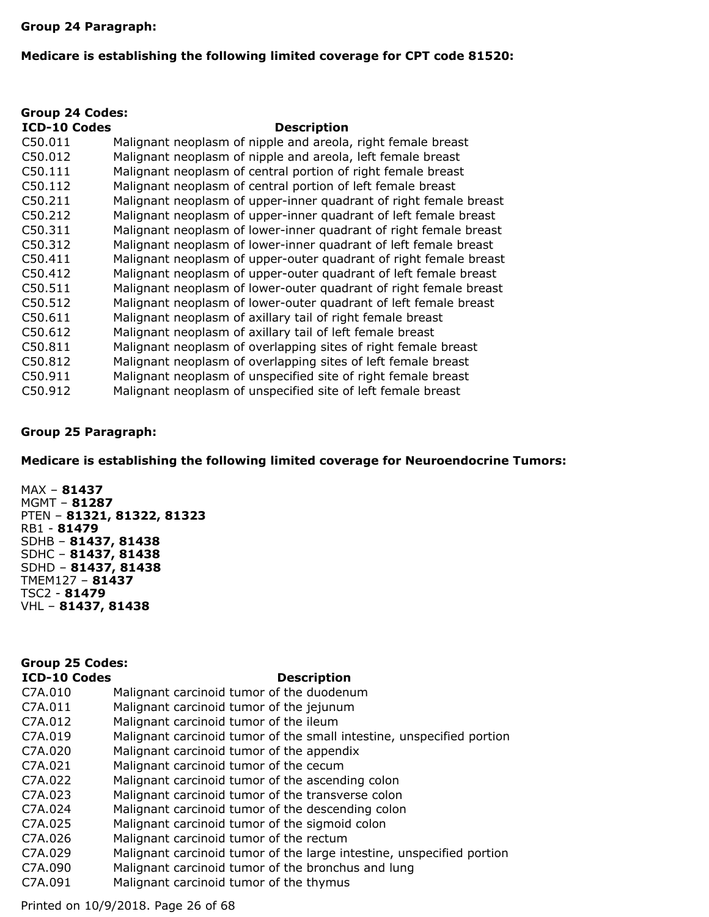**Group 24 Paragraph:**

**Medicare is establishing the following limited coverage for CPT code 81520:**

**Group 24 Codes:**

| ICD-10 Codes | Description |
|---|---|
| C50.011 | Malignant neoplasm of nipple and areola, right female breast |
| C50.012 | Malignant neoplasm of nipple and areola, left female breast |
| C50.111 | Malignant neoplasm of central portion of right female breast |
| C50.112 | Malignant neoplasm of central portion of left female breast |
| C50.211 | Malignant neoplasm of upper-inner quadrant of right female breast |
| C50.212 | Malignant neoplasm of upper-inner quadrant of left female breast |
| C50.311 | Malignant neoplasm of lower-inner quadrant of right female breast |
| C50.312 | Malignant neoplasm of lower-inner quadrant of left female breast |
| C50.411 | Malignant neoplasm of upper-outer quadrant of right female breast |
| C50.412 | Malignant neoplasm of upper-outer quadrant of left female breast |
| C50.511 | Malignant neoplasm of lower-outer quadrant of right female breast |
| C50.512 | Malignant neoplasm of lower-outer quadrant of left female breast |
| C50.611 | Malignant neoplasm of axillary tail of right female breast |
| C50.612 | Malignant neoplasm of axillary tail of left female breast |
| C50.811 | Malignant neoplasm of overlapping sites of right female breast |
| C50.812 | Malignant neoplasm of overlapping sites of left female breast |
| C50.911 | Malignant neoplasm of unspecified site of right female breast |
| C50.912 | Malignant neoplasm of unspecified site of left female breast |

**Group 25 Paragraph:**

**Medicare is establishing the following limited coverage for Neuroendocrine Tumors:**

MAX – **81437**
MGMT – **81287**
PTEN – **81321, 81322, 81323**
RB1 - **81479**
SDHB – **81437, 81438**
SDHC – **81437, 81438**
SDHD – **81437, 81438**
TMEM127 – **81437**
TSC2 - **81479**
VHL – **81437, 81438**

**Group 25 Codes:**

| ICD-10 Codes | Description |
|---|---|
| C7A.010 | Malignant carcinoid tumor of the duodenum |
| C7A.011 | Malignant carcinoid tumor of the jejunum |
| C7A.012 | Malignant carcinoid tumor of the ileum |
| C7A.019 | Malignant carcinoid tumor of the small intestine, unspecified portion |
| C7A.020 | Malignant carcinoid tumor of the appendix |
| C7A.021 | Malignant carcinoid tumor of the cecum |
| C7A.022 | Malignant carcinoid tumor of the ascending colon |
| C7A.023 | Malignant carcinoid tumor of the transverse colon |
| C7A.024 | Malignant carcinoid tumor of the descending colon |
| C7A.025 | Malignant carcinoid tumor of the sigmoid colon |
| C7A.026 | Malignant carcinoid tumor of the rectum |
| C7A.029 | Malignant carcinoid tumor of the large intestine, unspecified portion |
| C7A.090 | Malignant carcinoid tumor of the bronchus and lung |
| C7A.091 | Malignant carcinoid tumor of the thymus |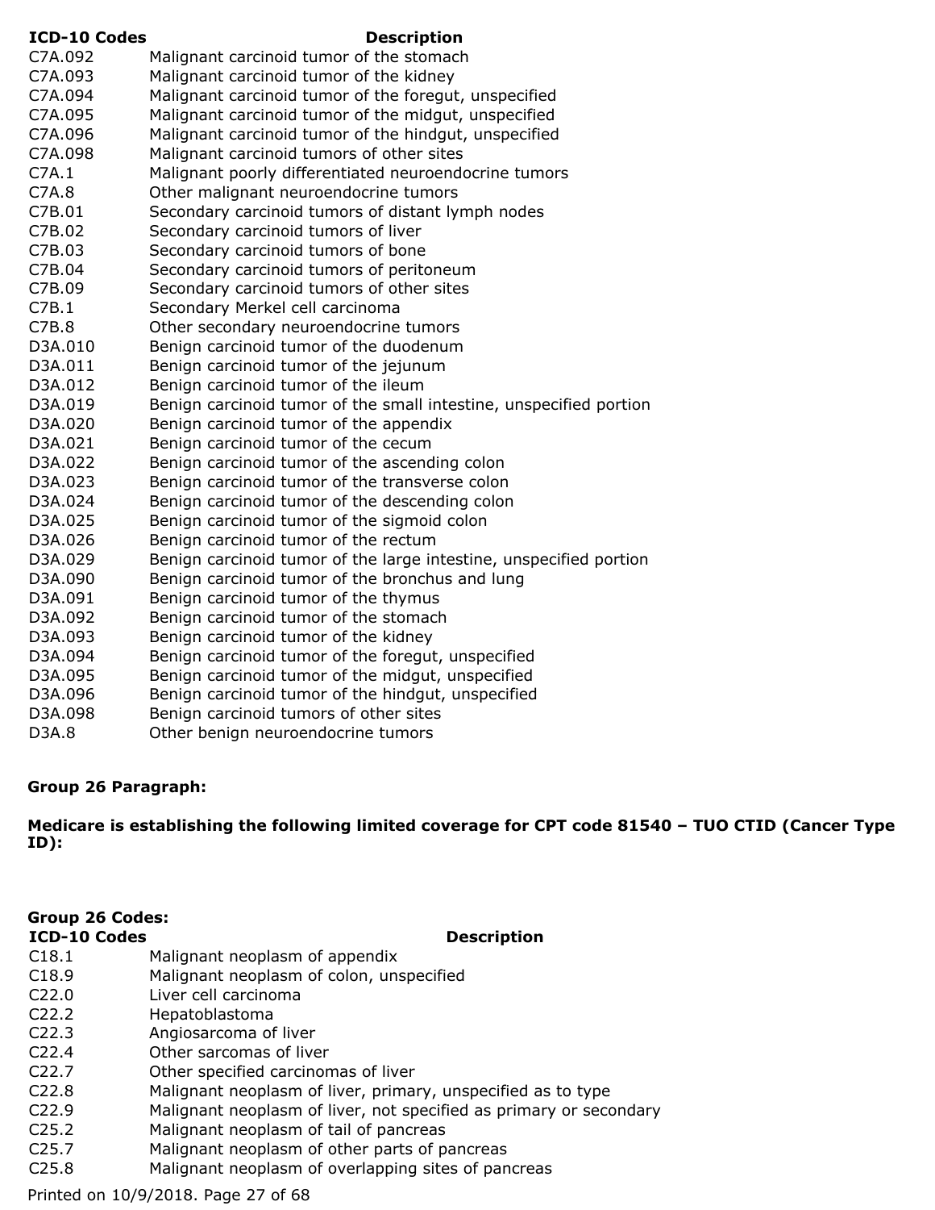| ICD-10 Codes | Description |
|---|---|
| C7A.092 | Malignant carcinoid tumor of the stomach |
| C7A.093 | Malignant carcinoid tumor of the kidney |
| C7A.094 | Malignant carcinoid tumor of the foregut, unspecified |
| C7A.095 | Malignant carcinoid tumor of the midgut, unspecified |
| C7A.096 | Malignant carcinoid tumor of the hindgut, unspecified |
| C7A.098 | Malignant carcinoid tumors of other sites |
| C7A.1 | Malignant poorly differentiated neuroendocrine tumors |
| C7A.8 | Other malignant neuroendocrine tumors |
| C7B.01 | Secondary carcinoid tumors of distant lymph nodes |
| C7B.02 | Secondary carcinoid tumors of liver |
| C7B.03 | Secondary carcinoid tumors of bone |
| C7B.04 | Secondary carcinoid tumors of peritoneum |
| C7B.09 | Secondary carcinoid tumors of other sites |
| C7B.1 | Secondary Merkel cell carcinoma |
| C7B.8 | Other secondary neuroendocrine tumors |
| D3A.010 | Benign carcinoid tumor of the duodenum |
| D3A.011 | Benign carcinoid tumor of the jejunum |
| D3A.012 | Benign carcinoid tumor of the ileum |
| D3A.019 | Benign carcinoid tumor of the small intestine, unspecified portion |
| D3A.020 | Benign carcinoid tumor of the appendix |
| D3A.021 | Benign carcinoid tumor of the cecum |
| D3A.022 | Benign carcinoid tumor of the ascending colon |
| D3A.023 | Benign carcinoid tumor of the transverse colon |
| D3A.024 | Benign carcinoid tumor of the descending colon |
| D3A.025 | Benign carcinoid tumor of the sigmoid colon |
| D3A.026 | Benign carcinoid tumor of the rectum |
| D3A.029 | Benign carcinoid tumor of the large intestine, unspecified portion |
| D3A.090 | Benign carcinoid tumor of the bronchus and lung |
| D3A.091 | Benign carcinoid tumor of the thymus |
| D3A.092 | Benign carcinoid tumor of the stomach |
| D3A.093 | Benign carcinoid tumor of the kidney |
| D3A.094 | Benign carcinoid tumor of the foregut, unspecified |
| D3A.095 | Benign carcinoid tumor of the midgut, unspecified |
| D3A.096 | Benign carcinoid tumor of the hindgut, unspecified |
| D3A.098 | Benign carcinoid tumors of other sites |
| D3A.8 | Other benign neuroendocrine tumors |

**Group 26 Paragraph:**

**Medicare is establishing the following limited coverage for CPT code 81540 – TUO CTID (Cancer Type ID):**

**Group 26 Codes:**

| ICD-10 Codes | Description |
|---|---|
| C18.1 | Malignant neoplasm of appendix |
| C18.9 | Malignant neoplasm of colon, unspecified |
| C22.0 | Liver cell carcinoma |
| C22.2 | Hepatoblastoma |
| C22.3 | Angiosarcoma of liver |
| C22.4 | Other sarcomas of liver |
| C22.7 | Other specified carcinomas of liver |
| C22.8 | Malignant neoplasm of liver, primary, unspecified as to type |
| C22.9 | Malignant neoplasm of liver, not specified as primary or secondary |
| C25.2 | Malignant neoplasm of tail of pancreas |
| C25.7 | Malignant neoplasm of other parts of pancreas |
| C25.8 | Malignant neoplasm of overlapping sites of pancreas |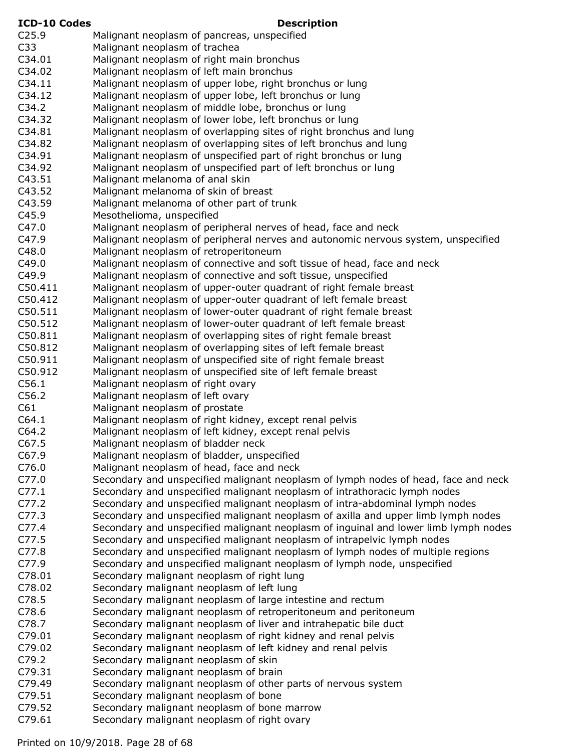| ICD-10 Codes | Description |
| --- | --- |
| C25.9 | Malignant neoplasm of pancreas, unspecified |
| C33 | Malignant neoplasm of trachea |
| C34.01 | Malignant neoplasm of right main bronchus |
| C34.02 | Malignant neoplasm of left main bronchus |
| C34.11 | Malignant neoplasm of upper lobe, right bronchus or lung |
| C34.12 | Malignant neoplasm of upper lobe, left bronchus or lung |
| C34.2 | Malignant neoplasm of middle lobe, bronchus or lung |
| C34.32 | Malignant neoplasm of lower lobe, left bronchus or lung |
| C34.81 | Malignant neoplasm of overlapping sites of right bronchus and lung |
| C34.82 | Malignant neoplasm of overlapping sites of left bronchus and lung |
| C34.91 | Malignant neoplasm of unspecified part of right bronchus or lung |
| C34.92 | Malignant neoplasm of unspecified part of left bronchus or lung |
| C43.51 | Malignant melanoma of anal skin |
| C43.52 | Malignant melanoma of skin of breast |
| C43.59 | Malignant melanoma of other part of trunk |
| C45.9 | Mesothelioma, unspecified |
| C47.0 | Malignant neoplasm of peripheral nerves of head, face and neck |
| C47.9 | Malignant neoplasm of peripheral nerves and autonomic nervous system, unspecified |
| C48.0 | Malignant neoplasm of retroperitoneum |
| C49.0 | Malignant neoplasm of connective and soft tissue of head, face and neck |
| C49.9 | Malignant neoplasm of connective and soft tissue, unspecified |
| C50.411 | Malignant neoplasm of upper-outer quadrant of right female breast |
| C50.412 | Malignant neoplasm of upper-outer quadrant of left female breast |
| C50.511 | Malignant neoplasm of lower-outer quadrant of right female breast |
| C50.512 | Malignant neoplasm of lower-outer quadrant of left female breast |
| C50.811 | Malignant neoplasm of overlapping sites of right female breast |
| C50.812 | Malignant neoplasm of overlapping sites of left female breast |
| C50.911 | Malignant neoplasm of unspecified site of right female breast |
| C50.912 | Malignant neoplasm of unspecified site of left female breast |
| C56.1 | Malignant neoplasm of right ovary |
| C56.2 | Malignant neoplasm of left ovary |
| C61 | Malignant neoplasm of prostate |
| C64.1 | Malignant neoplasm of right kidney, except renal pelvis |
| C64.2 | Malignant neoplasm of left kidney, except renal pelvis |
| C67.5 | Malignant neoplasm of bladder neck |
| C67.9 | Malignant neoplasm of bladder, unspecified |
| C76.0 | Malignant neoplasm of head, face and neck |
| C77.0 | Secondary and unspecified malignant neoplasm of lymph nodes of head, face and neck |
| C77.1 | Secondary and unspecified malignant neoplasm of intrathoracic lymph nodes |
| C77.2 | Secondary and unspecified malignant neoplasm of intra-abdominal lymph nodes |
| C77.3 | Secondary and unspecified malignant neoplasm of axilla and upper limb lymph nodes |
| C77.4 | Secondary and unspecified malignant neoplasm of inguinal and lower limb lymph nodes |
| C77.5 | Secondary and unspecified malignant neoplasm of intrapelvic lymph nodes |
| C77.8 | Secondary and unspecified malignant neoplasm of lymph nodes of multiple regions |
| C77.9 | Secondary and unspecified malignant neoplasm of lymph node, unspecified |
| C78.01 | Secondary malignant neoplasm of right lung |
| C78.02 | Secondary malignant neoplasm of left lung |
| C78.5 | Secondary malignant neoplasm of large intestine and rectum |
| C78.6 | Secondary malignant neoplasm of retroperitoneum and peritoneum |
| C78.7 | Secondary malignant neoplasm of liver and intrahepatic bile duct |
| C79.01 | Secondary malignant neoplasm of right kidney and renal pelvis |
| C79.02 | Secondary malignant neoplasm of left kidney and renal pelvis |
| C79.2 | Secondary malignant neoplasm of skin |
| C79.31 | Secondary malignant neoplasm of brain |
| C79.49 | Secondary malignant neoplasm of other parts of nervous system |
| C79.51 | Secondary malignant neoplasm of bone |
| C79.52 | Secondary malignant neoplasm of bone marrow |
| C79.61 | Secondary malignant neoplasm of right ovary |

Printed on 10/9/2018.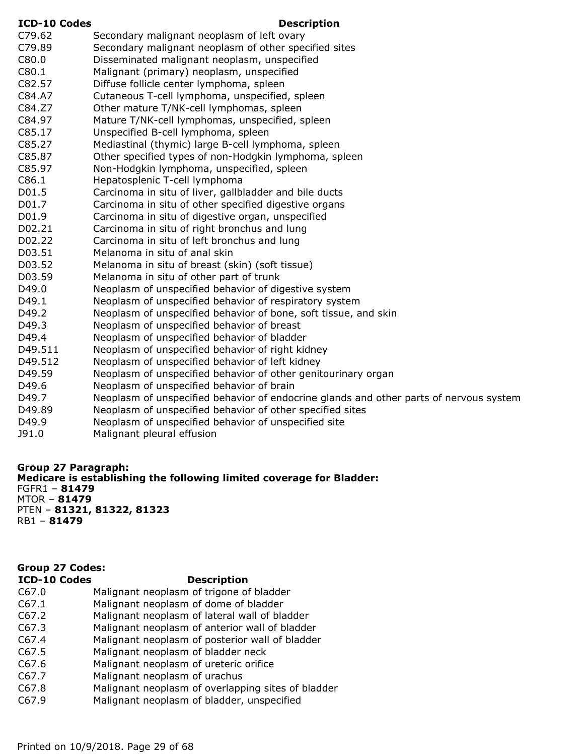| ICD-10 Codes | Description |
| --- | --- |
| C79.62 | Secondary malignant neoplasm of left ovary |
| C79.89 | Secondary malignant neoplasm of other specified sites |
| C80.0 | Disseminated malignant neoplasm, unspecified |
| C80.1 | Malignant (primary) neoplasm, unspecified |
| C82.57 | Diffuse follicle center lymphoma, spleen |
| C84.A7 | Cutaneous T-cell lymphoma, unspecified, spleen |
| C84.Z7 | Other mature T/NK-cell lymphomas, spleen |
| C84.97 | Mature T/NK-cell lymphomas, unspecified, spleen |
| C85.17 | Unspecified B-cell lymphoma, spleen |
| C85.27 | Mediastinal (thymic) large B-cell lymphoma, spleen |
| C85.87 | Other specified types of non-Hodgkin lymphoma, spleen |
| C85.97 | Non-Hodgkin lymphoma, unspecified, spleen |
| C86.1 | Hepatosplenic T-cell lymphoma |
| D01.5 | Carcinoma in situ of liver, gallbladder and bile ducts |
| D01.7 | Carcinoma in situ of other specified digestive organs |
| D01.9 | Carcinoma in situ of digestive organ, unspecified |
| D02.21 | Carcinoma in situ of right bronchus and lung |
| D02.22 | Carcinoma in situ of left bronchus and lung |
| D03.51 | Melanoma in situ of anal skin |
| D03.52 | Melanoma in situ of breast (skin) (soft tissue) |
| D03.59 | Melanoma in situ of other part of trunk |
| D49.0 | Neoplasm of unspecified behavior of digestive system |
| D49.1 | Neoplasm of unspecified behavior of respiratory system |
| D49.2 | Neoplasm of unspecified behavior of bone, soft tissue, and skin |
| D49.3 | Neoplasm of unspecified behavior of breast |
| D49.4 | Neoplasm of unspecified behavior of bladder |
| D49.511 | Neoplasm of unspecified behavior of right kidney |
| D49.512 | Neoplasm of unspecified behavior of left kidney |
| D49.59 | Neoplasm of unspecified behavior of other genitourinary organ |
| D49.6 | Neoplasm of unspecified behavior of brain |
| D49.7 | Neoplasm of unspecified behavior of endocrine glands and other parts of nervous system |
| D49.89 | Neoplasm of unspecified behavior of other specified sites |
| D49.9 | Neoplasm of unspecified behavior of unspecified site |
| J91.0 | Malignant pleural effusion |

**Group 27 Paragraph:**
**Medicare is establishing the following limited coverage for Bladder:**
FGFR1 – **81479**
MTOR – **81479**
PTEN – **81321, 81322, 81323**
RB1 – **81479**

**Group 27 Codes:**

| ICD-10 Codes | Description |
| --- | --- |
| C67.0 | Malignant neoplasm of trigone of bladder |
| C67.1 | Malignant neoplasm of dome of bladder |
| C67.2 | Malignant neoplasm of lateral wall of bladder |
| C67.3 | Malignant neoplasm of anterior wall of bladder |
| C67.4 | Malignant neoplasm of posterior wall of bladder |
| C67.5 | Malignant neoplasm of bladder neck |
| C67.6 | Malignant neoplasm of ureteric orifice |
| C67.7 | Malignant neoplasm of urachus |
| C67.8 | Malignant neoplasm of overlapping sites of bladder |
| C67.9 | Malignant neoplasm of bladder, unspecified |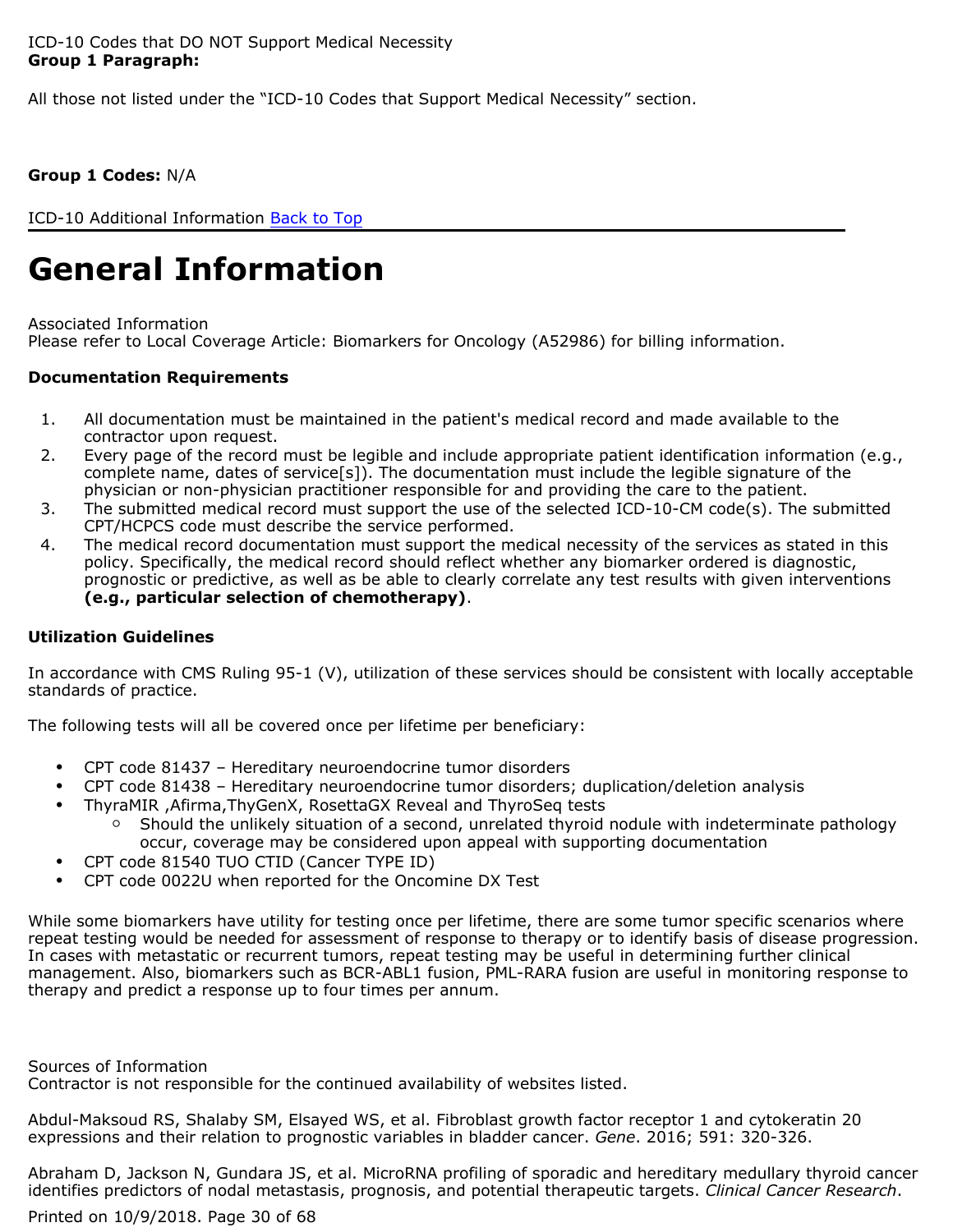ICD-10 Codes that DO NOT Support Medical Necessity
**Group 1 Paragraph:**

All those not listed under the "ICD-10 Codes that Support Medical Necessity" section.

**Group 1 Codes:** N/A

ICD-10 Additional Information Back to Top

# General Information

Associated Information
Please refer to Local Coverage Article: Biomarkers for Oncology (A52986) for billing information.

**Documentation Requirements**

1. All documentation must be maintained in the patient's medical record and made available to the contractor upon request.
2. Every page of the record must be legible and include appropriate patient identification information (e.g., complete name, dates of service[s]). The documentation must include the legible signature of the physician or non-physician practitioner responsible for and providing the care to the patient.
3. The submitted medical record must support the use of the selected ICD-10-CM code(s). The submitted CPT/HCPCS code must describe the service performed.
4. The medical record documentation must support the medical necessity of the services as stated in this policy. Specifically, the medical record should reflect whether any biomarker ordered is diagnostic, prognostic or predictive, as well as be able to clearly correlate any test results with given interventions **(e.g., particular selection of chemotherapy)**.

**Utilization Guidelines**

In accordance with CMS Ruling 95-1 (V), utilization of these services should be consistent with locally acceptable standards of practice.

The following tests will all be covered once per lifetime per beneficiary:

- CPT code 81437 – Hereditary neuroendocrine tumor disorders
- CPT code 81438 – Hereditary neuroendocrine tumor disorders; duplication/deletion analysis
- ThyraMIR ,Afirma,ThyGenX, RosettaGX Reveal and ThyroSeq tests
  - Should the unlikely situation of a second, unrelated thyroid nodule with indeterminate pathology occur, coverage may be considered upon appeal with supporting documentation
- CPT code 81540 TUO CTID (Cancer TYPE ID)
- CPT code 0022U when reported for the Oncomine DX Test

While some biomarkers have utility for testing once per lifetime, there are some tumor specific scenarios where repeat testing would be needed for assessment of response to therapy or to identify basis of disease progression. In cases with metastatic or recurrent tumors, repeat testing may be useful in determining further clinical management. Also, biomarkers such as BCR-ABL1 fusion, PML-RARA fusion are useful in monitoring response to therapy and predict a response up to four times per annum.

Sources of Information
Contractor is not responsible for the continued availability of websites listed.

Abdul-Maksoud RS, Shalaby SM, Elsayed WS, et al. Fibroblast growth factor receptor 1 and cytokeratin 20 expressions and their relation to prognostic variables in bladder cancer. *Gene*. 2016; 591: 320-326.

Abraham D, Jackson N, Gundara JS, et al. MicroRNA profiling of sporadic and hereditary medullary thyroid cancer identifies predictors of nodal metastasis, prognosis, and potential therapeutic targets. *Clinical Cancer Research*.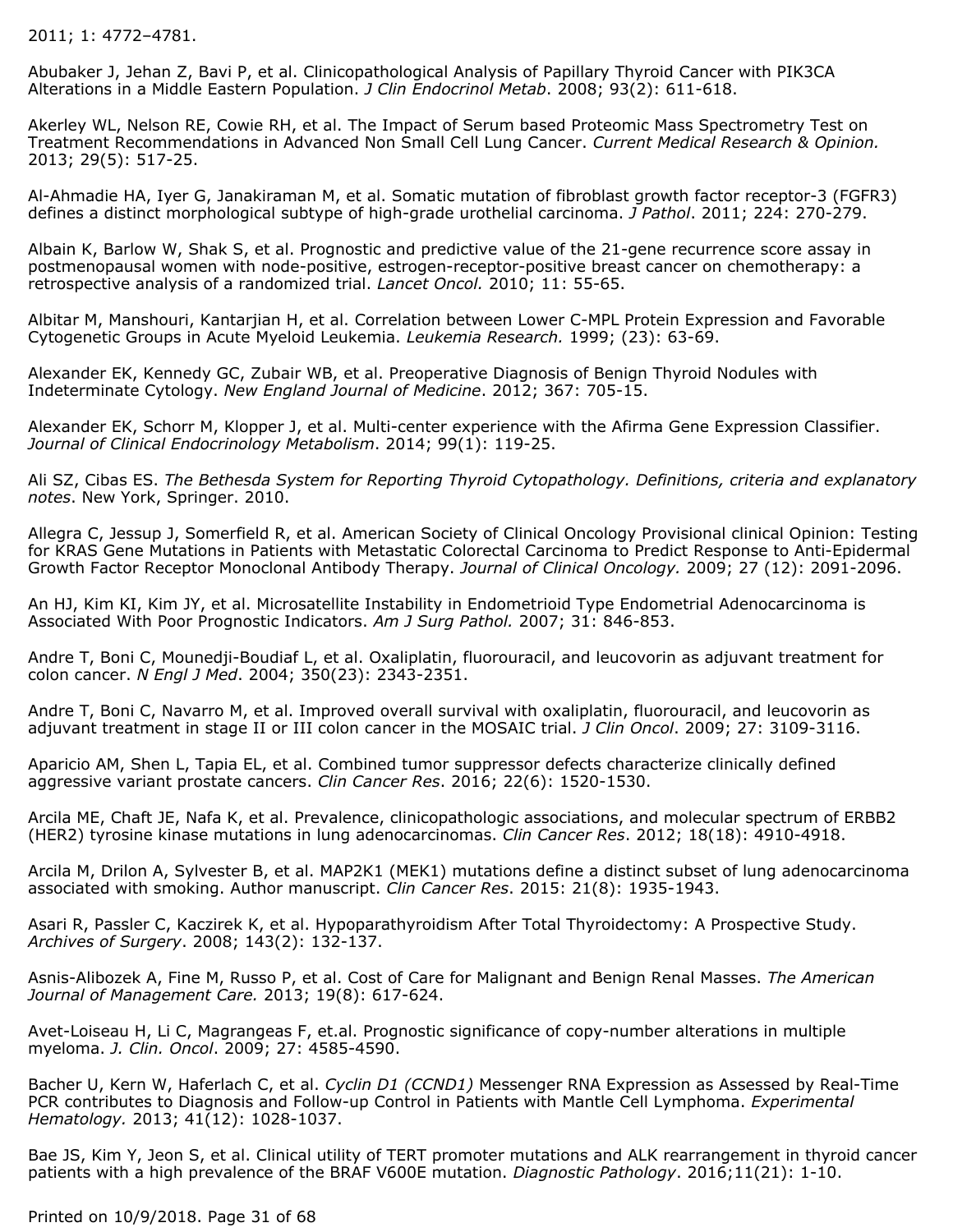2011; 1: 4772–4781.

Abubaker J, Jehan Z, Bavi P, et al. Clinicopathological Analysis of Papillary Thyroid Cancer with PIK3CA Alterations in a Middle Eastern Population. *J Clin Endocrinol Metab*. 2008; 93(2): 611-618.

Akerley WL, Nelson RE, Cowie RH, et al. The Impact of Serum based Proteomic Mass Spectrometry Test on Treatment Recommendations in Advanced Non Small Cell Lung Cancer. *Current Medical Research & Opinion.* 2013; 29(5): 517-25.

Al-Ahmadie HA, Iyer G, Janakiraman M, et al. Somatic mutation of fibroblast growth factor receptor-3 (FGFR3) defines a distinct morphological subtype of high-grade urothelial carcinoma. *J Pathol*. 2011; 224: 270-279.

Albain K, Barlow W, Shak S, et al. Prognostic and predictive value of the 21-gene recurrence score assay in postmenopausal women with node-positive, estrogen-receptor-positive breast cancer on chemotherapy: a retrospective analysis of a randomized trial. *Lancet Oncol.* 2010; 11: 55-65.

Albitar M, Manshouri, Kantarjian H, et al. Correlation between Lower C-MPL Protein Expression and Favorable Cytogenetic Groups in Acute Myeloid Leukemia. *Leukemia Research.* 1999; (23): 63-69.

Alexander EK, Kennedy GC, Zubair WB, et al. Preoperative Diagnosis of Benign Thyroid Nodules with Indeterminate Cytology. *New England Journal of Medicine*. 2012; 367: 705-15.

Alexander EK, Schorr M, Klopper J, et al. Multi-center experience with the Afirma Gene Expression Classifier. *Journal of Clinical Endocrinology Metabolism*. 2014; 99(1): 119-25.

Ali SZ, Cibas ES. *The Bethesda System for Reporting Thyroid Cytopathology. Definitions, criteria and explanatory notes*. New York, Springer. 2010.

Allegra C, Jessup J, Somerfield R, et al. American Society of Clinical Oncology Provisional clinical Opinion: Testing for KRAS Gene Mutations in Patients with Metastatic Colorectal Carcinoma to Predict Response to Anti-Epidermal Growth Factor Receptor Monoclonal Antibody Therapy. *Journal of Clinical Oncology.* 2009; 27 (12): 2091-2096.

An HJ, Kim KI, Kim JY, et al. Microsatellite Instability in Endometrioid Type Endometrial Adenocarcinoma is Associated With Poor Prognostic Indicators. *Am J Surg Pathol.* 2007; 31: 846-853.

Andre T, Boni C, Mounedji-Boudiaf L, et al. Oxaliplatin, fluorouracil, and leucovorin as adjuvant treatment for colon cancer. *N Engl J Med*. 2004; 350(23): 2343-2351.

Andre T, Boni C, Navarro M, et al. Improved overall survival with oxaliplatin, fluorouracil, and leucovorin as adjuvant treatment in stage II or III colon cancer in the MOSAIC trial. *J Clin Oncol*. 2009; 27: 3109-3116.

Aparicio AM, Shen L, Tapia EL, et al. Combined tumor suppressor defects characterize clinically defined aggressive variant prostate cancers. *Clin Cancer Res*. 2016; 22(6): 1520-1530.

Arcila ME, Chaft JE, Nafa K, et al. Prevalence, clinicopathologic associations, and molecular spectrum of ERBB2 (HER2) tyrosine kinase mutations in lung adenocarcinomas. *Clin Cancer Res*. 2012; 18(18): 4910-4918.

Arcila M, Drilon A, Sylvester B, et al. MAP2K1 (MEK1) mutations define a distinct subset of lung adenocarcinoma associated with smoking. Author manuscript. *Clin Cancer Res*. 2015: 21(8): 1935-1943.

Asari R, Passler C, Kaczirek K, et al. Hypoparathyroidism After Total Thyroidectomy: A Prospective Study. *Archives of Surgery*. 2008; 143(2): 132-137.

Asnis-Alibozek A, Fine M, Russo P, et al. Cost of Care for Malignant and Benign Renal Masses. *The American Journal of Management Care.* 2013; 19(8): 617-624.

Avet-Loiseau H, Li C, Magrangeas F, et.al. Prognostic significance of copy-number alterations in multiple myeloma. *J. Clin. Oncol*. 2009; 27: 4585-4590.

Bacher U, Kern W, Haferlach C, et al. *Cyclin D1 (CCND1)* Messenger RNA Expression as Assessed by Real-Time PCR contributes to Diagnosis and Follow-up Control in Patients with Mantle Cell Lymphoma. *Experimental Hematology.* 2013; 41(12): 1028-1037.

Bae JS, Kim Y, Jeon S, et al. Clinical utility of TERT promoter mutations and ALK rearrangement in thyroid cancer patients with a high prevalence of the BRAF V600E mutation. *Diagnostic Pathology*. 2016;11(21): 1-10.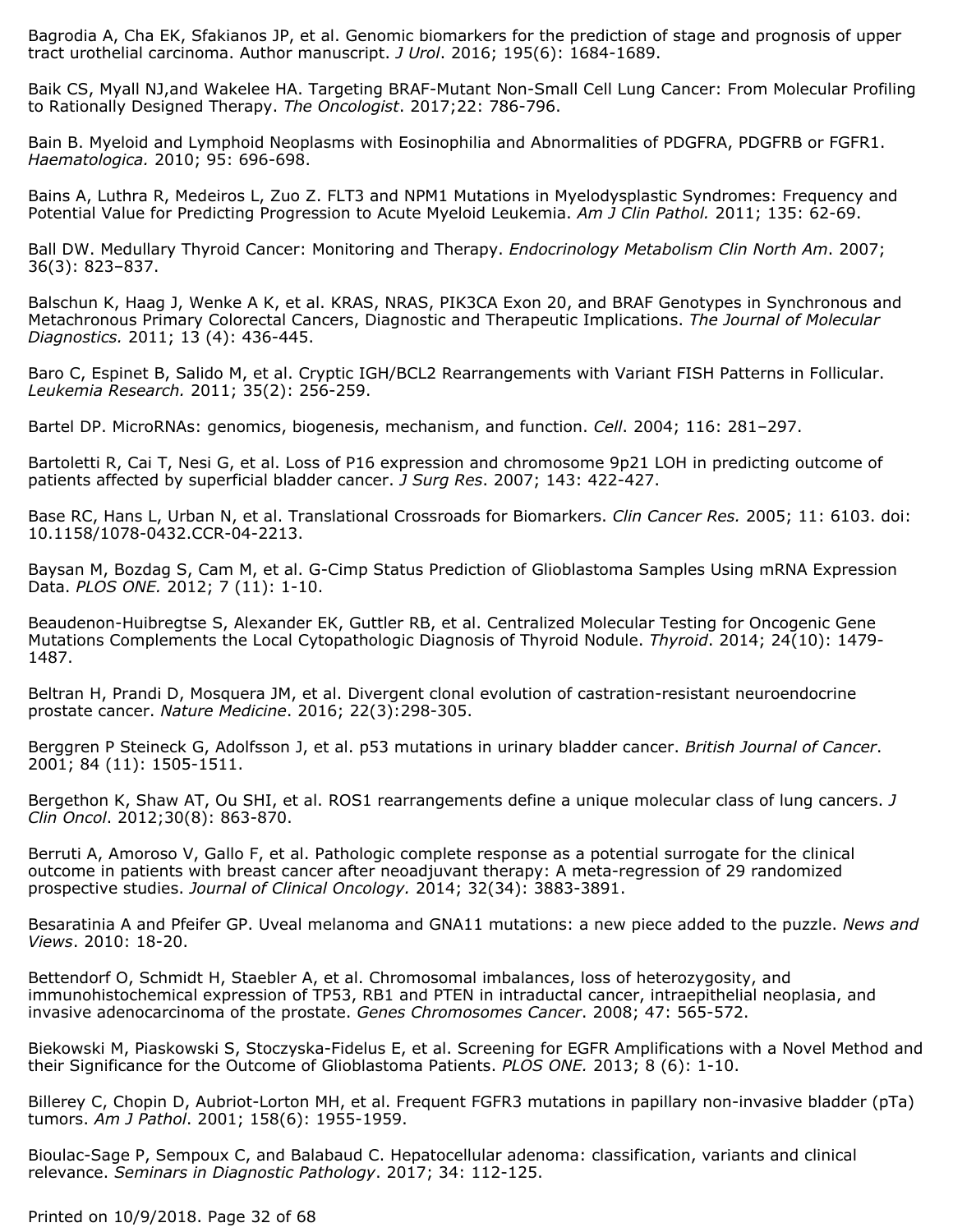Bagrodia A, Cha EK, Sfakianos JP, et al. Genomic biomarkers for the prediction of stage and prognosis of upper tract urothelial carcinoma. Author manuscript. *J Urol*. 2016; 195(6): 1684-1689.

Baik CS, Myall NJ,and Wakelee HA. Targeting BRAF-Mutant Non-Small Cell Lung Cancer: From Molecular Profiling to Rationally Designed Therapy. *The Oncologist*. 2017;22: 786-796.

Bain B. Myeloid and Lymphoid Neoplasms with Eosinophilia and Abnormalities of PDGFRA, PDGFRB or FGFR1. *Haematologica.* 2010; 95: 696-698.

Bains A, Luthra R, Medeiros L, Zuo Z. FLT3 and NPM1 Mutations in Myelodysplastic Syndromes: Frequency and Potential Value for Predicting Progression to Acute Myeloid Leukemia. *Am J Clin Pathol.* 2011; 135: 62-69.

Ball DW. Medullary Thyroid Cancer: Monitoring and Therapy. *Endocrinology Metabolism Clin North Am*. 2007; 36(3): 823–837.

Balschun K, Haag J, Wenke A K, et al. KRAS, NRAS, PIK3CA Exon 20, and BRAF Genotypes in Synchronous and Metachronous Primary Colorectal Cancers, Diagnostic and Therapeutic Implications. *The Journal of Molecular Diagnostics.* 2011; 13 (4): 436-445.

Baro C, Espinet B, Salido M, et al. Cryptic IGH/BCL2 Rearrangements with Variant FISH Patterns in Follicular. *Leukemia Research.* 2011; 35(2): 256-259.

Bartel DP. MicroRNAs: genomics, biogenesis, mechanism, and function. *Cell*. 2004; 116: 281–297.

Bartoletti R, Cai T, Nesi G, et al. Loss of P16 expression and chromosome 9p21 LOH in predicting outcome of patients affected by superficial bladder cancer. *J Surg Res*. 2007; 143: 422-427.

Base RC, Hans L, Urban N, et al. Translational Crossroads for Biomarkers. *Clin Cancer Res.* 2005; 11: 6103. doi: 10.1158/1078-0432.CCR-04-2213.

Baysan M, Bozdag S, Cam M, et al. G-Cimp Status Prediction of Glioblastoma Samples Using mRNA Expression Data. *PLOS ONE.* 2012; 7 (11): 1-10.

Beaudenon-Huibregtse S, Alexander EK, Guttler RB, et al. Centralized Molecular Testing for Oncogenic Gene Mutations Complements the Local Cytopathologic Diagnosis of Thyroid Nodule. *Thyroid*. 2014; 24(10): 1479-1487.

Beltran H, Prandi D, Mosquera JM, et al. Divergent clonal evolution of castration-resistant neuroendocrine prostate cancer. *Nature Medicine*. 2016; 22(3):298-305.

Berggren P Steineck G, Adolfsson J, et al. p53 mutations in urinary bladder cancer. *British Journal of Cancer*. 2001; 84 (11): 1505-1511.

Bergethon K, Shaw AT, Ou SHI, et al. ROS1 rearrangements define a unique molecular class of lung cancers. *J Clin Oncol*. 2012;30(8): 863-870.

Berruti A, Amoroso V, Gallo F, et al. Pathologic complete response as a potential surrogate for the clinical outcome in patients with breast cancer after neoadjuvant therapy: A meta-regression of 29 randomized prospective studies. *Journal of Clinical Oncology.* 2014; 32(34): 3883-3891.

Besaratinia A and Pfeifer GP. Uveal melanoma and GNA11 mutations: a new piece added to the puzzle. *News and Views*. 2010: 18-20.

Bettendorf O, Schmidt H, Staebler A, et al. Chromosomal imbalances, loss of heterozygosity, and immunohistochemical expression of TP53, RB1 and PTEN in intraductal cancer, intraepithelial neoplasia, and invasive adenocarcinoma of the prostate. *Genes Chromosomes Cancer*. 2008; 47: 565-572.

Biekowski M, Piaskowski S, Stoczyska-Fidelus E, et al. Screening for EGFR Amplifications with a Novel Method and their Significance for the Outcome of Glioblastoma Patients. *PLOS ONE.* 2013; 8 (6): 1-10.

Billerey C, Chopin D, Aubriot-Lorton MH, et al. Frequent FGFR3 mutations in papillary non-invasive bladder (pTa) tumors. *Am J Pathol*. 2001; 158(6): 1955-1959.

Bioulac-Sage P, Sempoux C, and Balabaud C. Hepatocellular adenoma: classification, variants and clinical relevance. *Seminars in Diagnostic Pathology*. 2017; 34: 112-125.

Printed on 10/9/2018.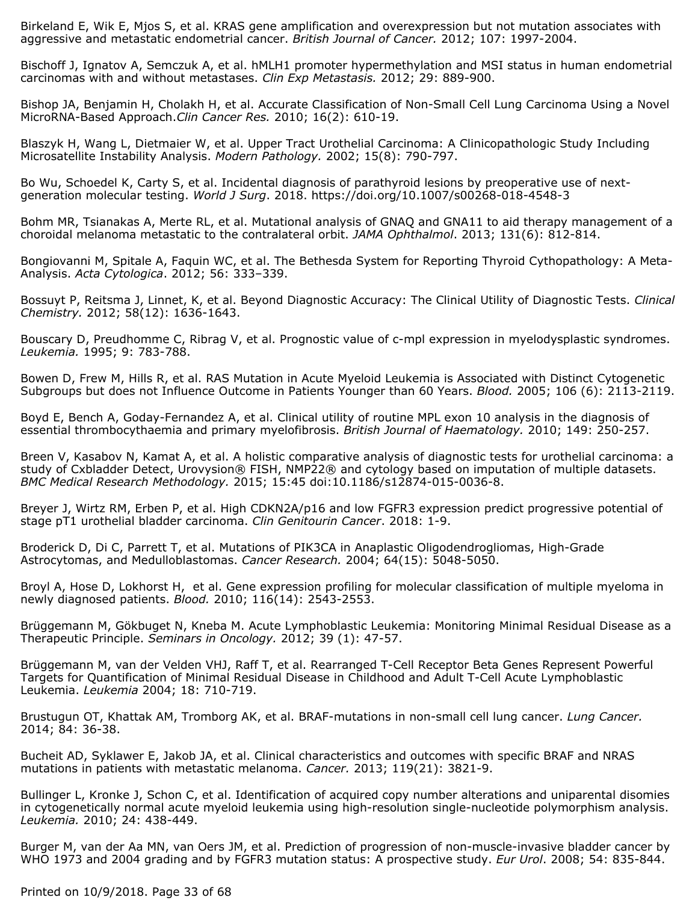Birkeland E, Wik E, Mjos S, et al. KRAS gene amplification and overexpression but not mutation associates with aggressive and metastatic endometrial cancer. *British Journal of Cancer.* 2012; 107: 1997-2004.

Bischoff J, Ignatov A, Semczuk A, et al. hMLH1 promoter hypermethylation and MSI status in human endometrial carcinomas with and without metastases. *Clin Exp Metastasis.* 2012; 29: 889-900.

Bishop JA, Benjamin H, Cholakh H, et al. Accurate Classification of Non-Small Cell Lung Carcinoma Using a Novel MicroRNA-Based Approach.*Clin Cancer Res.* 2010; 16(2): 610-19.

Blaszyk H, Wang L, Dietmaier W, et al. Upper Tract Urothelial Carcinoma: A Clinicopathologic Study Including Microsatellite Instability Analysis. *Modern Pathology.* 2002; 15(8): 790-797.

Bo Wu, Schoedel K, Carty S, et al. Incidental diagnosis of parathyroid lesions by preoperative use of next-generation molecular testing. *World J Surg*. 2018. https://doi.org/10.1007/s00268-018-4548-3

Bohm MR, Tsianakas A, Merte RL, et al. Mutational analysis of GNAQ and GNA11 to aid therapy management of a choroidal melanoma metastatic to the contralateral orbit. *JAMA Ophthalmol*. 2013; 131(6): 812-814.

Bongiovanni M, Spitale A, Faquin WC, et al. The Bethesda System for Reporting Thyroid Cythopathology: A Meta-Analysis. *Acta Cytologica*. 2012; 56: 333–339.

Bossuyt P, Reitsma J, Linnet, K, et al. Beyond Diagnostic Accuracy: The Clinical Utility of Diagnostic Tests. *Clinical Chemistry.* 2012; 58(12): 1636-1643.

Bouscary D, Preudhomme C, Ribrag V, et al. Prognostic value of c-mpl expression in myelodysplastic syndromes. *Leukemia.* 1995; 9: 783-788.

Bowen D, Frew M, Hills R, et al. RAS Mutation in Acute Myeloid Leukemia is Associated with Distinct Cytogenetic Subgroups but does not Influence Outcome in Patients Younger than 60 Years. *Blood.* 2005; 106 (6): 2113-2119.

Boyd E, Bench A, Goday-Fernandez A, et al. Clinical utility of routine MPL exon 10 analysis in the diagnosis of essential thrombocythaemia and primary myelofibrosis. *British Journal of Haematology.* 2010; 149: 250-257.

Breen V, Kasabov N, Kamat A, et al. A holistic comparative analysis of diagnostic tests for urothelial carcinoma: a study of Cxbladder Detect, Urovysion® FISH, NMP22® and cytology based on imputation of multiple datasets. *BMC Medical Research Methodology.* 2015; 15:45 doi:10.1186/s12874-015-0036-8.

Breyer J, Wirtz RM, Erben P, et al. High CDKN2A/p16 and low FGFR3 expression predict progressive potential of stage pT1 urothelial bladder carcinoma. *Clin Genitourin Cancer*. 2018: 1-9.

Broderick D, Di C, Parrett T, et al. Mutations of PIK3CA in Anaplastic Oligodendrogliomas, High-Grade Astrocytomas, and Medulloblastomas. *Cancer Research.* 2004; 64(15): 5048-5050.

Broyl A, Hose D, Lokhorst H, et al. Gene expression profiling for molecular classification of multiple myeloma in newly diagnosed patients. *Blood.* 2010; 116(14): 2543-2553.

Brüggemann M, Gökbuget N, Kneba M. Acute Lymphoblastic Leukemia: Monitoring Minimal Residual Disease as a Therapeutic Principle. *Seminars in Oncology.* 2012; 39 (1): 47-57.

Brüggemann M, van der Velden VHJ, Raff T, et al. Rearranged T-Cell Receptor Beta Genes Represent Powerful Targets for Quantification of Minimal Residual Disease in Childhood and Adult T-Cell Acute Lymphoblastic Leukemia. *Leukemia* 2004; 18: 710-719.

Brustugun OT, Khattak AM, Tromborg AK, et al. BRAF-mutations in non-small cell lung cancer. *Lung Cancer.* 2014; 84: 36-38.

Bucheit AD, Syklawer E, Jakob JA, et al. Clinical characteristics and outcomes with specific BRAF and NRAS mutations in patients with metastatic melanoma. *Cancer.* 2013; 119(21): 3821-9.

Bullinger L, Kronke J, Schon C, et al. Identification of acquired copy number alterations and uniparental disomies in cytogenetically normal acute myeloid leukemia using high-resolution single-nucleotide polymorphism analysis. *Leukemia.* 2010; 24: 438-449.

Burger M, van der Aa MN, van Oers JM, et al. Prediction of progression of non-muscle-invasive bladder cancer by WHO 1973 and 2004 grading and by FGFR3 mutation status: A prospective study. *Eur Urol*. 2008; 54: 835-844.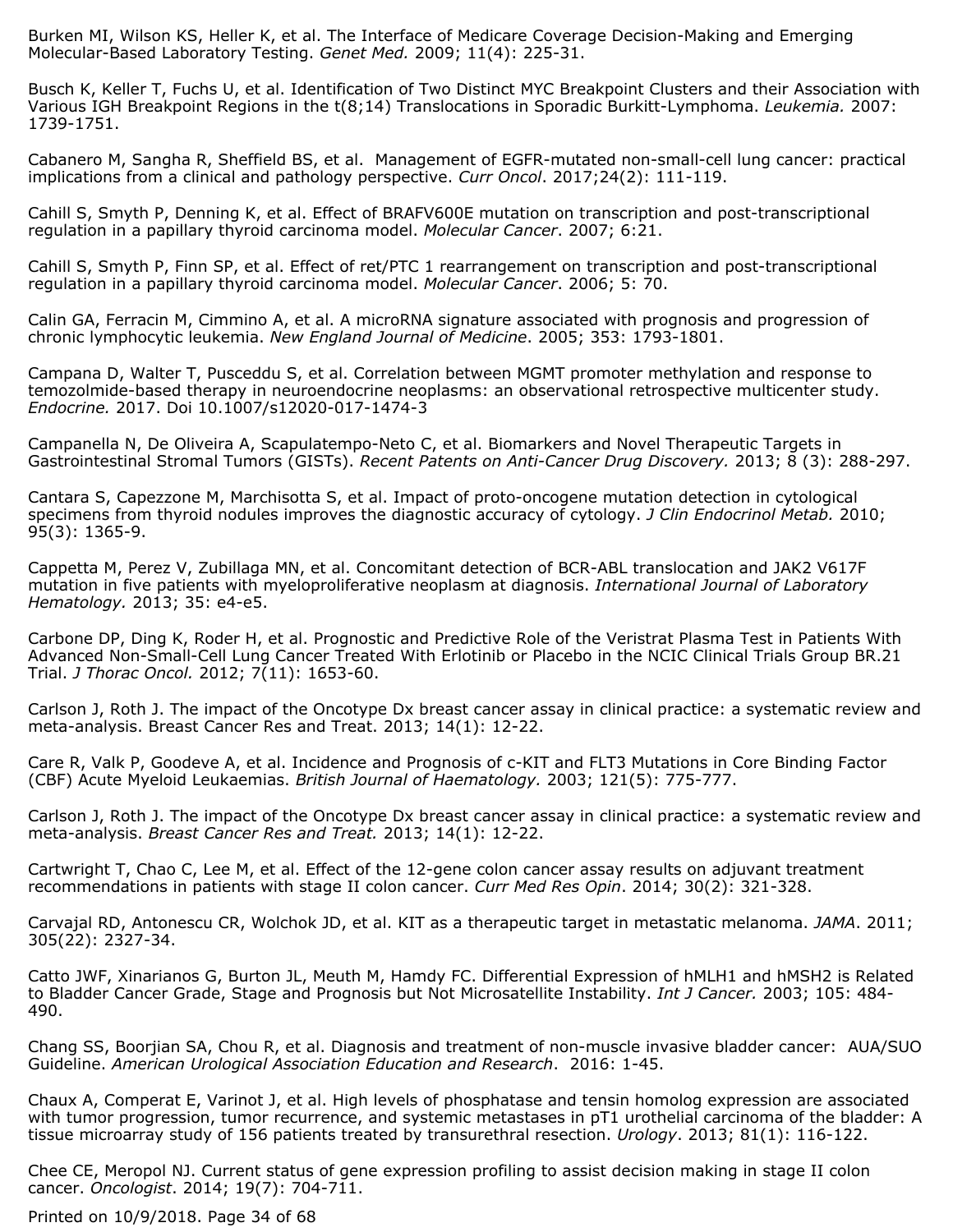Burken MI, Wilson KS, Heller K, et al. The Interface of Medicare Coverage Decision-Making and Emerging Molecular-Based Laboratory Testing. *Genet Med.* 2009; 11(4): 225-31.

Busch K, Keller T, Fuchs U, et al. Identification of Two Distinct MYC Breakpoint Clusters and their Association with Various IGH Breakpoint Regions in the t(8;14) Translocations in Sporadic Burkitt-Lymphoma. *Leukemia.* 2007: 1739-1751.

Cabanero M, Sangha R, Sheffield BS, et al. Management of EGFR-mutated non-small-cell lung cancer: practical implications from a clinical and pathology perspective. *Curr Oncol*. 2017;24(2): 111-119.

Cahill S, Smyth P, Denning K, et al. Effect of BRAFV600E mutation on transcription and post-transcriptional regulation in a papillary thyroid carcinoma model. *Molecular Cancer*. 2007; 6:21.

Cahill S, Smyth P, Finn SP, et al. Effect of ret/PTC 1 rearrangement on transcription and post-transcriptional regulation in a papillary thyroid carcinoma model. *Molecular Cancer*. 2006; 5: 70.

Calin GA, Ferracin M, Cimmino A, et al. A microRNA signature associated with prognosis and progression of chronic lymphocytic leukemia. *New England Journal of Medicine*. 2005; 353: 1793-1801.

Campana D, Walter T, Pusceddu S, et al. Correlation between MGMT promoter methylation and response to temozolmide-based therapy in neuroendocrine neoplasms: an observational retrospective multicenter study. *Endocrine.* 2017. Doi 10.1007/s12020-017-1474-3

Campanella N, De Oliveira A, Scapulatempo-Neto C, et al. Biomarkers and Novel Therapeutic Targets in Gastrointestinal Stromal Tumors (GISTs). *Recent Patents on Anti-Cancer Drug Discovery.* 2013; 8 (3): 288-297.

Cantara S, Capezzone M, Marchisotta S, et al. Impact of proto-oncogene mutation detection in cytological specimens from thyroid nodules improves the diagnostic accuracy of cytology. *J Clin Endocrinol Metab.* 2010; 95(3): 1365-9.

Cappetta M, Perez V, Zubillaga MN, et al. Concomitant detection of BCR-ABL translocation and JAK2 V617F mutation in five patients with myeloproliferative neoplasm at diagnosis. *International Journal of Laboratory Hematology.* 2013; 35: e4-e5.

Carbone DP, Ding K, Roder H, et al. Prognostic and Predictive Role of the Veristrat Plasma Test in Patients With Advanced Non-Small-Cell Lung Cancer Treated With Erlotinib or Placebo in the NCIC Clinical Trials Group BR.21 Trial. *J Thorac Oncol.* 2012; 7(11): 1653-60.

Carlson J, Roth J. The impact of the Oncotype Dx breast cancer assay in clinical practice: a systematic review and meta-analysis. Breast Cancer Res and Treat. 2013; 14(1): 12-22.

Care R, Valk P, Goodeve A, et al. Incidence and Prognosis of c-KIT and FLT3 Mutations in Core Binding Factor (CBF) Acute Myeloid Leukaemias. *British Journal of Haematology.* 2003; 121(5): 775-777.

Carlson J, Roth J. The impact of the Oncotype Dx breast cancer assay in clinical practice: a systematic review and meta-analysis. *Breast Cancer Res and Treat.* 2013; 14(1): 12-22.

Cartwright T, Chao C, Lee M, et al. Effect of the 12-gene colon cancer assay results on adjuvant treatment recommendations in patients with stage II colon cancer. *Curr Med Res Opin*. 2014; 30(2): 321-328.

Carvajal RD, Antonescu CR, Wolchok JD, et al. KIT as a therapeutic target in metastatic melanoma. *JAMA*. 2011; 305(22): 2327-34.

Catto JWF, Xinarianos G, Burton JL, Meuth M, Hamdy FC. Differential Expression of hMLH1 and hMSH2 is Related to Bladder Cancer Grade, Stage and Prognosis but Not Microsatellite Instability. *Int J Cancer.* 2003; 105: 484-490.

Chang SS, Boorjian SA, Chou R, et al. Diagnosis and treatment of non-muscle invasive bladder cancer: AUA/SUO Guideline. *American Urological Association Education and Research*. 2016: 1-45.

Chaux A, Comperat E, Varinot J, et al. High levels of phosphatase and tensin homolog expression are associated with tumor progression, tumor recurrence, and systemic metastases in pT1 urothelial carcinoma of the bladder: A tissue microarray study of 156 patients treated by transurethral resection. *Urology*. 2013; 81(1): 116-122.

Chee CE, Meropol NJ. Current status of gene expression profiling to assist decision making in stage II colon cancer. *Oncologist*. 2014; 19(7): 704-711.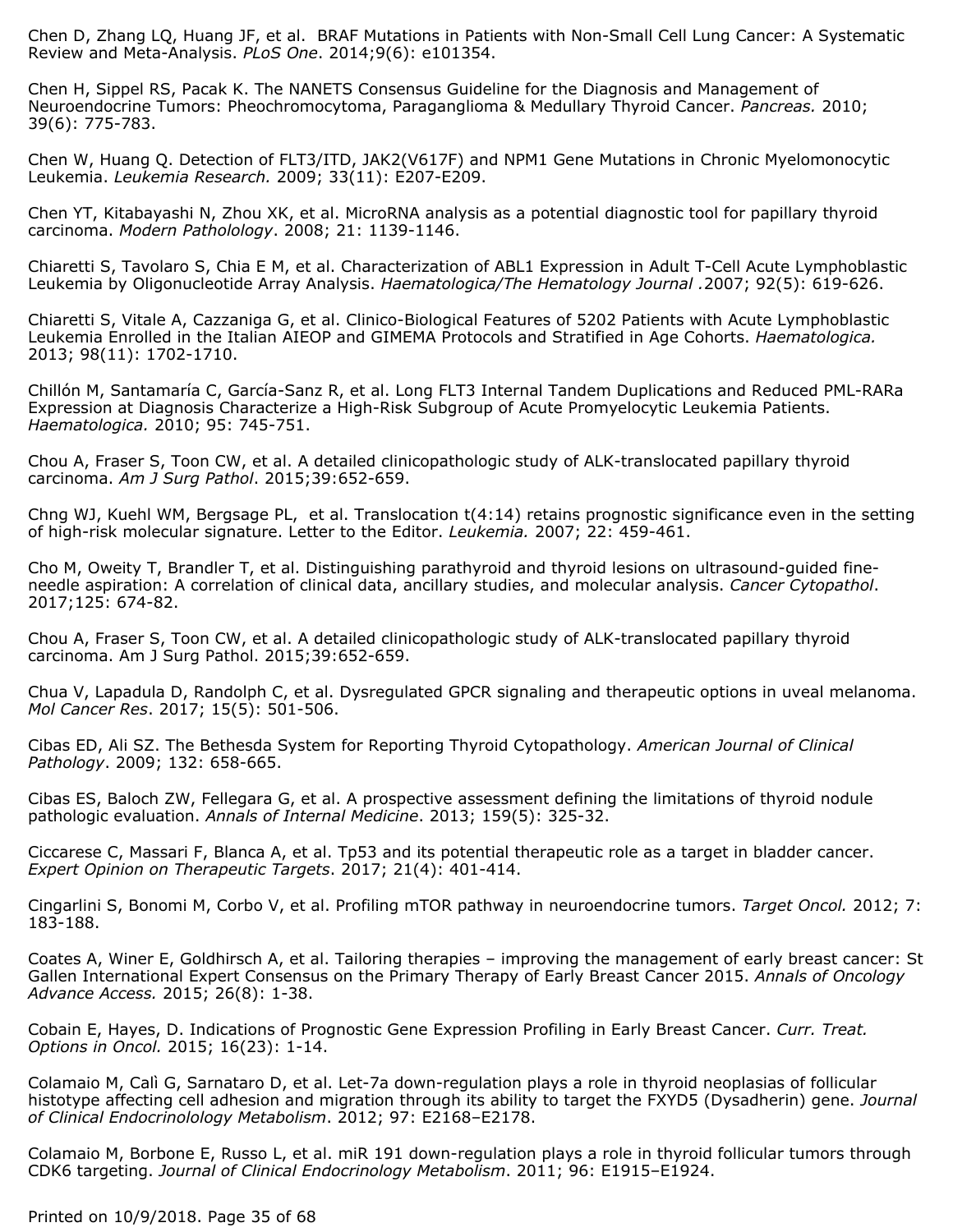Chen D, Zhang LQ, Huang JF, et al. BRAF Mutations in Patients with Non-Small Cell Lung Cancer: A Systematic Review and Meta-Analysis. *PLoS One*. 2014;9(6): e101354.

Chen H, Sippel RS, Pacak K. The NANETS Consensus Guideline for the Diagnosis and Management of Neuroendocrine Tumors: Pheochromocytoma, Paraganglioma & Medullary Thyroid Cancer. *Pancreas.* 2010; 39(6): 775-783.

Chen W, Huang Q. Detection of FLT3/ITD, JAK2(V617F) and NPM1 Gene Mutations in Chronic Myelomonocytic Leukemia. *Leukemia Research.* 2009; 33(11): E207-E209.

Chen YT, Kitabayashi N, Zhou XK, et al. MicroRNA analysis as a potential diagnostic tool for papillary thyroid carcinoma. *Modern Pathorology*. 2008; 21: 1139-1146.

Chiaretti S, Tavolaro S, Chia E M, et al. Characterization of ABL1 Expression in Adult T-Cell Acute Lymphoblastic Leukemia by Oligonucleotide Array Analysis. *Haematologica/The Hematology Journal* .2007; 92(5): 619-626.

Chiaretti S, Vitale A, Cazzaniga G, et al. Clinico-Biological Features of 5202 Patients with Acute Lymphoblastic Leukemia Enrolled in the Italian AIEOP and GIMEMA Protocols and Stratified in Age Cohorts. *Haematologica.* 2013; 98(11): 1702-1710.

Chillón M, Santamaría C, García-Sanz R, et al. Long FLT3 Internal Tandem Duplications and Reduced PML-RARa Expression at Diagnosis Characterize a High-Risk Subgroup of Acute Promyelocytic Leukemia Patients. *Haematologica.* 2010; 95: 745-751.

Chou A, Fraser S, Toon CW, et al. A detailed clinicopathologic study of ALK-translocated papillary thyroid carcinoma. *Am J Surg Pathol*. 2015;39:652-659.

Chng WJ, Kuehl WM, Bergsage PL, et al. Translocation t(4:14) retains prognostic significance even in the setting of high-risk molecular signature. Letter to the Editor. *Leukemia.* 2007; 22: 459-461.

Cho M, Oweity T, Brandler T, et al. Distinguishing parathyroid and thyroid lesions on ultrasound-guided fine-needle aspiration: A correlation of clinical data, ancillary studies, and molecular analysis. *Cancer Cytopathol*. 2017;125: 674-82.

Chou A, Fraser S, Toon CW, et al. A detailed clinicopathologic study of ALK-translocated papillary thyroid carcinoma. Am J Surg Pathol. 2015;39:652-659.

Chua V, Lapadula D, Randolph C, et al. Dysregulated GPCR signaling and therapeutic options in uveal melanoma. *Mol Cancer Res*. 2017; 15(5): 501-506.

Cibas ED, Ali SZ. The Bethesda System for Reporting Thyroid Cytopathology. *American Journal of Clinical Pathology*. 2009; 132: 658-665.

Cibas ES, Baloch ZW, Fellegara G, et al. A prospective assessment defining the limitations of thyroid nodule pathologic evaluation. *Annals of Internal Medicine*. 2013; 159(5): 325-32.

Ciccarese C, Massari F, Blanca A, et al. Tp53 and its potential therapeutic role as a target in bladder cancer. *Expert Opinion on Therapeutic Targets*. 2017; 21(4): 401-414.

Cingarlini S, Bonomi M, Corbo V, et al. Profiling mTOR pathway in neuroendocrine tumors. *Target Oncol.* 2012; 7: 183-188.

Coates A, Winer E, Goldhirsch A, et al. Tailoring therapies – improving the management of early breast cancer: St Gallen International Expert Consensus on the Primary Therapy of Early Breast Cancer 2015. *Annals of Oncology Advance Access.* 2015; 26(8): 1-38.

Cobain E, Hayes, D. Indications of Prognostic Gene Expression Profiling in Early Breast Cancer. *Curr. Treat. Options in Oncol.* 2015; 16(23): 1-14.

Colamaio M, Calì G, Sarnataro D, et al. Let-7a down-regulation plays a role in thyroid neoplasias of follicular histotype affecting cell adhesion and migration through its ability to target the FXYD5 (Dysadherin) gene. *Journal of Clinical Endocrinolology Metabolism*. 2012; 97: E2168–E2178.

Colamaio M, Borbone E, Russo L, et al. miR 191 down-regulation plays a role in thyroid follicular tumors through CDK6 targeting. *Journal of Clinical Endocrinology Metabolism*. 2011; 96: E1915–E1924.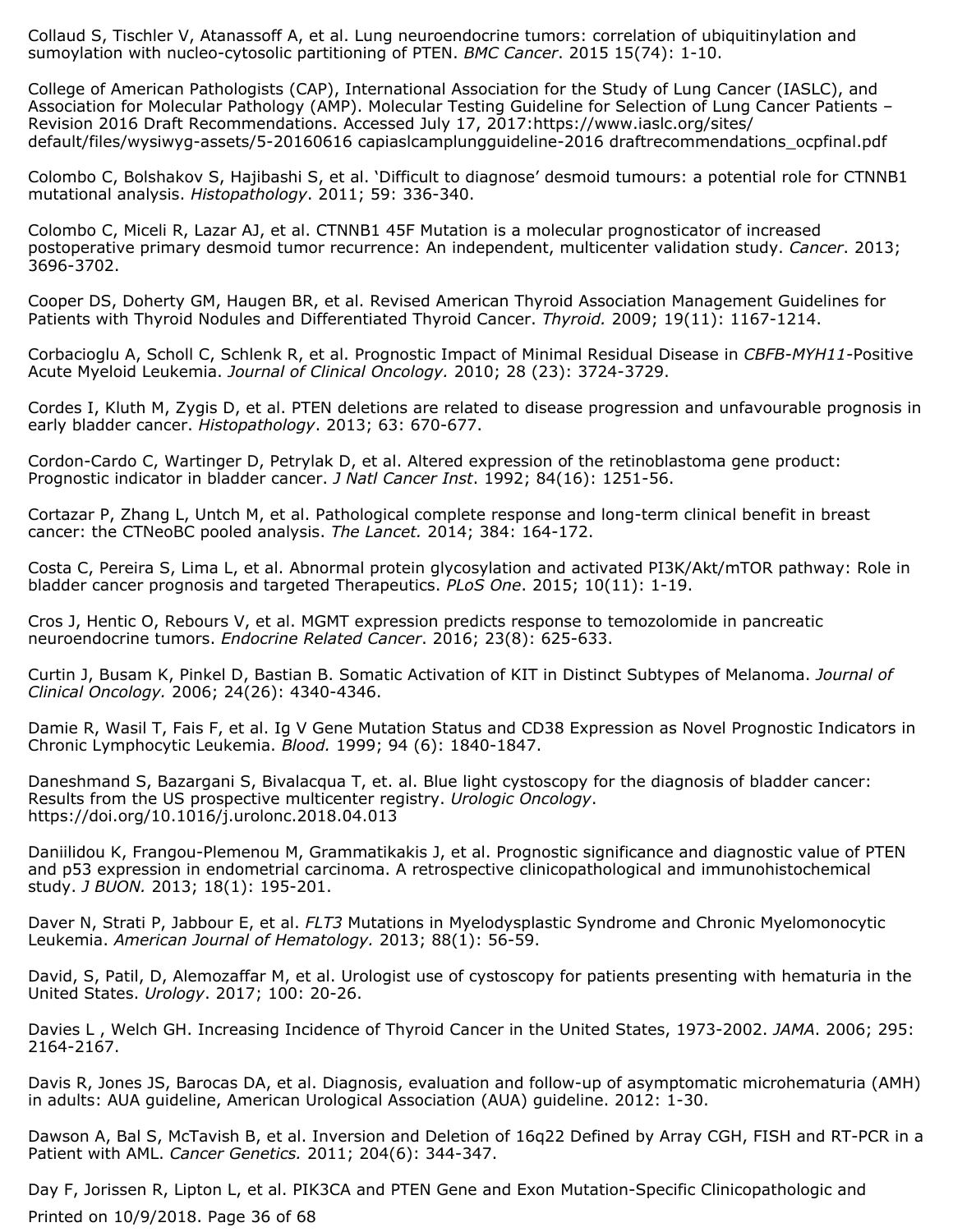Collaud S, Tischler V, Atanassoff A, et al. Lung neuroendocrine tumors: correlation of ubiquitinylation and sumoylation with nucleo-cytosolic partitioning of PTEN. *BMC Cancer*. 2015 15(74): 1-10.

College of American Pathologists (CAP), International Association for the Study of Lung Cancer (IASLC), and Association for Molecular Pathology (AMP). Molecular Testing Guideline for Selection of Lung Cancer Patients – Revision 2016 Draft Recommendations. Accessed July 17, 2017:https://www.iaslc.org/sites/default/files/wysiwyg-assets/5-20160616 capiaslcamplungguideline-2016 draftrecommendations_ocpfinal.pdf

Colombo C, Bolshakov S, Hajibashi S, et al. 'Difficult to diagnose' desmoid tumours: a potential role for CTNNB1 mutational analysis. *Histopathology*. 2011; 59: 336-340.

Colombo C, Miceli R, Lazar AJ, et al. CTNNB1 45F Mutation is a molecular prognosticator of increased postoperative primary desmoid tumor recurrence: An independent, multicenter validation study. *Cancer*. 2013; 3696-3702.

Cooper DS, Doherty GM, Haugen BR, et al. Revised American Thyroid Association Management Guidelines for Patients with Thyroid Nodules and Differentiated Thyroid Cancer. *Thyroid.* 2009; 19(11): 1167-1214.

Corbacioglu A, Scholl C, Schlenk R, et al. Prognostic Impact of Minimal Residual Disease in *CBFB-MYH11*-Positive Acute Myeloid Leukemia. *Journal of Clinical Oncology.* 2010; 28 (23): 3724-3729.

Cordes I, Kluth M, Zygis D, et al. PTEN deletions are related to disease progression and unfavourable prognosis in early bladder cancer. *Histopathology*. 2013; 63: 670-677.

Cordon-Cardo C, Wartinger D, Petrylak D, et al. Altered expression of the retinoblastoma gene product: Prognostic indicator in bladder cancer. *J Natl Cancer Inst*. 1992; 84(16): 1251-56.

Cortazar P, Zhang L, Untch M, et al. Pathological complete response and long-term clinical benefit in breast cancer: the CTNeoBC pooled analysis. *The Lancet.* 2014; 384: 164-172.

Costa C, Pereira S, Lima L, et al. Abnormal protein glycosylation and activated PI3K/Akt/mTOR pathway: Role in bladder cancer prognosis and targeted Therapeutics. *PLoS One*. 2015; 10(11): 1-19.

Cros J, Hentic O, Rebours V, et al. MGMT expression predicts response to temozolomide in pancreatic neuroendocrine tumors. *Endocrine Related Cancer*. 2016; 23(8): 625-633.

Curtin J, Busam K, Pinkel D, Bastian B. Somatic Activation of KIT in Distinct Subtypes of Melanoma. *Journal of Clinical Oncology.* 2006; 24(26): 4340-4346.

Damie R, Wasil T, Fais F, et al. Ig V Gene Mutation Status and CD38 Expression as Novel Prognostic Indicators in Chronic Lymphocytic Leukemia. *Blood.* 1999; 94 (6): 1840-1847.

Daneshmand S, Bazargani S, Bivalacqua T, et. al. Blue light cystoscopy for the diagnosis of bladder cancer: Results from the US prospective multicenter registry. *Urologic Oncology*. https://doi.org/10.1016/j.urolonc.2018.04.013

Daniilidou K, Frangou-Plemenou M, Grammatikakis J, et al. Prognostic significance and diagnostic value of PTEN and p53 expression in endometrial carcinoma. A retrospective clinicopathological and immunohistochemical study. *J BUON.* 2013; 18(1): 195-201.

Daver N, Strati P, Jabbour E, et al. *FLT3* Mutations in Myelodysplastic Syndrome and Chronic Myelomonocytic Leukemia. *American Journal of Hematology.* 2013; 88(1): 56-59.

David, S, Patil, D, Alemozaffar M, et al. Urologist use of cystoscopy for patients presenting with hematuria in the United States. *Urology*. 2017; 100: 20-26.

Davies L , Welch GH. Increasing Incidence of Thyroid Cancer in the United States, 1973-2002. *JAMA*. 2006; 295: 2164-2167.

Davis R, Jones JS, Barocas DA, et al. Diagnosis, evaluation and follow-up of asymptomatic microhematuria (AMH) in adults: AUA guideline, American Urological Association (AUA) guideline. 2012: 1-30.

Dawson A, Bal S, McTavish B, et al. Inversion and Deletion of 16q22 Defined by Array CGH, FISH and RT-PCR in a Patient with AML. *Cancer Genetics.* 2011; 204(6): 344-347.

Day F, Jorissen R, Lipton L, et al. PIK3CA and PTEN Gene and Exon Mutation-Specific Clinicopathologic and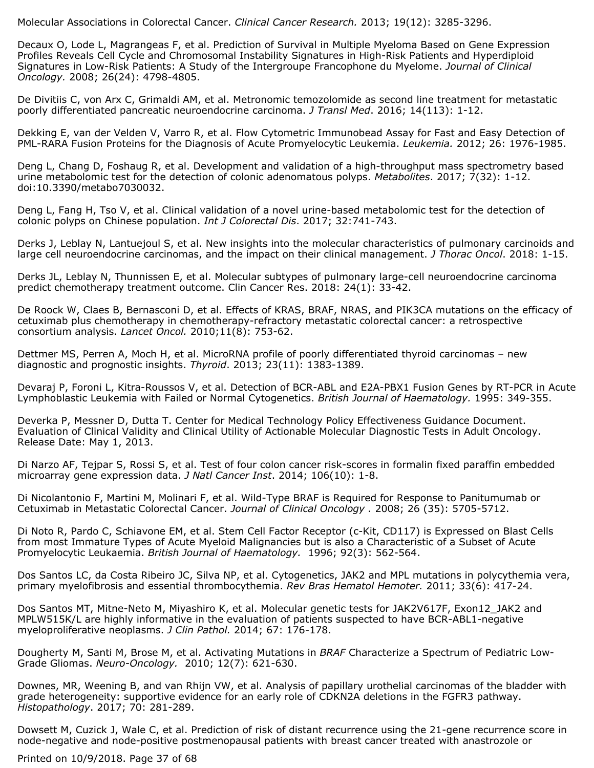Molecular Associations in Colorectal Cancer. *Clinical Cancer Research.* 2013; 19(12): 3285-3296.

Decaux O, Lode L, Magrangeas F, et al. Prediction of Survival in Multiple Myeloma Based on Gene Expression Profiles Reveals Cell Cycle and Chromosomal Instability Signatures in High-Risk Patients and Hyperdiploid Signatures in Low-Risk Patients: A Study of the Intergroupe Francophone du Myelome. *Journal of Clinical Oncology.* 2008; 26(24): 4798-4805.

De Divitiis C, von Arx C, Grimaldi AM, et al. Metronomic temozolomide as second line treatment for metastatic poorly differentiated pancreatic neuroendocrine carcinoma. *J Transl Med*. 2016; 14(113): 1-12.

Dekking E, van der Velden V, Varro R, et al. Flow Cytometric Immunobead Assay for Fast and Easy Detection of PML-RARA Fusion Proteins for the Diagnosis of Acute Promyelocytic Leukemia. *Leukemia.* 2012; 26: 1976-1985.

Deng L, Chang D, Foshaug R, et al. Development and validation of a high-throughput mass spectrometry based urine metabolomic test for the detection of colonic adenomatous polyps. *Metabolites*. 2017; 7(32): 1-12. doi:10.3390/metabo7030032.

Deng L, Fang H, Tso V, et al. Clinical validation of a novel urine-based metabolomic test for the detection of colonic polyps on Chinese population. *Int J Colorectal Dis*. 2017; 32:741-743.

Derks J, Leblay N, Lantuejoul S, et al. New insights into the molecular characteristics of pulmonary carcinoids and large cell neuroendocrine carcinomas, and the impact on their clinical management. *J Thorac Oncol*. 2018: 1-15.

Derks JL, Leblay N, Thunnissen E, et al. Molecular subtypes of pulmonary large-cell neuroendocrine carcinoma predict chemotherapy treatment outcome. Clin Cancer Res. 2018: 24(1): 33-42.

De Roock W, Claes B, Bernasconi D, et al. Effects of KRAS, BRAF, NRAS, and PIK3CA mutations on the efficacy of cetuximab plus chemotherapy in chemotherapy-refractory metastatic colorectal cancer: a retrospective consortium analysis. *Lancet Oncol.* 2010;11(8): 753-62.

Dettmer MS, Perren A, Moch H, et al. MicroRNA profile of poorly differentiated thyroid carcinomas – new diagnostic and prognostic insights. *Thyroid*. 2013; 23(11): 1383-1389.

Devaraj P, Foroni L, Kitra-Roussos V, et al. Detection of BCR-ABL and E2A-PBX1 Fusion Genes by RT-PCR in Acute Lymphoblastic Leukemia with Failed or Normal Cytogenetics. *British Journal of Haematology.* 1995: 349-355.

Deverka P, Messner D, Dutta T. Center for Medical Technology Policy Effectiveness Guidance Document. Evaluation of Clinical Validity and Clinical Utility of Actionable Molecular Diagnostic Tests in Adult Oncology. Release Date: May 1, 2013.

Di Narzo AF, Tejpar S, Rossi S, et al. Test of four colon cancer risk-scores in formalin fixed paraffin embedded microarray gene expression data. *J Natl Cancer Inst*. 2014; 106(10): 1-8.

Di Nicolantonio F, Martini M, Molinari F, et al. Wild-Type BRAF is Required for Response to Panitumumab or Cetuximab in Metastatic Colorectal Cancer. *Journal of Clinical Oncology .* 2008; 26 (35): 5705-5712.

Di Noto R, Pardo C, Schiavone EM, et al. Stem Cell Factor Receptor (c-Kit, CD117) is Expressed on Blast Cells from most Immature Types of Acute Myeloid Malignancies but is also a Characteristic of a Subset of Acute Promyelocytic Leukaemia. *British Journal of Haematology.* 1996; 92(3): 562-564.

Dos Santos LC, da Costa Ribeiro JC, Silva NP, et al. Cytogenetics, JAK2 and MPL mutations in polycythemia vera, primary myelofibrosis and essential thrombocythemia. *Rev Bras Hematol Hemoter.* 2011; 33(6): 417-24.

Dos Santos MT, Mitne-Neto M, Miyashiro K, et al. Molecular genetic tests for JAK2V617F, Exon12_JAK2 and MPLW515K/L are highly informative in the evaluation of patients suspected to have BCR-ABL1-negative myeloproliferative neoplasms. *J Clin Pathol.* 2014; 67: 176-178.

Dougherty M, Santi M, Brose M, et al. Activating Mutations in *BRAF* Characterize a Spectrum of Pediatric Low-Grade Gliomas. *Neuro-Oncology.* 2010; 12(7): 621-630.

Downes, MR, Weening B, and van Rhijn VW, et al. Analysis of papillary urothelial carcinomas of the bladder with grade heterogeneity: supportive evidence for an early role of CDKN2A deletions in the FGFR3 pathway. *Histopathology*. 2017; 70: 281-289.

Dowsett M, Cuzick J, Wale C, et al. Prediction of risk of distant recurrence using the 21-gene recurrence score in node-negative and node-positive postmenopausal patients with breast cancer treated with anastrozole or

Printed on 10/9/2018.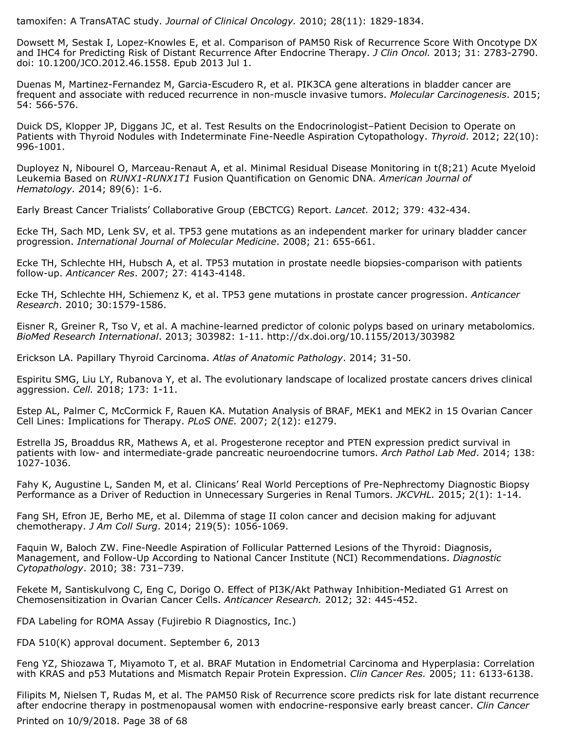tamoxifen: A TransATAC study. *Journal of Clinical Oncology.* 2010; 28(11): 1829-1834.

Dowsett M, Sestak I, Lopez-Knowles E, et al. Comparison of PAM50 Risk of Recurrence Score With Oncotype DX and IHC4 for Predicting Risk of Distant Recurrence After Endocrine Therapy. *J Clin Oncol.* 2013; 31: 2783-2790. doi: 10.1200/JCO.2012.46.1558. Epub 2013 Jul 1.

Duenas M, Martinez-Fernandez M, Garcia-Escudero R, et al. PIK3CA gene alterations in bladder cancer are frequent and associate with reduced recurrence in non-muscle invasive tumors. *Molecular Carcinogenesis*. 2015; 54: 566-576.

Duick DS, Klopper JP, Diggans JC, et al. Test Results on the Endocrinologist–Patient Decision to Operate on Patients with Thyroid Nodules with Indeterminate Fine-Needle Aspiration Cytopathology. *Thyroid*. 2012; 22(10): 996-1001.

Duployez N, Nibourel O, Marceau-Renaut A, et al. Minimal Residual Disease Monitoring in t(8;21) Acute Myeloid Leukemia Based on *RUNX1-RUNX1T1* Fusion Quantification on Genomic DNA. *American Journal of Hematology. 2*014; 89(6): 1-6.

Early Breast Cancer Trialists' Collaborative Group (EBCTCG) Report. *Lancet.* 2012; 379: 432-434.

Ecke TH, Sach MD, Lenk SV, et al. TP53 gene mutations as an independent marker for urinary bladder cancer progression. *International Journal of Molecular Medicine*. 2008; 21: 655-661.

Ecke TH, Schlechte HH, Hubsch A, et al. TP53 mutation in prostate needle biopsies-comparison with patients follow-up. *Anticancer Res*. 2007; 27: 4143-4148.

Ecke TH, Schlechte HH, Schiemenz K, et al. TP53 gene mutations in prostate cancer progression. *Anticancer Research*. 2010; 30:1579-1586.

Eisner R, Greiner R, Tso V, et al. A machine-learned predictor of colonic polyps based on urinary metabolomics. *BioMed Research International*. 2013; 303982: 1-11. http://dx.doi.org/10.1155/2013/303982

Erickson LA. Papillary Thyroid Carcinoma. *Atlas of Anatomic Pathology*. 2014; 31-50.

Espiritu SMG, Liu LY, Rubanova Y, et al. The evolutionary landscape of localized prostate cancers drives clinical aggression. *Cell.* 2018; 173: 1-11.

Estep AL, Palmer C, McCormick F, Rauen KA. Mutation Analysis of BRAF, MEK1 and MEK2 in 15 Ovarian Cancer Cell Lines: Implications for Therapy. *PLoS ONE.* 2007; 2(12): e1279.

Estrella JS, Broaddus RR, Mathews A, et al. Progesterone receptor and PTEN expression predict survival in patients with low- and intermediate-grade pancreatic neuroendocrine tumors. *Arch Pathol Lab Med*. 2014; 138: 1027-1036.

Fahy K, Augustine L, Sanden M, et al. Clinicans' Real World Perceptions of Pre-Nephrectomy Diagnostic Biopsy Performance as a Driver of Reduction in Unnecessary Surgeries in Renal Tumors. *JKCVHL.* 2015; 2(1): 1-14.

Fang SH, Efron JE, Berho ME, et al. Dilemma of stage II colon cancer and decision making for adjuvant chemotherapy. *J Am Coll Surg*. 2014; 219(5): 1056-1069.

Faquin W, Baloch ZW. Fine-Needle Aspiration of Follicular Patterned Lesions of the Thyroid: Diagnosis, Management, and Follow-Up According to National Cancer Institute (NCI) Recommendations. *Diagnostic Cytopathology*. 2010; 38: 731–739.

Fekete M, Santiskulvong C, Eng C, Dorigo O. Effect of PI3K/Akt Pathway Inhibition-Mediated G1 Arrest on Chemosensitization in Ovarian Cancer Cells. *Anticancer Research.* 2012; 32: 445-452.

FDA Labeling for ROMA Assay (Fujirebio R Diagnostics, Inc.)

FDA 510(K) approval document. September 6, 2013

Feng YZ, Shiozawa T, Miyamoto T, et al. BRAF Mutation in Endometrial Carcinoma and Hyperplasia: Correlation with KRAS and p53 Mutations and Mismatch Repair Protein Expression. *Clin Cancer Res.* 2005; 11: 6133-6138.

Filipits M, Nielsen T, Rudas M, et al. The PAM50 Risk of Recurrence score predicts risk for late distant recurrence after endocrine therapy in postmenopausal women with endocrine-responsive early breast cancer. *Clin Cancer*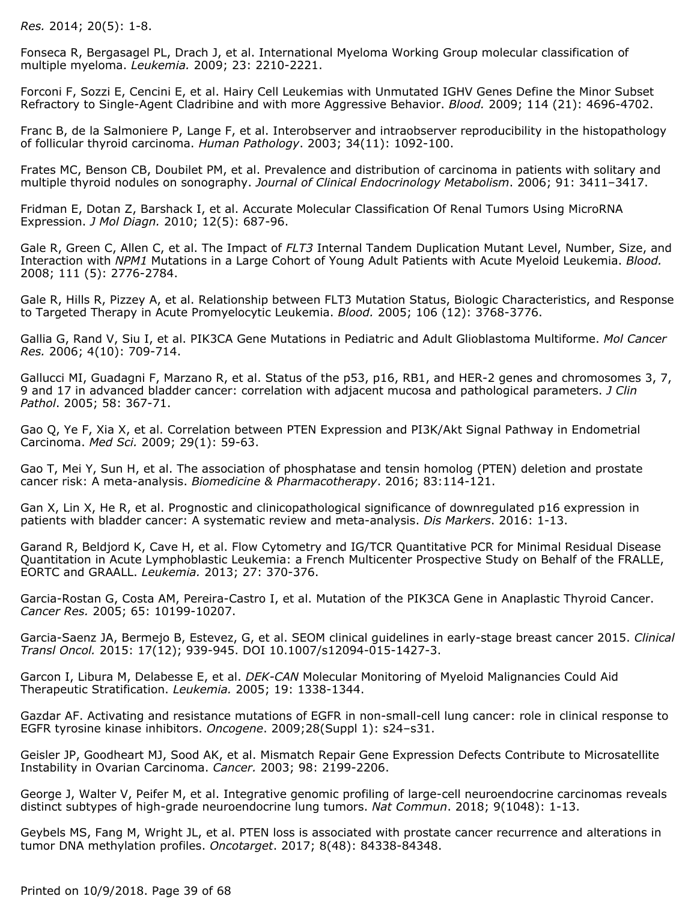*Res.* 2014; 20(5): 1-8.

Fonseca R, Bergasagel PL, Drach J, et al. International Myeloma Working Group molecular classification of multiple myeloma. *Leukemia.* 2009; 23: 2210-2221.

Forconi F, Sozzi E, Cencini E, et al. Hairy Cell Leukemias with Unmutated IGHV Genes Define the Minor Subset Refractory to Single-Agent Cladribine and with more Aggressive Behavior. *Blood.* 2009; 114 (21): 4696-4702.

Franc B, de la Salmoniere P, Lange F, et al. Interobserver and intraobserver reproducibility in the histopathology of follicular thyroid carcinoma. *Human Pathology*. 2003; 34(11): 1092-100.

Frates MC, Benson CB, Doubilet PM, et al. Prevalence and distribution of carcinoma in patients with solitary and multiple thyroid nodules on sonography. *Journal of Clinical Endocrinology Metabolism*. 2006; 91: 3411–3417.

Fridman E, Dotan Z, Barshack I, et al. Accurate Molecular Classification Of Renal Tumors Using MicroRNA Expression. *J Mol Diagn.* 2010; 12(5): 687-96.

Gale R, Green C, Allen C, et al. The Impact of *FLT3* Internal Tandem Duplication Mutant Level, Number, Size, and Interaction with *NPM1* Mutations in a Large Cohort of Young Adult Patients with Acute Myeloid Leukemia. *Blood.* 2008; 111 (5): 2776-2784.

Gale R, Hills R, Pizzey A, et al. Relationship between FLT3 Mutation Status, Biologic Characteristics, and Response to Targeted Therapy in Acute Promyelocytic Leukemia. *Blood.* 2005; 106 (12): 3768-3776.

Gallia G, Rand V, Siu I, et al. PIK3CA Gene Mutations in Pediatric and Adult Glioblastoma Multiforme. *Mol Cancer Res.* 2006; 4(10): 709-714.

Gallucci MI, Guadagni F, Marzano R, et al. Status of the p53, p16, RB1, and HER-2 genes and chromosomes 3, 7, 9 and 17 in advanced bladder cancer: correlation with adjacent mucosa and pathological parameters. *J Clin Pathol*. 2005; 58: 367-71.

Gao Q, Ye F, Xia X, et al. Correlation between PTEN Expression and PI3K/Akt Signal Pathway in Endometrial Carcinoma. *Med Sci.* 2009; 29(1): 59-63.

Gao T, Mei Y, Sun H, et al. The association of phosphatase and tensin homolog (PTEN) deletion and prostate cancer risk: A meta-analysis. *Biomedicine & Pharmacotherapy*. 2016; 83:114-121.

Gan X, Lin X, He R, et al. Prognostic and clinicopathological significance of downregulated p16 expression in patients with bladder cancer: A systematic review and meta-analysis. *Dis Markers*. 2016: 1-13.

Garand R, Beldjord K, Cave H, et al. Flow Cytometry and IG/TCR Quantitative PCR for Minimal Residual Disease Quantitation in Acute Lymphoblastic Leukemia: a French Multicenter Prospective Study on Behalf of the FRALLE, EORTC and GRAALL. *Leukemia.* 2013; 27: 370-376.

Garcia-Rostan G, Costa AM, Pereira-Castro I, et al. Mutation of the PIK3CA Gene in Anaplastic Thyroid Cancer. *Cancer Res.* 2005; 65: 10199-10207.

Garcia-Saenz JA, Bermejo B, Estevez, G, et al. SEOM clinical guidelines in early-stage breast cancer 2015. *Clinical Transl Oncol.* 2015: 17(12); 939-945. DOI 10.1007/s12094-015-1427-3.

Garcon I, Libura M, Delabesse E, et al. *DEK-CAN* Molecular Monitoring of Myeloid Malignancies Could Aid Therapeutic Stratification. *Leukemia.* 2005; 19: 1338-1344.

Gazdar AF. Activating and resistance mutations of EGFR in non-small-cell lung cancer: role in clinical response to EGFR tyrosine kinase inhibitors. *Oncogene*. 2009;28(Suppl 1): s24–s31.

Geisler JP, Goodheart MJ, Sood AK, et al. Mismatch Repair Gene Expression Defects Contribute to Microsatellite Instability in Ovarian Carcinoma. *Cancer.* 2003; 98: 2199-2206.

George J, Walter V, Peifer M, et al. Integrative genomic profiling of large-cell neuroendocrine carcinomas reveals distinct subtypes of high-grade neuroendocrine lung tumors. *Nat Commun*. 2018; 9(1048): 1-13.

Geybels MS, Fang M, Wright JL, et al. PTEN loss is associated with prostate cancer recurrence and alterations in tumor DNA methylation profiles. *Oncotarget*. 2017; 8(48): 84338-84348.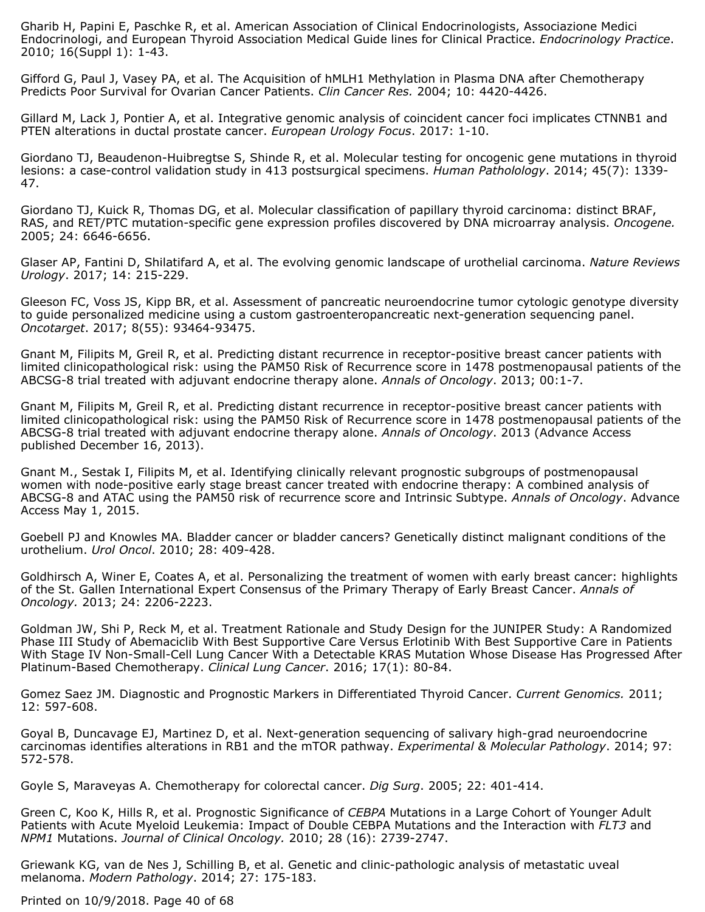Gharib H, Papini E, Paschke R, et al. American Association of Clinical Endocrinologists, Associazione Medici Endocrinologi, and European Thyroid Association Medical Guide lines for Clinical Practice. *Endocrinology Practice*. 2010; 16(Suppl 1): 1-43.

Gifford G, Paul J, Vasey PA, et al. The Acquisition of hMLH1 Methylation in Plasma DNA after Chemotherapy Predicts Poor Survival for Ovarian Cancer Patients. *Clin Cancer Res.* 2004; 10: 4420-4426.

Gillard M, Lack J, Pontier A, et al. Integrative genomic analysis of coincident cancer foci implicates CTNNB1 and PTEN alterations in ductal prostate cancer. *European Urology Focus*. 2017: 1-10.

Giordano TJ, Beaudenon-Huibregtse S, Shinde R, et al. Molecular testing for oncogenic gene mutations in thyroid lesions: a case-control validation study in 413 postsurgical specimens. *Human Patholology*. 2014; 45(7): 1339-47.

Giordano TJ, Kuick R, Thomas DG, et al. Molecular classification of papillary thyroid carcinoma: distinct BRAF, RAS, and RET/PTC mutation-specific gene expression profiles discovered by DNA microarray analysis. *Oncogene.* 2005; 24: 6646-6656.

Glaser AP, Fantini D, Shilatifard A, et al. The evolving genomic landscape of urothelial carcinoma. *Nature Reviews Urology*. 2017; 14: 215-229.

Gleeson FC, Voss JS, Kipp BR, et al. Assessment of pancreatic neuroendocrine tumor cytologic genotype diversity to guide personalized medicine using a custom gastroenteropancreatic next-generation sequencing panel. *Oncotarget*. 2017; 8(55): 93464-93475.

Gnant M, Filipits M, Greil R, et al. Predicting distant recurrence in receptor-positive breast cancer patients with limited clinicopathological risk: using the PAM50 Risk of Recurrence score in 1478 postmenopausal patients of the ABCSG-8 trial treated with adjuvant endocrine therapy alone. *Annals of Oncology*. 2013; 00:1-7.

Gnant M, Filipits M, Greil R, et al. Predicting distant recurrence in receptor-positive breast cancer patients with limited clinicopathological risk: using the PAM50 Risk of Recurrence score in 1478 postmenopausal patients of the ABCSG-8 trial treated with adjuvant endocrine therapy alone. *Annals of Oncology*. 2013 (Advance Access published December 16, 2013).

Gnant M., Sestak I, Filipits M, et al. Identifying clinically relevant prognostic subgroups of postmenopausal women with node-positive early stage breast cancer treated with endocrine therapy: A combined analysis of ABCSG-8 and ATAC using the PAM50 risk of recurrence score and Intrinsic Subtype. *Annals of Oncology*. Advance Access May 1, 2015.

Goebell PJ and Knowles MA. Bladder cancer or bladder cancers? Genetically distinct malignant conditions of the urothelium. *Urol Oncol*. 2010; 28: 409-428.

Goldhirsch A, Winer E, Coates A, et al. Personalizing the treatment of women with early breast cancer: highlights of the St. Gallen International Expert Consensus of the Primary Therapy of Early Breast Cancer. *Annals of Oncology.* 2013; 24: 2206-2223.

Goldman JW, Shi P, Reck M, et al. Treatment Rationale and Study Design for the JUNIPER Study: A Randomized Phase III Study of Abemaciclib With Best Supportive Care Versus Erlotinib With Best Supportive Care in Patients With Stage IV Non-Small-Cell Lung Cancer With a Detectable KRAS Mutation Whose Disease Has Progressed After Platinum-Based Chemotherapy. *Clinical Lung Cancer*. 2016; 17(1): 80-84.

Gomez Saez JM. Diagnostic and Prognostic Markers in Differentiated Thyroid Cancer. *Current Genomics.* 2011; 12: 597-608.

Goyal B, Duncavage EJ, Martinez D, et al. Next-generation sequencing of salivary high-grad neuroendocrine carcinomas identifies alterations in RB1 and the mTOR pathway. *Experimental & Molecular Pathology*. 2014; 97: 572-578.

Goyle S, Maraveyas A. Chemotherapy for colorectal cancer. *Dig Surg*. 2005; 22: 401-414.

Green C, Koo K, Hills R, et al. Prognostic Significance of *CEBPA* Mutations in a Large Cohort of Younger Adult Patients with Acute Myeloid Leukemia: Impact of Double CEBPA Mutations and the Interaction with *FLT3* and *NPM1* Mutations. *Journal of Clinical Oncology.* 2010; 28 (16): 2739-2747.

Griewank KG, van de Nes J, Schilling B, et al. Genetic and clinic-pathologic analysis of metastatic uveal melanoma. *Modern Pathology*. 2014; 27: 175-183.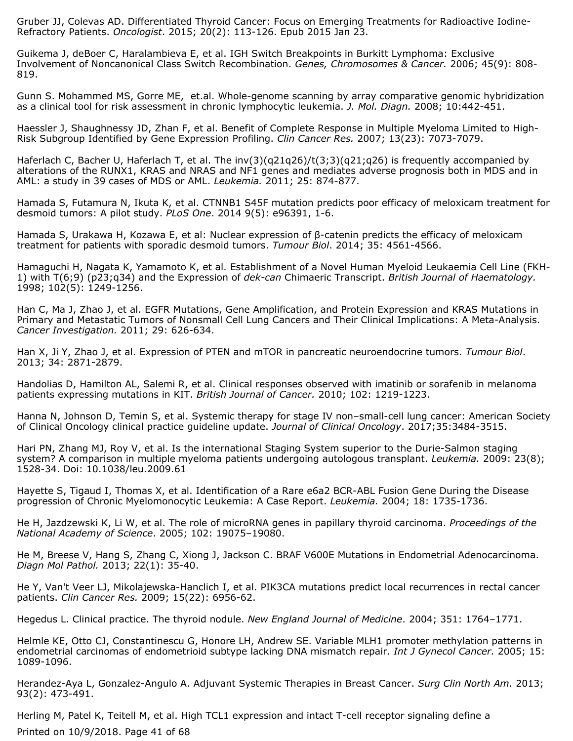Gruber JJ, Colevas AD. Differentiated Thyroid Cancer: Focus on Emerging Treatments for Radioactive Iodine-Refractory Patients. *Oncologist*. 2015; 20(2): 113-126. Epub 2015 Jan 23.

Guikema J, deBoer C, Haralambieva E, et al. IGH Switch Breakpoints in Burkitt Lymphoma: Exclusive Involvement of Noncanonical Class Switch Recombination. *Genes, Chromosomes & Cancer.* 2006; 45(9): 808-819.

Gunn S. Mohammed MS, Gorre ME, et.al. Whole-genome scanning by array comparative genomic hybridization as a clinical tool for risk assessment in chronic lymphocytic leukemia. *J. Mol. Diagn.* 2008; 10:442-451.

Haessler J, Shaughnessy JD, Zhan F, et al. Benefit of Complete Response in Multiple Myeloma Limited to High-Risk Subgroup Identified by Gene Expression Profiling. *Clin Cancer Res.* 2007; 13(23): 7073-7079.

Haferlach C, Bacher U, Haferlach T, et al. The inv(3)(q21q26)/t(3;3)(q21;q26) is frequently accompanied by alterations of the RUNX1, KRAS and NRAS and NF1 genes and mediates adverse prognosis both in MDS and in AML: a study in 39 cases of MDS or AML. *Leukemia.* 2011; 25: 874-877.

Hamada S, Futamura N, Ikuta K, et al. CTNNB1 S45F mutation predicts poor efficacy of meloxicam treatment for desmoid tumors: A pilot study. *PLoS One*. 2014 9(5): e96391, 1-6.

Hamada S, Urakawa H, Kozawa E, et al: Nuclear expression of β-catenin predicts the efficacy of meloxicam treatment for patients with sporadic desmoid tumors. *Tumour Biol*. 2014; 35: 4561-4566.

Hamaguchi H, Nagata K, Yamamoto K, et al. Establishment of a Novel Human Myeloid Leukaemia Cell Line (FKH-1) with T(6;9) (p23;q34) and the Expression of *dek-can* Chimaeric Transcript. *British Journal of Haematology.* 1998; 102(5): 1249-1256.

Han C, Ma J, Zhao J, et al. EGFR Mutations, Gene Amplification, and Protein Expression and KRAS Mutations in Primary and Metastatic Tumors of Nonsmall Cell Lung Cancers and Their Clinical Implications: A Meta-Analysis. *Cancer Investigation.* 2011; 29: 626-634.

Han X, Ji Y, Zhao J, et al. Expression of PTEN and mTOR in pancreatic neuroendocrine tumors. *Tumour Biol*. 2013; 34: 2871-2879.

Handolias D, Hamilton AL, Salemi R, et al. Clinical responses observed with imatinib or sorafenib in melanoma patients expressing mutations in KIT. *British Journal of Cancer.* 2010; 102: 1219-1223.

Hanna N, Johnson D, Temin S, et al. Systemic therapy for stage IV non–small-cell lung cancer: American Society of Clinical Oncology clinical practice guideline update. *Journal of Clinical Oncology*. 2017;35:3484-3515.

Hari PN, Zhang MJ, Roy V, et al. Is the international Staging System superior to the Durie-Salmon staging system? A comparison in multiple myeloma patients undergoing autologous transplant. *Leukemia.* 2009: 23(8); 1528-34. Doi: 10.1038/leu.2009.61

Hayette S, Tigaud I, Thomas X, et al. Identification of a Rare e6a2 BCR-ABL Fusion Gene During the Disease progression of Chronic Myelomonocytic Leukemia: A Case Report. *Leukemia.* 2004; 18: 1735-1736.

He H, Jazdzewski K, Li W, et al. The role of microRNA genes in papillary thyroid carcinoma. *Proceedings of the National Academy of Science*. 2005; 102: 19075–19080.

He M, Breese V, Hang S, Zhang C, Xiong J, Jackson C. BRAF V600E Mutations in Endometrial Adenocarcinoma. *Diagn Mol Pathol.* 2013; 22(1): 35-40.

He Y, Van't Veer LJ, Mikolajewska-Hanclich I, et al. PIK3CA mutations predict local recurrences in rectal cancer patients. *Clin Cancer Res.* 2009; 15(22): 6956-62.

Hegedus L. Clinical practice. The thyroid nodule. *New England Journal of Medicine*. 2004; 351: 1764–1771.

Helmle KE, Otto CJ, Constantinescu G, Honore LH, Andrew SE. Variable MLH1 promoter methylation patterns in endometrial carcinomas of endometrioid subtype lacking DNA mismatch repair. *Int J Gynecol Cancer.* 2005; 15: 1089-1096.

Herandez-Aya L, Gonzalez-Angulo A. Adjuvant Systemic Therapies in Breast Cancer. *Surg Clin North Am.* 2013; 93(2): 473-491.

Herling M, Patel K, Teitell M, et al. High TCL1 expression and intact T-cell receptor signaling define a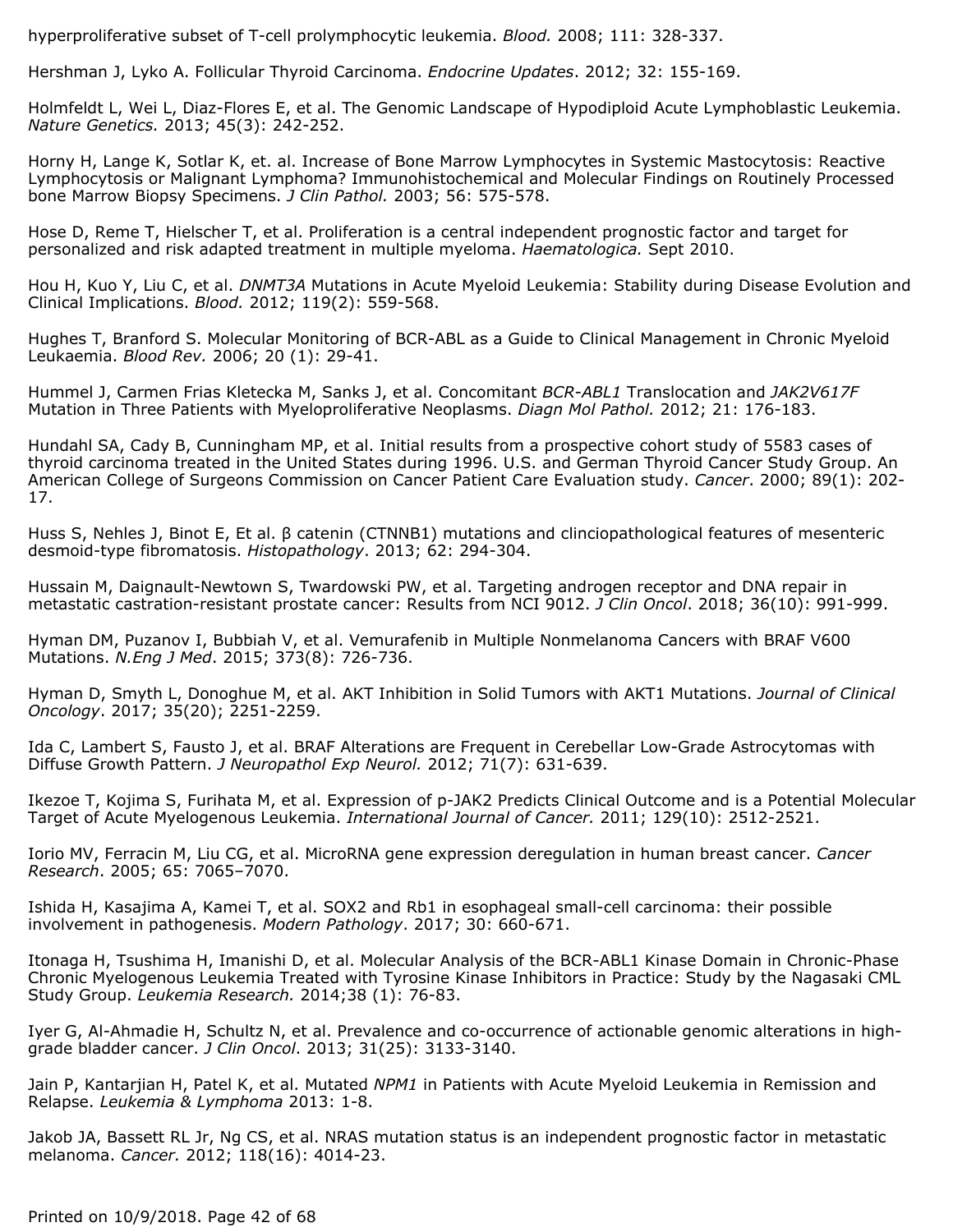hyperproliferative subset of T-cell prolymphocytic leukemia. *Blood.* 2008; 111: 328-337.

Hershman J, Lyko A. Follicular Thyroid Carcinoma. *Endocrine Updates*. 2012; 32: 155-169.

Holmfeldt L, Wei L, Diaz-Flores E, et al. The Genomic Landscape of Hypodiploid Acute Lymphoblastic Leukemia. *Nature Genetics.* 2013; 45(3): 242-252.

Horny H, Lange K, Sotlar K, et. al. Increase of Bone Marrow Lymphocytes in Systemic Mastocytosis: Reactive Lymphocytosis or Malignant Lymphoma? Immunohistochemical and Molecular Findings on Routinely Processed bone Marrow Biopsy Specimens. *J Clin Pathol.* 2003; 56: 575-578.

Hose D, Reme T, Hielscher T, et al. Proliferation is a central independent prognostic factor and target for personalized and risk adapted treatment in multiple myeloma. *Haematologica.* Sept 2010.

Hou H, Kuo Y, Liu C, et al. *DNMT3A* Mutations in Acute Myeloid Leukemia: Stability during Disease Evolution and Clinical Implications. *Blood.* 2012; 119(2): 559-568.

Hughes T, Branford S. Molecular Monitoring of BCR-ABL as a Guide to Clinical Management in Chronic Myeloid Leukaemia. *Blood Rev.* 2006; 20 (1): 29-41.

Hummel J, Carmen Frias Kletecka M, Sanks J, et al. Concomitant *BCR-ABL1* Translocation and *JAK2V617F* Mutation in Three Patients with Myeloproliferative Neoplasms. *Diagn Mol Pathol.* 2012; 21: 176-183.

Hundahl SA, Cady B, Cunningham MP, et al. Initial results from a prospective cohort study of 5583 cases of thyroid carcinoma treated in the United States during 1996. U.S. and German Thyroid Cancer Study Group. An American College of Surgeons Commission on Cancer Patient Care Evaluation study. *Cancer*. 2000; 89(1): 202-17.

Huss S, Nehles J, Binot E, Et al. β catenin (CTNNB1) mutations and clinciopathological features of mesenteric desmoid-type fibromatosis. *Histopathology*. 2013; 62: 294-304.

Hussain M, Daignault-Newtown S, Twardowski PW, et al. Targeting androgen receptor and DNA repair in metastatic castration-resistant prostate cancer: Results from NCI 9012. *J Clin Oncol*. 2018; 36(10): 991-999.

Hyman DM, Puzanov I, Bubbiah V, et al. Vemurafenib in Multiple Nonmelanoma Cancers with BRAF V600 Mutations. *N.Eng J Med*. 2015; 373(8): 726-736.

Hyman D, Smyth L, Donoghue M, et al. AKT Inhibition in Solid Tumors with AKT1 Mutations. *Journal of Clinical Oncology*. 2017; 35(20); 2251-2259.

Ida C, Lambert S, Fausto J, et al. BRAF Alterations are Frequent in Cerebellar Low-Grade Astrocytomas with Diffuse Growth Pattern. *J Neuropathol Exp Neurol.* 2012; 71(7): 631-639.

Ikezoe T, Kojima S, Furihata M, et al. Expression of p-JAK2 Predicts Clinical Outcome and is a Potential Molecular Target of Acute Myelogenous Leukemia. *International Journal of Cancer.* 2011; 129(10): 2512-2521.

Iorio MV, Ferracin M, Liu CG, et al. MicroRNA gene expression deregulation in human breast cancer. *Cancer Research*. 2005; 65: 7065–7070.

Ishida H, Kasajima A, Kamei T, et al. SOX2 and Rb1 in esophageal small-cell carcinoma: their possible involvement in pathogenesis. *Modern Pathology*. 2017; 30: 660-671.

Itonaga H, Tsushima H, Imanishi D, et al. Molecular Analysis of the BCR-ABL1 Kinase Domain in Chronic-Phase Chronic Myelogenous Leukemia Treated with Tyrosine Kinase Inhibitors in Practice: Study by the Nagasaki CML Study Group. *Leukemia Research.* 2014;38 (1): 76-83.

Iyer G, Al-Ahmadie H, Schultz N, et al. Prevalence and co-occurrence of actionable genomic alterations in high-grade bladder cancer. *J Clin Oncol*. 2013; 31(25): 3133-3140.

Jain P, Kantarjian H, Patel K, et al. Mutated *NPM1* in Patients with Acute Myeloid Leukemia in Remission and Relapse. *Leukemia & Lymphoma* 2013: 1-8.

Jakob JA, Bassett RL Jr, Ng CS, et al. NRAS mutation status is an independent prognostic factor in metastatic melanoma. *Cancer.* 2012; 118(16): 4014-23.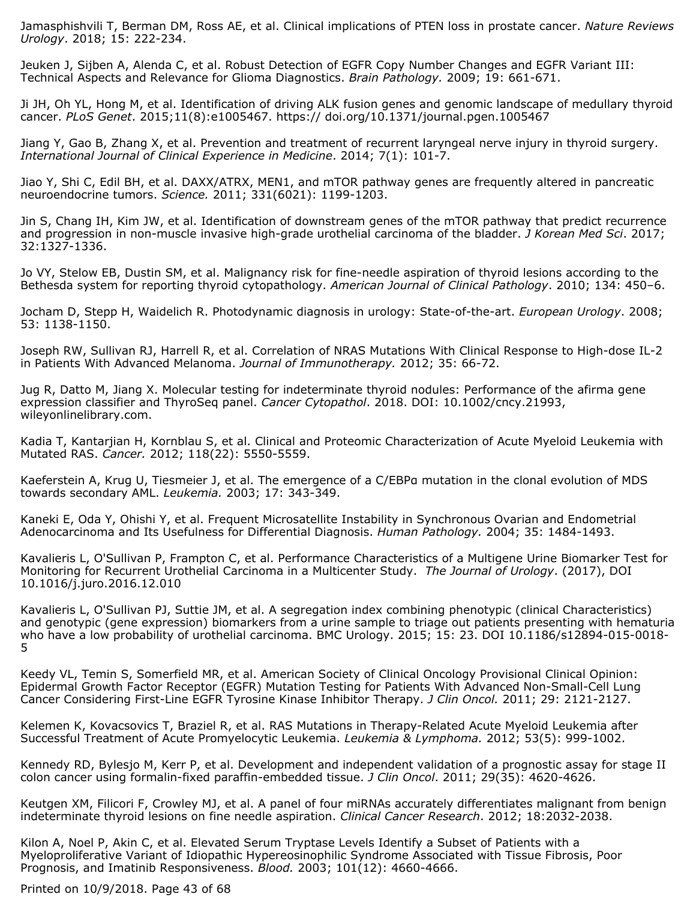Jamasphishvili T, Berman DM, Ross AE, et al. Clinical implications of PTEN loss in prostate cancer. *Nature Reviews Urology*. 2018; 15: 222-234.

Jeuken J, Sijben A, Alenda C, et al. Robust Detection of EGFR Copy Number Changes and EGFR Variant III: Technical Aspects and Relevance for Glioma Diagnostics. *Brain Pathology.* 2009; 19: 661-671.

Ji JH, Oh YL, Hong M, et al. Identification of driving ALK fusion genes and genomic landscape of medullary thyroid cancer. *PLoS Genet*. 2015;11(8):e1005467. https:// doi.org/10.1371/journal.pgen.1005467

Jiang Y, Gao B, Zhang X, et al. Prevention and treatment of recurrent laryngeal nerve injury in thyroid surgery. *International Journal of Clinical Experience in Medicine*. 2014; 7(1): 101-7.

Jiao Y, Shi C, Edil BH, et al. DAXX/ATRX, MEN1, and mTOR pathway genes are frequently altered in pancreatic neuroendocrine tumors. *Science.* 2011; 331(6021): 1199-1203.

Jin S, Chang IH, Kim JW, et al. Identification of downstream genes of the mTOR pathway that predict recurrence and progression in non-muscle invasive high-grade urothelial carcinoma of the bladder. *J Korean Med Sci*. 2017; 32:1327-1336.

Jo VY, Stelow EB, Dustin SM, et al. Malignancy risk for fine-needle aspiration of thyroid lesions according to the Bethesda system for reporting thyroid cytopathology. *American Journal of Clinical Pathology*. 2010; 134: 450–6.

Jocham D, Stepp H, Waidelich R. Photodynamic diagnosis in urology: State-of-the-art. *European Urology*. 2008; 53: 1138-1150.

Joseph RW, Sullivan RJ, Harrell R, et al. Correlation of NRAS Mutations With Clinical Response to High-dose IL-2 in Patients With Advanced Melanoma. *Journal of Immunotherapy.* 2012; 35: 66-72.

Jug R, Datto M, Jiang X. Molecular testing for indeterminate thyroid nodules: Performance of the afirma gene expression classifier and ThyroSeq panel. *Cancer Cytopathol*. 2018. DOI: 10.1002/cncy.21993, wileyonlinelibrary.com.

Kadia T, Kantarjian H, Kornblau S, et al. Clinical and Proteomic Characterization of Acute Myeloid Leukemia with Mutated RAS. *Cancer.* 2012; 118(22): 5550-5559.

Kaeferstein A, Krug U, Tiesmeier J, et al. The emergence of a C/EBPα mutation in the clonal evolution of MDS towards secondary AML. *Leukemia.* 2003; 17: 343-349.

Kaneki E, Oda Y, Ohishi Y, et al. Frequent Microsatellite Instability in Synchronous Ovarian and Endometrial Adenocarcinoma and Its Usefulness for Differential Diagnosis. *Human Pathology.* 2004; 35: 1484-1493.

Kavalieris L, O'Sullivan P, Frampton C, et al. Performance Characteristics of a Multigene Urine Biomarker Test for Monitoring for Recurrent Urothelial Carcinoma in a Multicenter Study. *The Journal of Urology*. (2017), DOI 10.1016/j.juro.2016.12.010

Kavalieris L, O'Sullivan PJ, Suttie JM, et al. A segregation index combining phenotypic (clinical Characteristics) and genotypic (gene expression) biomarkers from a urine sample to triage out patients presenting with hematuria who have a low probability of urothelial carcinoma. BMC Urology. 2015; 15: 23. DOI 10.1186/s12894-015-0018-5

Keedy VL, Temin S, Somerfield MR, et al. American Society of Clinical Oncology Provisional Clinical Opinion: Epidermal Growth Factor Receptor (EGFR) Mutation Testing for Patients With Advanced Non-Small-Cell Lung Cancer Considering First-Line EGFR Tyrosine Kinase Inhibitor Therapy. *J Clin Oncol.* 2011; 29: 2121-2127.

Kelemen K, Kovacsovics T, Braziel R, et al. RAS Mutations in Therapy-Related Acute Myeloid Leukemia after Successful Treatment of Acute Promyelocytic Leukemia. *Leukemia & Lymphoma.* 2012; 53(5): 999-1002.

Kennedy RD, Bylesjo M, Kerr P, et al. Development and independent validation of a prognostic assay for stage II colon cancer using formalin-fixed paraffin-embedded tissue. *J Clin Oncol*. 2011; 29(35): 4620-4626.

Keutgen XM, Filicori F, Crowley MJ, et al. A panel of four miRNAs accurately differentiates malignant from benign indeterminate thyroid lesions on fine needle aspiration. *Clinical Cancer Research*. 2012; 18:2032-2038.

Kilon A, Noel P, Akin C, et al. Elevated Serum Tryptase Levels Identify a Subset of Patients with a Myeloproliferative Variant of Idiopathic Hypereosinophilic Syndrome Associated with Tissue Fibrosis, Poor Prognosis, and Imatinib Responsiveness. *Blood.* 2003; 101(12): 4660-4666.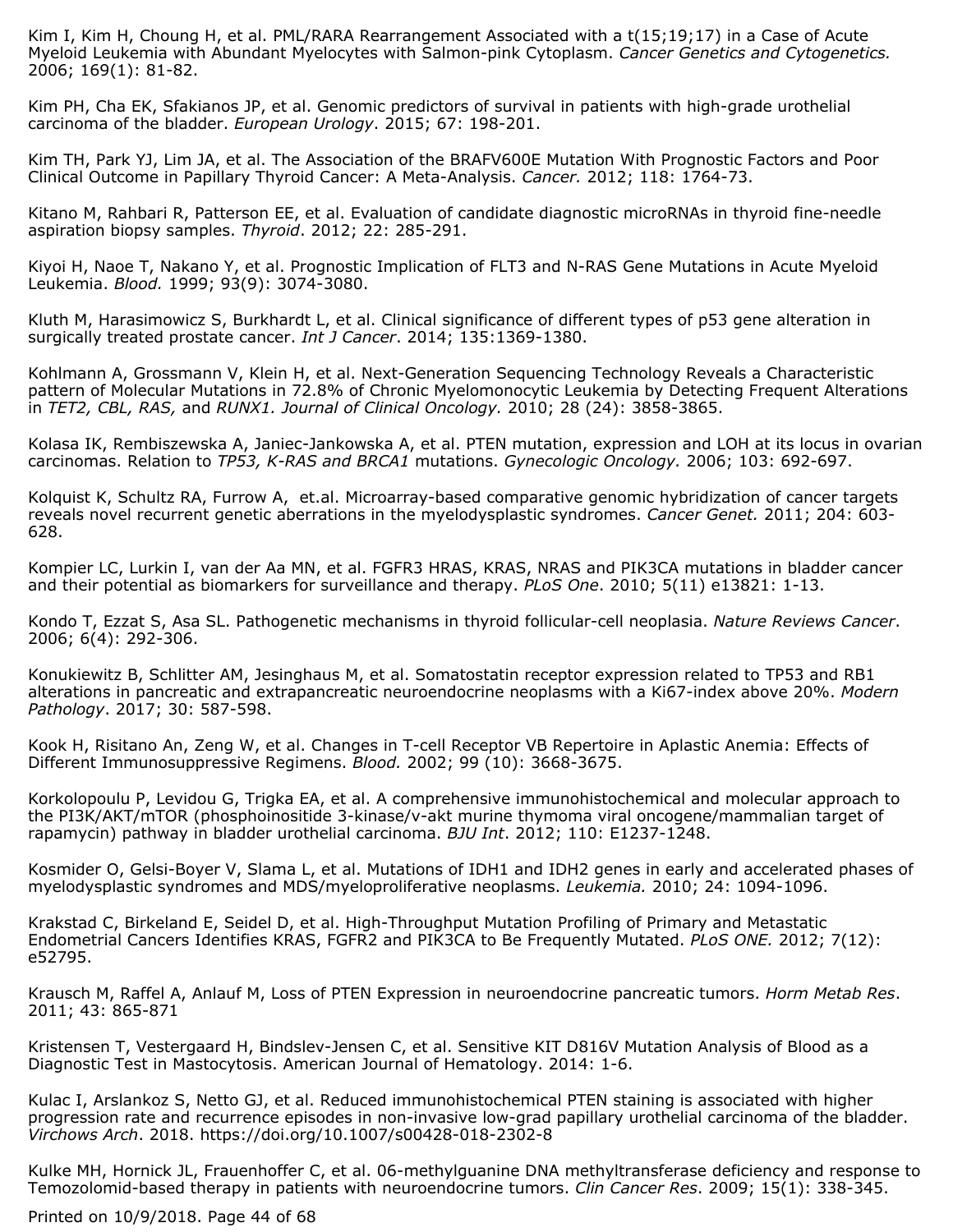Kim I, Kim H, Choung H, et al. PML/RARA Rearrangement Associated with a t(15;19;17) in a Case of Acute Myeloid Leukemia with Abundant Myelocytes with Salmon-pink Cytoplasm. *Cancer Genetics and Cytogenetics.* 2006; 169(1): 81-82.

Kim PH, Cha EK, Sfakianos JP, et al. Genomic predictors of survival in patients with high-grade urothelial carcinoma of the bladder. *European Urology*. 2015; 67: 198-201.

Kim TH, Park YJ, Lim JA, et al. The Association of the BRAFV600E Mutation With Prognostic Factors and Poor Clinical Outcome in Papillary Thyroid Cancer: A Meta-Analysis. *Cancer.* 2012; 118: 1764-73.

Kitano M, Rahbari R, Patterson EE, et al. Evaluation of candidate diagnostic microRNAs in thyroid fine-needle aspiration biopsy samples. *Thyroid*. 2012; 22: 285-291.

Kiyoi H, Naoe T, Nakano Y, et al. Prognostic Implication of FLT3 and N-RAS Gene Mutations in Acute Myeloid Leukemia. *Blood.* 1999; 93(9): 3074-3080.

Kluth M, Harasimowicz S, Burkhardt L, et al. Clinical significance of different types of p53 gene alteration in surgically treated prostate cancer. *Int J Cancer*. 2014; 135:1369-1380.

Kohlmann A, Grossmann V, Klein H, et al. Next-Generation Sequencing Technology Reveals a Characteristic pattern of Molecular Mutations in 72.8% of Chronic Myelomonocytic Leukemia by Detecting Frequent Alterations in *TET2, CBL, RAS,* and *RUNX1. Journal of Clinical Oncology.* 2010; 28 (24): 3858-3865.

Kolasa IK, Rembiszewska A, Janiec-Jankowska A, et al. PTEN mutation, expression and LOH at its locus in ovarian carcinomas. Relation to *TP53, K-RAS and BRCA1* mutations. *Gynecologic Oncology.* 2006; 103: 692-697.

Kolquist K, Schultz RA, Furrow A, et.al. Microarray-based comparative genomic hybridization of cancer targets reveals novel recurrent genetic aberrations in the myelodysplastic syndromes. *Cancer Genet.* 2011; 204: 603-628.

Kompier LC, Lurkin I, van der Aa MN, et al. FGFR3 HRAS, KRAS, NRAS and PIK3CA mutations in bladder cancer and their potential as biomarkers for surveillance and therapy. *PLoS One*. 2010; 5(11) e13821: 1-13.

Kondo T, Ezzat S, Asa SL. Pathogenetic mechanisms in thyroid follicular-cell neoplasia. *Nature Reviews Cancer*. 2006; 6(4): 292-306.

Konukiewitz B, Schlitter AM, Jesinghaus M, et al. Somatostatin receptor expression related to TP53 and RB1 alterations in pancreatic and extrapancreatic neuroendocrine neoplasms with a Ki67-index above 20%. *Modern Pathology*. 2017; 30: 587-598.

Kook H, Risitano An, Zeng W, et al. Changes in T-cell Receptor VB Repertoire in Aplastic Anemia: Effects of Different Immunosuppressive Regimens. *Blood.* 2002; 99 (10): 3668-3675.

Korkolopoulu P, Levidou G, Trigka EA, et al. A comprehensive immunohistochemical and molecular approach to the PI3K/AKT/mTOR (phosphoinositide 3-kinase/v-akt murine thymoma viral oncogene/mammalian target of rapamycin) pathway in bladder urothelial carcinoma. *BJU Int*. 2012; 110: E1237-1248.

Kosmider O, Gelsi-Boyer V, Slama L, et al. Mutations of IDH1 and IDH2 genes in early and accelerated phases of myelodysplastic syndromes and MDS/myeloproliferative neoplasms. *Leukemia.* 2010; 24: 1094-1096.

Krakstad C, Birkeland E, Seidel D, et al. High-Throughput Mutation Profiling of Primary and Metastatic Endometrial Cancers Identifies KRAS, FGFR2 and PIK3CA to Be Frequently Mutated. *PLoS ONE.* 2012; 7(12): e52795.

Krausch M, Raffel A, Anlauf M, Loss of PTEN Expression in neuroendocrine pancreatic tumors. *Horm Metab Res*. 2011; 43: 865-871

Kristensen T, Vestergaard H, Bindslev-Jensen C, et al. Sensitive KIT D816V Mutation Analysis of Blood as a Diagnostic Test in Mastocytosis. American Journal of Hematology. 2014: 1-6.

Kulac I, Arslankoz S, Netto GJ, et al. Reduced immunohistochemical PTEN staining is associated with higher progression rate and recurrence episodes in non-invasive low-grad papillary urothelial carcinoma of the bladder. *Virchows Arch*. 2018. https://doi.org/10.1007/s00428-018-2302-8

Kulke MH, Hornick JL, Frauenhoffer C, et al. 06-methylguanine DNA methyltransferase deficiency and response to Temozolomid-based therapy in patients with neuroendocrine tumors. *Clin Cancer Res*. 2009; 15(1): 338-345.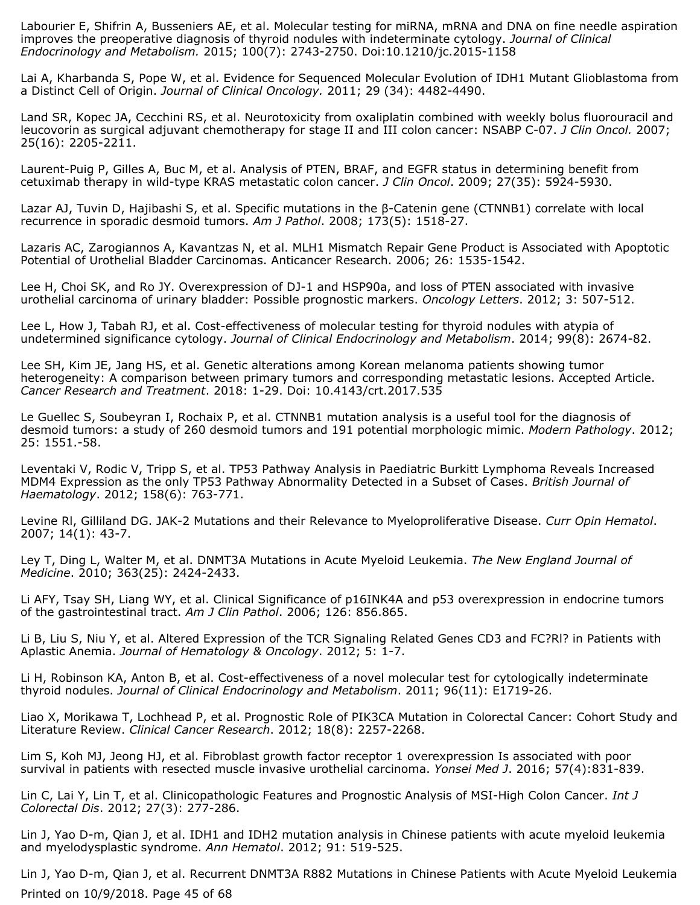Labourier E, Shifrin A, Busseniers AE, et al. Molecular testing for miRNA, mRNA and DNA on fine needle aspiration improves the preoperative diagnosis of thyroid nodules with indeterminate cytology. *Journal of Clinical Endocrinology and Metabolism.* 2015; 100(7): 2743-2750. Doi:10.1210/jc.2015-1158

Lai A, Kharbanda S, Pope W, et al. Evidence for Sequenced Molecular Evolution of IDH1 Mutant Glioblastoma from a Distinct Cell of Origin. *Journal of Clinical Oncology.* 2011; 29 (34): 4482-4490.

Land SR, Kopec JA, Cecchini RS, et al. Neurotoxicity from oxaliplatin combined with weekly bolus fluorouracil and leucovorin as surgical adjuvant chemotherapy for stage II and III colon cancer: NSABP C-07. *J Clin Oncol.* 2007; 25(16): 2205-2211.

Laurent-Puig P, Gilles A, Buc M, et al. Analysis of PTEN, BRAF, and EGFR status in determining benefit from cetuximab therapy in wild-type KRAS metastatic colon cancer. *J Clin Oncol*. 2009; 27(35): 5924-5930.

Lazar AJ, Tuvin D, Hajibashi S, et al. Specific mutations in the β-Catenin gene (CTNNB1) correlate with local recurrence in sporadic desmoid tumors. *Am J Pathol*. 2008; 173(5): 1518-27.

Lazaris AC, Zarogiannos A, Kavantzas N, et al. MLH1 Mismatch Repair Gene Product is Associated with Apoptotic Potential of Urothelial Bladder Carcinomas. Anticancer Research. 2006; 26: 1535-1542.

Lee H, Choi SK, and Ro JY. Overexpression of DJ-1 and HSP90a, and loss of PTEN associated with invasive urothelial carcinoma of urinary bladder: Possible prognostic markers. *Oncology Letters*. 2012; 3: 507-512.

Lee L, How J, Tabah RJ, et al. Cost-effectiveness of molecular testing for thyroid nodules with atypia of undetermined significance cytology. *Journal of Clinical Endocrinology and Metabolism*. 2014; 99(8): 2674-82.

Lee SH, Kim JE, Jang HS, et al. Genetic alterations among Korean melanoma patients showing tumor heterogeneity: A comparison between primary tumors and corresponding metastatic lesions. Accepted Article. *Cancer Research and Treatment*. 2018: 1-29. Doi: 10.4143/crt.2017.535

Le Guellec S, Soubeyran I, Rochaix P, et al. CTNNB1 mutation analysis is a useful tool for the diagnosis of desmoid tumors: a study of 260 desmoid tumors and 191 potential morphologic mimic. *Modern Pathology*. 2012; 25: 1551.-58.

Leventaki V, Rodic V, Tripp S, et al. TP53 Pathway Analysis in Paediatric Burkitt Lymphoma Reveals Increased MDM4 Expression as the only TP53 Pathway Abnormality Detected in a Subset of Cases. *British Journal of Haematology*. 2012; 158(6): 763-771.

Levine Rl, Gilliland DG. JAK-2 Mutations and their Relevance to Myeloproliferative Disease. *Curr Opin Hematol*. 2007; 14(1): 43-7.

Ley T, Ding L, Walter M, et al. DNMT3A Mutations in Acute Myeloid Leukemia. *The New England Journal of Medicine*. 2010; 363(25): 2424-2433.

Li AFY, Tsay SH, Liang WY, et al. Clinical Significance of p16INK4A and p53 overexpression in endocrine tumors of the gastrointestinal tract. *Am J Clin Pathol*. 2006; 126: 856.865.

Li B, Liu S, Niu Y, et al. Altered Expression of the TCR Signaling Related Genes CD3 and FC?Rl? in Patients with Aplastic Anemia. *Journal of Hematology & Oncology*. 2012; 5: 1-7.

Li H, Robinson KA, Anton B, et al. Cost-effectiveness of a novel molecular test for cytologically indeterminate thyroid nodules. *Journal of Clinical Endocrinology and Metabolism*. 2011; 96(11): E1719-26.

Liao X, Morikawa T, Lochhead P, et al. Prognostic Role of PIK3CA Mutation in Colorectal Cancer: Cohort Study and Literature Review. *Clinical Cancer Research*. 2012; 18(8): 2257-2268.

Lim S, Koh MJ, Jeong HJ, et al. Fibroblast growth factor receptor 1 overexpression Is associated with poor survival in patients with resected muscle invasive urothelial carcinoma. *Yonsei Med J*. 2016; 57(4):831-839.

Lin C, Lai Y, Lin T, et al. Clinicopathologic Features and Prognostic Analysis of MSI-High Colon Cancer. *Int J Colorectal Dis*. 2012; 27(3): 277-286.

Lin J, Yao D-m, Qian J, et al. IDH1 and IDH2 mutation analysis in Chinese patients with acute myeloid leukemia and myelodysplastic syndrome. *Ann Hematol*. 2012; 91: 519-525.

Lin J, Yao D-m, Qian J, et al. Recurrent DNMT3A R882 Mutations in Chinese Patients with Acute Myeloid Leukemia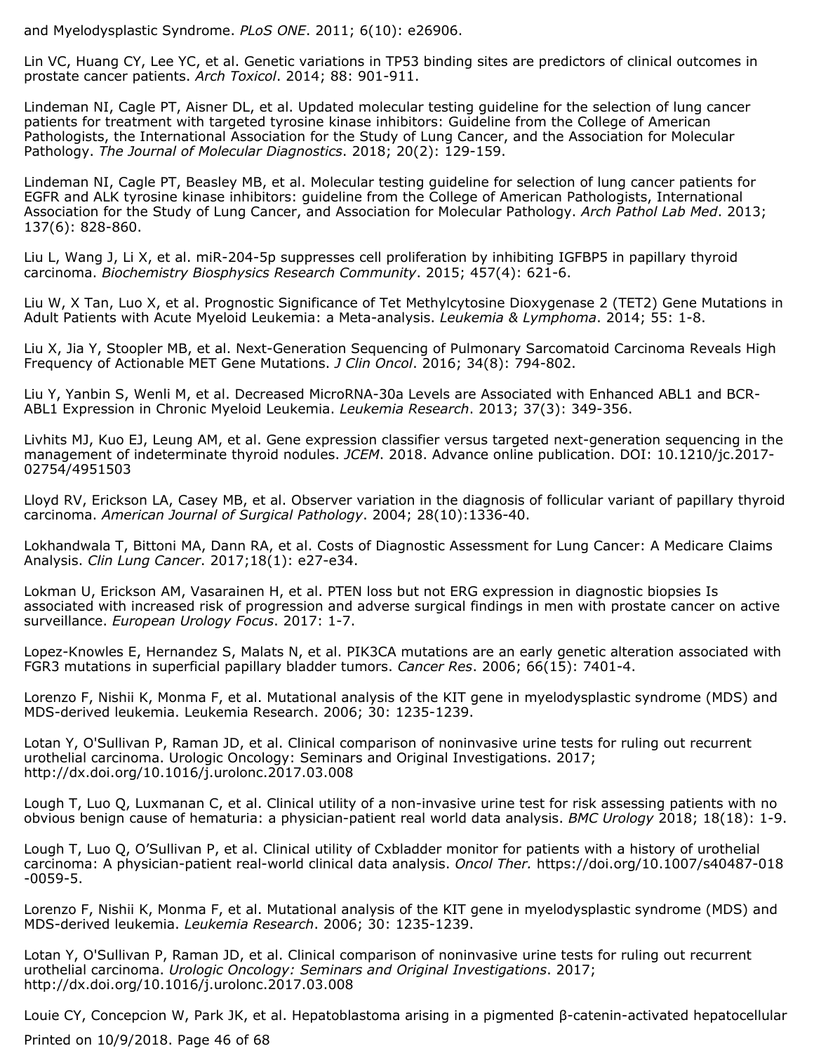and Myelodysplastic Syndrome. *PLoS ONE*. 2011; 6(10): e26906.

Lin VC, Huang CY, Lee YC, et al. Genetic variations in TP53 binding sites are predictors of clinical outcomes in prostate cancer patients. *Arch Toxicol*. 2014; 88: 901-911.

Lindeman NI, Cagle PT, Aisner DL, et al. Updated molecular testing guideline for the selection of lung cancer patients for treatment with targeted tyrosine kinase inhibitors: Guideline from the College of American Pathologists, the International Association for the Study of Lung Cancer, and the Association for Molecular Pathology. *The Journal of Molecular Diagnostics*. 2018; 20(2): 129-159.

Lindeman NI, Cagle PT, Beasley MB, et al. Molecular testing guideline for selection of lung cancer patients for EGFR and ALK tyrosine kinase inhibitors: guideline from the College of American Pathologists, International Association for the Study of Lung Cancer, and Association for Molecular Pathology. *Arch Pathol Lab Med*. 2013; 137(6): 828-860.

Liu L, Wang J, Li X, et al. miR-204-5p suppresses cell proliferation by inhibiting IGFBP5 in papillary thyroid carcinoma. *Biochemistry Biosphysics Research Community*. 2015; 457(4): 621-6.

Liu W, X Tan, Luo X, et al. Prognostic Significance of Tet Methylcytosine Dioxygenase 2 (TET2) Gene Mutations in Adult Patients with Acute Myeloid Leukemia: a Meta-analysis. *Leukemia & Lymphoma*. 2014; 55: 1-8.

Liu X, Jia Y, Stoopler MB, et al. Next-Generation Sequencing of Pulmonary Sarcomatoid Carcinoma Reveals High Frequency of Actionable MET Gene Mutations. *J Clin Oncol*. 2016; 34(8): 794-802.

Liu Y, Yanbin S, Wenli M, et al. Decreased MicroRNA-30a Levels are Associated with Enhanced ABL1 and BCR-ABL1 Expression in Chronic Myeloid Leukemia. *Leukemia Research*. 2013; 37(3): 349-356.

Livhits MJ, Kuo EJ, Leung AM, et al. Gene expression classifier versus targeted next-generation sequencing in the management of indeterminate thyroid nodules. *JCEM*. 2018. Advance online publication. DOI: 10.1210/jc.2017-02754/4951503

Lloyd RV, Erickson LA, Casey MB, et al. Observer variation in the diagnosis of follicular variant of papillary thyroid carcinoma. *American Journal of Surgical Pathology*. 2004; 28(10):1336-40.

Lokhandwala T, Bittoni MA, Dann RA, et al. Costs of Diagnostic Assessment for Lung Cancer: A Medicare Claims Analysis. *Clin Lung Cancer*. 2017;18(1): e27-e34.

Lokman U, Erickson AM, Vasarainen H, et al. PTEN loss but not ERG expression in diagnostic biopsies Is associated with increased risk of progression and adverse surgical findings in men with prostate cancer on active surveillance. *European Urology Focus*. 2017: 1-7.

Lopez-Knowles E, Hernandez S, Malats N, et al. PIK3CA mutations are an early genetic alteration associated with FGR3 mutations in superficial papillary bladder tumors. *Cancer Res*. 2006; 66(15): 7401-4.

Lorenzo F, Nishii K, Monma F, et al. Mutational analysis of the KIT gene in myelodysplastic syndrome (MDS) and MDS-derived leukemia. Leukemia Research. 2006; 30: 1235-1239.

Lotan Y, O'Sullivan P, Raman JD, et al. Clinical comparison of noninvasive urine tests for ruling out recurrent urothelial carcinoma. Urologic Oncology: Seminars and Original Investigations. 2017; http://dx.doi.org/10.1016/j.urolonc.2017.03.008

Lough T, Luo Q, Luxmanan C, et al. Clinical utility of a non-invasive urine test for risk assessing patients with no obvious benign cause of hematuria: a physician-patient real world data analysis. *BMC Urology* 2018; 18(18): 1-9.

Lough T, Luo Q, O'Sullivan P, et al. Clinical utility of Cxbladder monitor for patients with a history of urothelial carcinoma: A physician-patient real-world clinical data analysis. *Oncol Ther.* https://doi.org/10.1007/s40487-018-0059-5.

Lorenzo F, Nishii K, Monma F, et al. Mutational analysis of the KIT gene in myelodysplastic syndrome (MDS) and MDS-derived leukemia. *Leukemia Research*. 2006; 30: 1235-1239.

Lotan Y, O'Sullivan P, Raman JD, et al. Clinical comparison of noninvasive urine tests for ruling out recurrent urothelial carcinoma. *Urologic Oncology: Seminars and Original Investigations*. 2017; http://dx.doi.org/10.1016/j.urolonc.2017.03.008

Louie CY, Concepcion W, Park JK, et al. Hepatoblastoma arising in a pigmented β-catenin-activated hepatocellular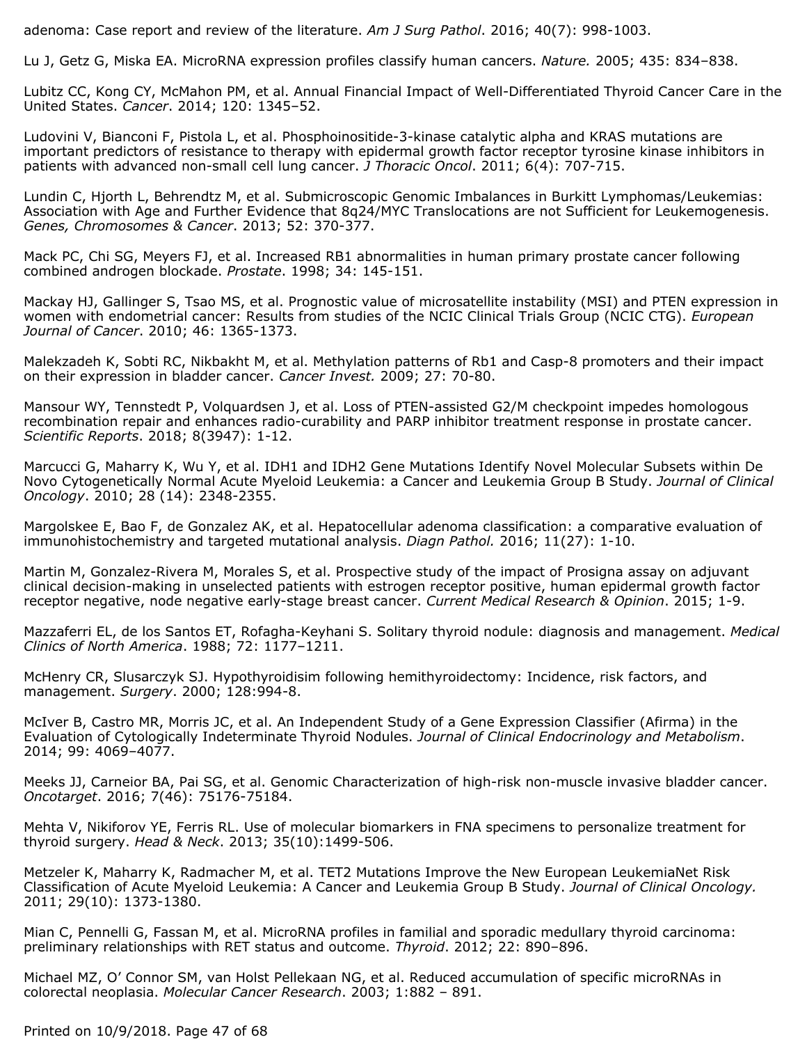adenoma: Case report and review of the literature. *Am J Surg Pathol*. 2016; 40(7): 998-1003.

Lu J, Getz G, Miska EA. MicroRNA expression profiles classify human cancers. *Nature.* 2005; 435: 834–838.

Lubitz CC, Kong CY, McMahon PM, et al. Annual Financial Impact of Well-Differentiated Thyroid Cancer Care in the United States. *Cancer*. 2014; 120: 1345–52.

Ludovini V, Bianconi F, Pistola L, et al. Phosphoinositide-3-kinase catalytic alpha and KRAS mutations are important predictors of resistance to therapy with epidermal growth factor receptor tyrosine kinase inhibitors in patients with advanced non-small cell lung cancer. *J Thoracic Oncol*. 2011; 6(4): 707-715.

Lundin C, Hjorth L, Behrendtz M, et al. Submicroscopic Genomic Imbalances in Burkitt Lymphomas/Leukemias: Association with Age and Further Evidence that 8q24/MYC Translocations are not Sufficient for Leukemogenesis. *Genes, Chromosomes & Cancer*. 2013; 52: 370-377.

Mack PC, Chi SG, Meyers FJ, et al. Increased RB1 abnormalities in human primary prostate cancer following combined androgen blockade. *Prostate*. 1998; 34: 145-151.

Mackay HJ, Gallinger S, Tsao MS, et al. Prognostic value of microsatellite instability (MSI) and PTEN expression in women with endometrial cancer: Results from studies of the NCIC Clinical Trials Group (NCIC CTG). *European Journal of Cancer*. 2010; 46: 1365-1373.

Malekzadeh K, Sobti RC, Nikbakht M, et al. Methylation patterns of Rb1 and Casp-8 promoters and their impact on their expression in bladder cancer. *Cancer Invest.* 2009; 27: 70-80.

Mansour WY, Tennstedt P, Volquardsen J, et al. Loss of PTEN-assisted G2/M checkpoint impedes homologous recombination repair and enhances radio-curability and PARP inhibitor treatment response in prostate cancer. *Scientific Reports*. 2018; 8(3947): 1-12.

Marcucci G, Maharry K, Wu Y, et al. IDH1 and IDH2 Gene Mutations Identify Novel Molecular Subsets within De Novo Cytogenetically Normal Acute Myeloid Leukemia: a Cancer and Leukemia Group B Study. *Journal of Clinical Oncology*. 2010; 28 (14): 2348-2355.

Margolskee E, Bao F, de Gonzalez AK, et al. Hepatocellular adenoma classification: a comparative evaluation of immunohistochemistry and targeted mutational analysis. *Diagn Pathol.* 2016; 11(27): 1-10.

Martin M, Gonzalez-Rivera M, Morales S, et al. Prospective study of the impact of Prosigna assay on adjuvant clinical decision-making in unselected patients with estrogen receptor positive, human epidermal growth factor receptor negative, node negative early-stage breast cancer. *Current Medical Research & Opinion*. 2015; 1-9.

Mazzaferri EL, de los Santos ET, Rofagha-Keyhani S. Solitary thyroid nodule: diagnosis and management. *Medical Clinics of North America*. 1988; 72: 1177–1211.

McHenry CR, Slusarczyk SJ. Hypothyroidisim following hemithyroidectomy: Incidence, risk factors, and management. *Surgery*. 2000; 128:994-8.

McIver B, Castro MR, Morris JC, et al. An Independent Study of a Gene Expression Classifier (Afirma) in the Evaluation of Cytologically Indeterminate Thyroid Nodules. *Journal of Clinical Endocrinology and Metabolism*. 2014; 99: 4069–4077.

Meeks JJ, Carneior BA, Pai SG, et al. Genomic Characterization of high-risk non-muscle invasive bladder cancer. *Oncotarget*. 2016; 7(46): 75176-75184.

Mehta V, Nikiforov YE, Ferris RL. Use of molecular biomarkers in FNA specimens to personalize treatment for thyroid surgery. *Head & Neck*. 2013; 35(10):1499-506.

Metzeler K, Maharry K, Radmacher M, et al. TET2 Mutations Improve the New European LeukemiaNet Risk Classification of Acute Myeloid Leukemia: A Cancer and Leukemia Group B Study. *Journal of Clinical Oncology.* 2011; 29(10): 1373-1380.

Mian C, Pennelli G, Fassan M, et al. MicroRNA profiles in familial and sporadic medullary thyroid carcinoma: preliminary relationships with RET status and outcome. *Thyroid*. 2012; 22: 890–896.

Michael MZ, O' Connor SM, van Holst Pellekaan NG, et al. Reduced accumulation of specific microRNAs in colorectal neoplasia. *Molecular Cancer Research*. 2003; 1:882 – 891.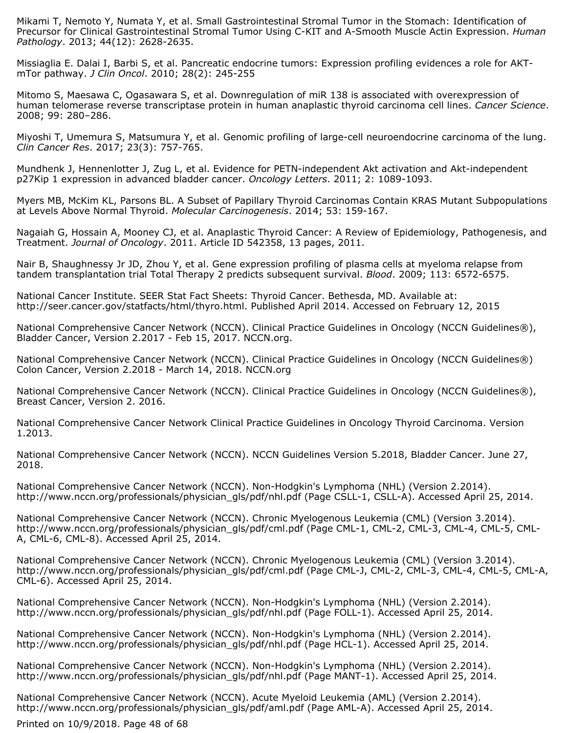Mikami T, Nemoto Y, Numata Y, et al. Small Gastrointestinal Stromal Tumor in the Stomach: Identification of Precursor for Clinical Gastrointestinal Stromal Tumor Using C-KIT and Α-Smooth Muscle Actin Expression. *Human Pathology*. 2013; 44(12): 2628-2635.

Missiaglia E. Dalai I, Barbi S, et al. Pancreatic endocrine tumors: Expression profiling evidences a role for AKT-mTor pathway. *J Clin Oncol*. 2010; 28(2): 245-255

Mitomo S, Maesawa C, Ogasawara S, et al. Downregulation of miR 138 is associated with overexpression of human telomerase reverse transcriptase protein in human anaplastic thyroid carcinoma cell lines. *Cancer Science*. 2008; 99: 280–286.

Miyoshi T, Umemura S, Matsumura Y, et al. Genomic profiling of large-cell neuroendocrine carcinoma of the lung. *Clin Cancer Res*. 2017; 23(3): 757-765.

Mundhenk J, Hennenlotter J, Zug L, et al. Evidence for PETN-independent Akt activation and Akt-independent p27Kip 1 expression in advanced bladder cancer. *Oncology Letters*. 2011; 2: 1089-1093.

Myers MB, McKim KL, Parsons BL. A Subset of Papillary Thyroid Carcinomas Contain KRAS Mutant Subpopulations at Levels Above Normal Thyroid. *Molecular Carcinogenesis*. 2014; 53: 159-167.

Nagaiah G, Hossain A, Mooney CJ, et al. Anaplastic Thyroid Cancer: A Review of Epidemiology, Pathogenesis, and Treatment. *Journal of Oncology*. 2011. Article ID 542358, 13 pages, 2011.

Nair B, Shaughnessy Jr JD, Zhou Y, et al. Gene expression profiling of plasma cells at myeloma relapse from tandem transplantation trial Total Therapy 2 predicts subsequent survival. *Blood*. 2009; 113: 6572-6575.

National Cancer Institute. SEER Stat Fact Sheets: Thyroid Cancer. Bethesda, MD. Available at: http://seer.cancer.gov/statfacts/html/thyro.html. Published April 2014. Accessed on February 12, 2015

National Comprehensive Cancer Network (NCCN). Clinical Practice Guidelines in Oncology (NCCN Guidelines®), Bladder Cancer, Version 2.2017 - Feb 15, 2017. NCCN.org.

National Comprehensive Cancer Network (NCCN). Clinical Practice Guidelines in Oncology (NCCN Guidelines®) Colon Cancer, Version 2.2018 - March 14, 2018. NCCN.org

National Comprehensive Cancer Network (NCCN). Clinical Practice Guidelines in Oncology (NCCN Guidelines®), Breast Cancer, Version 2. 2016.

National Comprehensive Cancer Network Clinical Practice Guidelines in Oncology Thyroid Carcinoma. Version 1.2013.

National Comprehensive Cancer Network (NCCN). NCCN Guidelines Version 5.2018, Bladder Cancer. June 27, 2018.

National Comprehensive Cancer Network (NCCN). Non-Hodgkin's Lymphoma (NHL) (Version 2.2014). http://www.nccn.org/professionals/physician_gls/pdf/nhl.pdf (Page CSLL-1, CSLL-A). Accessed April 25, 2014.

National Comprehensive Cancer Network (NCCN). Chronic Myelogenous Leukemia (CML) (Version 3.2014). http://www.nccn.org/professionals/physician_gls/pdf/cml.pdf (Page CML-1, CML-2, CML-3, CML-4, CML-5, CML-A, CML-6, CML-8). Accessed April 25, 2014.

National Comprehensive Cancer Network (NCCN). Chronic Myelogenous Leukemia (CML) (Version 3.2014). http://www.nccn.org/professionals/physician_gls/pdf/cml.pdf (Page CML-J, CML-2, CML-3, CML-4, CML-5, CML-A, CML-6). Accessed April 25, 2014.

National Comprehensive Cancer Network (NCCN). Non-Hodgkin's Lymphoma (NHL) (Version 2.2014). http://www.nccn.org/professionals/physician_gls/pdf/nhl.pdf (Page FOLL-1). Accessed April 25, 2014.

National Comprehensive Cancer Network (NCCN). Non-Hodgkin's Lymphoma (NHL) (Version 2.2014). http://www.nccn.org/professionals/physician_gls/pdf/nhl.pdf (Page HCL-1). Accessed April 25, 2014.

National Comprehensive Cancer Network (NCCN). Non-Hodgkin's Lymphoma (NHL) (Version 2.2014). http://www.nccn.org/professionals/physician_gls/pdf/nhl.pdf (Page MANT-1). Accessed April 25, 2014.

National Comprehensive Cancer Network (NCCN). Acute Myeloid Leukemia (AML) (Version 2.2014). http://www.nccn.org/professionals/physician_gls/pdf/aml.pdf (Page AML-A). Accessed April 25, 2014.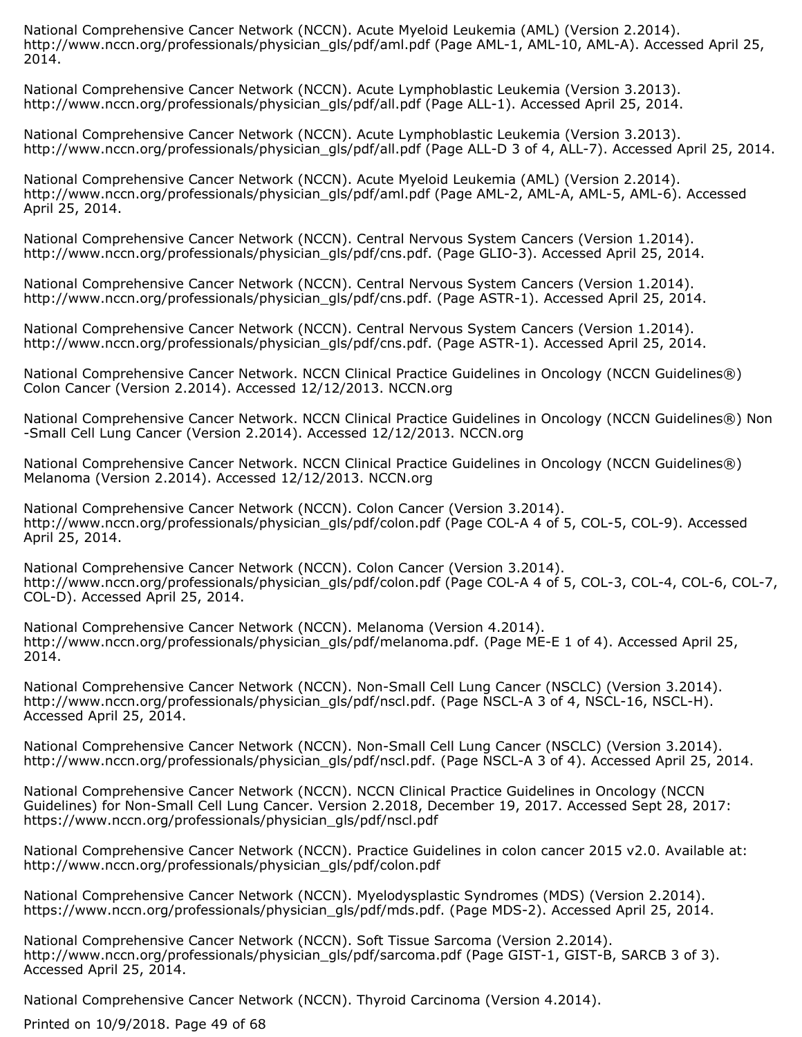National Comprehensive Cancer Network (NCCN). Acute Myeloid Leukemia (AML) (Version 2.2014). http://www.nccn.org/professionals/physician_gls/pdf/aml.pdf (Page AML-1, AML-10, AML-A). Accessed April 25, 2014.

National Comprehensive Cancer Network (NCCN). Acute Lymphoblastic Leukemia (Version 3.2013). http://www.nccn.org/professionals/physician_gls/pdf/all.pdf (Page ALL-1). Accessed April 25, 2014.

National Comprehensive Cancer Network (NCCN). Acute Lymphoblastic Leukemia (Version 3.2013). http://www.nccn.org/professionals/physician_gls/pdf/all.pdf (Page ALL-D 3 of 4, ALL-7). Accessed April 25, 2014.

National Comprehensive Cancer Network (NCCN). Acute Myeloid Leukemia (AML) (Version 2.2014). http://www.nccn.org/professionals/physician_gls/pdf/aml.pdf (Page AML-2, AML-A, AML-5, AML-6). Accessed April 25, 2014.

National Comprehensive Cancer Network (NCCN). Central Nervous System Cancers (Version 1.2014). http://www.nccn.org/professionals/physician_gls/pdf/cns.pdf. (Page GLIO-3). Accessed April 25, 2014.

National Comprehensive Cancer Network (NCCN). Central Nervous System Cancers (Version 1.2014). http://www.nccn.org/professionals/physician_gls/pdf/cns.pdf. (Page ASTR-1). Accessed April 25, 2014.

National Comprehensive Cancer Network (NCCN). Central Nervous System Cancers (Version 1.2014). http://www.nccn.org/professionals/physician_gls/pdf/cns.pdf. (Page ASTR-1). Accessed April 25, 2014.

National Comprehensive Cancer Network. NCCN Clinical Practice Guidelines in Oncology (NCCN Guidelines®) Colon Cancer (Version 2.2014). Accessed 12/12/2013. NCCN.org

National Comprehensive Cancer Network. NCCN Clinical Practice Guidelines in Oncology (NCCN Guidelines®) Non-Small Cell Lung Cancer (Version 2.2014). Accessed 12/12/2013. NCCN.org

National Comprehensive Cancer Network. NCCN Clinical Practice Guidelines in Oncology (NCCN Guidelines®) Melanoma (Version 2.2014). Accessed 12/12/2013. NCCN.org

National Comprehensive Cancer Network (NCCN). Colon Cancer (Version 3.2014). http://www.nccn.org/professionals/physician_gls/pdf/colon.pdf (Page COL-A 4 of 5, COL-5, COL-9). Accessed April 25, 2014.

National Comprehensive Cancer Network (NCCN). Colon Cancer (Version 3.2014). http://www.nccn.org/professionals/physician_gls/pdf/colon.pdf (Page COL-A 4 of 5, COL-3, COL-4, COL-6, COL-7, COL-D). Accessed April 25, 2014.

National Comprehensive Cancer Network (NCCN). Melanoma (Version 4.2014). http://www.nccn.org/professionals/physician_gls/pdf/melanoma.pdf. (Page ME-E 1 of 4). Accessed April 25, 2014.

National Comprehensive Cancer Network (NCCN). Non-Small Cell Lung Cancer (NSCLC) (Version 3.2014). http://www.nccn.org/professionals/physician_gls/pdf/nscl.pdf. (Page NSCL-A 3 of 4, NSCL-16, NSCL-H). Accessed April 25, 2014.

National Comprehensive Cancer Network (NCCN). Non-Small Cell Lung Cancer (NSCLC) (Version 3.2014). http://www.nccn.org/professionals/physician_gls/pdf/nscl.pdf. (Page NSCL-A 3 of 4). Accessed April 25, 2014.

National Comprehensive Cancer Network (NCCN). NCCN Clinical Practice Guidelines in Oncology (NCCN Guidelines) for Non-Small Cell Lung Cancer. Version 2.2018, December 19, 2017. Accessed Sept 28, 2017: https://www.nccn.org/professionals/physician_gls/pdf/nscl.pdf

National Comprehensive Cancer Network (NCCN). Practice Guidelines in colon cancer 2015 v2.0. Available at: http://www.nccn.org/professionals/physician_gls/pdf/colon.pdf

National Comprehensive Cancer Network (NCCN). Myelodysplastic Syndromes (MDS) (Version 2.2014). https://www.nccn.org/professionals/physician_gls/pdf/mds.pdf. (Page MDS-2). Accessed April 25, 2014.

National Comprehensive Cancer Network (NCCN). Soft Tissue Sarcoma (Version 2.2014). http://www.nccn.org/professionals/physician_gls/pdf/sarcoma.pdf (Page GIST-1, GIST-B, SARCB 3 of 3). Accessed April 25, 2014.

National Comprehensive Cancer Network (NCCN). Thyroid Carcinoma (Version 4.2014).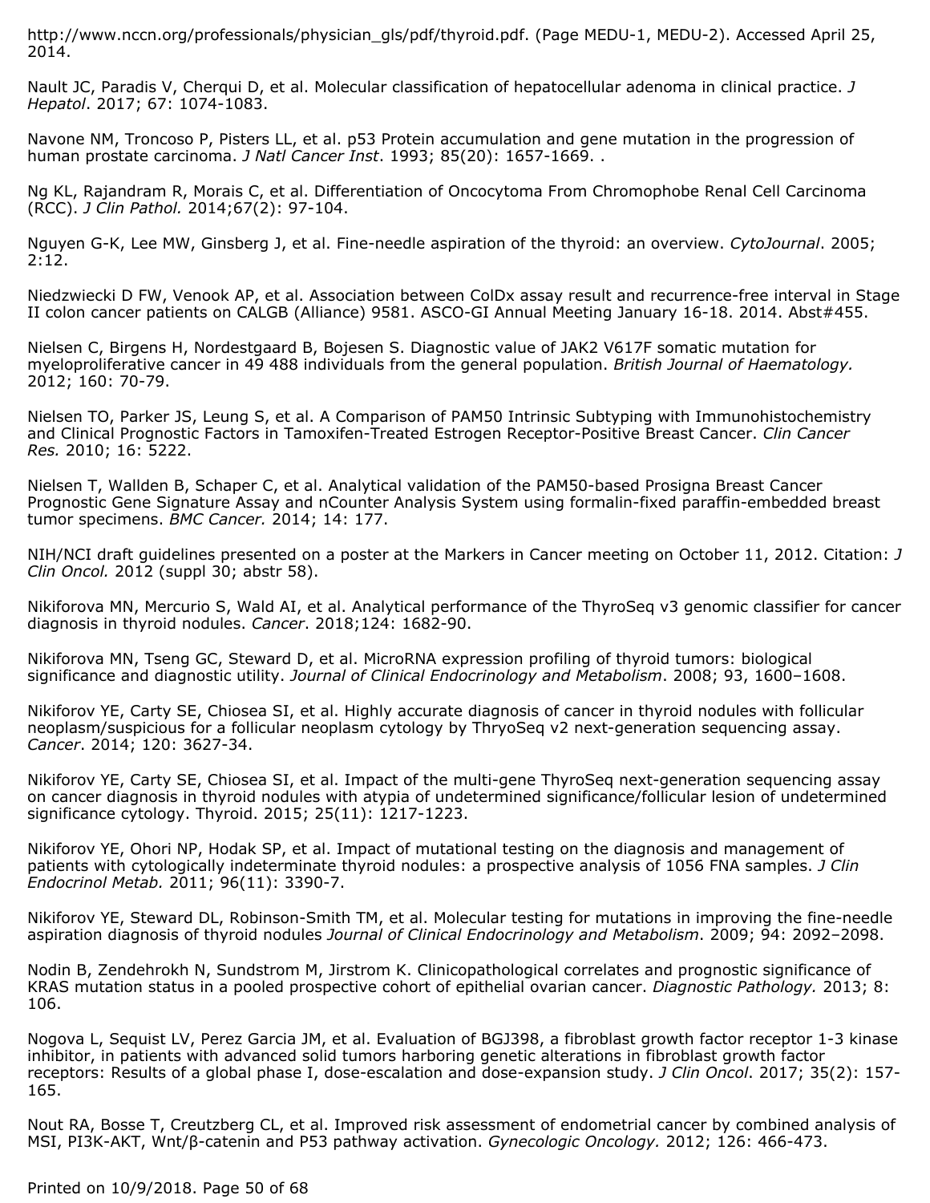http://www.nccn.org/professionals/physician_gls/pdf/thyroid.pdf. (Page MEDU-1, MEDU-2). Accessed April 25, 2014.

Nault JC, Paradis V, Cherqui D, et al. Molecular classification of hepatocellular adenoma in clinical practice. *J Hepatol*. 2017; 67: 1074-1083.

Navone NM, Troncoso P, Pisters LL, et al. p53 Protein accumulation and gene mutation in the progression of human prostate carcinoma. *J Natl Cancer Inst*. 1993; 85(20): 1657-1669. .

Ng KL, Rajandram R, Morais C, et al. Differentiation of Oncocytoma From Chromophobe Renal Cell Carcinoma (RCC). *J Clin Pathol.* 2014;67(2): 97-104.

Nguyen G-K, Lee MW, Ginsberg J, et al. Fine-needle aspiration of the thyroid: an overview. *CytoJournal*. 2005; 2:12.

Niedzwiecki D FW, Venook AP, et al. Association between ColDx assay result and recurrence-free interval in Stage II colon cancer patients on CALGB (Alliance) 9581. ASCO-GI Annual Meeting January 16-18. 2014. Abst#455.

Nielsen C, Birgens H, Nordestgaard B, Bojesen S. Diagnostic value of JAK2 V617F somatic mutation for myeloproliferative cancer in 49 488 individuals from the general population. *British Journal of Haematology.* 2012; 160: 70-79.

Nielsen TO, Parker JS, Leung S, et al. A Comparison of PAM50 Intrinsic Subtyping with Immunohistochemistry and Clinical Prognostic Factors in Tamoxifen-Treated Estrogen Receptor-Positive Breast Cancer. *Clin Cancer Res.* 2010; 16: 5222.

Nielsen T, Wallden B, Schaper C, et al. Analytical validation of the PAM50-based Prosigna Breast Cancer Prognostic Gene Signature Assay and nCounter Analysis System using formalin-fixed paraffin-embedded breast tumor specimens. *BMC Cancer.* 2014; 14: 177.

NIH/NCI draft guidelines presented on a poster at the Markers in Cancer meeting on October 11, 2012. Citation: *J Clin Oncol.* 2012 (suppl 30; abstr 58).

Nikiforova MN, Mercurio S, Wald AI, et al. Analytical performance of the ThyroSeq v3 genomic classifier for cancer diagnosis in thyroid nodules. *Cancer*. 2018;124: 1682-90.

Nikiforova MN, Tseng GC, Steward D, et al. MicroRNA expression profiling of thyroid tumors: biological significance and diagnostic utility. *Journal of Clinical Endocrinology and Metabolism*. 2008; 93, 1600–1608.

Nikiforov YE, Carty SE, Chiosea SI, et al. Highly accurate diagnosis of cancer in thyroid nodules with follicular neoplasm/suspicious for a follicular neoplasm cytology by ThryoSeq v2 next-generation sequencing assay. *Cancer*. 2014; 120: 3627-34.

Nikiforov YE, Carty SE, Chiosea SI, et al. Impact of the multi-gene ThyroSeq next-generation sequencing assay on cancer diagnosis in thyroid nodules with atypia of undetermined significance/follicular lesion of undetermined significance cytology. Thyroid. 2015; 25(11): 1217-1223.

Nikiforov YE, Ohori NP, Hodak SP, et al. Impact of mutational testing on the diagnosis and management of patients with cytologically indeterminate thyroid nodules: a prospective analysis of 1056 FNA samples. *J Clin Endocrinol Metab.* 2011; 96(11): 3390-7.

Nikiforov YE, Steward DL, Robinson-Smith TM, et al. Molecular testing for mutations in improving the fine-needle aspiration diagnosis of thyroid nodules *Journal of Clinical Endocrinology and Metabolism*. 2009; 94: 2092–2098.

Nodin B, Zendehrokh N, Sundstrom M, Jirstrom K. Clinicopathological correlates and prognostic significance of KRAS mutation status in a pooled prospective cohort of epithelial ovarian cancer. *Diagnostic Pathology.* 2013; 8: 106.

Nogova L, Sequist LV, Perez Garcia JM, et al. Evaluation of BGJ398, a fibroblast growth factor receptor 1-3 kinase inhibitor, in patients with advanced solid tumors harboring genetic alterations in fibroblast growth factor receptors: Results of a global phase I, dose-escalation and dose-expansion study. *J Clin Oncol*. 2017; 35(2): 157-165.

Nout RA, Bosse T, Creutzberg CL, et al. Improved risk assessment of endometrial cancer by combined analysis of MSI, PI3K-AKT, Wnt/β-catenin and P53 pathway activation. *Gynecologic Oncology.* 2012; 126: 466-473.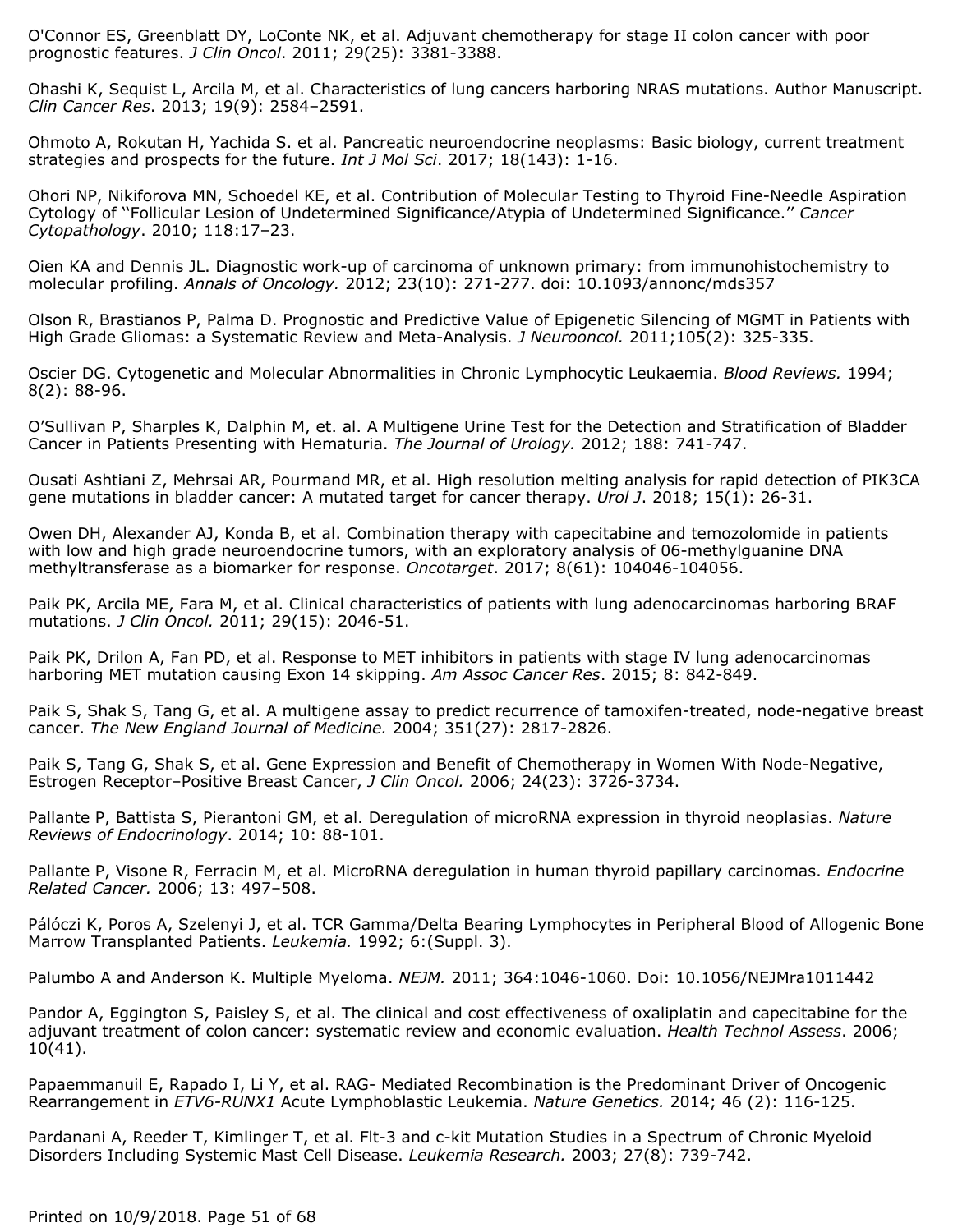O'Connor ES, Greenblatt DY, LoConte NK, et al. Adjuvant chemotherapy for stage II colon cancer with poor prognostic features. *J Clin Oncol*. 2011; 29(25): 3381-3388.

Ohashi K, Sequist L, Arcila M, et al. Characteristics of lung cancers harboring NRAS mutations. Author Manuscript. *Clin Cancer Res*. 2013; 19(9): 2584–2591.

Ohmoto A, Rokutan H, Yachida S. et al. Pancreatic neuroendocrine neoplasms: Basic biology, current treatment strategies and prospects for the future. *Int J Mol Sci*. 2017; 18(143): 1-16.

Ohori NP, Nikiforova MN, Schoedel KE, et al. Contribution of Molecular Testing to Thyroid Fine-Needle Aspiration Cytology of ''Follicular Lesion of Undetermined Significance/Atypia of Undetermined Significance.'' *Cancer Cytopathology*. 2010; 118:17–23.

Oien KA and Dennis JL. Diagnostic work-up of carcinoma of unknown primary: from immunohistochemistry to molecular profiling. *Annals of Oncology.* 2012; 23(10): 271-277. doi: 10.1093/annonc/mds357

Olson R, Brastianos P, Palma D. Prognostic and Predictive Value of Epigenetic Silencing of MGMT in Patients with High Grade Gliomas: a Systematic Review and Meta-Analysis. *J Neurooncol.* 2011;105(2): 325-335.

Oscier DG. Cytogenetic and Molecular Abnormalities in Chronic Lymphocytic Leukaemia. *Blood Reviews.* 1994; 8(2): 88-96.

O'Sullivan P, Sharples K, Dalphin M, et. al. A Multigene Urine Test for the Detection and Stratification of Bladder Cancer in Patients Presenting with Hematuria. *The Journal of Urology.* 2012; 188: 741-747.

Ousati Ashtiani Z, Mehrsai AR, Pourmand MR, et al. High resolution melting analysis for rapid detection of PIK3CA gene mutations in bladder cancer: A mutated target for cancer therapy. *Urol J*. 2018; 15(1): 26-31.

Owen DH, Alexander AJ, Konda B, et al. Combination therapy with capecitabine and temozolomide in patients with low and high grade neuroendocrine tumors, with an exploratory analysis of 06-methylguanine DNA methyltransferase as a biomarker for response. *Oncotarget*. 2017; 8(61): 104046-104056.

Paik PK, Arcila ME, Fara M, et al. Clinical characteristics of patients with lung adenocarcinomas harboring BRAF mutations. *J Clin Oncol.* 2011; 29(15): 2046-51.

Paik PK, Drilon A, Fan PD, et al. Response to MET inhibitors in patients with stage IV lung adenocarcinomas harboring MET mutation causing Exon 14 skipping. *Am Assoc Cancer Res*. 2015; 8: 842-849.

Paik S, Shak S, Tang G, et al. A multigene assay to predict recurrence of tamoxifen-treated, node-negative breast cancer. *The New England Journal of Medicine.* 2004; 351(27): 2817-2826.

Paik S, Tang G, Shak S, et al. Gene Expression and Benefit of Chemotherapy in Women With Node-Negative, Estrogen Receptor–Positive Breast Cancer, *J Clin Oncol.* 2006; 24(23): 3726-3734.

Pallante P, Battista S, Pierantoni GM, et al. Deregulation of microRNA expression in thyroid neoplasias. *Nature Reviews of Endocrinology*. 2014; 10: 88-101.

Pallante P, Visone R, Ferracin M, et al. MicroRNA deregulation in human thyroid papillary carcinomas. *Endocrine Related Cancer.* 2006; 13: 497–508.

Pálóczi K, Poros A, Szelenyi J, et al. TCR Gamma/Delta Bearing Lymphocytes in Peripheral Blood of Allogenic Bone Marrow Transplanted Patients. *Leukemia.* 1992; 6:(Suppl. 3).

Palumbo A and Anderson K. Multiple Myeloma. *NEJM.* 2011; 364:1046-1060. Doi: 10.1056/NEJMra1011442

Pandor A, Eggington S, Paisley S, et al. The clinical and cost effectiveness of oxaliplatin and capecitabine for the adjuvant treatment of colon cancer: systematic review and economic evaluation. *Health Technol Assess*. 2006; 10(41).

Papaemmanuil E, Rapado I, Li Y, et al. RAG- Mediated Recombination is the Predominant Driver of Oncogenic Rearrangement in *ETV6-RUNX1* Acute Lymphoblastic Leukemia. *Nature Genetics.* 2014; 46 (2): 116-125.

Pardanani A, Reeder T, Kimlinger T, et al. Flt-3 and c-kit Mutation Studies in a Spectrum of Chronic Myeloid Disorders Including Systemic Mast Cell Disease. *Leukemia Research.* 2003; 27(8): 739-742.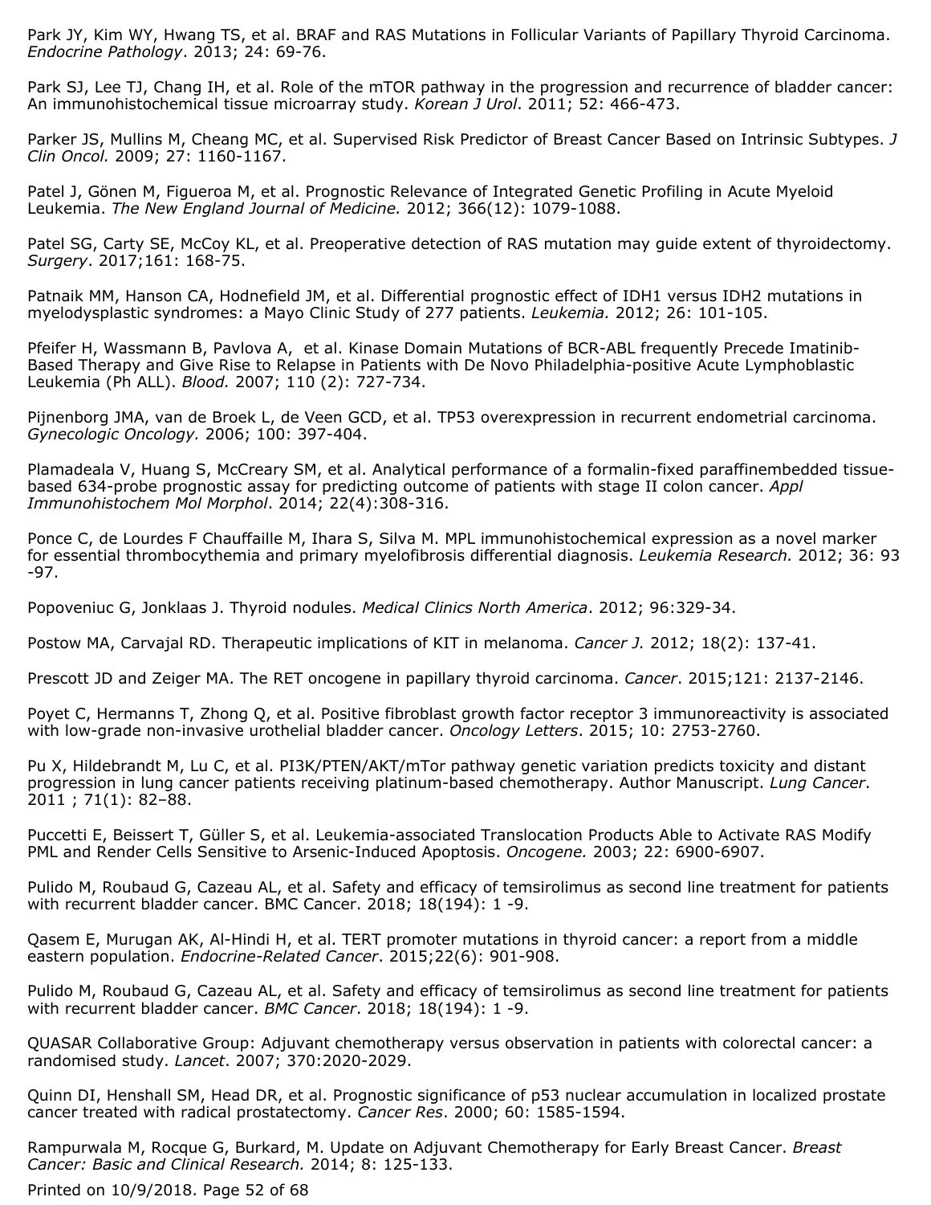Park JY, Kim WY, Hwang TS, et al. BRAF and RAS Mutations in Follicular Variants of Papillary Thyroid Carcinoma. *Endocrine Pathology*. 2013; 24: 69-76.

Park SJ, Lee TJ, Chang IH, et al. Role of the mTOR pathway in the progression and recurrence of bladder cancer: An immunohistochemical tissue microarray study. *Korean J Urol*. 2011; 52: 466-473.

Parker JS, Mullins M, Cheang MC, et al. Supervised Risk Predictor of Breast Cancer Based on Intrinsic Subtypes. *J Clin Oncol.* 2009; 27: 1160-1167.

Patel J, Gönen M, Figueroa M, et al. Prognostic Relevance of Integrated Genetic Profiling in Acute Myeloid Leukemia. *The New England Journal of Medicine.* 2012; 366(12): 1079-1088.

Patel SG, Carty SE, McCoy KL, et al. Preoperative detection of RAS mutation may guide extent of thyroidectomy. *Surgery*. 2017;161: 168-75.

Patnaik MM, Hanson CA, Hodnefield JM, et al. Differential prognostic effect of IDH1 versus IDH2 mutations in myelodysplastic syndromes: a Mayo Clinic Study of 277 patients. *Leukemia.* 2012; 26: 101-105.

Pfeifer H, Wassmann B, Pavlova A, et al. Kinase Domain Mutations of BCR-ABL frequently Precede Imatinib-Based Therapy and Give Rise to Relapse in Patients with De Novo Philadelphia-positive Acute Lymphoblastic Leukemia (Ph ALL). *Blood.* 2007; 110 (2): 727-734.

Pijnenborg JMA, van de Broek L, de Veen GCD, et al. TP53 overexpression in recurrent endometrial carcinoma. *Gynecologic Oncology.* 2006; 100: 397-404.

Plamadeala V, Huang S, McCreary SM, et al. Analytical performance of a formalin-fixed paraffinembedded tissue-based 634-probe prognostic assay for predicting outcome of patients with stage II colon cancer. *Appl Immunohistochem Mol Morphol*. 2014; 22(4):308-316.

Ponce C, de Lourdes F Chauffaille M, Ihara S, Silva M. MPL immunohistochemical expression as a novel marker for essential thrombocythemia and primary myelofibrosis differential diagnosis. *Leukemia Research.* 2012; 36: 93 -97.

Popoveniuc G, Jonklaas J. Thyroid nodules. *Medical Clinics North America*. 2012; 96:329-34.

Postow MA, Carvajal RD. Therapeutic implications of KIT in melanoma. *Cancer J.* 2012; 18(2): 137-41.

Prescott JD and Zeiger MA. The RET oncogene in papillary thyroid carcinoma. *Cancer*. 2015;121: 2137-2146.

Poyet C, Hermanns T, Zhong Q, et al. Positive fibroblast growth factor receptor 3 immunoreactivity is associated with low-grade non-invasive urothelial bladder cancer. *Oncology Letters*. 2015; 10: 2753-2760.

Pu X, Hildebrandt M, Lu C, et al. PI3K/PTEN/AKT/mTor pathway genetic variation predicts toxicity and distant progression in lung cancer patients receiving platinum-based chemotherapy. Author Manuscript. *Lung Cancer*. 2011 ; 71(1): 82–88.

Puccetti E, Beissert T, Güller S, et al. Leukemia-associated Translocation Products Able to Activate RAS Modify PML and Render Cells Sensitive to Arsenic-Induced Apoptosis. *Oncogene.* 2003; 22: 6900-6907.

Pulido M, Roubaud G, Cazeau AL, et al. Safety and efficacy of temsirolimus as second line treatment for patients with recurrent bladder cancer. BMC Cancer. 2018; 18(194): 1 -9.

Qasem E, Murugan AK, Al-Hindi H, et al. TERT promoter mutations in thyroid cancer: a report from a middle eastern population. *Endocrine-Related Cancer*. 2015;22(6): 901-908.

Pulido M, Roubaud G, Cazeau AL, et al. Safety and efficacy of temsirolimus as second line treatment for patients with recurrent bladder cancer. *BMC Cancer*. 2018; 18(194): 1 -9.

QUASAR Collaborative Group: Adjuvant chemotherapy versus observation in patients with colorectal cancer: a randomised study. *Lancet*. 2007; 370:2020-2029.

Quinn DI, Henshall SM, Head DR, et al. Prognostic significance of p53 nuclear accumulation in localized prostate cancer treated with radical prostatectomy. *Cancer Res*. 2000; 60: 1585-1594.

Rampurwala M, Rocque G, Burkard, M. Update on Adjuvant Chemotherapy for Early Breast Cancer. *Breast Cancer: Basic and Clinical Research.* 2014; 8: 125-133.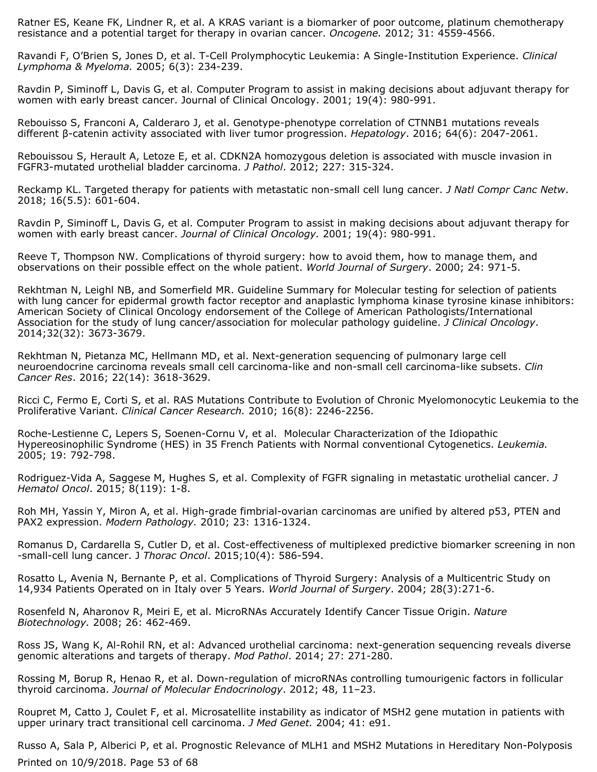Ratner ES, Keane FK, Lindner R, et al. A KRAS variant is a biomarker of poor outcome, platinum chemotherapy resistance and a potential target for therapy in ovarian cancer. *Oncogene.* 2012; 31: 4559-4566.

Ravandi F, O'Brien S, Jones D, et al. T-Cell Prolymphocytic Leukemia: A Single-Institution Experience. *Clinical Lymphoma & Myeloma.* 2005; 6(3): 234-239.

Ravdin P, Siminoff L, Davis G, et al. Computer Program to assist in making decisions about adjuvant therapy for women with early breast cancer. Journal of Clinical Oncology. 2001; 19(4): 980-991.

Rebouisso S, Franconi A, Calderaro J, et al. Genotype-phenotype correlation of CTNNB1 mutations reveals different β-catenin activity associated with liver tumor progression. *Hepatology*. 2016; 64(6): 2047-2061.

Rebouissou S, Herault A, Letoze E, et al. CDKN2A homozygous deletion is associated with muscle invasion in FGFR3-mutated urothelial bladder carcinoma. *J Pathol*. 2012; 227: 315-324.

Reckamp KL. Targeted therapy for patients with metastatic non-small cell lung cancer. *J Natl Compr Canc Netw*. 2018; 16(5.5): 601-604.

Ravdin P, Siminoff L, Davis G, et al. Computer Program to assist in making decisions about adjuvant therapy for women with early breast cancer. *Journal of Clinical Oncology.* 2001; 19(4): 980-991.

Reeve T, Thompson NW. Complications of thyroid surgery: how to avoid them, how to manage them, and observations on their possible effect on the whole patient. *World Journal of Surgery*. 2000; 24: 971-5.

Rekhtman N, Leighl NB, and Somerfield MR. Guideline Summary for Molecular testing for selection of patients with lung cancer for epidermal growth factor receptor and anaplastic lymphoma kinase tyrosine kinase inhibitors: American Society of Clinical Oncology endorsement of the College of American Pathologists/International Association for the study of lung cancer/association for molecular pathology guideline. *J Clinical Oncology*. 2014;32(32): 3673-3679.

Rekhtman N, Pietanza MC, Hellmann MD, et al. Next-generation sequencing of pulmonary large cell neuroendocrine carcinoma reveals small cell carcinoma-like and non-small cell carcinoma-like subsets. *Clin Cancer Res*. 2016; 22(14): 3618-3629.

Ricci C, Fermo E, Corti S, et al. RAS Mutations Contribute to Evolution of Chronic Myelomonocytic Leukemia to the Proliferative Variant. *Clinical Cancer Research.* 2010; 16(8): 2246-2256.

Roche-Lestienne C, Lepers S, Soenen-Cornu V, et al. Molecular Characterization of the Idiopathic Hypereosinophilic Syndrome (HES) in 35 French Patients with Normal conventional Cytogenetics. *Leukemia.* 2005; 19: 792-798.

Rodriguez-Vida A, Saggese M, Hughes S, et al. Complexity of FGFR signaling in metastatic urothelial cancer. *J Hematol Oncol*. 2015; 8(119): 1-8.

Roh MH, Yassin Y, Miron A, et al. High-grade fimbrial-ovarian carcinomas are unified by altered p53, PTEN and PAX2 expression. *Modern Pathology.* 2010; 23: 1316-1324.

Romanus D, Cardarella S, Cutler D, et al. Cost-effectiveness of multiplexed predictive biomarker screening in non-small-cell lung cancer. J *Thorac Oncol*. 2015;10(4): 586-594.

Rosatto L, Avenia N, Bernante P, et al. Complications of Thyroid Surgery: Analysis of a Multicentric Study on 14,934 Patients Operated on in Italy over 5 Years. *World Journal of Surgery*. 2004; 28(3):271-6.

Rosenfeld N, Aharonov R, Meiri E, et al. MicroRNAs Accurately Identify Cancer Tissue Origin. *Nature Biotechnology.* 2008; 26: 462-469.

Ross JS, Wang K, Al-Rohil RN, et al: Advanced urothelial carcinoma: next-generation sequencing reveals diverse genomic alterations and targets of therapy. *Mod Pathol*. 2014; 27: 271-280.

Rossing M, Borup R, Henao R, et al. Down-regulation of microRNAs controlling tumourigenic factors in follicular thyroid carcinoma. *Journal of Molecular Endocrinology*. 2012; 48, 11–23.

Roupret M, Catto J, Coulet F, et al. Microsatellite instability as indicator of MSH2 gene mutation in patients with upper urinary tract transitional cell carcinoma. *J Med Genet.* 2004; 41: e91.

Russo A, Sala P, Alberici P, et al. Prognostic Relevance of MLH1 and MSH2 Mutations in Hereditary Non-Polyposis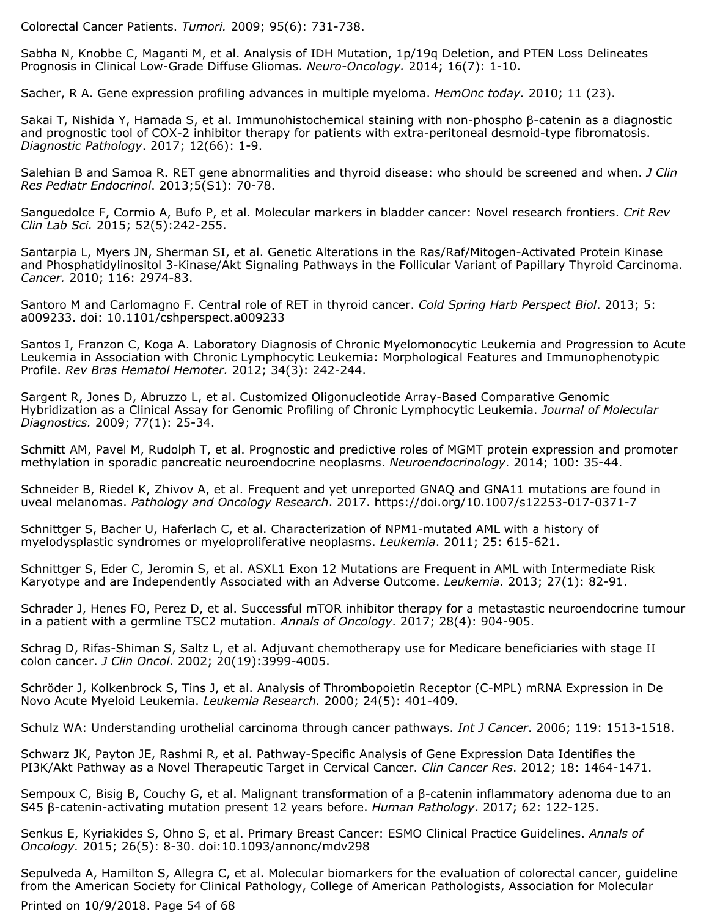Colorectal Cancer Patients. *Tumori.* 2009; 95(6): 731-738.

Sabha N, Knobbe C, Maganti M, et al. Analysis of IDH Mutation, 1p/19q Deletion, and PTEN Loss Delineates Prognosis in Clinical Low-Grade Diffuse Gliomas. *Neuro-Oncology.* 2014; 16(7): 1-10.

Sacher, R A. Gene expression profiling advances in multiple myeloma. *HemOnc today.* 2010; 11 (23).

Sakai T, Nishida Y, Hamada S, et al. Immunohistochemical staining with non-phospho β-catenin as a diagnostic and prognostic tool of COX-2 inhibitor therapy for patients with extra-peritoneal desmoid-type fibromatosis. *Diagnostic Pathology*. 2017; 12(66): 1-9.

Salehian B and Samoa R. RET gene abnormalities and thyroid disease: who should be screened and when. *J Clin Res Pediatr Endocrinol*. 2013;5(S1): 70-78.

Sanguedolce F, Cormio A, Bufo P, et al. Molecular markers in bladder cancer: Novel research frontiers. *Crit Rev Clin Lab Sci.* 2015; 52(5):242-255.

Santarpia L, Myers JN, Sherman SI, et al. Genetic Alterations in the Ras/Raf/Mitogen-Activated Protein Kinase and Phosphatidylinositol 3-Kinase/Akt Signaling Pathways in the Follicular Variant of Papillary Thyroid Carcinoma. *Cancer.* 2010; 116: 2974-83.

Santoro M and Carlomagno F. Central role of RET in thyroid cancer. *Cold Spring Harb Perspect Biol*. 2013; 5: a009233. doi: 10.1101/cshperspect.a009233

Santos I, Franzon C, Koga A. Laboratory Diagnosis of Chronic Myelomonocytic Leukemia and Progression to Acute Leukemia in Association with Chronic Lymphocytic Leukemia: Morphological Features and Immunophenotypic Profile. *Rev Bras Hematol Hemoter.* 2012; 34(3): 242-244.

Sargent R, Jones D, Abruzzo L, et al. Customized Oligonucleotide Array-Based Comparative Genomic Hybridization as a Clinical Assay for Genomic Profiling of Chronic Lymphocytic Leukemia. *Journal of Molecular Diagnostics.* 2009; 77(1): 25-34.

Schmitt AM, Pavel M, Rudolph T, et al. Prognostic and predictive roles of MGMT protein expression and promoter methylation in sporadic pancreatic neuroendocrine neoplasms. *Neuroendocrinology*. 2014; 100: 35-44.

Schneider B, Riedel K, Zhivov A, et al. Frequent and yet unreported GNAQ and GNA11 mutations are found in uveal melanomas. *Pathology and Oncology Research*. 2017. https://doi.org/10.1007/s12253-017-0371-7

Schnittger S, Bacher U, Haferlach C, et al. Characterization of NPM1-mutated AML with a history of myelodysplastic syndromes or myeloproliferative neoplasms. *Leukemia*. 2011; 25: 615-621.

Schnittger S, Eder C, Jeromin S, et al. ASXL1 Exon 12 Mutations are Frequent in AML with Intermediate Risk Karyotype and are Independently Associated with an Adverse Outcome. *Leukemia.* 2013; 27(1): 82-91.

Schrader J, Henes FO, Perez D, et al. Successful mTOR inhibitor therapy for a metastastic neuroendocrine tumour in a patient with a germline TSC2 mutation. *Annals of Oncology*. 2017; 28(4): 904-905.

Schrag D, Rifas-Shiman S, Saltz L, et al. Adjuvant chemotherapy use for Medicare beneficiaries with stage II colon cancer. *J Clin Oncol*. 2002; 20(19):3999-4005.

Schröder J, Kolkenbrock S, Tins J, et al. Analysis of Thrombopoietin Receptor (C-MPL) mRNA Expression in De Novo Acute Myeloid Leukemia. *Leukemia Research.* 2000; 24(5): 401-409.

Schulz WA: Understanding urothelial carcinoma through cancer pathways. *Int J Cancer*. 2006; 119: 1513-1518.

Schwarz JK, Payton JE, Rashmi R, et al. Pathway-Specific Analysis of Gene Expression Data Identifies the PI3K/Akt Pathway as a Novel Therapeutic Target in Cervical Cancer. *Clin Cancer Res*. 2012; 18: 1464-1471.

Sempoux C, Bisig B, Couchy G, et al. Malignant transformation of a β-catenin inflammatory adenoma due to an S45 β-catenin-activating mutation present 12 years before. *Human Pathology*. 2017; 62: 122-125.

Senkus E, Kyriakides S, Ohno S, et al. Primary Breast Cancer: ESMO Clinical Practice Guidelines. *Annals of Oncology.* 2015; 26(5): 8-30. doi:10.1093/annonc/mdv298

Sepulveda A, Hamilton S, Allegra C, et al. Molecular biomarkers for the evaluation of colorectal cancer, guideline from the American Society for Clinical Pathology, College of American Pathologists, Association for Molecular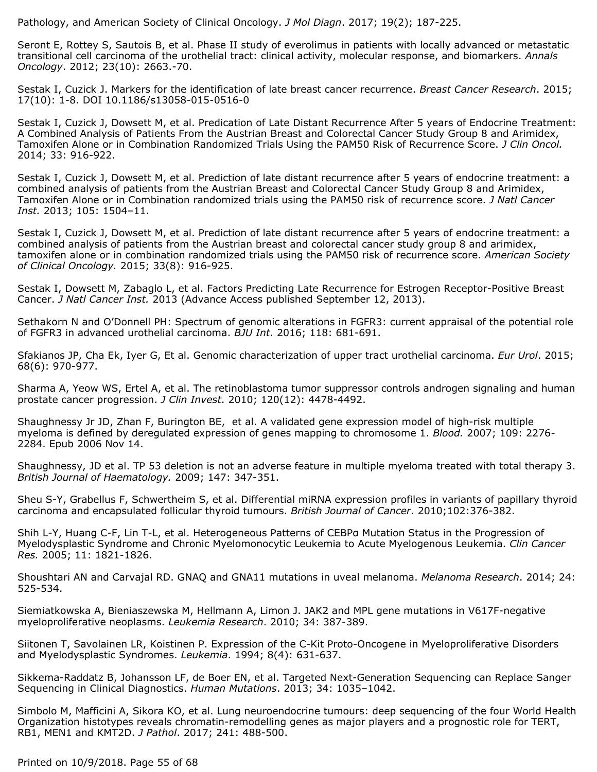Pathology, and American Society of Clinical Oncology. *J Mol Diagn*. 2017; 19(2); 187-225.

Seront E, Rottey S, Sautois B, et al. Phase II study of everolimus in patients with locally advanced or metastatic transitional cell carcinoma of the urothelial tract: clinical activity, molecular response, and biomarkers. *Annals Oncology*. 2012; 23(10): 2663.-70.

Sestak I, Cuzick J. Markers for the identification of late breast cancer recurrence. *Breast Cancer Research*. 2015; 17(10): 1-8. DOI 10.1186/s13058-015-0516-0

Sestak I, Cuzick J, Dowsett M, et al. Predication of Late Distant Recurrence After 5 years of Endocrine Treatment: A Combined Analysis of Patients From the Austrian Breast and Colorectal Cancer Study Group 8 and Arimidex, Tamoxifen Alone or in Combination Randomized Trials Using the PAM50 Risk of Recurrence Score. *J Clin Oncol.* 2014; 33: 916-922.

Sestak I, Cuzick J, Dowsett M, et al. Prediction of late distant recurrence after 5 years of endocrine treatment: a combined analysis of patients from the Austrian Breast and Colorectal Cancer Study Group 8 and Arimidex, Tamoxifen Alone or in Combination randomized trials using the PAM50 risk of recurrence score. *J Natl Cancer Inst.* 2013; 105: 1504–11.

Sestak I, Cuzick J, Dowsett M, et al. Prediction of late distant recurrence after 5 years of endocrine treatment: a combined analysis of patients from the Austrian breast and colorectal cancer study group 8 and arimidex, tamoxifen alone or in combination randomized trials using the PAM50 risk of recurrence score. *American Society of Clinical Oncology.* 2015; 33(8): 916-925.

Sestak I, Dowsett M, Zabaglo L, et al. Factors Predicting Late Recurrence for Estrogen Receptor-Positive Breast Cancer. *J Natl Cancer Inst.* 2013 (Advance Access published September 12, 2013).

Sethakorn N and O'Donnell PH: Spectrum of genomic alterations in FGFR3: current appraisal of the potential role of FGFR3 in advanced urothelial carcinoma. *BJU Int*. 2016; 118: 681-691.

Sfakianos JP, Cha Ek, Iyer G, Et al. Genomic characterization of upper tract urothelial carcinoma. *Eur Urol*. 2015; 68(6): 970-977.

Sharma A, Yeow WS, Ertel A, et al. The retinoblastoma tumor suppressor controls androgen signaling and human prostate cancer progression. *J Clin Invest*. 2010; 120(12): 4478-4492.

Shaughnessy Jr JD, Zhan F, Burington BE, et al. A validated gene expression model of high-risk multiple myeloma is defined by deregulated expression of genes mapping to chromosome 1. *Blood.* 2007; 109: 2276-2284. Epub 2006 Nov 14.

Shaughnessy, JD et al. TP 53 deletion is not an adverse feature in multiple myeloma treated with total therapy 3. *British Journal of Haematology.* 2009; 147: 347-351.

Sheu S-Y, Grabellus F, Schwertheim S, et al. Differential miRNA expression profiles in variants of papillary thyroid carcinoma and encapsulated follicular thyroid tumours. *British Journal of Cancer*. 2010;102:376-382.

Shih L-Y, Huang C-F, Lin T-L, et al. Heterogeneous Patterns of CEBPα Mutation Status in the Progression of Myelodysplastic Syndrome and Chronic Myelomonocytic Leukemia to Acute Myelogenous Leukemia. *Clin Cancer Res.* 2005; 11: 1821-1826.

Shoushtari AN and Carvajal RD. GNAQ and GNA11 mutations in uveal melanoma. *Melanoma Research*. 2014; 24: 525-534.

Siemiatkowska A, Bieniaszewska M, Hellmann A, Limon J. JAK2 and MPL gene mutations in V617F-negative myeloproliferative neoplasms. *Leukemia Research*. 2010; 34: 387-389.

Siitonen T, Savolainen LR, Koistinen P. Expression of the C-Kit Proto-Oncogene in Myeloproliferative Disorders and Myelodysplastic Syndromes. *Leukemia*. 1994; 8(4): 631-637.

Sikkema-Raddatz B, Johansson LF, de Boer EN, et al. Targeted Next-Generation Sequencing can Replace Sanger Sequencing in Clinical Diagnostics. *Human Mutations*. 2013; 34: 1035–1042.

Simbolo M, Mafficini A, Sikora KO, et al. Lung neuroendocrine tumours: deep sequencing of the four World Health Organization histotypes reveals chromatin-remodelling genes as major players and a prognostic role for TERT, RB1, MEN1 and KMT2D. *J Pathol*. 2017; 241: 488-500.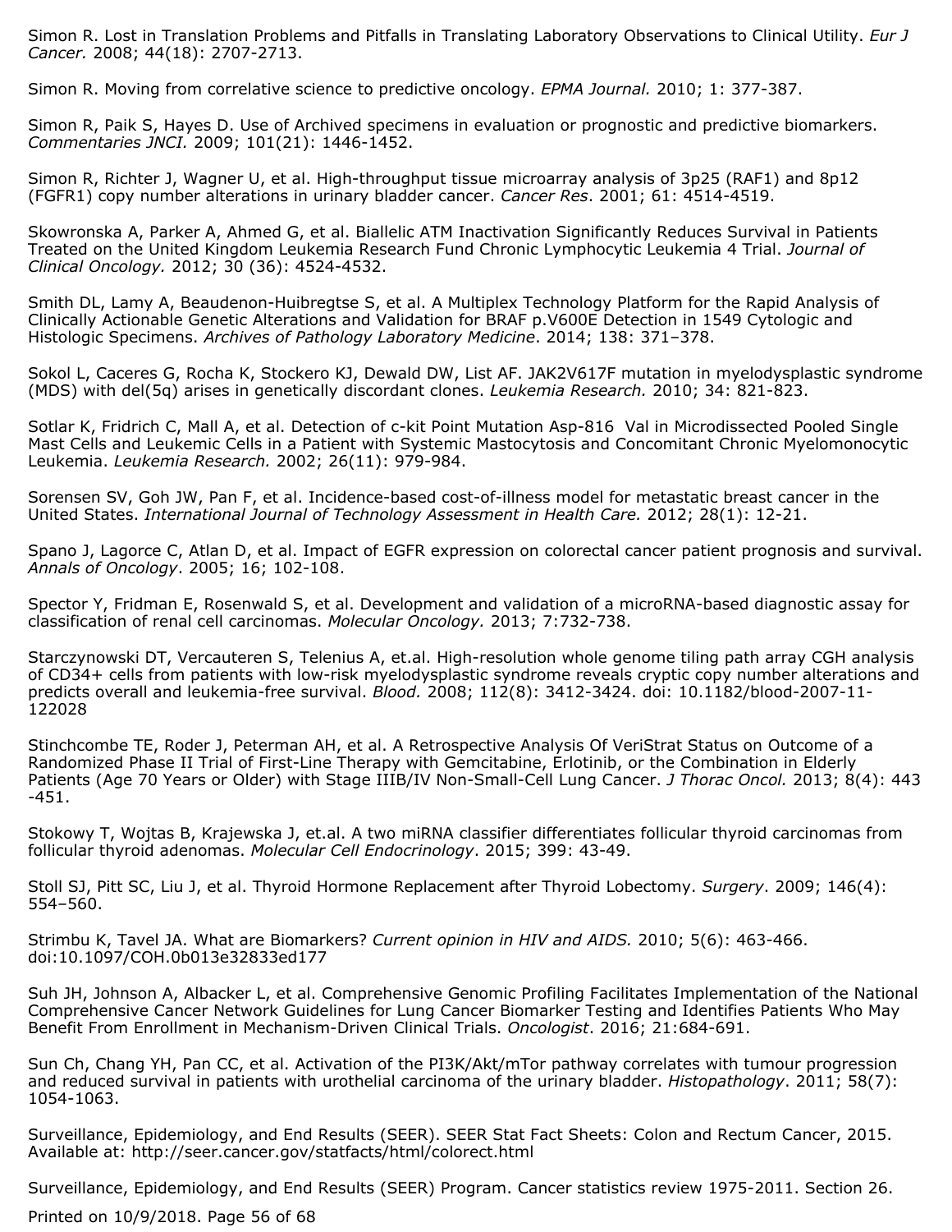Simon R. Lost in Translation Problems and Pitfalls in Translating Laboratory Observations to Clinical Utility. *Eur J Cancer.* 2008; 44(18): 2707-2713.

Simon R. Moving from correlative science to predictive oncology. *EPMA Journal.* 2010; 1: 377-387.

Simon R, Paik S, Hayes D. Use of Archived specimens in evaluation or prognostic and predictive biomarkers. *Commentaries JNCI.* 2009; 101(21): 1446-1452.

Simon R, Richter J, Wagner U, et al. High-throughput tissue microarray analysis of 3p25 (RAF1) and 8p12 (FGFR1) copy number alterations in urinary bladder cancer. *Cancer Res*. 2001; 61: 4514-4519.

Skowronska A, Parker A, Ahmed G, et al. Biallelic ATM Inactivation Significantly Reduces Survival in Patients Treated on the United Kingdom Leukemia Research Fund Chronic Lymphocytic Leukemia 4 Trial. *Journal of Clinical Oncology.* 2012; 30 (36): 4524-4532.

Smith DL, Lamy A, Beaudenon-Huibregtse S, et al. A Multiplex Technology Platform for the Rapid Analysis of Clinically Actionable Genetic Alterations and Validation for BRAF p.V600E Detection in 1549 Cytologic and Histologic Specimens. *Archives of Pathology Laboratory Medicine*. 2014; 138: 371–378.

Sokol L, Caceres G, Rocha K, Stockero KJ, Dewald DW, List AF. JAK2V617F mutation in myelodysplastic syndrome (MDS) with del(5q) arises in genetically discordant clones. *Leukemia Research.* 2010; 34: 821-823.

Sotlar K, Fridrich C, Mall A, et al. Detection of c-kit Point Mutation Asp-816  Val in Microdissected Pooled Single Mast Cells and Leukemic Cells in a Patient with Systemic Mastocytosis and Concomitant Chronic Myelomonocytic Leukemia. *Leukemia Research.* 2002; 26(11): 979-984.

Sorensen SV, Goh JW, Pan F, et al. Incidence-based cost-of-illness model for metastatic breast cancer in the United States. *International Journal of Technology Assessment in Health Care.* 2012; 28(1): 12-21.

Spano J, Lagorce C, Atlan D, et al. Impact of EGFR expression on colorectal cancer patient prognosis and survival. *Annals of Oncology*. 2005; 16; 102-108.

Spector Y, Fridman E, Rosenwald S, et al. Development and validation of a microRNA-based diagnostic assay for classification of renal cell carcinomas. *Molecular Oncology.* 2013; 7:732-738.

Starczynowski DT, Vercauteren S, Telenius A, et.al. High-resolution whole genome tiling path array CGH analysis of CD34+ cells from patients with low-risk myelodysplastic syndrome reveals cryptic copy number alterations and predicts overall and leukemia-free survival. *Blood.* 2008; 112(8): 3412-3424. doi: 10.1182/blood-2007-11-122028

Stinchcombe TE, Roder J, Peterman AH, et al. A Retrospective Analysis Of VeriStrat Status on Outcome of a Randomized Phase II Trial of First-Line Therapy with Gemcitabine, Erlotinib, or the Combination in Elderly Patients (Age 70 Years or Older) with Stage IIIB/IV Non-Small-Cell Lung Cancer. *J Thorac Oncol.* 2013; 8(4): 443 -451.

Stokowy T, Wojtas B, Krajewska J, et.al. A two miRNA classifier differentiates follicular thyroid carcinomas from follicular thyroid adenomas. *Molecular Cell Endocrinology*. 2015; 399: 43-49.

Stoll SJ, Pitt SC, Liu J, et al. Thyroid Hormone Replacement after Thyroid Lobectomy. *Surgery*. 2009; 146(4): 554–560.

Strimbu K, Tavel JA. What are Biomarkers? *Current opinion in HIV and AIDS.* 2010; 5(6): 463-466. doi:10.1097/COH.0b013e32833ed177

Suh JH, Johnson A, Albacker L, et al. Comprehensive Genomic Profiling Facilitates Implementation of the National Comprehensive Cancer Network Guidelines for Lung Cancer Biomarker Testing and Identifies Patients Who May Benefit From Enrollment in Mechanism-Driven Clinical Trials. *Oncologist*. 2016; 21:684-691.

Sun Ch, Chang YH, Pan CC, et al. Activation of the PI3K/Akt/mTor pathway correlates with tumour progression and reduced survival in patients with urothelial carcinoma of the urinary bladder. *Histopathology*. 2011; 58(7): 1054-1063.

Surveillance, Epidemiology, and End Results (SEER). SEER Stat Fact Sheets: Colon and Rectum Cancer, 2015. Available at: http://seer.cancer.gov/statfacts/html/colorect.html

Surveillance, Epidemiology, and End Results (SEER) Program. Cancer statistics review 1975-2011. Section 26.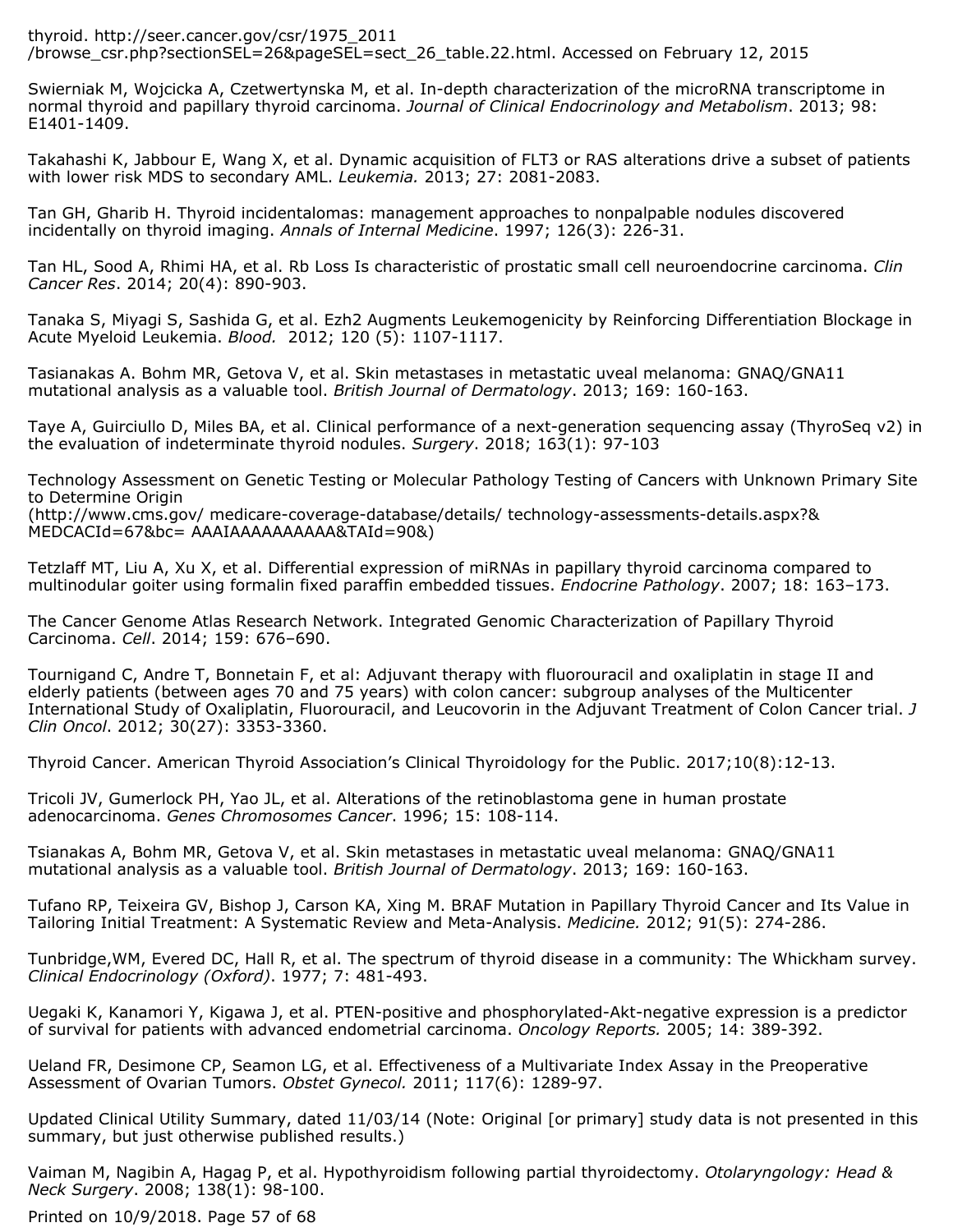thyroid. http://seer.cancer.gov/csr/1975_2011
/browse_csr.php?sectionSEL=26&pageSEL=sect_26_table.22.html. Accessed on February 12, 2015

Swierniak M, Wojcicka A, Czetwertynska M, et al. In-depth characterization of the microRNA transcriptome in normal thyroid and papillary thyroid carcinoma. *Journal of Clinical Endocrinology and Metabolism*. 2013; 98: E1401-1409.

Takahashi K, Jabbour E, Wang X, et al. Dynamic acquisition of FLT3 or RAS alterations drive a subset of patients with lower risk MDS to secondary AML. *Leukemia.* 2013; 27: 2081-2083.

Tan GH, Gharib H. Thyroid incidentalomas: management approaches to nonpalpable nodules discovered incidentally on thyroid imaging. *Annals of Internal Medicine*. 1997; 126(3): 226-31.

Tan HL, Sood A, Rhimi HA, et al. Rb Loss Is characteristic of prostatic small cell neuroendocrine carcinoma. *Clin Cancer Res*. 2014; 20(4): 890-903.

Tanaka S, Miyagi S, Sashida G, et al. Ezh2 Augments Leukemogenicity by Reinforcing Differentiation Blockage in Acute Myeloid Leukemia. *Blood.* 2012; 120 (5): 1107-1117.

Tasianakas A. Bohm MR, Getova V, et al. Skin metastases in metastatic uveal melanoma: GNAQ/GNA11 mutational analysis as a valuable tool. *British Journal of Dermatology*. 2013; 169: 160-163.

Taye A, Guirciullo D, Miles BA, et al. Clinical performance of a next-generation sequencing assay (ThyroSeq v2) in the evaluation of indeterminate thyroid nodules. *Surgery*. 2018; 163(1): 97-103

Technology Assessment on Genetic Testing or Molecular Pathology Testing of Cancers with Unknown Primary Site to Determine Origin
(http://www.cms.gov/ medicare-coverage-database/details/ technology-assessments-details.aspx?&
MEDCACId=67&bc= AAAIAAAAAAAAAA&TAId=90&)

Tetzlaff MT, Liu A, Xu X, et al. Differential expression of miRNAs in papillary thyroid carcinoma compared to multinodular goiter using formalin fixed paraffin embedded tissues. *Endocrine Pathology*. 2007; 18: 163–173.

The Cancer Genome Atlas Research Network. Integrated Genomic Characterization of Papillary Thyroid Carcinoma. *Cell*. 2014; 159: 676–690.

Tournigand C, Andre T, Bonnetain F, et al: Adjuvant therapy with fluorouracil and oxaliplatin in stage II and elderly patients (between ages 70 and 75 years) with colon cancer: subgroup analyses of the Multicenter International Study of Oxaliplatin, Fluorouracil, and Leucovorin in the Adjuvant Treatment of Colon Cancer trial. *J Clin Oncol*. 2012; 30(27): 3353-3360.

Thyroid Cancer. American Thyroid Association's Clinical Thyroidology for the Public. 2017;10(8):12-13.

Tricoli JV, Gumerlock PH, Yao JL, et al. Alterations of the retinoblastoma gene in human prostate adenocarcinoma. *Genes Chromosomes Cancer*. 1996; 15: 108-114.

Tsianakas A, Bohm MR, Getova V, et al. Skin metastases in metastatic uveal melanoma: GNAQ/GNA11 mutational analysis as a valuable tool. *British Journal of Dermatology*. 2013; 169: 160-163.

Tufano RP, Teixeira GV, Bishop J, Carson KA, Xing M. BRAF Mutation in Papillary Thyroid Cancer and Its Value in Tailoring Initial Treatment: A Systematic Review and Meta-Analysis. *Medicine.* 2012; 91(5): 274-286.

Tunbridge,WM, Evered DC, Hall R, et al. The spectrum of thyroid disease in a community: The Whickham survey. *Clinical Endocrinology (Oxford)*. 1977; 7: 481-493.

Uegaki K, Kanamori Y, Kigawa J, et al. PTEN-positive and phosphorylated-Akt-negative expression is a predictor of survival for patients with advanced endometrial carcinoma. *Oncology Reports.* 2005; 14: 389-392.

Ueland FR, Desimone CP, Seamon LG, et al. Effectiveness of a Multivariate Index Assay in the Preoperative Assessment of Ovarian Tumors. *Obstet Gynecol.* 2011; 117(6): 1289-97.

Updated Clinical Utility Summary, dated 11/03/14 (Note: Original [or primary] study data is not presented in this summary, but just otherwise published results.)

Vaiman M, Nagibin A, Hagag P, et al. Hypothyroidism following partial thyroidectomy. *Otolaryngology: Head & Neck Surgery*. 2008; 138(1): 98-100.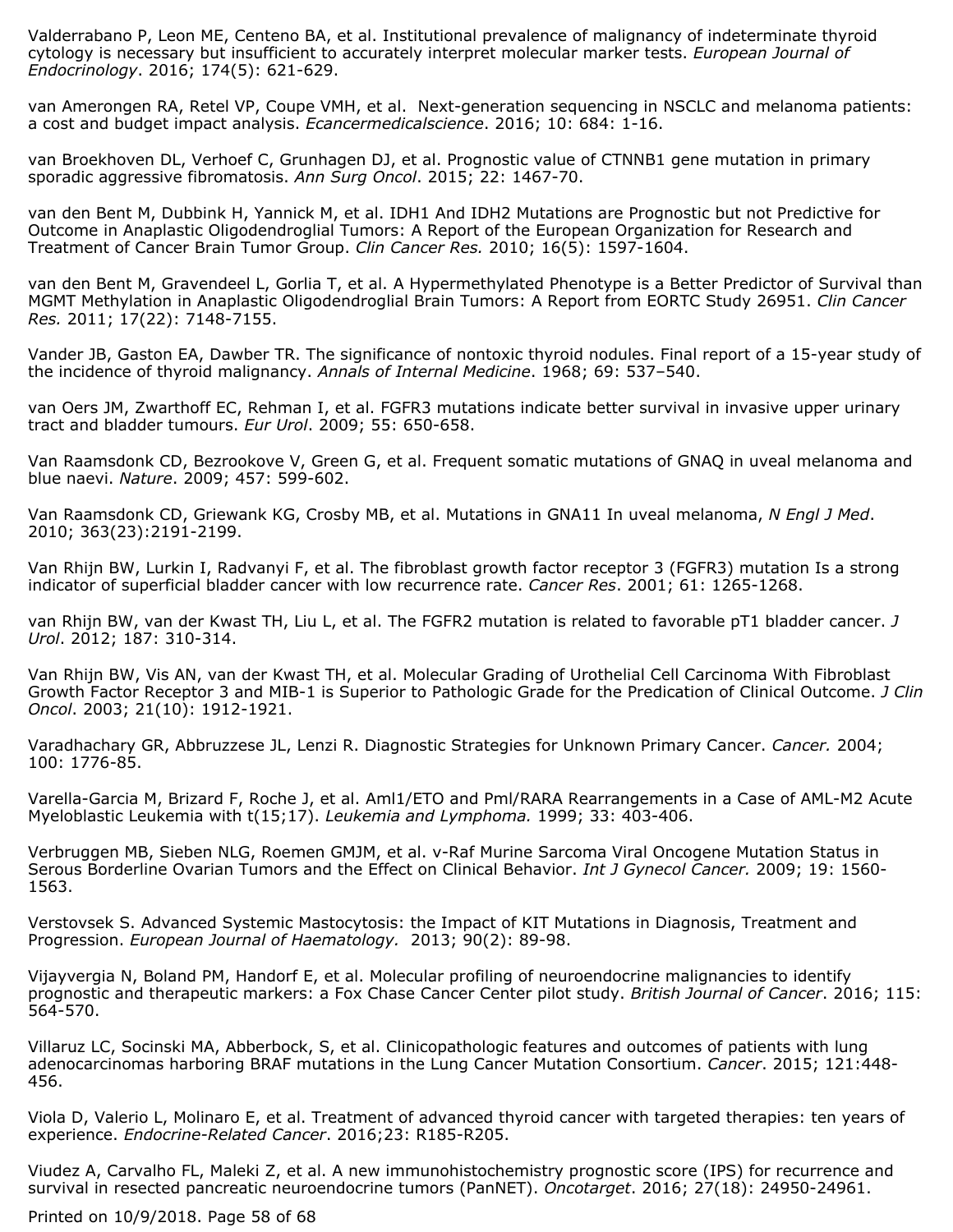Valderrabano P, Leon ME, Centeno BA, et al. Institutional prevalence of malignancy of indeterminate thyroid cytology is necessary but insufficient to accurately interpret molecular marker tests. *European Journal of Endocrinology*. 2016; 174(5): 621-629.

van Amerongen RA, Retel VP, Coupe VMH, et al. Next-generation sequencing in NSCLC and melanoma patients: a cost and budget impact analysis. *Ecancermedicalscience*. 2016; 10: 684: 1-16.

van Broekhoven DL, Verhoef C, Grunhagen DJ, et al. Prognostic value of CTNNB1 gene mutation in primary sporadic aggressive fibromatosis. *Ann Surg Oncol*. 2015; 22: 1467-70.

van den Bent M, Dubbink H, Yannick M, et al. IDH1 And IDH2 Mutations are Prognostic but not Predictive for Outcome in Anaplastic Oligodendroglial Tumors: A Report of the European Organization for Research and Treatment of Cancer Brain Tumor Group. *Clin Cancer Res.* 2010; 16(5): 1597-1604.

van den Bent M, Gravendeel L, Gorlia T, et al. A Hypermethylated Phenotype is a Better Predictor of Survival than MGMT Methylation in Anaplastic Oligodendroglial Brain Tumors: A Report from EORTC Study 26951. *Clin Cancer Res.* 2011; 17(22): 7148-7155.

Vander JB, Gaston EA, Dawber TR. The significance of nontoxic thyroid nodules. Final report of a 15-year study of the incidence of thyroid malignancy. *Annals of Internal Medicine*. 1968; 69: 537–540.

van Oers JM, Zwarthoff EC, Rehman I, et al. FGFR3 mutations indicate better survival in invasive upper urinary tract and bladder tumours. *Eur Urol*. 2009; 55: 650-658.

Van Raamsdonk CD, Bezrookove V, Green G, et al. Frequent somatic mutations of GNAQ in uveal melanoma and blue naevi. *Nature*. 2009; 457: 599-602.

Van Raamsdonk CD, Griewank KG, Crosby MB, et al. Mutations in GNA11 In uveal melanoma, *N Engl J Med*. 2010; 363(23):2191-2199.

Van Rhijn BW, Lurkin I, Radvanyi F, et al. The fibroblast growth factor receptor 3 (FGFR3) mutation Is a strong indicator of superficial bladder cancer with low recurrence rate. *Cancer Res*. 2001; 61: 1265-1268.

van Rhijn BW, van der Kwast TH, Liu L, et al. The FGFR2 mutation is related to favorable pT1 bladder cancer. *J Urol*. 2012; 187: 310-314.

Van Rhijn BW, Vis AN, van der Kwast TH, et al. Molecular Grading of Urothelial Cell Carcinoma With Fibroblast Growth Factor Receptor 3 and MIB-1 is Superior to Pathologic Grade for the Predication of Clinical Outcome. *J Clin Oncol*. 2003; 21(10): 1912-1921.

Varadhachary GR, Abbruzzese JL, Lenzi R. Diagnostic Strategies for Unknown Primary Cancer. *Cancer.* 2004; 100: 1776-85.

Varella-Garcia M, Brizard F, Roche J, et al. Aml1/ETO and Pml/RARA Rearrangements in a Case of AML-M2 Acute Myeloblastic Leukemia with t(15;17). *Leukemia and Lymphoma.* 1999; 33: 403-406.

Verbruggen MB, Sieben NLG, Roemen GMJM, et al. v-Raf Murine Sarcoma Viral Oncogene Mutation Status in Serous Borderline Ovarian Tumors and the Effect on Clinical Behavior. *Int J Gynecol Cancer.* 2009; 19: 1560-1563.

Verstovsek S. Advanced Systemic Mastocytosis: the Impact of KIT Mutations in Diagnosis, Treatment and Progression. *European Journal of Haematology.* 2013; 90(2): 89-98.

Vijayvergia N, Boland PM, Handorf E, et al. Molecular profiling of neuroendocrine malignancies to identify prognostic and therapeutic markers: a Fox Chase Cancer Center pilot study. *British Journal of Cancer*. 2016; 115: 564-570.

Villaruz LC, Socinski MA, Abberbock, S, et al. Clinicopathologic features and outcomes of patients with lung adenocarcinomas harboring BRAF mutations in the Lung Cancer Mutation Consortium. *Cancer*. 2015; 121:448-456.

Viola D, Valerio L, Molinaro E, et al. Treatment of advanced thyroid cancer with targeted therapies: ten years of experience. *Endocrine-Related Cancer*. 2016;23: R185-R205.

Viudez A, Carvalho FL, Maleki Z, et al. A new immunohistochemistry prognostic score (IPS) for recurrence and survival in resected pancreatic neuroendocrine tumors (PanNET). *Oncotarget*. 2016; 27(18): 24950-24961.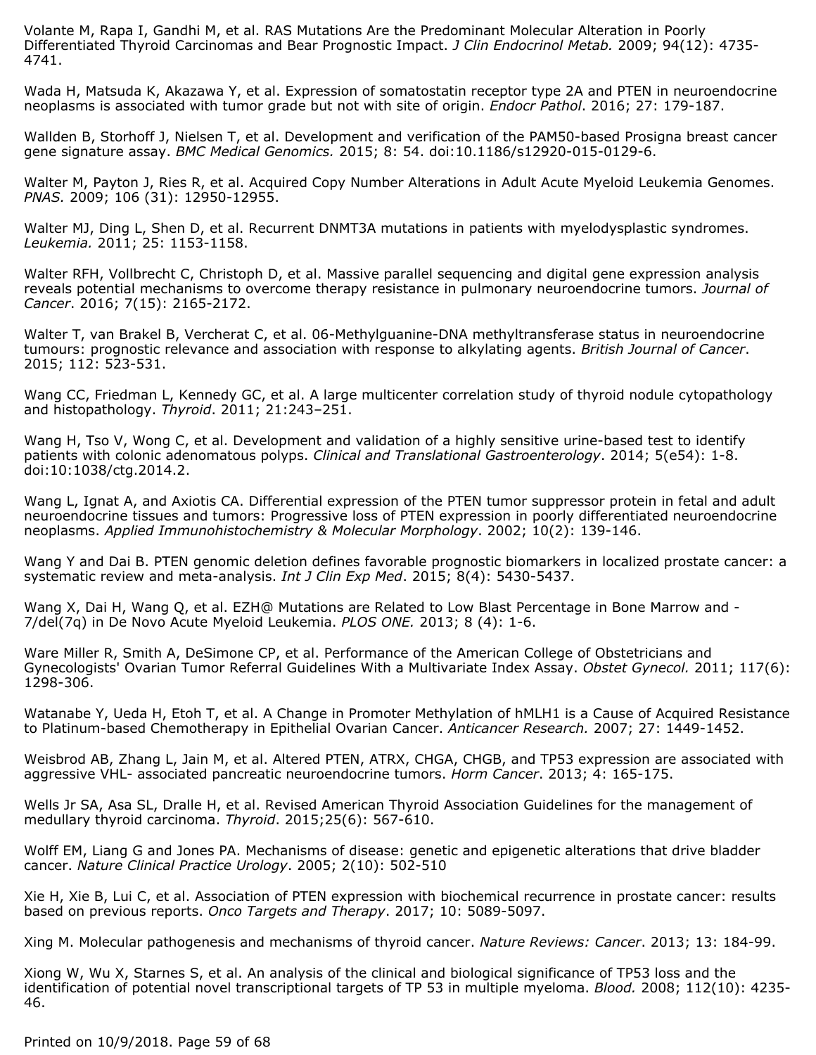Volante M, Rapa I, Gandhi M, et al. RAS Mutations Are the Predominant Molecular Alteration in Poorly Differentiated Thyroid Carcinomas and Bear Prognostic Impact. *J Clin Endocrinol Metab.* 2009; 94(12): 4735-4741.

Wada H, Matsuda K, Akazawa Y, et al. Expression of somatostatin receptor type 2A and PTEN in neuroendocrine neoplasms is associated with tumor grade but not with site of origin. *Endocr Pathol*. 2016; 27: 179-187.

Wallden B, Storhoff J, Nielsen T, et al. Development and verification of the PAM50-based Prosigna breast cancer gene signature assay. *BMC Medical Genomics.* 2015; 8: 54. doi:10.1186/s12920-015-0129-6.

Walter M, Payton J, Ries R, et al. Acquired Copy Number Alterations in Adult Acute Myeloid Leukemia Genomes. *PNAS.* 2009; 106 (31): 12950-12955.

Walter MJ, Ding L, Shen D, et al. Recurrent DNMT3A mutations in patients with myelodysplastic syndromes. *Leukemia.* 2011; 25: 1153-1158.

Walter RFH, Vollbrecht C, Christoph D, et al. Massive parallel sequencing and digital gene expression analysis reveals potential mechanisms to overcome therapy resistance in pulmonary neuroendocrine tumors. *Journal of Cancer*. 2016; 7(15): 2165-2172.

Walter T, van Brakel B, Vercherat C, et al. 06-Methylguanine-DNA methyltransferase status in neuroendocrine tumours: prognostic relevance and association with response to alkylating agents. *British Journal of Cancer*. 2015; 112: 523-531.

Wang CC, Friedman L, Kennedy GC, et al. A large multicenter correlation study of thyroid nodule cytopathology and histopathology. *Thyroid*. 2011; 21:243–251.

Wang H, Tso V, Wong C, et al. Development and validation of a highly sensitive urine-based test to identify patients with colonic adenomatous polyps. *Clinical and Translational Gastroenterology*. 2014; 5(e54): 1-8. doi:10:1038/ctg.2014.2.

Wang L, Ignat A, and Axiotis CA. Differential expression of the PTEN tumor suppressor protein in fetal and adult neuroendocrine tissues and tumors: Progressive loss of PTEN expression in poorly differentiated neuroendocrine neoplasms. *Applied Immunohistochemistry & Molecular Morphology*. 2002; 10(2): 139-146.

Wang Y and Dai B. PTEN genomic deletion defines favorable prognostic biomarkers in localized prostate cancer: a systematic review and meta-analysis. *Int J Clin Exp Med*. 2015; 8(4): 5430-5437.

Wang X, Dai H, Wang Q, et al. EZH@ Mutations are Related to Low Blast Percentage in Bone Marrow and -7/del(7q) in De Novo Acute Myeloid Leukemia. *PLOS ONE.* 2013; 8 (4): 1-6.

Ware Miller R, Smith A, DeSimone CP, et al. Performance of the American College of Obstetricians and Gynecologists' Ovarian Tumor Referral Guidelines With a Multivariate Index Assay. *Obstet Gynecol.* 2011; 117(6): 1298-306.

Watanabe Y, Ueda H, Etoh T, et al. A Change in Promoter Methylation of hMLH1 is a Cause of Acquired Resistance to Platinum-based Chemotherapy in Epithelial Ovarian Cancer. *Anticancer Research.* 2007; 27: 1449-1452.

Weisbrod AB, Zhang L, Jain M, et al. Altered PTEN, ATRX, CHGA, CHGB, and TP53 expression are associated with aggressive VHL- associated pancreatic neuroendocrine tumors. *Horm Cancer*. 2013; 4: 165-175.

Wells Jr SA, Asa SL, Dralle H, et al. Revised American Thyroid Association Guidelines for the management of medullary thyroid carcinoma. *Thyroid*. 2015;25(6): 567-610.

Wolff EM, Liang G and Jones PA. Mechanisms of disease: genetic and epigenetic alterations that drive bladder cancer. *Nature Clinical Practice Urology*. 2005; 2(10): 502-510

Xie H, Xie B, Lui C, et al. Association of PTEN expression with biochemical recurrence in prostate cancer: results based on previous reports. *Onco Targets and Therapy*. 2017; 10: 5089-5097.

Xing M. Molecular pathogenesis and mechanisms of thyroid cancer. *Nature Reviews: Cancer*. 2013; 13: 184-99.

Xiong W, Wu X, Starnes S, et al. An analysis of the clinical and biological significance of TP53 loss and the identification of potential novel transcriptional targets of TP 53 in multiple myeloma. *Blood.* 2008; 112(10): 4235-46.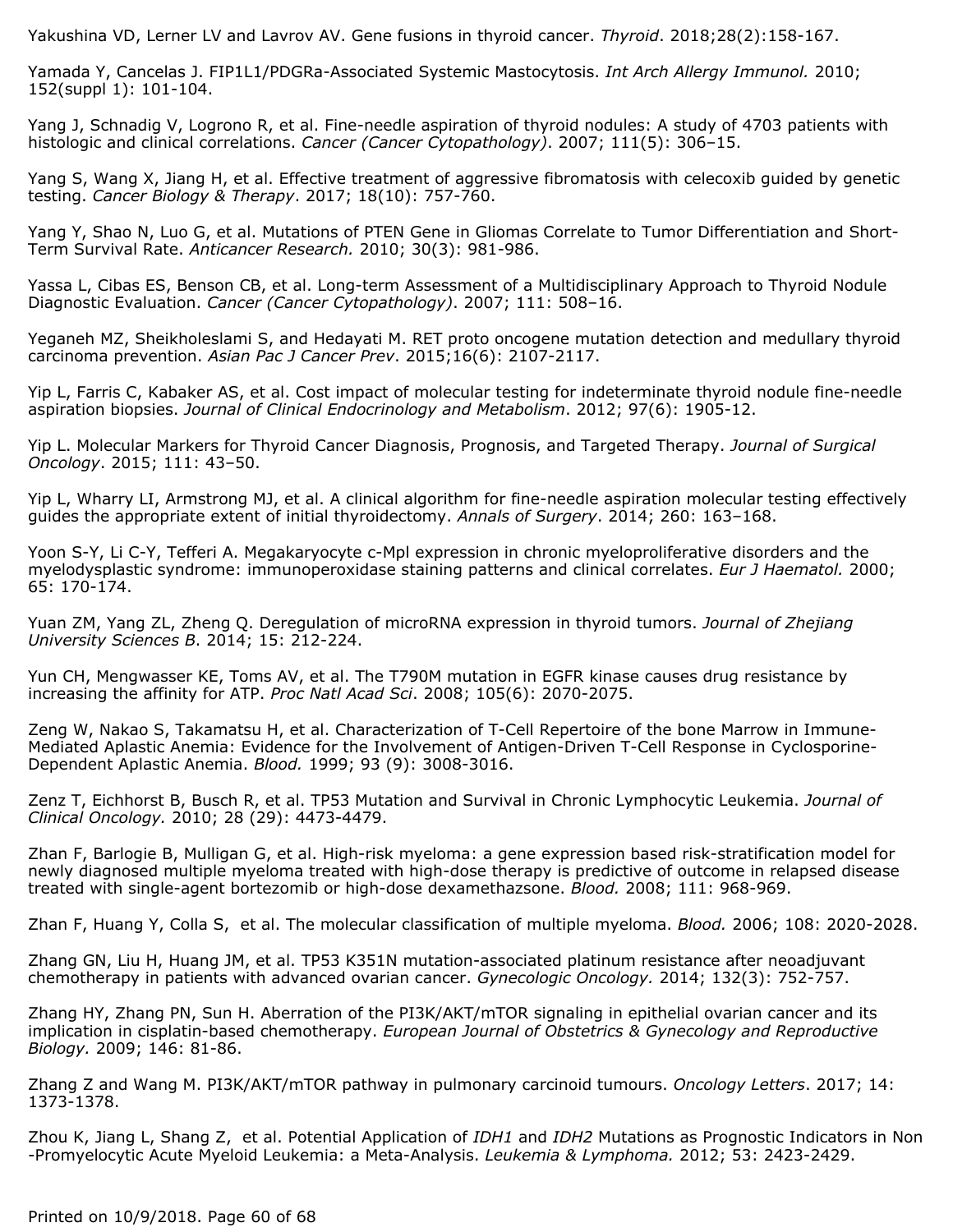Yakushina VD, Lerner LV and Lavrov AV. Gene fusions in thyroid cancer. *Thyroid*. 2018;28(2):158-167.

Yamada Y, Cancelas J. FIP1L1/PDGRa-Associated Systemic Mastocytosis. *Int Arch Allergy Immunol.* 2010; 152(suppl 1): 101-104.

Yang J, Schnadig V, Logrono R, et al. Fine-needle aspiration of thyroid nodules: A study of 4703 patients with histologic and clinical correlations. *Cancer (Cancer Cytopathology)*. 2007; 111(5): 306–15.

Yang S, Wang X, Jiang H, et al. Effective treatment of aggressive fibromatosis with celecoxib guided by genetic testing. *Cancer Biology & Therapy*. 2017; 18(10): 757-760.

Yang Y, Shao N, Luo G, et al. Mutations of PTEN Gene in Gliomas Correlate to Tumor Differentiation and Short-Term Survival Rate. *Anticancer Research.* 2010; 30(3): 981-986.

Yassa L, Cibas ES, Benson CB, et al. Long-term Assessment of a Multidisciplinary Approach to Thyroid Nodule Diagnostic Evaluation. *Cancer (Cancer Cytopathology)*. 2007; 111: 508–16.

Yeganeh MZ, Sheikholeslami S, and Hedayati M. RET proto oncogene mutation detection and medullary thyroid carcinoma prevention. *Asian Pac J Cancer Prev*. 2015;16(6): 2107-2117.

Yip L, Farris C, Kabaker AS, et al. Cost impact of molecular testing for indeterminate thyroid nodule fine-needle aspiration biopsies. *Journal of Clinical Endocrinology and Metabolism*. 2012; 97(6): 1905-12.

Yip L. Molecular Markers for Thyroid Cancer Diagnosis, Prognosis, and Targeted Therapy. *Journal of Surgical Oncology*. 2015; 111: 43–50.

Yip L, Wharry LI, Armstrong MJ, et al. A clinical algorithm for fine-needle aspiration molecular testing effectively guides the appropriate extent of initial thyroidectomy. *Annals of Surgery*. 2014; 260: 163–168.

Yoon S-Y, Li C-Y, Tefferi A. Megakaryocyte c-Mpl expression in chronic myeloproliferative disorders and the myelodysplastic syndrome: immunoperoxidase staining patterns and clinical correlates. *Eur J Haematol.* 2000; 65: 170-174.

Yuan ZM, Yang ZL, Zheng Q. Deregulation of microRNA expression in thyroid tumors. *Journal of Zhejiang University Sciences B*. 2014; 15: 212-224.

Yun CH, Mengwasser KE, Toms AV, et al. The T790M mutation in EGFR kinase causes drug resistance by increasing the affinity for ATP. *Proc Natl Acad Sci*. 2008; 105(6): 2070-2075.

Zeng W, Nakao S, Takamatsu H, et al. Characterization of T-Cell Repertoire of the bone Marrow in Immune-Mediated Aplastic Anemia: Evidence for the Involvement of Antigen-Driven T-Cell Response in Cyclosporine-Dependent Aplastic Anemia. *Blood.* 1999; 93 (9): 3008-3016.

Zenz T, Eichhorst B, Busch R, et al. TP53 Mutation and Survival in Chronic Lymphocytic Leukemia. *Journal of Clinical Oncology.* 2010; 28 (29): 4473-4479.

Zhan F, Barlogie B, Mulligan G, et al. High-risk myeloma: a gene expression based risk-stratification model for newly diagnosed multiple myeloma treated with high-dose therapy is predictive of outcome in relapsed disease treated with single-agent bortezomib or high-dose dexamethazsone. *Blood.* 2008; 111: 968-969.

Zhan F, Huang Y, Colla S, et al. The molecular classification of multiple myeloma. *Blood.* 2006; 108: 2020-2028.

Zhang GN, Liu H, Huang JM, et al. TP53 K351N mutation-associated platinum resistance after neoadjuvant chemotherapy in patients with advanced ovarian cancer. *Gynecologic Oncology.* 2014; 132(3): 752-757.

Zhang HY, Zhang PN, Sun H. Aberration of the PI3K/AKT/mTOR signaling in epithelial ovarian cancer and its implication in cisplatin-based chemotherapy. *European Journal of Obstetrics & Gynecology and Reproductive Biology.* 2009; 146: 81-86.

Zhang Z and Wang M. PI3K/AKT/mTOR pathway in pulmonary carcinoid tumours. *Oncology Letters*. 2017; 14: 1373-1378.

Zhou K, Jiang L, Shang Z, et al. Potential Application of *IDH1* and *IDH2* Mutations as Prognostic Indicators in Non-Promyelocytic Acute Myeloid Leukemia: a Meta-Analysis. *Leukemia & Lymphoma.* 2012; 53: 2423-2429.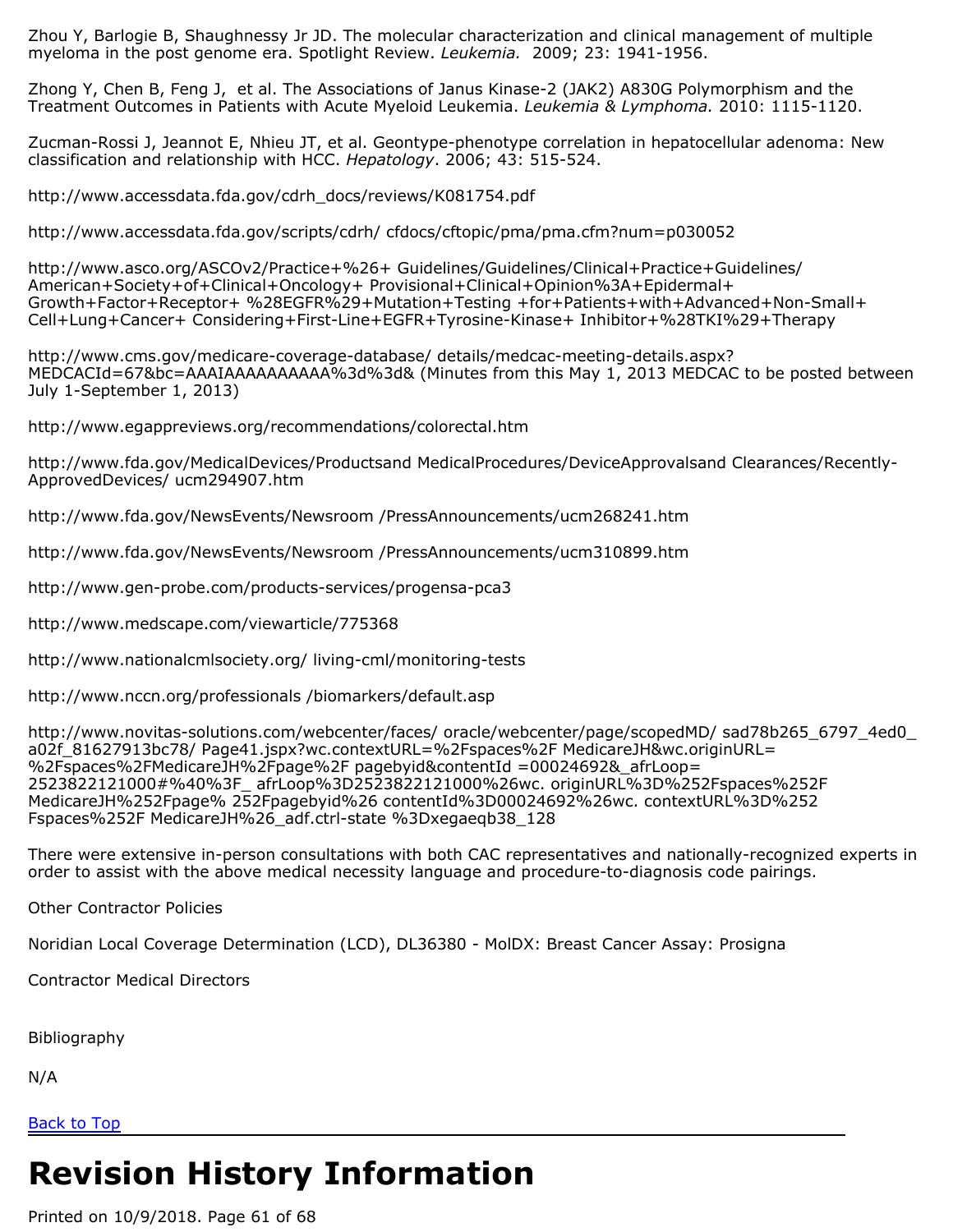Zhou Y, Barlogie B, Shaughnessy Jr JD. The molecular characterization and clinical management of multiple myeloma in the post genome era. Spotlight Review. *Leukemia.* 2009; 23: 1941-1956.

Zhong Y, Chen B, Feng J, et al. The Associations of Janus Kinase-2 (JAK2) A830G Polymorphism and the Treatment Outcomes in Patients with Acute Myeloid Leukemia. *Leukemia & Lymphoma.* 2010: 1115-1120.

Zucman-Rossi J, Jeannot E, Nhieu JT, et al. Geontype-phenotype correlation in hepatocellular adenoma: New classification and relationship with HCC. *Hepatology*. 2006; 43: 515-524.

http://www.accessdata.fda.gov/cdrh_docs/reviews/K081754.pdf

http://www.accessdata.fda.gov/scripts/cdrh/ cfdocs/cftopic/pma/pma.cfm?num=p030052

http://www.asco.org/ASCOv2/Practice+%26+ Guidelines/Guidelines/Clinical+Practice+Guidelines/ American+Society+of+Clinical+Oncology+ Provisional+Clinical+Opinion%3A+Epidermal+ Growth+Factor+Receptor+ %28EGFR%29+Mutation+Testing +for+Patients+with+Advanced+Non-Small+ Cell+Lung+Cancer+ Considering+First-Line+EGFR+Tyrosine-Kinase+ Inhibitor+%28TKI%29+Therapy

http://www.cms.gov/medicare-coverage-database/ details/medcac-meeting-details.aspx? MEDCACId=67&bc=AAAIAAAAAAAAAA%3d%3d& (Minutes from this May 1, 2013 MEDCAC to be posted between July 1-September 1, 2013)

http://www.egappreviews.org/recommendations/colorectal.htm

http://www.fda.gov/MedicalDevices/Productsand MedicalProcedures/DeviceApprovalsand Clearances/Recently-ApprovedDevices/ ucm294907.htm

http://www.fda.gov/NewsEvents/Newsroom /PressAnnouncements/ucm268241.htm

http://www.fda.gov/NewsEvents/Newsroom /PressAnnouncements/ucm310899.htm

http://www.gen-probe.com/products-services/progensa-pca3

http://www.medscape.com/viewarticle/775368

http://www.nationalcmlsociety.org/ living-cml/monitoring-tests

http://www.nccn.org/professionals /biomarkers/default.asp

http://www.novitas-solutions.com/webcenter/faces/ oracle/webcenter/page/scopedMD/ sad78b265_6797_4ed0_a02f_81627913bc78/ Page41.jspx?wc.contextURL=%2Fspaces%2F MedicareJH&wc.originURL= %2Fspaces%2FMedicareJH%2Fpage%2F pagebyid&contentId =00024692&_afrLoop= 2523822121000#%40%3F_ afrLoop%3D2523822121000%26wc. originURL%3D%252Fspaces%252F MedicareJH%252Fpage% 252Fpagebyid%26 contentId%3D00024692%26wc. contextURL%3D%252 Fspaces%252F MedicareJH%26_adf.ctrl-state %3Dxegaeqb38_128

There were extensive in-person consultations with both CAC representatives and nationally-recognized experts in order to assist with the above medical necessity language and procedure-to-diagnosis code pairings.

Other Contractor Policies

Noridian Local Coverage Determination (LCD), DL36380 - MolDX: Breast Cancer Assay: Prosigna

Contractor Medical Directors

Bibliography

N/A

Back to Top

# Revision History Information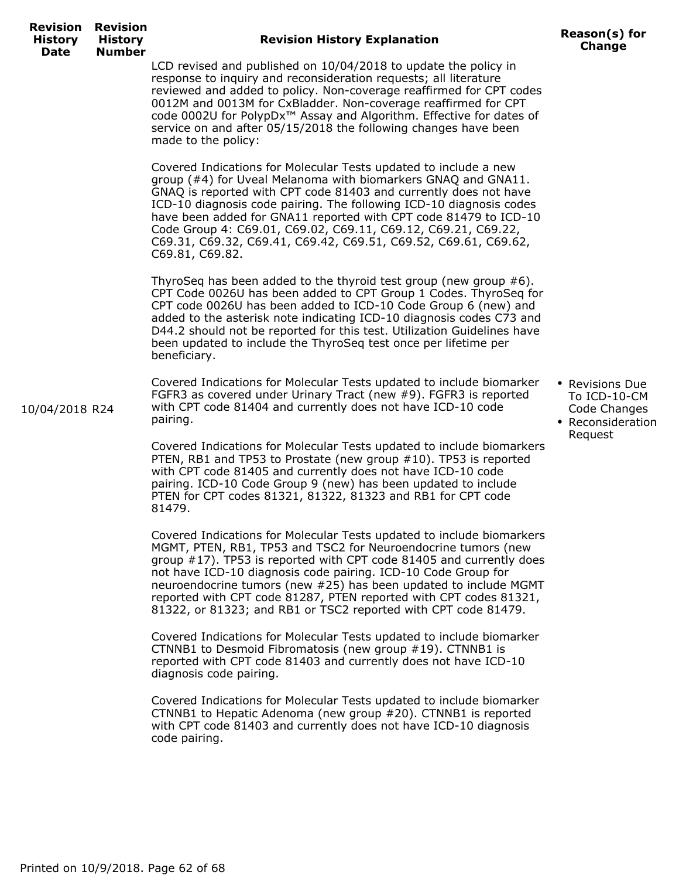| Revision History Date | Revision History Number | Revision History Explanation | Reason(s) for Change |
|---|---|---|---|
| 10/04/2018 | R24 | LCD revised and published on 10/04/2018 to update the policy in response to inquiry and reconsideration requests; all literature reviewed and added to policy. Non-coverage reaffirmed for CPT codes 0012M and 0013M for CxBladder. Non-coverage reaffirmed for CPT code 0002U for PolypDx™ Assay and Algorithm. Effective for dates of service on and after 05/15/2018 the following changes have been made to the policy:<br><br>Covered Indications for Molecular Tests updated to include a new group (#4) for Uveal Melanoma with biomarkers GNAQ and GNA11. GNAQ is reported with CPT code 81403 and currently does not have ICD-10 diagnosis code pairing. The following ICD-10 diagnosis codes have been added for GNA11 reported with CPT code 81479 to ICD-10 Code Group 4: C69.01, C69.02, C69.11, C69.12, C69.21, C69.22, C69.31, C69.32, C69.41, C69.42, C69.51, C69.52, C69.61, C69.62, C69.81, C69.82.<br><br>ThyroSeq has been added to the thyroid test group (new group #6). CPT Code 0026U has been added to CPT Group 1 Codes. ThyroSeq for CPT code 0026U has been added to ICD-10 Code Group 6 (new) and added to the asterisk note indicating ICD-10 diagnosis codes C73 and D44.2 should not be reported for this test. Utilization Guidelines have been updated to include the ThyroSeq test once per lifetime per beneficiary.<br><br>Covered Indications for Molecular Tests updated to include biomarker FGFR3 as covered under Urinary Tract (new #9). FGFR3 is reported with CPT code 81404 and currently does not have ICD-10 code pairing.<br><br>Covered Indications for Molecular Tests updated to include biomarkers PTEN, RB1 and TP53 to Prostate (new group #10). TP53 is reported with CPT code 81405 and currently does not have ICD-10 code pairing. ICD-10 Code Group 9 (new) has been updated to include PTEN for CPT codes 81321, 81322, 81323 and RB1 for CPT code 81479.<br><br>Covered Indications for Molecular Tests updated to include biomarkers MGMT, PTEN, RB1, TP53 and TSC2 for Neuroendocrine tumors (new group #17). TP53 is reported with CPT code 81405 and currently does not have ICD-10 diagnosis code pairing. ICD-10 Code Group for neuroendocrine tumors (new #25) has been updated to include MGMT reported with CPT code 81287, PTEN reported with CPT codes 81321, 81322, or 81323; and RB1 or TSC2 reported with CPT code 81479.<br><br>Covered Indications for Molecular Tests updated to include biomarker CTNNB1 to Desmoid Fibromatosis (new group #19). CTNNB1 is reported with CPT code 81403 and currently does not have ICD-10 diagnosis code pairing.<br><br>Covered Indications for Molecular Tests updated to include biomarker CTNNB1 to Hepatic Adenoma (new group #20). CTNNB1 is reported with CPT code 81403 and currently does not have ICD-10 diagnosis code pairing. | • Revisions Due To ICD-10-CM Code Changes<br>• Reconsideration Request |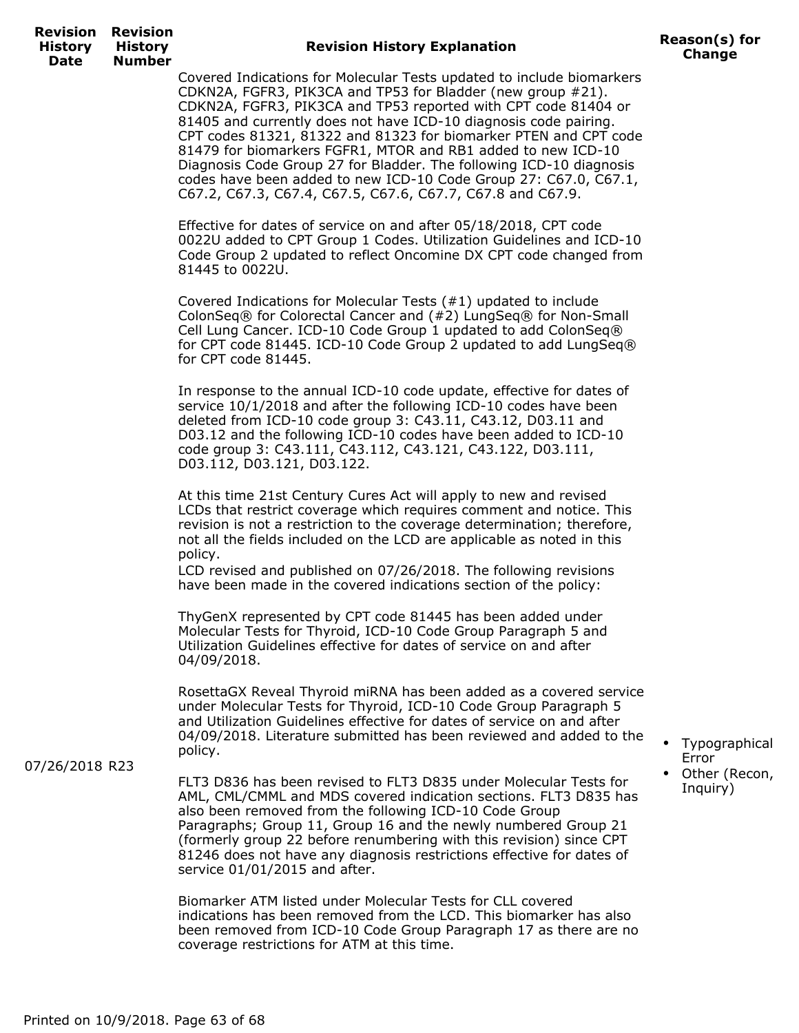| Revision History Date | Revision History Number | Revision History Explanation | Reason(s) for Change |
|---|---|---|---|
| 07/26/2018 | R23 | Covered Indications for Molecular Tests updated to include biomarkers CDKN2A, FGFR3, PIK3CA and TP53 for Bladder (new group #21). CDKN2A, FGFR3, PIK3CA and TP53 reported with CPT code 81404 or 81405 and currently does not have ICD-10 diagnosis code pairing. CPT codes 81321, 81322 and 81323 for biomarker PTEN and CPT code 81479 for biomarkers FGFR1, MTOR and RB1 added to new ICD-10 Diagnosis Code Group 27 for Bladder. The following ICD-10 diagnosis codes have been added to new ICD-10 Code Group 27: C67.0, C67.1, C67.2, C67.3, C67.4, C67.5, C67.6, C67.7, C67.8 and C67.9.<br><br>Effective for dates of service on and after 05/18/2018, CPT code 0022U added to CPT Group 1 Codes. Utilization Guidelines and ICD-10 Code Group 2 updated to reflect Oncomine DX CPT code changed from 81445 to 0022U.<br><br>Covered Indications for Molecular Tests (#1) updated to include ColonSeq® for Colorectal Cancer and (#2) LungSeq® for Non-Small Cell Lung Cancer. ICD-10 Code Group 1 updated to add ColonSeq® for CPT code 81445. ICD-10 Code Group 2 updated to add LungSeq® for CPT code 81445.<br><br>In response to the annual ICD-10 code update, effective for dates of service 10/1/2018 and after the following ICD-10 codes have been deleted from ICD-10 code group 3: C43.11, C43.12, D03.11 and D03.12 and the following ICD-10 codes have been added to ICD-10 code group 3: C43.111, C43.112, C43.121, C43.122, D03.111, D03.112, D03.121, D03.122.<br><br>At this time 21st Century Cures Act will apply to new and revised LCDs that restrict coverage which requires comment and notice. This revision is not a restriction to the coverage determination; therefore, not all the fields included on the LCD are applicable as noted in this policy.<br>LCD revised and published on 07/26/2018. The following revisions have been made in the covered indications section of the policy:<br><br>ThyGenX represented by CPT code 81445 has been added under Molecular Tests for Thyroid, ICD-10 Code Group Paragraph 5 and Utilization Guidelines effective for dates of service on and after 04/09/2018.<br><br>RosettaGX Reveal Thyroid miRNA has been added as a covered service under Molecular Tests for Thyroid, ICD-10 Code Group Paragraph 5 and Utilization Guidelines effective for dates of service on and after 04/09/2018. Literature submitted has been reviewed and added to the policy.<br><br>FLT3 D836 has been revised to FLT3 D835 under Molecular Tests for AML, CML/CMML and MDS covered indication sections. FLT3 D835 has also been removed from the following ICD-10 Code Group Paragraphs; Group 11, Group 16 and the newly numbered Group 21 (formerly group 22 before renumbering with this revision) since CPT 81246 does not have any diagnosis restrictions effective for dates of service 01/01/2015 and after.<br><br>Biomarker ATM listed under Molecular Tests for CLL covered indications has been removed from the LCD. This biomarker has also been removed from ICD-10 Code Group Paragraph 17 as there are no coverage restrictions for ATM at this time. | • Typographical Error<br>• Other (Recon, Inquiry) |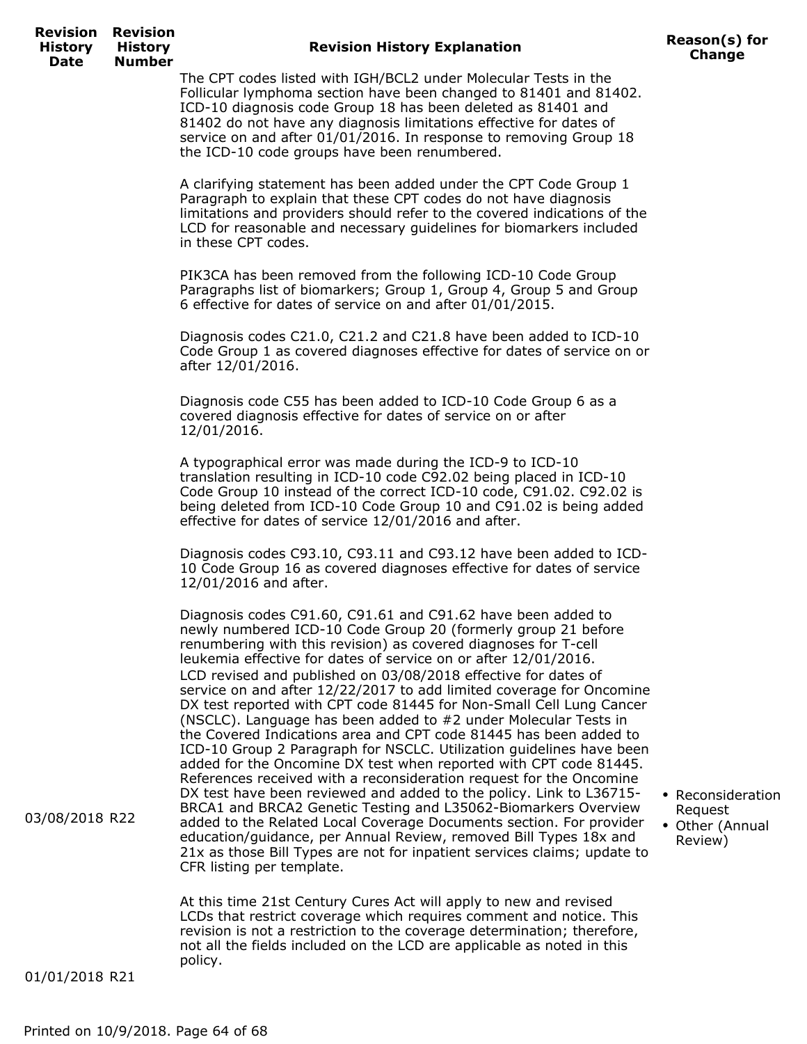| Revision History Date | Revision History Number | Revision History Explanation | Reason(s) for Change |
|---|---|---|---|
| | | The CPT codes listed with IGH/BCL2 under Molecular Tests in the Follicular lymphoma section have been changed to 81401 and 81402. ICD-10 diagnosis code Group 18 has been deleted as 81401 and 81402 do not have any diagnosis limitations effective for dates of service on and after 01/01/2016. In response to removing Group 18 the ICD-10 code groups have been renumbered.<br><br>A clarifying statement has been added under the CPT Code Group 1 Paragraph to explain that these CPT codes do not have diagnosis limitations and providers should refer to the covered indications of the LCD for reasonable and necessary guidelines for biomarkers included in these CPT codes.<br><br>PIK3CA has been removed from the following ICD-10 Code Group Paragraphs list of biomarkers; Group 1, Group 4, Group 5 and Group 6 effective for dates of service on and after 01/01/2015.<br><br>Diagnosis codes C21.0, C21.2 and C21.8 have been added to ICD-10 Code Group 1 as covered diagnoses effective for dates of service on or after 12/01/2016.<br><br>Diagnosis code C55 has been added to ICD-10 Code Group 6 as a covered diagnosis effective for dates of service on or after 12/01/2016.<br><br>A typographical error was made during the ICD-9 to ICD-10 translation resulting in ICD-10 code C92.02 being placed in ICD-10 Code Group 10 instead of the correct ICD-10 code, C91.02. C92.02 is being deleted from ICD-10 Code Group 10 and C91.02 is being added effective for dates of service 12/01/2016 and after.<br><br>Diagnosis codes C93.10, C93.11 and C93.12 have been added to ICD-10 Code Group 16 as covered diagnoses effective for dates of service 12/01/2016 and after.<br><br>Diagnosis codes C91.60, C91.61 and C91.62 have been added to newly numbered ICD-10 Code Group 20 (formerly group 21 before renumbering with this revision) as covered diagnoses for T-cell leukemia effective for dates of service on or after 12/01/2016. | |
| 03/08/2018 | R22 | LCD revised and published on 03/08/2018 effective for dates of service on and after 12/22/2017 to add limited coverage for Oncomine DX test reported with CPT code 81445 for Non-Small Cell Lung Cancer (NSCLC). Language has been added to #2 under Molecular Tests in the Covered Indications area and CPT code 81445 has been added to ICD-10 Group 2 Paragraph for NSCLC. Utilization guidelines have been added for the Oncomine DX test when reported with CPT code 81445. References received with a reconsideration request for the Oncomine DX test have been reviewed and added to the policy. Link to L36715-BRCA1 and BRCA2 Genetic Testing and L35062-Biomarkers Overview added to the Related Local Coverage Documents section. For provider education/guidance, per Annual Review, removed Bill Types 18x and 21x as those Bill Types are not for inpatient services claims; update to CFR listing per template.<br><br>At this time 21st Century Cures Act will apply to new and revised LCDs that restrict coverage which requires comment and notice. This revision is not a restriction to the coverage determination; therefore, not all the fields included on the LCD are applicable as noted in this policy. | • Reconsideration Request<br>• Other (Annual Review) |
| 01/01/2018 | R21 | | |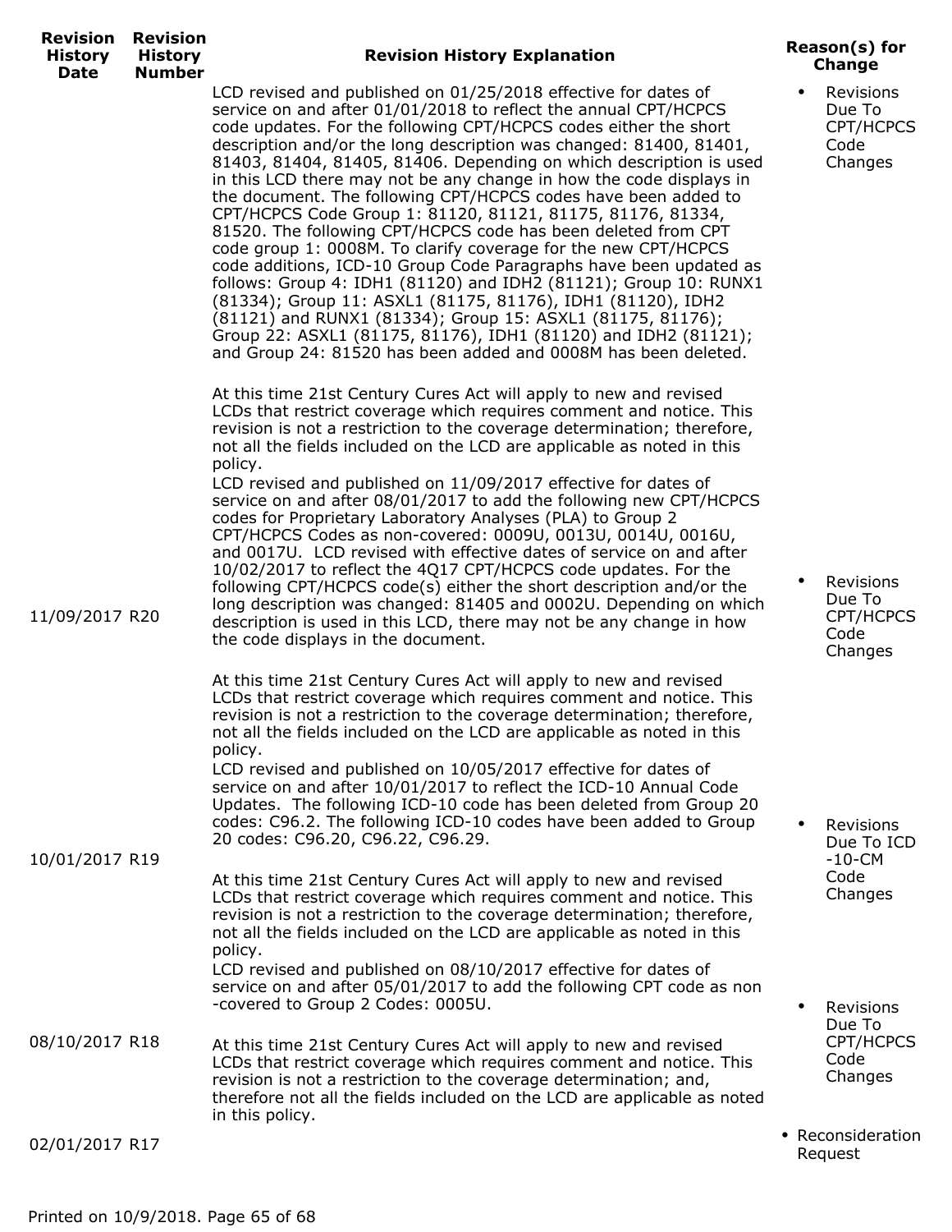| Revision History Date | Revision History Number | Revision History Explanation | Reason(s) for Change |
|---|---|---|---|
| | | LCD revised and published on 01/25/2018 effective for dates of service on and after 01/01/2018 to reflect the annual CPT/HCPCS code updates. For the following CPT/HCPCS codes either the short description and/or the long description was changed: 81400, 81401, 81403, 81404, 81405, 81406. Depending on which description is used in this LCD there may not be any change in how the code displays in the document. The following CPT/HCPCS codes have been added to CPT/HCPCS Code Group 1: 81120, 81121, 81175, 81176, 81334, 81520. The following CPT/HCPCS code has been deleted from CPT code group 1: 0008M. To clarify coverage for the new CPT/HCPCS code additions, ICD-10 Group Code Paragraphs have been updated as follows: Group 4: IDH1 (81120) and IDH2 (81121); Group 10: RUNX1 (81334); Group 11: ASXL1 (81175, 81176), IDH1 (81120), IDH2 (81121) and RUNX1 (81334); Group 15: ASXL1 (81175, 81176); Group 22: ASXL1 (81175, 81176), IDH1 (81120) and IDH2 (81121); and Group 24: 81520 has been added and 0008M has been deleted.<br><br>At this time 21st Century Cures Act will apply to new and revised LCDs that restrict coverage which requires comment and notice. This revision is not a restriction to the coverage determination; therefore, not all the fields included on the LCD are applicable as noted in this policy. | • Revisions Due To CPT/HCPCS Code Changes |
| 11/09/2017 | R20 | LCD revised and published on 11/09/2017 effective for dates of service on and after 08/01/2017 to add the following new CPT/HCPCS codes for Proprietary Laboratory Analyses (PLA) to Group 2 CPT/HCPCS Codes as non-covered: 0009U, 0013U, 0014U, 0016U, and 0017U. LCD revised with effective dates of service on and after 10/02/2017 to reflect the 4Q17 CPT/HCPCS code updates. For the following CPT/HCPCS code(s) either the short description and/or the long description was changed: 81405 and 0002U. Depending on which description is used in this LCD, there may not be any change in how the code displays in the document.<br><br>At this time 21st Century Cures Act will apply to new and revised LCDs that restrict coverage which requires comment and notice. This revision is not a restriction to the coverage determination; therefore, not all the fields included on the LCD are applicable as noted in this policy. | • Revisions Due To CPT/HCPCS Code Changes |
| 10/01/2017 | R19 | LCD revised and published on 10/05/2017 effective for dates of service on and after 10/01/2017 to reflect the ICD-10 Annual Code Updates. The following ICD-10 code has been deleted from Group 20 codes: C96.2. The following ICD-10 codes have been added to Group 20 codes: C96.20, C96.22, C96.29.<br><br>At this time 21st Century Cures Act will apply to new and revised LCDs that restrict coverage which requires comment and notice. This revision is not a restriction to the coverage determination; therefore, not all the fields included on the LCD are applicable as noted in this policy. | • Revisions Due To ICD-10-CM Code Changes |
| 08/10/2017 | R18 | LCD revised and published on 08/10/2017 effective for dates of service on and after 05/01/2017 to add the following CPT code as non-covered to Group 2 Codes: 0005U.<br><br>At this time 21st Century Cures Act will apply to new and revised LCDs that restrict coverage which requires comment and notice. This revision is not a restriction to the coverage determination; and, therefore not all the fields included on the LCD are applicable as noted in this policy. | • Revisions Due To CPT/HCPCS Code Changes |
| 02/01/2017 | R17 | | • Reconsideration Request |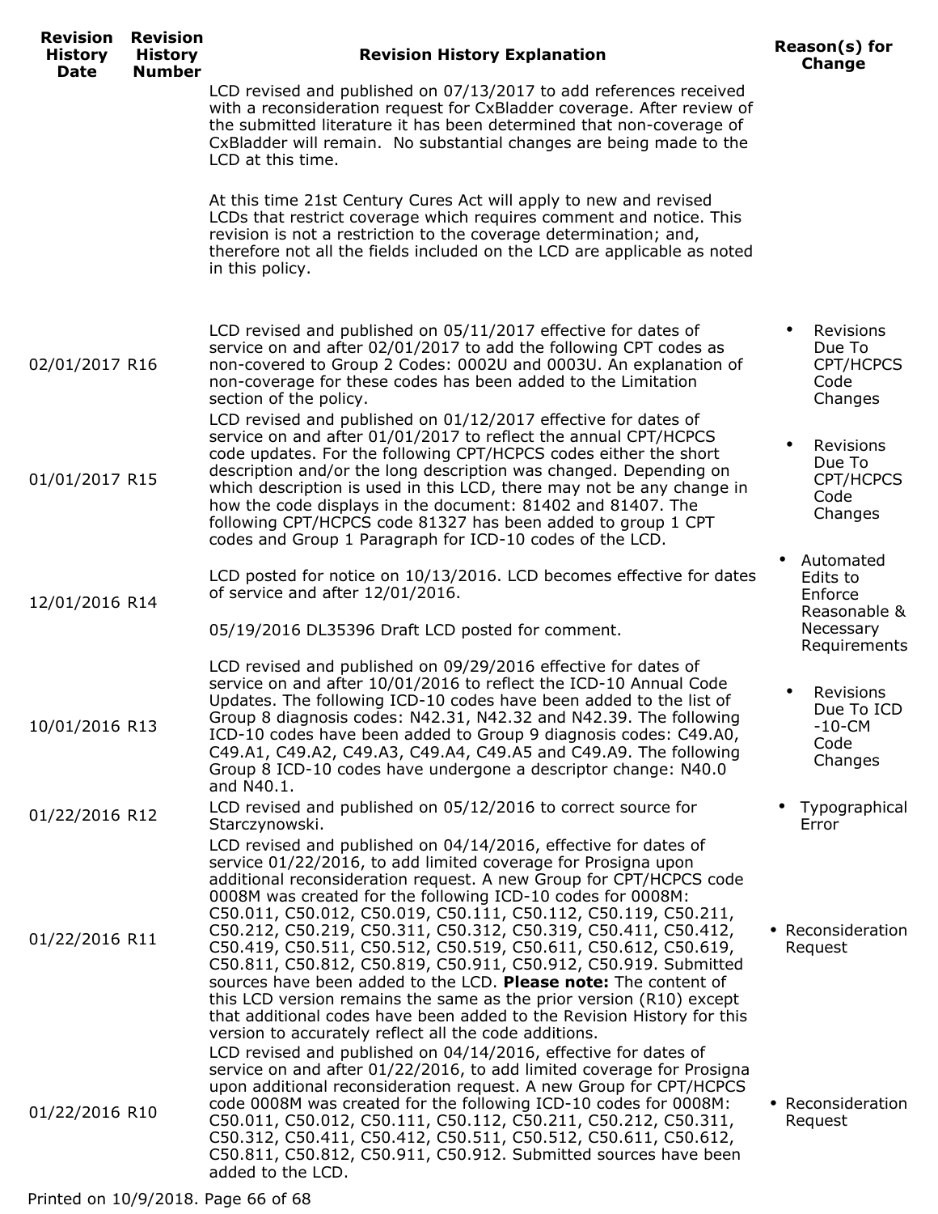| Revision History Date | Revision History Number | Revision History Explanation | Reason(s) for Change |
|---|---|---|---|
| | | LCD revised and published on 07/13/2017 to add references received with a reconsideration request for CxBladder coverage. After review of the submitted literature it has been determined that non-coverage of CxBladder will remain. No substantial changes are being made to the LCD at this time.<br><br>At this time 21st Century Cures Act will apply to new and revised LCDs that restrict coverage which requires comment and notice. This revision is not a restriction to the coverage determination; and, therefore not all the fields included on the LCD are applicable as noted in this policy. | |
| 02/01/2017 | R16 | LCD revised and published on 05/11/2017 effective for dates of service on and after 02/01/2017 to add the following CPT codes as non-covered to Group 2 Codes: 0002U and 0003U. An explanation of non-coverage for these codes has been added to the Limitation section of the policy. | • Revisions Due To CPT/HCPCS Code Changes |
| 01/01/2017 | R15 | LCD revised and published on 01/12/2017 effective for dates of service on and after 01/01/2017 to reflect the annual CPT/HCPCS code updates. For the following CPT/HCPCS codes either the short description and/or the long description was changed. Depending on which description is used in this LCD, there may not be any change in how the code displays in the document: 81402 and 81407. The following CPT/HCPCS code 81327 has been added to group 1 CPT codes and Group 1 Paragraph for ICD-10 codes of the LCD. | • Revisions Due To CPT/HCPCS Code Changes |
| 12/01/2016 | R14 | LCD posted for notice on 10/13/2016. LCD becomes effective for dates of service and after 12/01/2016.<br><br>05/19/2016 DL35396 Draft LCD posted for comment. | • Automated Edits to Enforce Reasonable & Necessary Requirements |
| 10/01/2016 | R13 | LCD revised and published on 09/29/2016 effective for dates of service on and after 10/01/2016 to reflect the ICD-10 Annual Code Updates. The following ICD-10 codes have been added to the list of Group 8 diagnosis codes: N42.31, N42.32 and N42.39. The following ICD-10 codes have been added to Group 9 diagnosis codes: C49.A0, C49.A1, C49.A2, C49.A3, C49.A4, C49.A5 and C49.A9. The following Group 8 ICD-10 codes have undergone a descriptor change: N40.0 and N40.1. | • Revisions Due To ICD-10-CM Code Changes |
| 01/22/2016 | R12 | LCD revised and published on 05/12/2016 to correct source for Starczynowski. | • Typographical Error |
| 01/22/2016 | R11 | LCD revised and published on 04/14/2016, effective for dates of service 01/22/2016, to add limited coverage for Prosigna upon additional reconsideration request. A new Group for CPT/HCPCS code 0008M was created for the following ICD-10 codes for 0008M: C50.011, C50.012, C50.019, C50.111, C50.112, C50.119, C50.211, C50.212, C50.219, C50.311, C50.312, C50.319, C50.411, C50.412, C50.419, C50.511, C50.512, C50.519, C50.611, C50.612, C50.619, C50.811, C50.812, C50.819, C50.911, C50.912, C50.919. Submitted sources have been added to the LCD. **Please note:** The content of this LCD version remains the same as the prior version (R10) except that additional codes have been added to the Revision History for this version to accurately reflect all the code additions. | • Reconsideration Request |
| 01/22/2016 | R10 | LCD revised and published on 04/14/2016, effective for dates of service on and after 01/22/2016, to add limited coverage for Prosigna upon additional reconsideration request. A new Group for CPT/HCPCS code 0008M was created for the following ICD-10 codes for 0008M: C50.011, C50.012, C50.111, C50.112, C50.211, C50.212, C50.311, C50.312, C50.411, C50.412, C50.511, C50.512, C50.611, C50.612, C50.811, C50.812, C50.911, C50.912. Submitted sources have been added to the LCD. | • Reconsideration Request |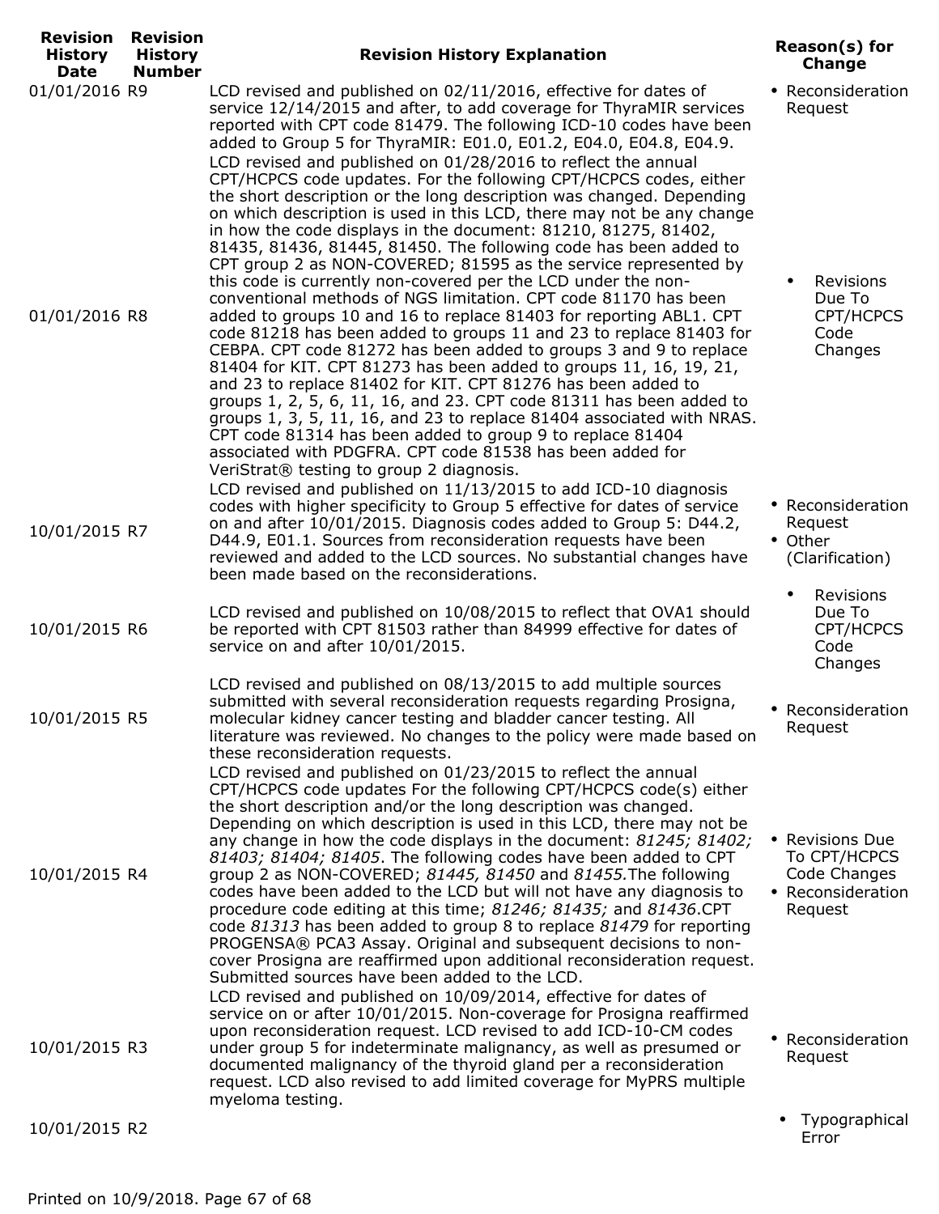| Revision History Date | Revision History Number | Revision History Explanation | Reason(s) for Change |
|---|---|---|---|
| 01/01/2016 | R9 | LCD revised and published on 02/11/2016, effective for dates of service 12/14/2015 and after, to add coverage for ThyraMIR services reported with CPT code 81479. The following ICD-10 codes have been added to Group 5 for ThyraMIR: E01.0, E01.2, E04.0, E04.8, E04.9. | • Reconsideration Request |
| 01/01/2016 | R8 | LCD revised and published on 01/28/2016 to reflect the annual CPT/HCPCS code updates. For the following CPT/HCPCS codes, either the short description or the long description was changed. Depending on which description is used in this LCD, there may not be any change in how the code displays in the document: 81210, 81275, 81402, 81435, 81436, 81445, 81450. The following code has been added to CPT group 2 as NON-COVERED; 81595 as the service represented by this code is currently non-covered per the LCD under the non-conventional methods of NGS limitation. CPT code 81170 has been added to groups 10 and 16 to replace 81403 for reporting ABL1. CPT code 81218 has been added to groups 11 and 23 to replace 81403 for CEBPA. CPT code 81272 has been added to groups 3 and 9 to replace 81404 for KIT. CPT 81273 has been added to groups 11, 16, 19, 21, and 23 to replace 81402 for KIT. CPT 81276 has been added to groups 1, 2, 5, 6, 11, 16, and 23. CPT code 81311 has been added to groups 1, 3, 5, 11, 16, and 23 to replace 81404 associated with NRAS. CPT code 81314 has been added to group 9 to replace 81404 associated with PDGFRA. CPT code 81538 has been added for VeriStrat® testing to group 2 diagnosis. | • Revisions Due To CPT/HCPCS Code Changes |
| 10/01/2015 | R7 | LCD revised and published on 11/13/2015 to add ICD-10 diagnosis codes with higher specificity to Group 5 effective for dates of service on and after 10/01/2015. Diagnosis codes added to Group 5: D44.2, D44.9, E01.1. Sources from reconsideration requests have been reviewed and added to the LCD sources. No substantial changes have been made based on the reconsiderations. | • Reconsideration Request<br>• Other (Clarification) |
| 10/01/2015 | R6 | LCD revised and published on 10/08/2015 to reflect that OVA1 should be reported with CPT 81503 rather than 84999 effective for dates of service on and after 10/01/2015. | • Revisions Due To CPT/HCPCS Code Changes |
| 10/01/2015 | R5 | LCD revised and published on 08/13/2015 to add multiple sources submitted with several reconsideration requests regarding Prosigna, molecular kidney cancer testing and bladder cancer testing. All literature was reviewed. No changes to the policy were made based on these reconsideration requests. | • Reconsideration Request |
| 10/01/2015 | R4 | LCD revised and published on 01/23/2015 to reflect the annual CPT/HCPCS code updates For the following CPT/HCPCS code(s) either the short description and/or the long description was changed. Depending on which description is used in this LCD, there may not be any change in how the code displays in the document: *81245; 81402; 81403; 81404; 81405*. The following codes have been added to CPT group 2 as NON-COVERED; *81445, 81450* and *81455.*The following codes have been added to the LCD but will not have any diagnosis to procedure code editing at this time; *81246; 81435;* and *81436*.CPT code *81313* has been added to group 8 to replace *81479* for reporting PROGENSA® PCA3 Assay. Original and subsequent decisions to non-cover Prosigna are reaffirmed upon additional reconsideration request. Submitted sources have been added to the LCD. | • Revisions Due To CPT/HCPCS Code Changes<br>• Reconsideration Request |
| 10/01/2015 | R3 | LCD revised and published on 10/09/2014, effective for dates of service on or after 10/01/2015. Non-coverage for Prosigna reaffirmed upon reconsideration request. LCD revised to add ICD-10-CM codes under group 5 for indeterminate malignancy, as well as presumed or documented malignancy of the thyroid gland per a reconsideration request. LCD also revised to add limited coverage for MyPRS multiple myeloma testing. | • Reconsideration Request |
| 10/01/2015 | R2 | | • Typographical Error |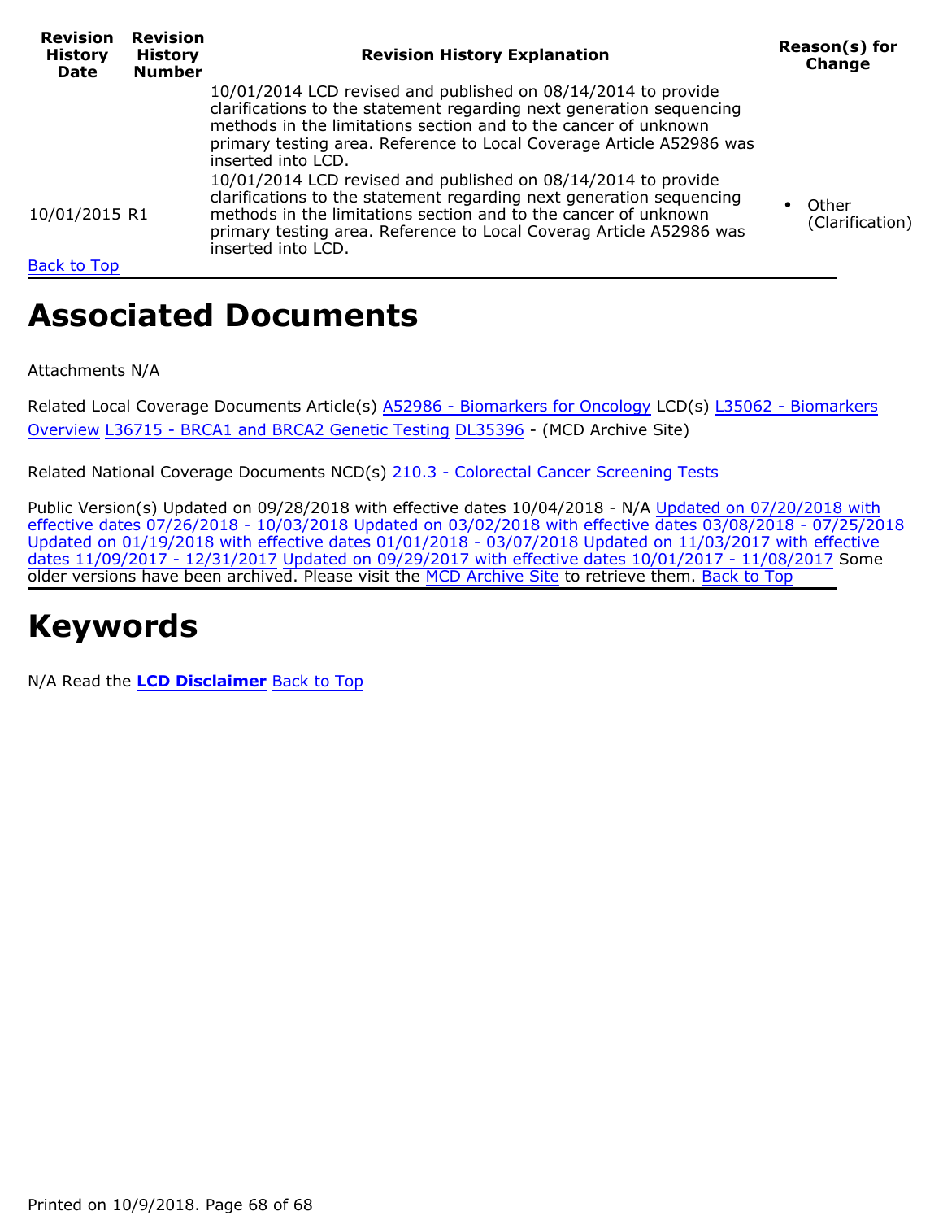| Revision History Date | Revision History Number | Revision History Explanation | Reason(s) for Change |
|---|---|---|---|
| 10/01/2015 | R1 | 10/01/2014 LCD revised and published on 08/14/2014 to provide clarifications to the statement regarding next generation sequencing methods in the limitations section and to the cancer of unknown primary testing area. Reference to Local Coverage Article A52986 was inserted into LCD. 10/01/2014 LCD revised and published on 08/14/2014 to provide clarifications to the statement regarding next generation sequencing methods in the limitations section and to the cancer of unknown primary testing area. Reference to Local Coverag Article A52986 was inserted into LCD. | • Other (Clarification) |

Back to Top

# Associated Documents

Attachments N/A

Related Local Coverage Documents Article(s) A52986 - Biomarkers for Oncology LCD(s) L35062 - Biomarkers Overview L36715 - BRCA1 and BRCA2 Genetic Testing DL35396 - (MCD Archive Site)

Related National Coverage Documents NCD(s) 210.3 - Colorectal Cancer Screening Tests

Public Version(s) Updated on 09/28/2018 with effective dates 10/04/2018 - N/A Updated on 07/20/2018 with effective dates 07/26/2018 - 10/03/2018 Updated on 03/02/2018 with effective dates 03/08/2018 - 07/25/2018 Updated on 01/19/2018 with effective dates 01/01/2018 - 03/07/2018 Updated on 11/03/2017 with effective dates 11/09/2017 - 12/31/2017 Updated on 09/29/2017 with effective dates 10/01/2017 - 11/08/2017 Some older versions have been archived. Please visit the MCD Archive Site to retrieve them. Back to Top

# Keywords

N/A Read the **LCD Disclaimer** Back to Top